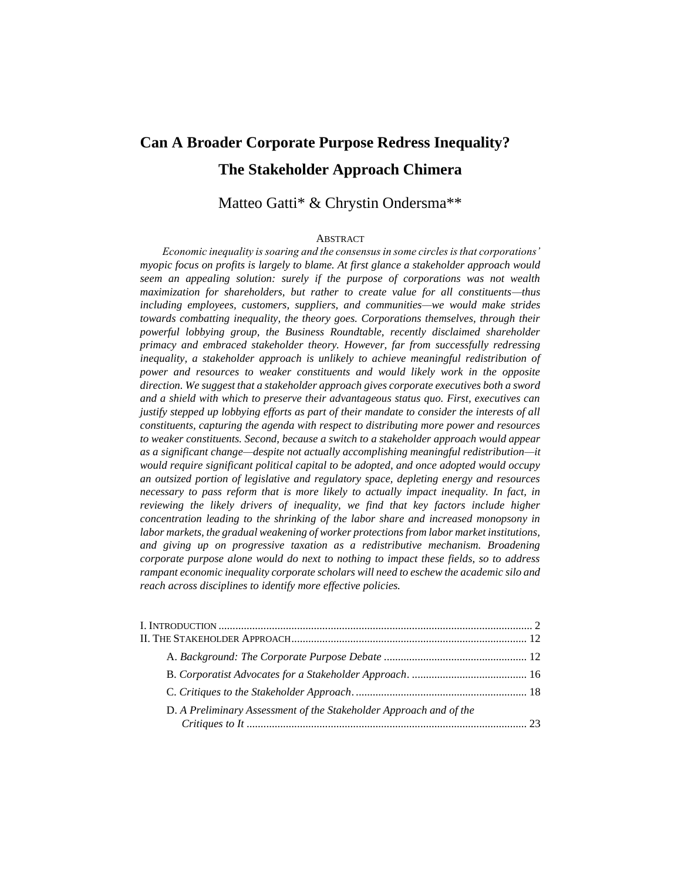# Can A Broader Corporate Purpose Redress Inequality?

# The Stakeholder Approach Chimera

Matteo Gatti* & Chrystin Ondersma**

## ABSTRACT

*Economic inequality is soaring and the consensus in some circles is that corporations' myopic focus on profits is largely to blame. At first glance a stakeholder approach would seem an appealing solution: surely if the purpose of corporations was not wealth maximization for shareholders, but rather to create value for all constituents—thus including employees, customers, suppliers, and communities—we would make strides towards combatting inequality, the theory goes. Corporations themselves, through their powerful lobbying group, the Business Roundtable, recently disclaimed shareholder primacy and embraced stakeholder theory. However, far from successfully redressing inequality, a stakeholder approach is unlikely to achieve meaningful redistribution of power and resources to weaker constituents and would likely work in the opposite direction. We suggest that a stakeholder approach gives corporate executives both a sword and a shield with which to preserve their advantageous status quo. First, executives can justify stepped up lobbying efforts as part of their mandate to consider the interests of all constituents, capturing the agenda with respect to distributing more power and resources to weaker constituents. Second, because a switch to a stakeholder approach would appear as a significant change—despite not actually accomplishing meaningful redistribution—it would require significant political capital to be adopted, and once adopted would occupy an outsized portion of legislative and regulatory space, depleting energy and resources necessary to pass reform that is more likely to actually impact inequality. In fact, in reviewing the likely drivers of inequality, we find that key factors include higher concentration leading to the shrinking of the labor share and increased monopsony in labor markets, the gradual weakening of worker protections from labor market institutions, and giving up on progressive taxation as a redistributive mechanism. Broadening corporate purpose alone would do next to nothing to impact these fields, so to address rampant economic inequality corporate scholars will need to eschew the academic silo and reach across disciplines to identify more effective policies.*

I. INTRODUCTION .......... 2
II. THE STAKEHOLDER APPROACH .......... 12
- A. *Background: The Corporate Purpose Debate* .......... 12
- B. *Corporatist Advocates for a Stakeholder Approach* .......... 16
- C. *Critiques to the Stakeholder Approach* .......... 18
- D. *A Preliminary Assessment of the Stakeholder Approach and of the Critiques to It* .......... 23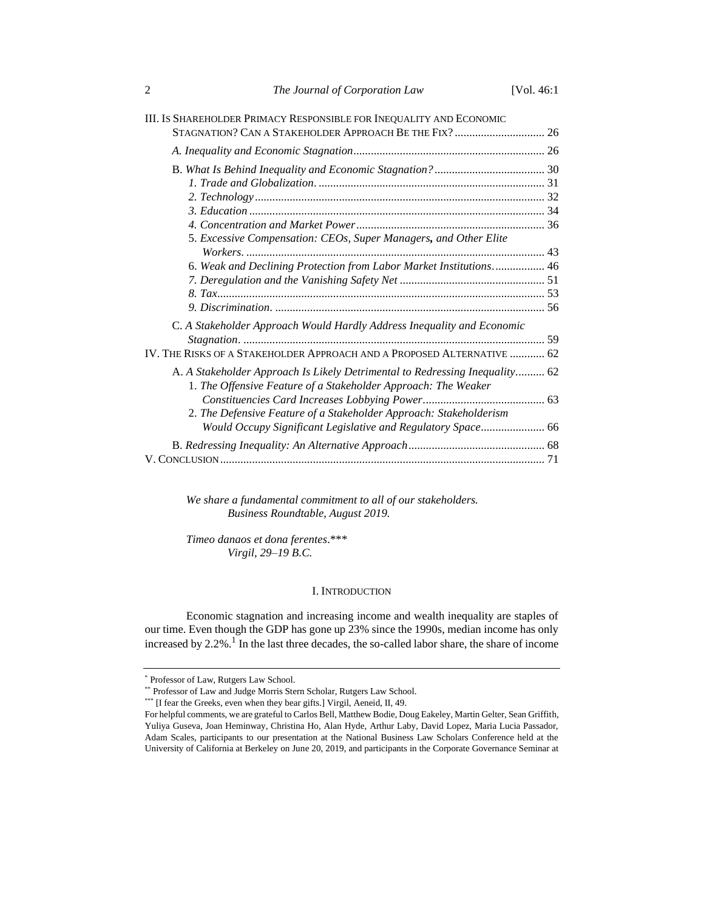III. IS SHAREHOLDER PRIMACY RESPONSIBLE FOR INEQUALITY AND ECONOMIC STAGNATION? CAN A STAKEHOLDER APPROACH BE THE FIX? ............................... 26

*A. Inequality and Economic Stagnation* ................................................................. 26

B. *What Is Behind Inequality and Economic Stagnation?* ...................................... 30
*1. Trade and Globalization*. ............................................................................. 31
*2. Technology* ................................................................................................... 32
*3. Education* ..................................................................................................... 34
*4. Concentration and Market Power* ................................................................ 36
5. *Excessive Compensation: CEOs, Super Managers, **and** Other Elite Workers*. ....................................................................................................... 43
6. *Weak and Declining Protection from Labor Market Institutions*. ................ 46
*7. Deregulation and the Vanishing Safety Net* ................................................. 51
*8. Tax* ................................................................................................................ 53
*9. Discrimination*. ............................................................................................. 56

C. *A Stakeholder Approach Would Hardly Address Inequality and Economic Stagnation*. ....................................................................................................... 59

IV. THE RISKS OF A STAKEHOLDER APPROACH AND A PROPOSED ALTERNATIVE ............ 62

A. *A Stakeholder Approach Is Likely Detrimental to Redressing Inequality*.......... 62
1. *The Offensive Feature of a Stakeholder Approach: The Weaker Constituencies Card Increases Lobbying Power* .......................................... 63
2. *The Defensive Feature of a Stakeholder Approach: Stakeholderism Would Occupy Significant Legislative and Regulatory Space* ...................... 66

B. *Redressing Inequality: An Alternative Approach* ............................................... 68

V. CONCLUSION ............................................................................................................... 71

> *We share a fundamental commitment to all of our stakeholders.*
> *Business Roundtable, August 2019.*
>
> *Timeo danaos et dona ferentes*.***
> *Virgil, 29–19 B.C.*

## I. INTRODUCTION

Economic stagnation and increasing income and wealth inequality are staples of our time. Even though the GDP has gone up 23% since the 1990s, median income has only increased by 2.2%.[1] In the last three decades, the so-called labor share, the share of income

---

[*] Professor of Law, Rutgers Law School.

[**] Professor of Law and Judge Morris Stern Scholar, Rutgers Law School.

[***] [I fear the Greeks, even when they bear gifts.] Virgil, Aeneid, II, 49.

For helpful comments, we are grateful to Carlos Bell, Matthew Bodie, Doug Eakeley, Martin Gelter, Sean Griffith, Yuliya Guseva, Joan Heminway, Christina Ho, Alan Hyde, Arthur Laby, David Lopez, Maria Lucia Passador, Adam Scales, participants to our presentation at the National Business Law Scholars Conference held at the University of California at Berkeley on June 20, 2019, and participants in the Corporate Governance Seminar at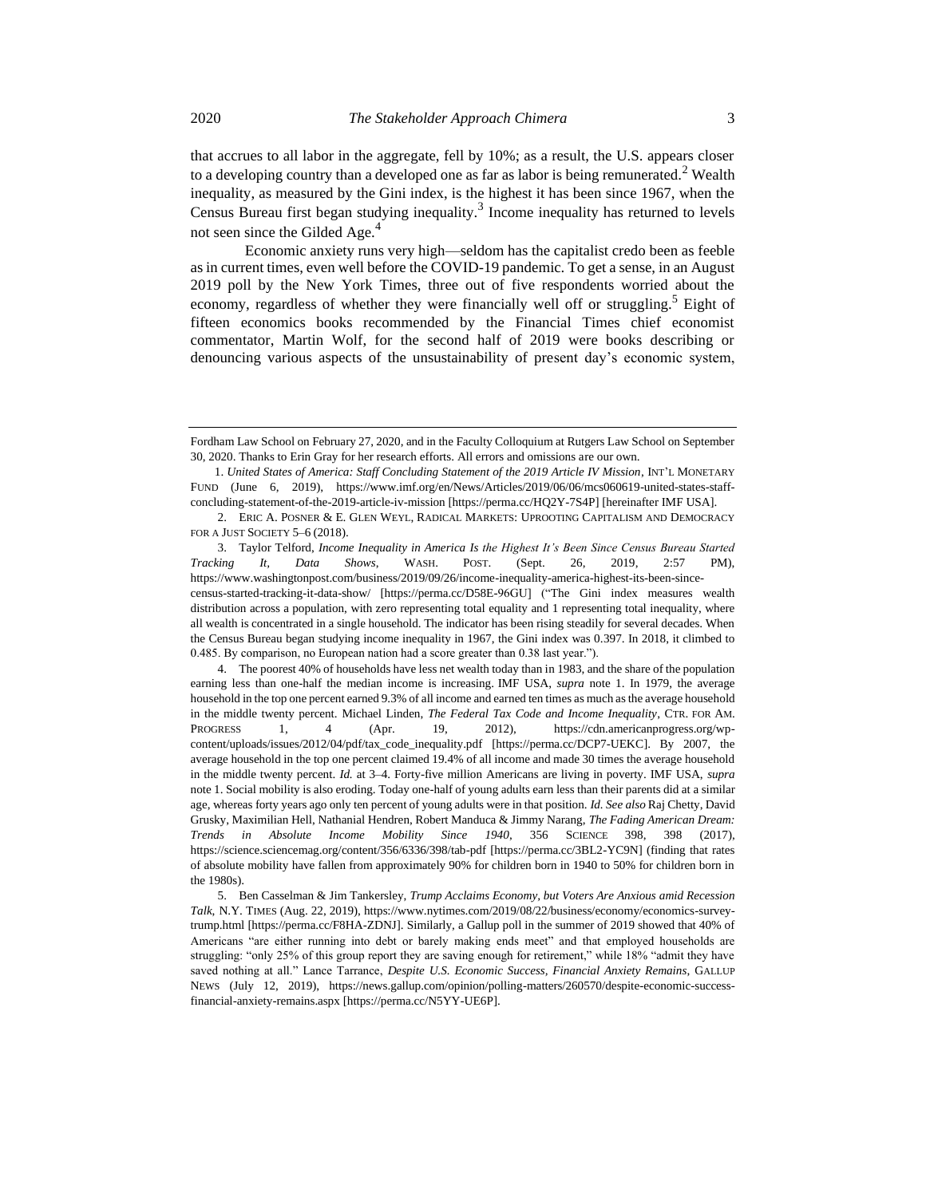that accrues to all labor in the aggregate, fell by 10%; as a result, the U.S. appears closer to a developing country than a developed one as far as labor is being remunerated.[2] Wealth inequality, as measured by the Gini index, is the highest it has been since 1967, when the Census Bureau first began studying inequality.[3] Income inequality has returned to levels not seen since the Gilded Age.[4]

Economic anxiety runs very high—seldom has the capitalist credo been as feeble as in current times, even well before the COVID-19 pandemic. To get a sense, in an August 2019 poll by the New York Times, three out of five respondents worried about the economy, regardless of whether they were financially well off or struggling.[5] Eight of fifteen economics books recommended by the Financial Times chief economist commentator, Martin Wolf, for the second half of 2019 were books describing or denouncing various aspects of the unsustainability of present day's economic system,

---

Fordham Law School on February 27, 2020, and in the Faculty Colloquium at Rutgers Law School on September 30, 2020. Thanks to Erin Gray for her research efforts. All errors and omissions are our own.

1. *United States of America: Staff Concluding Statement of the 2019 Article IV Mission*, INT'L MONETARY FUND (June 6, 2019), https://www.imf.org/en/News/Articles/2019/06/06/mcs060619-united-states-staff-concluding-statement-of-the-2019-article-iv-mission [https://perma.cc/HQ2Y-7S4P] [hereinafter IMF USA].

2. ERIC A. POSNER & E. GLEN WEYL, RADICAL MARKETS: UPROOTING CAPITALISM AND DEMOCRACY FOR A JUST SOCIETY 5–6 (2018).

3. Taylor Telford, *Income Inequality in America Is the Highest It's Been Since Census Bureau Started Tracking It, Data Shows*, WASH. POST. (Sept. 26, 2019, 2:57 PM), https://www.washingtonpost.com/business/2019/09/26/income-inequality-america-highest-its-been-since-census-started-tracking-it-data-show/ [https://perma.cc/D58E-96GU] ("The Gini index measures wealth distribution across a population, with zero representing total equality and 1 representing total inequality, where all wealth is concentrated in a single household. The indicator has been rising steadily for several decades. When the Census Bureau began studying income inequality in 1967, the Gini index was 0.397. In 2018, it climbed to 0.485. By comparison, no European nation had a score greater than 0.38 last year.").

4. The poorest 40% of households have less net wealth today than in 1983, and the share of the population earning less than one-half the median income is increasing. IMF USA, *supra* note 1. In 1979, the average household in the top one percent earned 9.3% of all income and earned ten times as much as the average household in the middle twenty percent. Michael Linden, *The Federal Tax Code and Income Inequality*, CTR. FOR AM. PROGRESS 1, 4 (Apr. 19, 2012), https://cdn.americanprogress.org/wp-content/uploads/issues/2012/04/pdf/tax_code_inequality.pdf [https://perma.cc/DCP7-UEKC]. By 2007, the average household in the top one percent claimed 19.4% of all income and made 30 times the average household in the middle twenty percent. *Id.* at 3–4. Forty-five million Americans are living in poverty. IMF USA, *supra* note 1. Social mobility is also eroding. Today one-half of young adults earn less than their parents did at a similar age, whereas forty years ago only ten percent of young adults were in that position. *Id. See also* Raj Chetty, David Grusky, Maximilian Hell, Nathanial Hendren, Robert Manduca & Jimmy Narang, *The Fading American Dream: Trends in Absolute Income Mobility Since 1940*, 356 SCIENCE 398, 398 (2017), https://science.sciencemag.org/content/356/6336/398/tab-pdf [https://perma.cc/3BL2-YC9N] (finding that rates of absolute mobility have fallen from approximately 90% for children born in 1940 to 50% for children born in the 1980s).

5. Ben Casselman & Jim Tankersley, *Trump Acclaims Economy, but Voters Are Anxious amid Recession Talk*, N.Y. TIMES (Aug. 22, 2019), https://www.nytimes.com/2019/08/22/business/economy/economics-survey-trump.html [https://perma.cc/F8HA-ZDNJ]. Similarly, a Gallup poll in the summer of 2019 showed that 40% of Americans "are either running into debt or barely making ends meet" and that employed households are struggling: "only 25% of this group report they are saving enough for retirement," while 18% "admit they have saved nothing at all." Lance Tarrance, *Despite U.S. Economic Success, Financial Anxiety Remains*, GALLUP NEWS (July 12, 2019), https://news.gallup.com/opinion/polling-matters/260570/despite-economic-success-financial-anxiety-remains.aspx [https://perma.cc/N5YY-UE6P].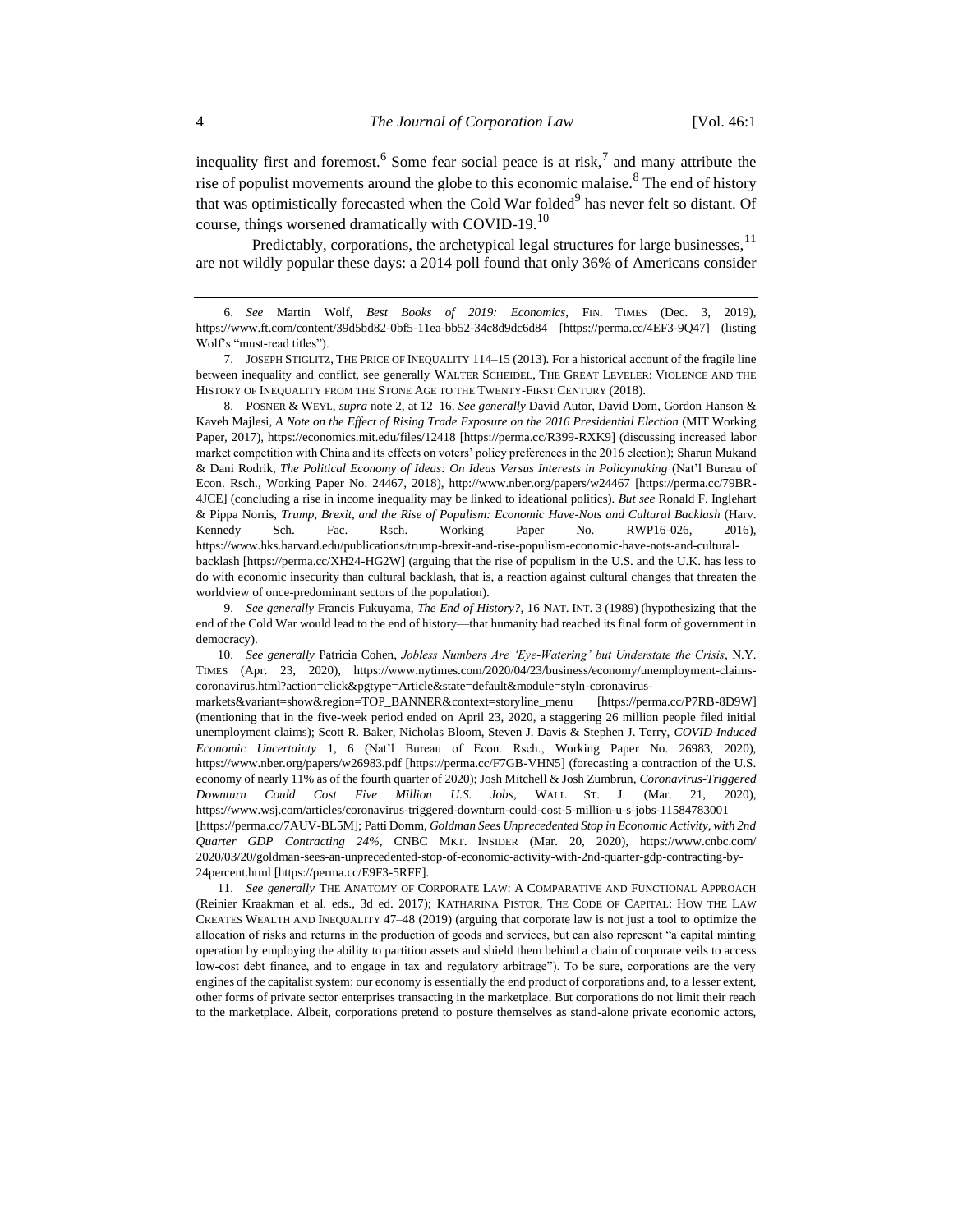inequality first and foremost.[6] Some fear social peace is at risk,[7] and many attribute the rise of populist movements around the globe to this economic malaise.[8] The end of history that was optimistically forecasted when the Cold War folded[9] has never felt so distant. Of course, things worsened dramatically with COVID-19.[10]

Predictably, corporations, the archetypical legal structures for large businesses,[11] are not wildly popular these days: a 2014 poll found that only 36% of Americans consider

---

6. *See* Martin Wolf, *Best Books of 2019: Economics*, FIN. TIMES (Dec. 3, 2019), https://www.ft.com/content/39d5bd82-0bf5-11ea-bb52-34c8d9dc6d84 [https://perma.cc/4EF3-9Q47] (listing Wolf's "must-read titles").

7. JOSEPH STIGLITZ, THE PRICE OF INEQUALITY 114–15 (2013). For a historical account of the fragile line between inequality and conflict, see generally WALTER SCHEIDEL, THE GREAT LEVELER: VIOLENCE AND THE HISTORY OF INEQUALITY FROM THE STONE AGE TO THE TWENTY-FIRST CENTURY (2018).

8. POSNER & WEYL, *supra* note 2, at 12–16. *See generally* David Autor, David Dorn, Gordon Hanson & Kaveh Majlesi, *A Note on the Effect of Rising Trade Exposure on the 2016 Presidential Election* (MIT Working Paper, 2017), https://economics.mit.edu/files/12418 [https://perma.cc/R399-RXK9] (discussing increased labor market competition with China and its effects on voters' policy preferences in the 2016 election); Sharun Mukand & Dani Rodrik, *The Political Economy of Ideas: On Ideas Versus Interests in Policymaking* (Nat'l Bureau of Econ. Rsch., Working Paper No. 24467, 2018), http://www.nber.org/papers/w24467 [https://perma.cc/79BR-4JCE] (concluding a rise in income inequality may be linked to ideational politics). *But see* Ronald F. Inglehart & Pippa Norris, *Trump, Brexit, and the Rise of Populism: Economic Have-Nots and Cultural Backlash* (Harv. Kennedy Sch. Fac. Rsch. Working Paper No. RWP16-026, 2016), https://www.hks.harvard.edu/publications/trump-brexit-and-rise-populism-economic-have-nots-and-cultural-backlash [https://perma.cc/XH24-HG2W] (arguing that the rise of populism in the U.S. and the U.K. has less to do with economic insecurity than cultural backlash, that is, a reaction against cultural changes that threaten the worldview of once-predominant sectors of the population).

9. *See generally* Francis Fukuyama, *The End of History?*, 16 NAT. INT. 3 (1989) (hypothesizing that the end of the Cold War would lead to the end of history—that humanity had reached its final form of government in democracy).

10. *See generally* Patricia Cohen, *Jobless Numbers Are 'Eye-Watering' but Understate the Crisis*, N.Y. TIMES (Apr. 23, 2020), https://www.nytimes.com/2020/04/23/business/economy/unemployment-claims-coronavirus.html?action=click&pgtype=Article&state=default&module=styln-coronavirus-markets&variant=show&region=TOP_BANNER&context=storyline_menu [https://perma.cc/P7RB-8D9W] (mentioning that in the five-week period ended on April 23, 2020, a staggering 26 million people filed initial unemployment claims); Scott R. Baker, Nicholas Bloom, Steven J. Davis & Stephen J. Terry, *COVID-Induced Economic Uncertainty* 1, 6 (Nat'l Bureau of Econ. Rsch., Working Paper No. 26983, 2020), https://www.nber.org/papers/w26983.pdf [https://perma.cc/F7GB-VHN5] (forecasting a contraction of the U.S. economy of nearly 11% as of the fourth quarter of 2020); Josh Mitchell & Josh Zumbrun, *Coronavirus-Triggered Downturn Could Cost Five Million U.S. Jobs*, WALL ST. J. (Mar. 21, 2020), https://www.wsj.com/articles/coronavirus-triggered-downturn-could-cost-5-million-u-s-jobs-11584783001 [https://perma.cc/7AUV-BL5M]; Patti Domm, *Goldman Sees Unprecedented Stop in Economic Activity, with 2nd Quarter GDP Contracting 24%*, CNBC MKT. INSIDER (Mar. 20, 2020), https://www.cnbc.com/2020/03/20/goldman-sees-an-unprecedented-stop-of-economic-activity-with-2nd-quarter-gdp-contracting-by-24percent.html [https://perma.cc/E9F3-5RFE].

11. *See generally* THE ANATOMY OF CORPORATE LAW: A COMPARATIVE AND FUNCTIONAL APPROACH (Reinier Kraakman et al. eds., 3d ed. 2017); KATHARINA PISTOR, THE CODE OF CAPITAL: HOW THE LAW CREATES WEALTH AND INEQUALITY 47–48 (2019) (arguing that corporate law is not just a tool to optimize the allocation of risks and returns in the production of goods and services, but can also represent "a capital minting operation by employing the ability to partition assets and shield them behind a chain of corporate veils to access low-cost debt finance, and to engage in tax and regulatory arbitrage"). To be sure, corporations are the very engines of the capitalist system: our economy is essentially the end product of corporations and, to a lesser extent, other forms of private sector enterprises transacting in the marketplace. But corporations do not limit their reach to the marketplace. Albeit, corporations pretend to posture themselves as stand-alone private economic actors,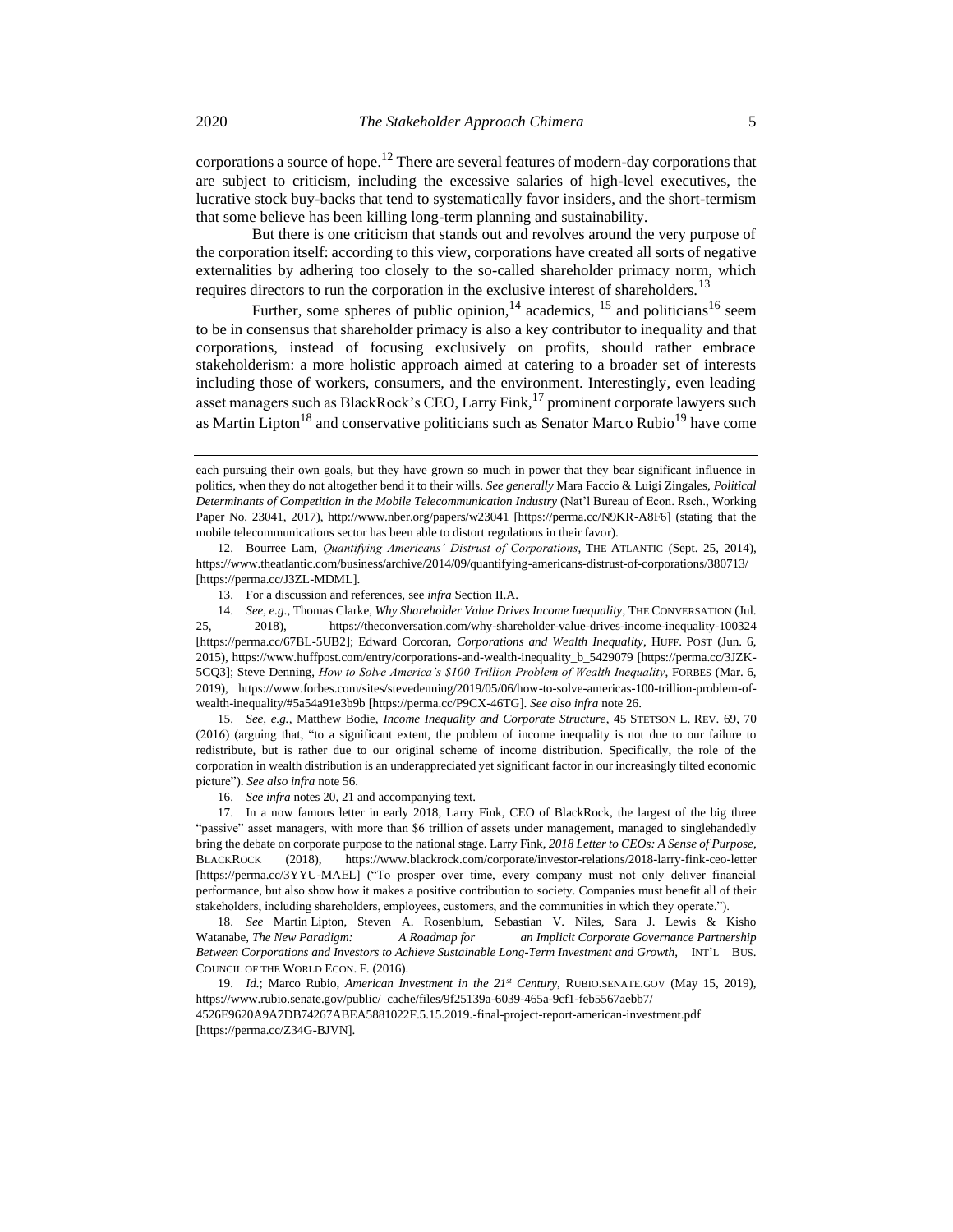corporations a source of hope.[12] There are several features of modern-day corporations that are subject to criticism, including the excessive salaries of high-level executives, the lucrative stock buy-backs that tend to systematically favor insiders, and the short-termism that some believe has been killing long-term planning and sustainability.

But there is one criticism that stands out and revolves around the very purpose of the corporation itself: according to this view, corporations have created all sorts of negative externalities by adhering too closely to the so-called shareholder primacy norm, which requires directors to run the corporation in the exclusive interest of shareholders.[13]

Further, some spheres of public opinion,[14] academics, [15] and politicians[16] seem to be in consensus that shareholder primacy is also a key contributor to inequality and that corporations, instead of focusing exclusively on profits, should rather embrace stakeholderism: a more holistic approach aimed at catering to a broader set of interests including those of workers, consumers, and the environment. Interestingly, even leading asset managers such as BlackRock's CEO, Larry Fink,[17] prominent corporate lawyers such as Martin Lipton[18] and conservative politicians such as Senator Marco Rubio[19] have come

---

each pursuing their own goals, but they have grown so much in power that they bear significant influence in politics, when they do not altogether bend it to their wills. *See generally* Mara Faccio & Luigi Zingales, *Political Determinants of Competition in the Mobile Telecommunication Industry* (Nat'l Bureau of Econ. Rsch., Working Paper No. 23041, 2017), http://www.nber.org/papers/w23041 [https://perma.cc/N9KR-A8F6] (stating that the mobile telecommunications sector has been able to distort regulations in their favor).

12. Bourree Lam, *Quantifying Americans' Distrust of Corporations*, THE ATLANTIC (Sept. 25, 2014), https://www.theatlantic.com/business/archive/2014/09/quantifying-americans-distrust-of-corporations/380713/ [https://perma.cc/J3ZL-MDML].

13. For a discussion and references, see *infra* Section II.A.

14. *See, e.g.*, Thomas Clarke, *Why Shareholder Value Drives Income Inequality*, THE CONVERSATION (Jul. 25, 2018), https://theconversation.com/why-shareholder-value-drives-income-inequality-100324 [https://perma.cc/67BL-5UB2]; Edward Corcoran, *Corporations and Wealth Inequality*, HUFF. POST (Jun. 6, 2015), https://www.huffpost.com/entry/corporations-and-wealth-inequality_b_5429079 [https://perma.cc/3JZK-5CQ3]; Steve Denning, *How to Solve America's $100 Trillion Problem of Wealth Inequality*, FORBES (Mar. 6, 2019), https://www.forbes.com/sites/stevedenning/2019/05/06/how-to-solve-americas-100-trillion-problem-of-wealth-inequality/#5a54a91e3b9b [https://perma.cc/P9CX-46TG]. *See also infra* note 26.

15. *See, e.g.*, Matthew Bodie, *Income Inequality and Corporate Structure*, 45 STETSON L. REV. 69, 70 (2016) (arguing that, "to a significant extent, the problem of income inequality is not due to our failure to redistribute, but is rather due to our original scheme of income distribution. Specifically, the role of the corporation in wealth distribution is an underappreciated yet significant factor in our increasingly tilted economic picture"). *See also infra* note 56.

16. *See infra* notes 20, 21 and accompanying text.

17. In a now famous letter in early 2018, Larry Fink, CEO of BlackRock, the largest of the big three "passive" asset managers, with more than $6 trillion of assets under management, managed to singlehandedly bring the debate on corporate purpose to the national stage. Larry Fink, *2018 Letter to CEOs: A Sense of Purpose*, BLACKROCK (2018), https://www.blackrock.com/corporate/investor-relations/2018-larry-fink-ceo-letter [https://perma.cc/3YYU-MAEL] ("To prosper over time, every company must not only deliver financial performance, but also show how it makes a positive contribution to society. Companies must benefit all of their stakeholders, including shareholders, employees, customers, and the communities in which they operate.").

18. *See* Martin Lipton, Steven A. Rosenblum, Sebastian V. Niles, Sara J. Lewis & Kisho Watanabe, *The New Paradigm: A Roadmap for an Implicit Corporate Governance Partnership Between Corporations and Investors to Achieve Sustainable Long-Term Investment and Growth*, INT'L BUS. COUNCIL OF THE WORLD ECON. F. (2016).

19. *Id.*; Marco Rubio, *American Investment in the 21st Century*, RUBIO.SENATE.GOV (May 15, 2019), https://www.rubio.senate.gov/public/_cache/files/9f25139a-6039-465a-9cf1-feb5567aebb7/4526E9620A9A7DB74267ABEA5881022F.5.15.2019.-final-project-report-american-investment.pdf [https://perma.cc/Z34G-BJVN].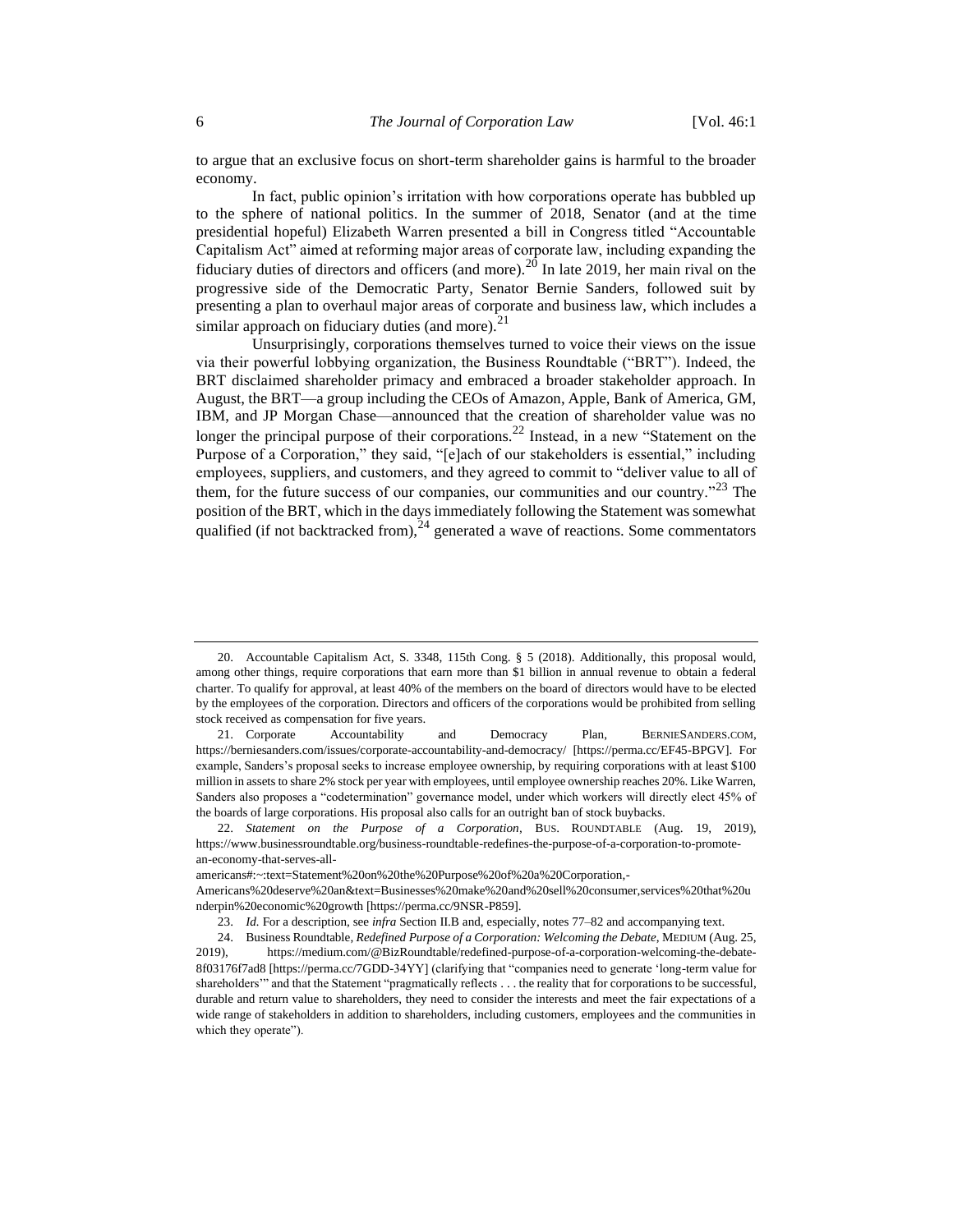to argue that an exclusive focus on short-term shareholder gains is harmful to the broader economy.

In fact, public opinion's irritation with how corporations operate has bubbled up to the sphere of national politics. In the summer of 2018, Senator (and at the time presidential hopeful) Elizabeth Warren presented a bill in Congress titled "Accountable Capitalism Act" aimed at reforming major areas of corporate law, including expanding the fiduciary duties of directors and officers (and more).[20] In late 2019, her main rival on the progressive side of the Democratic Party, Senator Bernie Sanders, followed suit by presenting a plan to overhaul major areas of corporate and business law, which includes a similar approach on fiduciary duties (and more).[21]

Unsurprisingly, corporations themselves turned to voice their views on the issue via their powerful lobbying organization, the Business Roundtable ("BRT"). Indeed, the BRT disclaimed shareholder primacy and embraced a broader stakeholder approach. In August, the BRT—a group including the CEOs of Amazon, Apple, Bank of America, GM, IBM, and JP Morgan Chase—announced that the creation of shareholder value was no longer the principal purpose of their corporations.[22] Instead, in a new "Statement on the Purpose of a Corporation," they said, "[e]ach of our stakeholders is essential," including employees, suppliers, and customers, and they agreed to commit to "deliver value to all of them, for the future success of our companies, our communities and our country."[23] The position of the BRT, which in the days immediately following the Statement was somewhat qualified (if not backtracked from),[24] generated a wave of reactions. Some commentators

---

20. Accountable Capitalism Act, S. 3348, 115th Cong. § 5 (2018). Additionally, this proposal would, among other things, require corporations that earn more than $1 billion in annual revenue to obtain a federal charter. To qualify for approval, at least 40% of the members on the board of directors would have to be elected by the employees of the corporation. Directors and officers of the corporations would be prohibited from selling stock received as compensation for five years.

21. Corporate Accountability and Democracy Plan, BERNIESANDERS.COM, https://berniesanders.com/issues/corporate-accountability-and-democracy/ [https://perma.cc/EF45-BPGV]. For example, Sanders's proposal seeks to increase employee ownership, by requiring corporations with at least $100 million in assets to share 2% stock per year with employees, until employee ownership reaches 20%. Like Warren, Sanders also proposes a "codetermination" governance model, under which workers will directly elect 45% of the boards of large corporations. His proposal also calls for an outright ban of stock buybacks.

22. *Statement on the Purpose of a Corporation*, BUS. ROUNDTABLE (Aug. 19, 2019), https://www.businessroundtable.org/business-roundtable-redefines-the-purpose-of-a-corporation-to-promote-an-economy-that-serves-all-americans#:~:text=Statement%20on%20the%20Purpose%20of%20a%20Corporation,-Americans%20deserve%20an&text=Businesses%20make%20and%20sell%20consumer,services%20that%20underpin%20economic%20growth [https://perma.cc/9NSR-P859].

23. *Id.* For a description, see *infra* Section II.B and, especially, notes 77–82 and accompanying text.

24. Business Roundtable, *Redefined Purpose of a Corporation: Welcoming the Debate*, MEDIUM (Aug. 25, 2019), https://medium.com/@BizRoundtable/redefined-purpose-of-a-corporation-welcoming-the-debate-8f03176f7ad8 [https://perma.cc/7GDD-34YY] (clarifying that "companies need to generate 'long-term value for shareholders'" and that the Statement "pragmatically reflects . . . the reality that for corporations to be successful, durable and return value to shareholders, they need to consider the interests and meet the fair expectations of a wide range of stakeholders in addition to shareholders, including customers, employees and the communities in which they operate").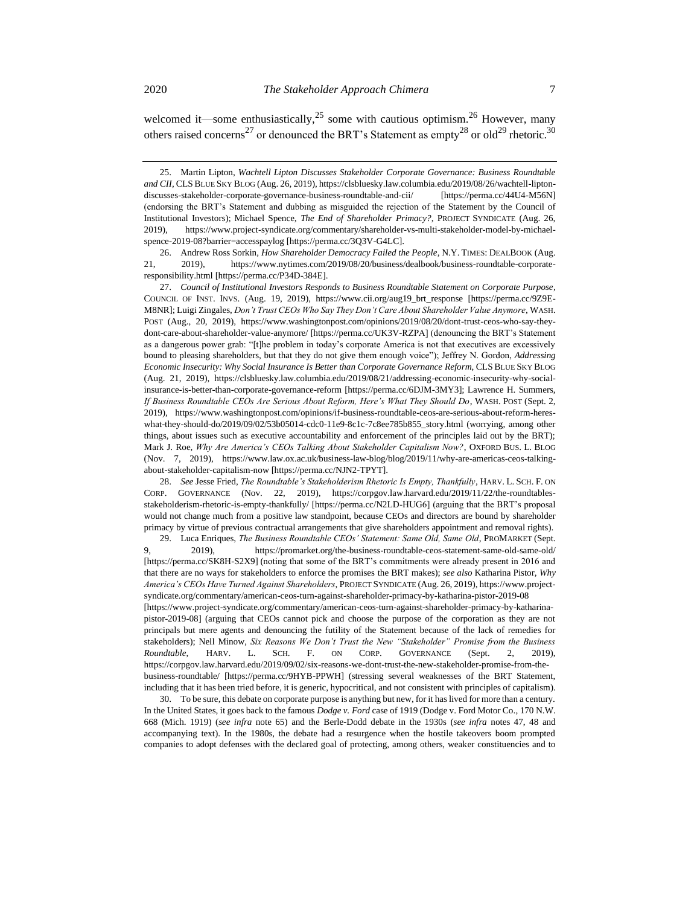welcomed it—some enthusiastically,[25] some with cautious optimism.[26] However, many others raised concerns[27] or denounced the BRT's Statement as empty[28] or old[29] rhetoric.[30]

---

25. Martin Lipton, *Wachtell Lipton Discusses Stakeholder Corporate Governance: Business Roundtable and CII*, CLS BLUE SKY BLOG (Aug. 26, 2019), https://clsbluesky.law.columbia.edu/2019/08/26/wachtell-lipton-discusses-stakeholder-corporate-governance-business-roundtable-and-cii/ [https://perma.cc/44U4-M56N] (endorsing the BRT's Statement and dubbing as misguided the rejection of the Statement by the Council of Institutional Investors); Michael Spence, *The End of Shareholder Primacy?*, PROJECT SYNDICATE (Aug. 26, 2019), https://www.project-syndicate.org/commentary/shareholder-vs-multi-stakeholder-model-by-michael-spence-2019-08?barrier=accesspaylog [https://perma.cc/3Q3V-G4LC].

26. Andrew Ross Sorkin, *How Shareholder Democracy Failed the People*, N.Y. TIMES: DEALBOOK (Aug. 21, 2019), https://www.nytimes.com/2019/08/20/business/dealbook/business-roundtable-corporate-responsibility.html [https://perma.cc/P34D-384E].

27. *Council of Institutional Investors Responds to Business Roundtable Statement on Corporate Purpose*, COUNCIL OF INST. INVS. (Aug. 19, 2019), https://www.cii.org/aug19_brt_response [https://perma.cc/9Z9E-M8NR]; Luigi Zingales, *Don't Trust CEOs Who Say They Don't Care About Shareholder Value Anymore*, WASH. POST (Aug., 20, 2019), https://www.washingtonpost.com/opinions/2019/08/20/dont-trust-ceos-who-say-they-dont-care-about-shareholder-value-anymore/ [https://perma.cc/UK3V-RZPA] (denouncing the BRT's Statement as a dangerous power grab: "[t]he problem in today's corporate America is not that executives are excessively bound to pleasing shareholders, but that they do not give them enough voice"); Jeffrey N. Gordon, *Addressing Economic Insecurity: Why Social Insurance Is Better than Corporate Governance Reform*, CLS BLUE SKY BLOG (Aug. 21, 2019), https://clsbluesky.law.columbia.edu/2019/08/21/addressing-economic-insecurity-why-social-insurance-is-better-than-corporate-governance-reform [https://perma.cc/6DJM-3MY3]; Lawrence H. Summers, *If Business Roundtable CEOs Are Serious About Reform, Here's What They Should Do*, WASH. POST (Sept. 2, 2019), https://www.washingtonpost.com/opinions/2019/09/02/53b05014-cdc0-11e9-8c1c-7c8ee785b855_story.html (worrying, among other things, about issues such as executive accountability and enforcement of the principles laid out by the BRT); Mark J. Roe, *Why Are America's CEOs Talking About Stakeholder Capitalism Now?*, OXFORD BUS. L. BLOG (Nov. 7, 2019), https://www.law.ox.ac.uk/business-law-blog/blog/2019/11/why-are-americas-ceos-talking-about-stakeholder-capitalism-now [https://perma.cc/NJN2-TPYT].

28. *See* Jesse Fried, *The Roundtable's Stakeholderism Rhetoric Is Empty, Thankfully*, HARV. L. SCH. F. ON CORP. GOVERNANCE (Nov. 22, 2019), https://corpgov.law.harvard.edu/2019/11/22/the-roundtables-stakeholderism-rhetoric-is-empty-thankfully/ [https://perma.cc/N2LD-HUG6] (arguing that the BRT's proposal would not change much from a positive law standpoint, because CEOs and directors are bound by shareholder primacy by virtue of previous contractual arrangements that give shareholders appointment and removal rights).

29. Luca Enriques, *The Business Roundtable CEOs' Statement: Same Old, Same Old*, PROMARKET (Sept. 9, 2019), https://promarket.org/the-business-roundtable-ceos-statement-same-old-same-old/ [https://perma.cc/SK8H-S2X9] (noting that some of the BRT's commitments were already present in 2016 and that there are no ways for stakeholders to enforce the promises the BRT makes); *see also* Katharina Pistor, *Why America's CEOs Have Turned Against Shareholders*, PROJECT SYNDICATE (Aug. 26, 2019), https://www.project-syndicate.org/commentary/american-ceos-turn-against-shareholder-primacy-by-katharina-pistor-2019-08 [https://www.project-syndicate.org/commentary/american-ceos-turn-against-shareholder-primacy-by-katharina-pistor-2019-08] (arguing that CEOs cannot pick and choose the purpose of the corporation as they are not principals but mere agents and denouncing the futility of the Statement because of the lack of remedies for stakeholders); Nell Minow, *Six Reasons We Don't Trust the New "Stakeholder" Promise from the Business Roundtable*, HARV. L. SCH. F. ON CORP. GOVERNANCE (Sept. 2, 2019), https://corpgov.law.harvard.edu/2019/09/02/six-reasons-we-dont-trust-the-new-stakeholder-promise-from-the-business-roundtable/ [https://perma.cc/9HYB-PPWH] (stressing several weaknesses of the BRT Statement, including that it has been tried before, it is generic, hypocritical, and not consistent with principles of capitalism).

30. To be sure, this debate on corporate purpose is anything but new, for it has lived for more than a century. In the United States, it goes back to the famous *Dodge v. Ford* case of 1919 (Dodge v. Ford Motor Co., 170 N.W. 668 (Mich. 1919) (*see infra* note 65) and the Berle-Dodd debate in the 1930s (*see infra* notes 47, 48 and accompanying text). In the 1980s, the debate had a resurgence when the hostile takeovers boom prompted companies to adopt defenses with the declared goal of protecting, among others, weaker constituencies and to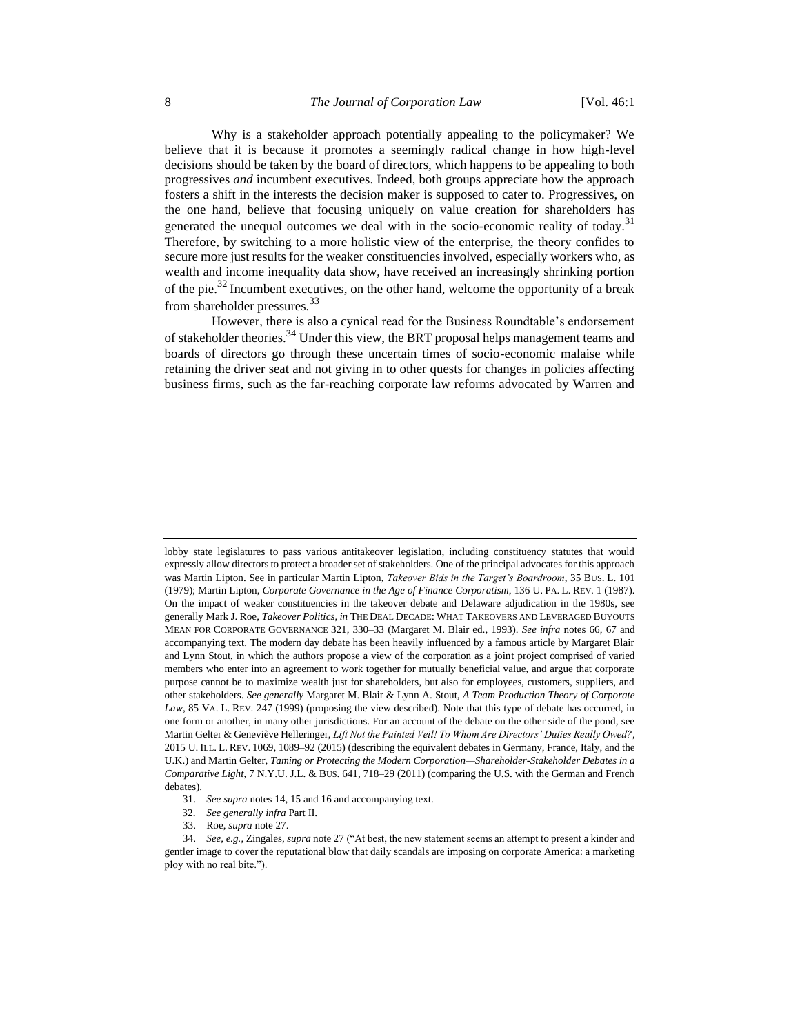Why is a stakeholder approach potentially appealing to the policymaker? We believe that it is because it promotes a seemingly radical change in how high-level decisions should be taken by the board of directors, which happens to be appealing to both progressives *and* incumbent executives. Indeed, both groups appreciate how the approach fosters a shift in the interests the decision maker is supposed to cater to. Progressives, on the one hand, believe that focusing uniquely on value creation for shareholders has generated the unequal outcomes we deal with in the socio-economic reality of today.[31] Therefore, by switching to a more holistic view of the enterprise, the theory confides to secure more just results for the weaker constituencies involved, especially workers who, as wealth and income inequality data show, have received an increasingly shrinking portion of the pie.[32] Incumbent executives, on the other hand, welcome the opportunity of a break from shareholder pressures.[33]

However, there is also a cynical read for the Business Roundtable's endorsement of stakeholder theories.[34] Under this view, the BRT proposal helps management teams and boards of directors go through these uncertain times of socio-economic malaise while retaining the driver seat and not giving in to other quests for changes in policies affecting business firms, such as the far-reaching corporate law reforms advocated by Warren and

---

lobby state legislatures to pass various antitakeover legislation, including constituency statutes that would expressly allow directors to protect a broader set of stakeholders. One of the principal advocates for this approach was Martin Lipton. See in particular Martin Lipton, *Takeover Bids in the Target's Boardroom*, 35 BUS. L. 101 (1979); Martin Lipton, *Corporate Governance in the Age of Finance Corporatism*, 136 U. PA. L. REV. 1 (1987). On the impact of weaker constituencies in the takeover debate and Delaware adjudication in the 1980s, see generally Mark J. Roe, *Takeover Politics*, *in* THE DEAL DECADE: WHAT TAKEOVERS AND LEVERAGED BUYOUTS MEAN FOR CORPORATE GOVERNANCE 321, 330–33 (Margaret M. Blair ed., 1993). *See infra* notes 66, 67 and accompanying text. The modern day debate has been heavily influenced by a famous article by Margaret Blair and Lynn Stout, in which the authors propose a view of the corporation as a joint project comprised of varied members who enter into an agreement to work together for mutually beneficial value, and argue that corporate purpose cannot be to maximize wealth just for shareholders, but also for employees, customers, suppliers, and other stakeholders. *See generally* Margaret M. Blair & Lynn A. Stout, *A Team Production Theory of Corporate Law*, 85 VA. L. REV. 247 (1999) (proposing the view described). Note that this type of debate has occurred, in one form or another, in many other jurisdictions. For an account of the debate on the other side of the pond, see Martin Gelter & Geneviève Helleringer, *Lift Not the Painted Veil! To Whom Are Directors' Duties Really Owed?*, 2015 U. ILL. L. REV. 1069, 1089–92 (2015) (describing the equivalent debates in Germany, France, Italy, and the U.K.) and Martin Gelter, *Taming or Protecting the Modern Corporation—Shareholder-Stakeholder Debates in a Comparative Light*, 7 N.Y.U. J.L. & BUS. 641, 718–29 (2011) (comparing the U.S. with the German and French debates).

31. *See supra* notes 14, 15 and 16 and accompanying text.

32. *See generally infra* Part II.

33. Roe, *supra* note 27.

34. *See, e.g.*, Zingales, *supra* note 27 ("At best, the new statement seems an attempt to present a kinder and gentler image to cover the reputational blow that daily scandals are imposing on corporate America: a marketing ploy with no real bite.").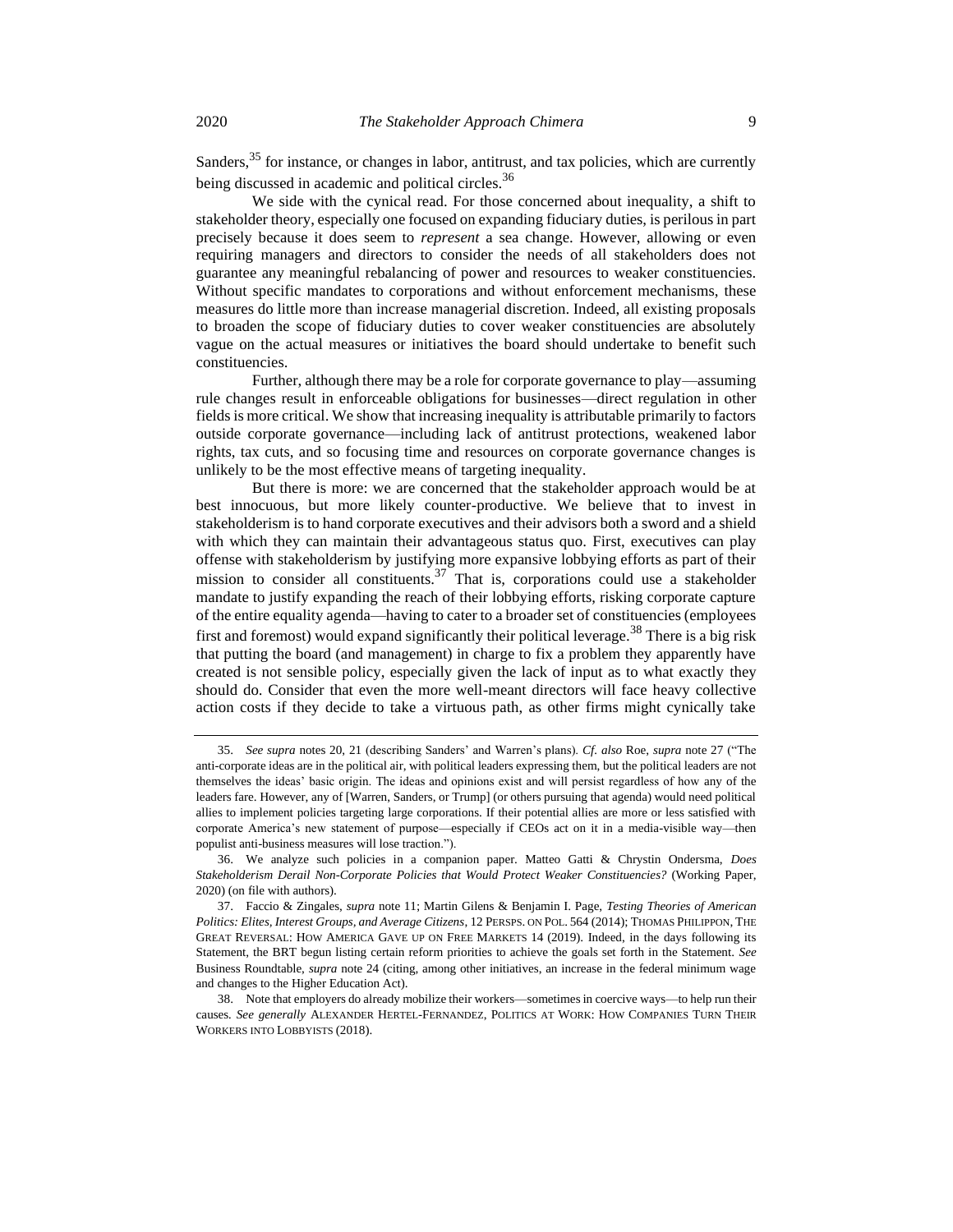Sanders,[35] for instance, or changes in labor, antitrust, and tax policies, which are currently being discussed in academic and political circles.[36]

We side with the cynical read. For those concerned about inequality, a shift to stakeholder theory, especially one focused on expanding fiduciary duties, is perilous in part precisely because it does seem to *represent* a sea change. However, allowing or even requiring managers and directors to consider the needs of all stakeholders does not guarantee any meaningful rebalancing of power and resources to weaker constituencies. Without specific mandates to corporations and without enforcement mechanisms, these measures do little more than increase managerial discretion. Indeed, all existing proposals to broaden the scope of fiduciary duties to cover weaker constituencies are absolutely vague on the actual measures or initiatives the board should undertake to benefit such constituencies.

Further, although there may be a role for corporate governance to play—assuming rule changes result in enforceable obligations for businesses—direct regulation in other fields is more critical. We show that increasing inequality is attributable primarily to factors outside corporate governance—including lack of antitrust protections, weakened labor rights, tax cuts, and so focusing time and resources on corporate governance changes is unlikely to be the most effective means of targeting inequality.

But there is more: we are concerned that the stakeholder approach would be at best innocuous, but more likely counter-productive. We believe that to invest in stakeholderism is to hand corporate executives and their advisors both a sword and a shield with which they can maintain their advantageous status quo. First, executives can play offense with stakeholderism by justifying more expansive lobbying efforts as part of their mission to consider all constituents.[37] That is, corporations could use a stakeholder mandate to justify expanding the reach of their lobbying efforts, risking corporate capture of the entire equality agenda—having to cater to a broader set of constituencies (employees first and foremost) would expand significantly their political leverage.[38] There is a big risk that putting the board (and management) in charge to fix a problem they apparently have created is not sensible policy, especially given the lack of input as to what exactly they should do. Consider that even the more well-meant directors will face heavy collective action costs if they decide to take a virtuous path, as other firms might cynically take

---

35. *See supra* notes 20, 21 (describing Sanders' and Warren's plans). *Cf. also* Roe, *supra* note 27 ("The anti-corporate ideas are in the political air, with political leaders expressing them, but the political leaders are not themselves the ideas' basic origin. The ideas and opinions exist and will persist regardless of how any of the leaders fare. However, any of [Warren, Sanders, or Trump] (or others pursuing that agenda) would need political allies to implement policies targeting large corporations. If their potential allies are more or less satisfied with corporate America's new statement of purpose—especially if CEOs act on it in a media-visible way—then populist anti-business measures will lose traction.").

36. We analyze such policies in a companion paper. Matteo Gatti & Chrystin Ondersma, *Does Stakeholderism Derail Non-Corporate Policies that Would Protect Weaker Constituencies?* (Working Paper, 2020) (on file with authors).

37. Faccio & Zingales, *supra* note 11; Martin Gilens & Benjamin I. Page, *Testing Theories of American Politics: Elites, Interest Groups, and Average Citizens*, 12 PERSPS. ON POL. 564 (2014); THOMAS PHILIPPON, THE GREAT REVERSAL: HOW AMERICA GAVE UP ON FREE MARKETS 14 (2019). Indeed, in the days following its Statement, the BRT begun listing certain reform priorities to achieve the goals set forth in the Statement. *See* Business Roundtable, *supra* note 24 (citing, among other initiatives, an increase in the federal minimum wage and changes to the Higher Education Act).

38. Note that employers do already mobilize their workers—sometimes in coercive ways—to help run their causes. *See generally* ALEXANDER HERTEL-FERNANDEZ, POLITICS AT WORK: HOW COMPANIES TURN THEIR WORKERS INTO LOBBYISTS (2018).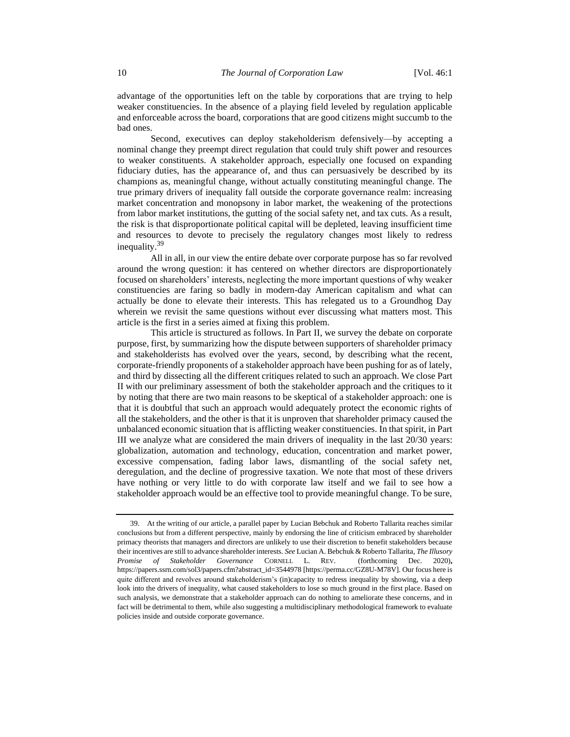advantage of the opportunities left on the table by corporations that are trying to help weaker constituencies. In the absence of a playing field leveled by regulation applicable and enforceable across the board, corporations that are good citizens might succumb to the bad ones.

Second, executives can deploy stakeholderism defensively—by accepting a nominal change they preempt direct regulation that could truly shift power and resources to weaker constituents. A stakeholder approach, especially one focused on expanding fiduciary duties, has the appearance of, and thus can persuasively be described by its champions as, meaningful change, without actually constituting meaningful change. The true primary drivers of inequality fall outside the corporate governance realm: increasing market concentration and monopsony in labor market, the weakening of the protections from labor market institutions, the gutting of the social safety net, and tax cuts. As a result, the risk is that disproportionate political capital will be depleted, leaving insufficient time and resources to devote to precisely the regulatory changes most likely to redress inequality.[39]

All in all, in our view the entire debate over corporate purpose has so far revolved around the wrong question: it has centered on whether directors are disproportionately focused on shareholders' interests, neglecting the more important questions of why weaker constituencies are faring so badly in modern-day American capitalism and what can actually be done to elevate their interests. This has relegated us to a Groundhog Day wherein we revisit the same questions without ever discussing what matters most. This article is the first in a series aimed at fixing this problem.

This article is structured as follows. In Part II, we survey the debate on corporate purpose, first, by summarizing how the dispute between supporters of shareholder primacy and stakeholderists has evolved over the years, second, by describing what the recent, corporate-friendly proponents of a stakeholder approach have been pushing for as of lately, and third by dissecting all the different critiques related to such an approach. We close Part II with our preliminary assessment of both the stakeholder approach and the critiques to it by noting that there are two main reasons to be skeptical of a stakeholder approach: one is that it is doubtful that such an approach would adequately protect the economic rights of all the stakeholders, and the other is that it is unproven that shareholder primacy caused the unbalanced economic situation that is afflicting weaker constituencies. In that spirit, in Part III we analyze what are considered the main drivers of inequality in the last 20/30 years: globalization, automation and technology, education, concentration and market power, excessive compensation, fading labor laws, dismantling of the social safety net, deregulation, and the decline of progressive taxation. We note that most of these drivers have nothing or very little to do with corporate law itself and we fail to see how a stakeholder approach would be an effective tool to provide meaningful change. To be sure,

39. At the writing of our article, a parallel paper by Lucian Bebchuk and Roberto Tallarita reaches similar conclusions but from a different perspective, mainly by endorsing the line of criticism embraced by shareholder primacy theorists that managers and directors are unlikely to use their discretion to benefit stakeholders because their incentives are still to advance shareholder interests. *See* Lucian A. Bebchuk & Roberto Tallarita, *The Illusory Promise of Stakeholder Governance* CORNELL L. REV. (forthcoming Dec. 2020), https://papers.ssrn.com/sol3/papers.cfm?abstract_id=3544978 [https://perma.cc/GZ8U-M78V]. Our focus here is quite different and revolves around stakeholderism's (in)capacity to redress inequality by showing, via a deep look into the drivers of inequality, what caused stakeholders to lose so much ground in the first place. Based on such analysis, we demonstrate that a stakeholder approach can do nothing to ameliorate these concerns, and in fact will be detrimental to them, while also suggesting a multidisciplinary methodological framework to evaluate policies inside and outside corporate governance.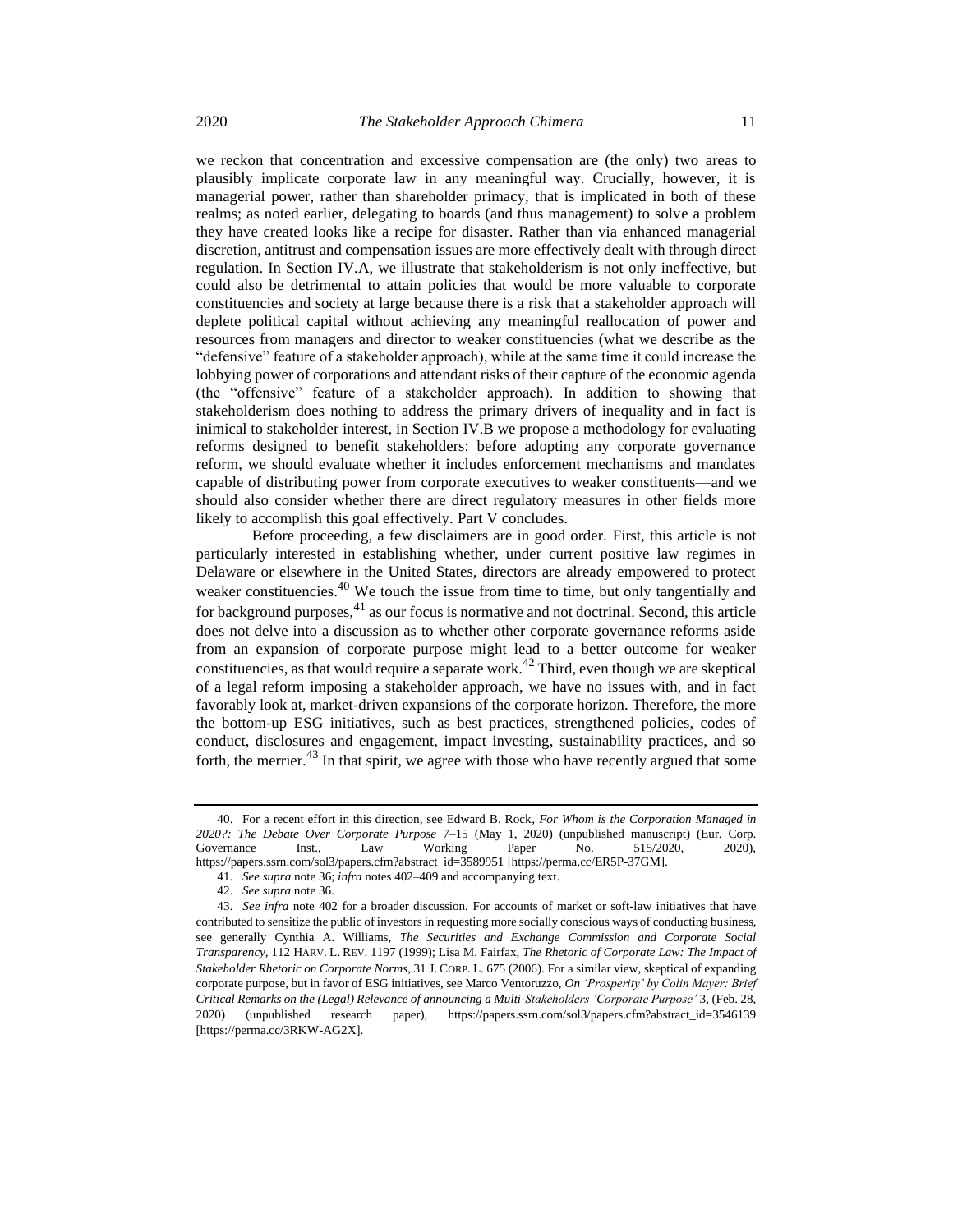we reckon that concentration and excessive compensation are (the only) two areas to plausibly implicate corporate law in any meaningful way. Crucially, however, it is managerial power, rather than shareholder primacy, that is implicated in both of these realms; as noted earlier, delegating to boards (and thus management) to solve a problem they have created looks like a recipe for disaster. Rather than via enhanced managerial discretion, antitrust and compensation issues are more effectively dealt with through direct regulation. In Section IV.A, we illustrate that stakeholderism is not only ineffective, but could also be detrimental to attain policies that would be more valuable to corporate constituencies and society at large because there is a risk that a stakeholder approach will deplete political capital without achieving any meaningful reallocation of power and resources from managers and director to weaker constituencies (what we describe as the "defensive" feature of a stakeholder approach), while at the same time it could increase the lobbying power of corporations and attendant risks of their capture of the economic agenda (the "offensive" feature of a stakeholder approach). In addition to showing that stakeholderism does nothing to address the primary drivers of inequality and in fact is inimical to stakeholder interest, in Section IV.B we propose a methodology for evaluating reforms designed to benefit stakeholders: before adopting any corporate governance reform, we should evaluate whether it includes enforcement mechanisms and mandates capable of distributing power from corporate executives to weaker constituents—and we should also consider whether there are direct regulatory measures in other fields more likely to accomplish this goal effectively. Part V concludes.

Before proceeding, a few disclaimers are in good order. First, this article is not particularly interested in establishing whether, under current positive law regimes in Delaware or elsewhere in the United States, directors are already empowered to protect weaker constituencies.[40] We touch the issue from time to time, but only tangentially and for background purposes,[41] as our focus is normative and not doctrinal. Second, this article does not delve into a discussion as to whether other corporate governance reforms aside from an expansion of corporate purpose might lead to a better outcome for weaker constituencies, as that would require a separate work.[42] Third, even though we are skeptical of a legal reform imposing a stakeholder approach, we have no issues with, and in fact favorably look at, market-driven expansions of the corporate horizon. Therefore, the more the bottom-up ESG initiatives, such as best practices, strengthened policies, codes of conduct, disclosures and engagement, impact investing, sustainability practices, and so forth, the merrier.[43] In that spirit, we agree with those who have recently argued that some

---

40. For a recent effort in this direction, see Edward B. Rock, *For Whom is the Corporation Managed in 2020?: The Debate Over Corporate Purpose* 7–15 (May 1, 2020) (unpublished manuscript) (Eur. Corp. Governance Inst., Law Working Paper No. 515/2020, 2020), https://papers.ssrn.com/sol3/papers.cfm?abstract_id=3589951 [https://perma.cc/ER5P-37GM].

41. *See supra* note 36; *infra* notes 402–409 and accompanying text.

42. *See supra* note 36.

43. *See infra* note 402 for a broader discussion. For accounts of market or soft-law initiatives that have contributed to sensitize the public of investors in requesting more socially conscious ways of conducting business, see generally Cynthia A. Williams, *The Securities and Exchange Commission and Corporate Social Transparency*, 112 HARV. L. REV. 1197 (1999); Lisa M. Fairfax, *The Rhetoric of Corporate Law: The Impact of Stakeholder Rhetoric on Corporate Norms*, 31 J. CORP. L. 675 (2006). For a similar view, skeptical of expanding corporate purpose, but in favor of ESG initiatives, see Marco Ventoruzzo, *On 'Prosperity' by Colin Mayer: Brief Critical Remarks on the (Legal) Relevance of announcing a Multi-Stakeholders 'Corporate Purpose'* 3, (Feb. 28, 2020) (unpublished research paper), https://papers.ssrn.com/sol3/papers.cfm?abstract_id=3546139 [https://perma.cc/3RKW-AG2X].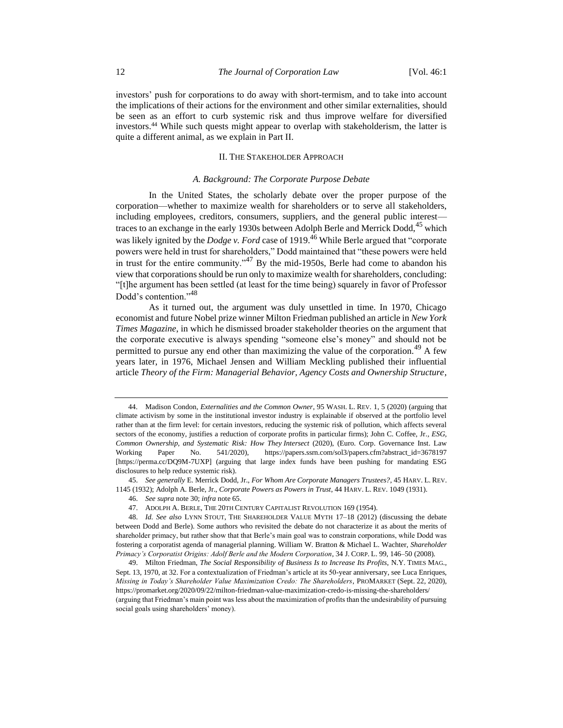investors' push for corporations to do away with short-termism, and to take into account the implications of their actions for the environment and other similar externalities, should be seen as an effort to curb systemic risk and thus improve welfare for diversified investors.[44] While such quests might appear to overlap with stakeholderism, the latter is quite a different animal, as we explain in Part II.

## II. The Stakeholder Approach

### *A. Background: The Corporate Purpose Debate*

In the United States, the scholarly debate over the proper purpose of the corporation—whether to maximize wealth for shareholders or to serve all stakeholders, including employees, creditors, consumers, suppliers, and the general public interest—traces to an exchange in the early 1930s between Adolph Berle and Merrick Dodd,[45] which was likely ignited by the *Dodge v. Ford* case of 1919.[46] While Berle argued that "corporate powers were held in trust for shareholders," Dodd maintained that "these powers were held in trust for the entire community."[47] By the mid-1950s, Berle had come to abandon his view that corporations should be run only to maximize wealth for shareholders, concluding: "[t]he argument has been settled (at least for the time being) squarely in favor of Professor Dodd's contention."[48]

As it turned out, the argument was duly unsettled in time. In 1970, Chicago economist and future Nobel prize winner Milton Friedman published an article in *New York Times Magazine*, in which he dismissed broader stakeholder theories on the argument that the corporate executive is always spending "someone else's money" and should not be permitted to pursue any end other than maximizing the value of the corporation.[49] A few years later, in 1976, Michael Jensen and William Meckling published their influential article *Theory of the Firm: Managerial Behavior, Agency Costs and Ownership Structure*,

---

44. Madison Condon, *Externalities and the Common Owner*, 95 WASH. L. REV. 1, 5 (2020) (arguing that climate activism by some in the institutional investor industry is explainable if observed at the portfolio level rather than at the firm level: for certain investors, reducing the systemic risk of pollution, which affects several sectors of the economy, justifies a reduction of corporate profits in particular firms); John C. Coffee, Jr., *ESG, Common Ownership, and Systematic Risk: How They Intersect* (2020), (Euro. Corp. Governance Inst. Law Working Paper No. 541/2020), https://papers.ssrn.com/sol3/papers.cfm?abstract_id=3678197 [https://perma.cc/DQ9M-7UXP] (arguing that large index funds have been pushing for mandating ESG disclosures to help reduce systemic risk).

45. *See generally* E. Merrick Dodd, Jr., *For Whom Are Corporate Managers Trustees?*, 45 HARV. L. REV. 1145 (1932); Adolph A. Berle, Jr., *Corporate Powers as Powers in Trust*, 44 HARV. L. REV. 1049 (1931).

46. *See supra* note 30; *infra* note 65.

47. ADOLPH A. BERLE, THE 20TH CENTURY CAPITALIST REVOLUTION 169 (1954).

48. *Id. See also* LYNN STOUT, THE SHAREHOLDER VALUE MYTH 17–18 (2012) (discussing the debate between Dodd and Berle). Some authors who revisited the debate do not characterize it as about the merits of shareholder primacy, but rather show that that Berle's main goal was to constrain corporations, while Dodd was fostering a corporatist agenda of managerial planning. William W. Bratton & Michael L. Wachter, *Shareholder Primacy's Corporatist Origins: Adolf Berle and the Modern Corporation*, 34 J. CORP. L. 99, 146–50 (2008).

49. Milton Friedman, *The Social Responsibility of Business Is to Increase Its Profits*, N.Y. TIMES MAG., Sept. 13, 1970, at 32. For a contextualization of Friedman's article at its 50-year anniversary, see Luca Enriques, *Missing in Today's Shareholder Value Maximization Credo: The Shareholders*, PROMARKET (Sept. 22, 2020), https://promarket.org/2020/09/22/milton-friedman-value-maximization-credo-is-missing-the-shareholders/ (arguing that Friedman's main point was less about the maximization of profits than the undesirability of pursuing social goals using shareholders' money).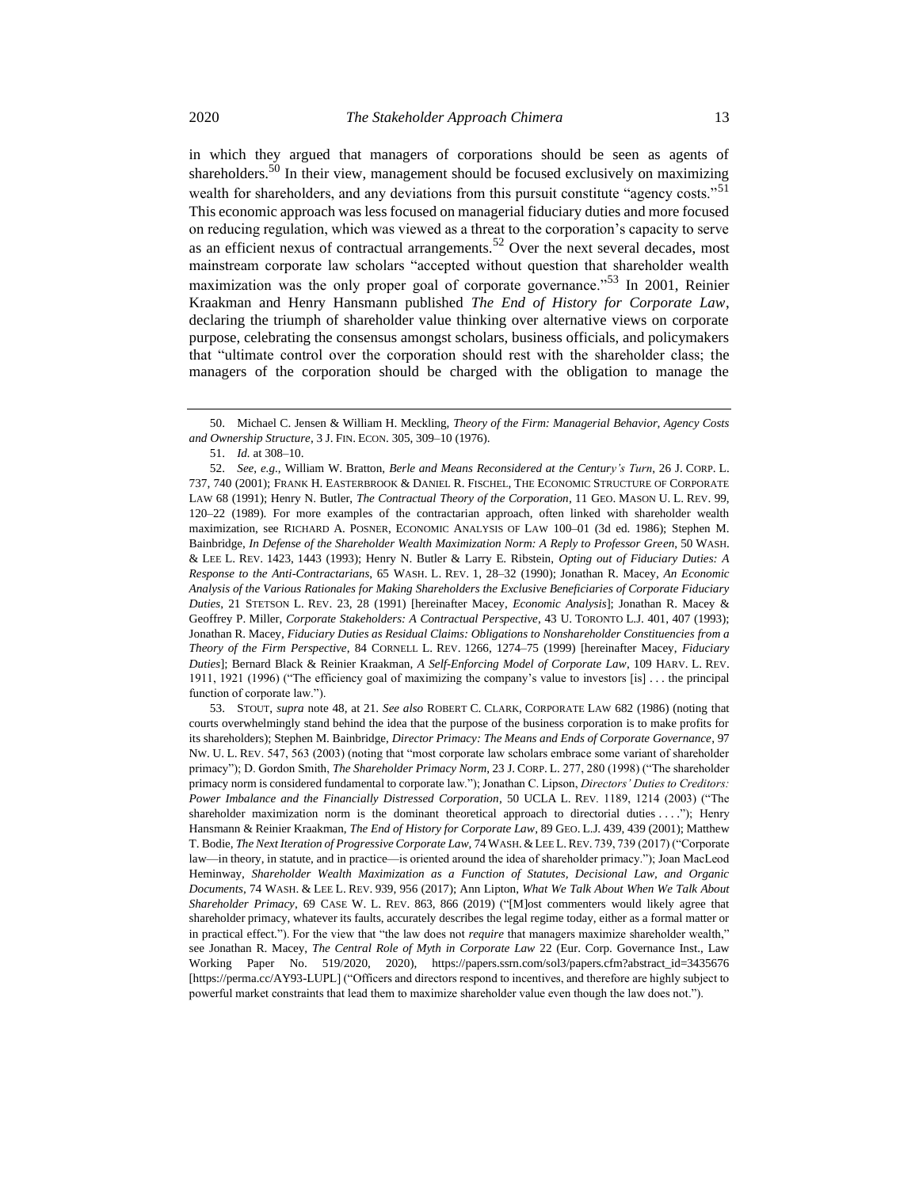in which they argued that managers of corporations should be seen as agents of shareholders.[50] In their view, management should be focused exclusively on maximizing wealth for shareholders, and any deviations from this pursuit constitute "agency costs."[51] This economic approach was less focused on managerial fiduciary duties and more focused on reducing regulation, which was viewed as a threat to the corporation's capacity to serve as an efficient nexus of contractual arrangements.[52] Over the next several decades, most mainstream corporate law scholars "accepted without question that shareholder wealth maximization was the only proper goal of corporate governance."[53] In 2001, Reinier Kraakman and Henry Hansmann published *The End of History for Corporate Law*, declaring the triumph of shareholder value thinking over alternative views on corporate purpose, celebrating the consensus amongst scholars, business officials, and policymakers that "ultimate control over the corporation should rest with the shareholder class; the managers of the corporation should be charged with the obligation to manage the

---

50. Michael C. Jensen & William H. Meckling, *Theory of the Firm: Managerial Behavior, Agency Costs and Ownership Structure*, 3 J. FIN. ECON. 305, 309–10 (1976).

51. *Id.* at 308–10.

52. *See, e.g.*, William W. Bratton, *Berle and Means Reconsidered at the Century's Turn*, 26 J. CORP. L. 737, 740 (2001); FRANK H. EASTERBROOK & DANIEL R. FISCHEL, THE ECONOMIC STRUCTURE OF CORPORATE LAW 68 (1991); Henry N. Butler, *The Contractual Theory of the Corporation*, 11 GEO. MASON U. L. REV. 99, 120–22 (1989). For more examples of the contractarian approach, often linked with shareholder wealth maximization, see RICHARD A. POSNER, ECONOMIC ANALYSIS OF LAW 100–01 (3d ed. 1986); Stephen M. Bainbridge, *In Defense of the Shareholder Wealth Maximization Norm: A Reply to Professor Green*, 50 WASH. & LEE L. REV. 1423, 1443 (1993); Henry N. Butler & Larry E. Ribstein, *Opting out of Fiduciary Duties: A Response to the Anti-Contractarians*, 65 WASH. L. REV. 1, 28–32 (1990); Jonathan R. Macey, *An Economic Analysis of the Various Rationales for Making Shareholders the Exclusive Beneficiaries of Corporate Fiduciary Duties*, 21 STETSON L. REV. 23, 28 (1991) [hereinafter Macey, *Economic Analysis*]; Jonathan R. Macey & Geoffrey P. Miller, *Corporate Stakeholders: A Contractual Perspective*, 43 U. TORONTO L.J. 401, 407 (1993); Jonathan R. Macey, *Fiduciary Duties as Residual Claims: Obligations to Nonshareholder Constituencies from a Theory of the Firm Perspective*, 84 CORNELL L. REV. 1266, 1274–75 (1999) [hereinafter Macey, *Fiduciary Duties*]; Bernard Black & Reinier Kraakman, *A Self-Enforcing Model of Corporate Law*, 109 HARV. L. REV. 1911, 1921 (1996) ("The efficiency goal of maximizing the company's value to investors [is] . . . the principal function of corporate law.").

53. STOUT, *supra* note 48, at 21. *See also* ROBERT C. CLARK, CORPORATE LAW 682 (1986) (noting that courts overwhelmingly stand behind the idea that the purpose of the business corporation is to make profits for its shareholders); Stephen M. Bainbridge, *Director Primacy: The Means and Ends of Corporate Governance*, 97 NW. U. L. REV. 547, 563 (2003) (noting that "most corporate law scholars embrace some variant of shareholder primacy"); D. Gordon Smith, *The Shareholder Primacy Norm*, 23 J. CORP. L. 277, 280 (1998) ("The shareholder primacy norm is considered fundamental to corporate law."); Jonathan C. Lipson, *Directors' Duties to Creditors: Power Imbalance and the Financially Distressed Corporation*, 50 UCLA L. REV. 1189, 1214 (2003) ("The shareholder maximization norm is the dominant theoretical approach to directorial duties . . . ."); Henry Hansmann & Reinier Kraakman, *The End of History for Corporate Law*, 89 GEO. L.J. 439, 439 (2001); Matthew T. Bodie, *The Next Iteration of Progressive Corporate Law*, 74 WASH. & LEE L. REV. 739, 739 (2017) ("Corporate law—in theory, in statute, and in practice—is oriented around the idea of shareholder primacy."); Joan MacLeod Heminway, *Shareholder Wealth Maximization as a Function of Statutes, Decisional Law, and Organic Documents*, 74 WASH. & LEE L. REV. 939, 956 (2017); Ann Lipton, *What We Talk About When We Talk About Shareholder Primacy*, 69 CASE W. L. REV. 863, 866 (2019) ("[M]ost commenters would likely agree that shareholder primacy, whatever its faults, accurately describes the legal regime today, either as a formal matter or in practical effect."). For the view that "the law does not *require* that managers maximize shareholder wealth," see Jonathan R. Macey, *The Central Role of Myth in Corporate Law* 22 (Eur. Corp. Governance Inst., Law Working Paper No. 519/2020, 2020), https://papers.ssrn.com/sol3/papers.cfm?abstract_id=3435676 [https://perma.cc/AY93-LUPL] ("Officers and directors respond to incentives, and therefore are highly subject to powerful market constraints that lead them to maximize shareholder value even though the law does not.").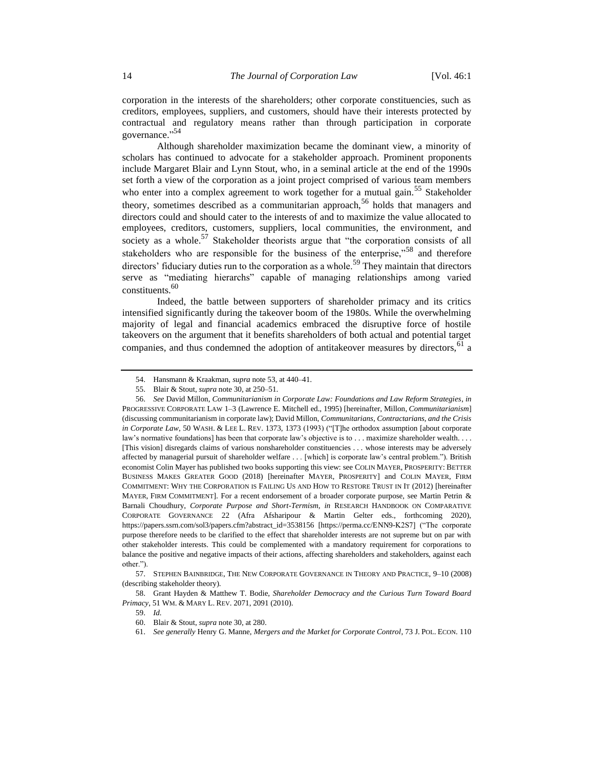corporation in the interests of the shareholders; other corporate constituencies, such as creditors, employees, suppliers, and customers, should have their interests protected by contractual and regulatory means rather than through participation in corporate governance."[54]

Although shareholder maximization became the dominant view, a minority of scholars has continued to advocate for a stakeholder approach. Prominent proponents include Margaret Blair and Lynn Stout, who, in a seminal article at the end of the 1990s set forth a view of the corporation as a joint project comprised of various team members who enter into a complex agreement to work together for a mutual gain.[55] Stakeholder theory, sometimes described as a communitarian approach,[56] holds that managers and directors could and should cater to the interests of and to maximize the value allocated to employees, creditors, customers, suppliers, local communities, the environment, and society as a whole.[57] Stakeholder theorists argue that "the corporation consists of all stakeholders who are responsible for the business of the enterprise,"[58] and therefore directors' fiduciary duties run to the corporation as a whole.[59] They maintain that directors serve as "mediating hierarchs" capable of managing relationships among varied constituents.[60]

Indeed, the battle between supporters of shareholder primacy and its critics intensified significantly during the takeover boom of the 1980s. While the overwhelming majority of legal and financial academics embraced the disruptive force of hostile takeovers on the argument that it benefits shareholders of both actual and potential target companies, and thus condemned the adoption of antitakeover measures by directors,[61] a

---

54. Hansmann & Kraakman, *supra* note 53, at 440–41.

55. Blair & Stout, *supra* note 30, at 250–51.

56. *See* David Millon, *Communitarianism in Corporate Law: Foundations and Law Reform Strategies*, *in* PROGRESSIVE CORPORATE LAW 1–3 (Lawrence E. Mitchell ed., 1995) [hereinafter, Millon, *Communitarianism*] (discussing communitarianism in corporate law); David Millon, *Communitarians, Contractarians, and the Crisis in Corporate Law*, 50 WASH. & LEE L. REV. 1373, 1373 (1993) ("[T]he orthodox assumption [about corporate law's normative foundations] has been that corporate law's objective is to . . . maximize shareholder wealth. . . . [This vision] disregards claims of various nonshareholder constituencies . . . whose interests may be adversely affected by managerial pursuit of shareholder welfare . . . [which] is corporate law's central problem."). British economist Colin Mayer has published two books supporting this view: see COLIN MAYER, PROSPERITY: BETTER BUSINESS MAKES GREATER GOOD (2018) [hereinafter MAYER, PROSPERITY] and COLIN MAYER, FIRM COMMITMENT: WHY THE CORPORATION IS FAILING US AND HOW TO RESTORE TRUST IN IT (2012) [hereinafter MAYER, FIRM COMMITMENT]. For a recent endorsement of a broader corporate purpose, see Martin Petrin & Barnali Choudhury, *Corporate Purpose and Short-Termism*, *in* RESEARCH HANDBOOK ON COMPARATIVE CORPORATE GOVERNANCE 22 (Afra Afsharipour & Martin Gelter eds., forthcoming 2020), https://papers.ssrn.com/sol3/papers.cfm?abstract_id=3538156 [https://perma.cc/ENN9-K2S7] ("The corporate purpose therefore needs to be clarified to the effect that shareholder interests are not supreme but on par with other stakeholder interests. This could be complemented with a mandatory requirement for corporations to balance the positive and negative impacts of their actions, affecting shareholders and stakeholders, against each other.").

57. STEPHEN BAINBRIDGE, THE NEW CORPORATE GOVERNANCE IN THEORY AND PRACTICE, 9–10 (2008) (describing stakeholder theory).

58. Grant Hayden & Matthew T. Bodie, *Shareholder Democracy and the Curious Turn Toward Board Primacy*, 51 WM. & MARY L. REV. 2071, 2091 (2010).

59. *Id.*

60. Blair & Stout, *supra* note 30, at 280.

61. *See generally* Henry G. Manne, *Mergers and the Market for Corporate Control*, 73 J. POL. ECON. 110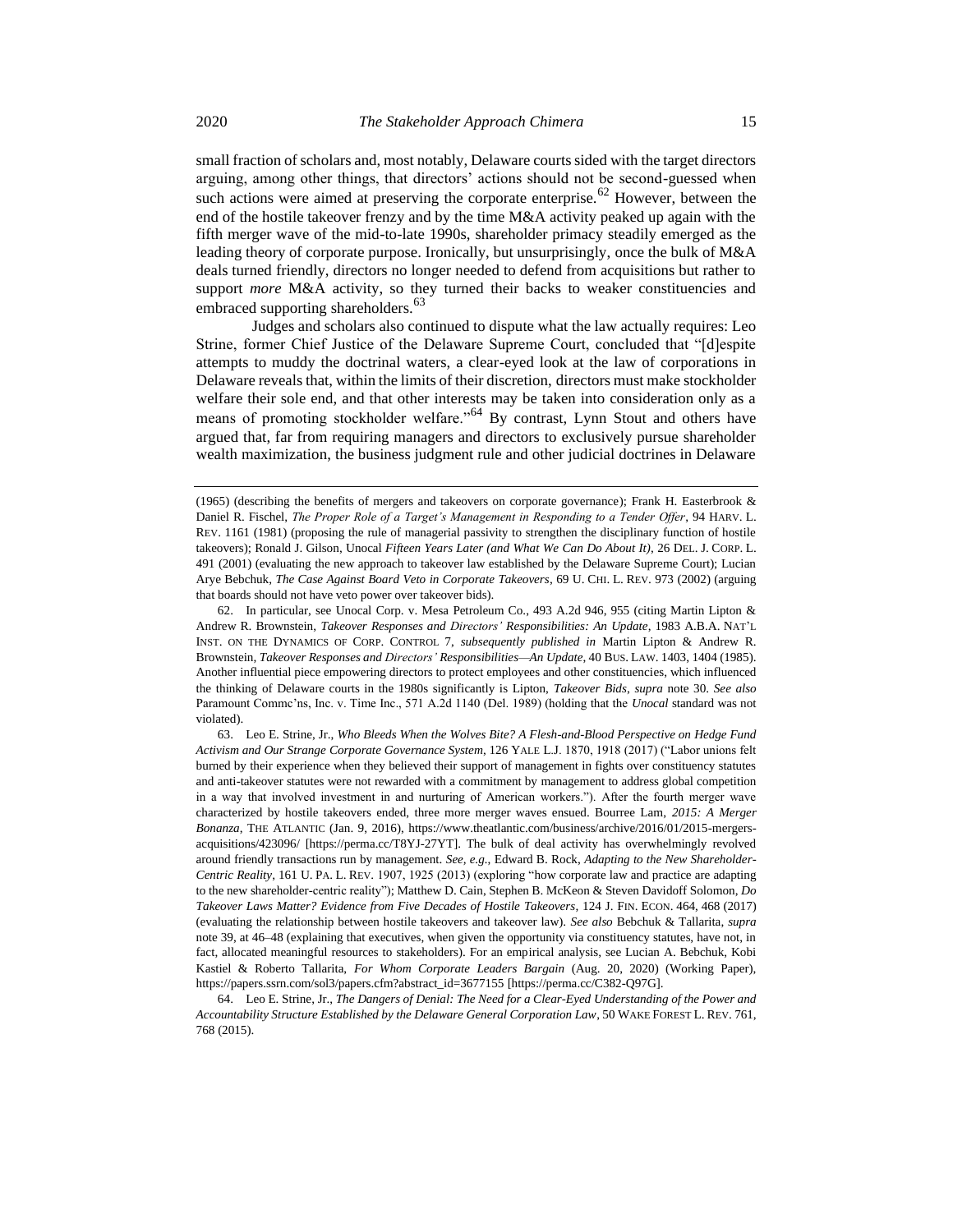small fraction of scholars and, most notably, Delaware courts sided with the target directors arguing, among other things, that directors' actions should not be second-guessed when such actions were aimed at preserving the corporate enterprise.[62] However, between the end of the hostile takeover frenzy and by the time M&A activity peaked up again with the fifth merger wave of the mid-to-late 1990s, shareholder primacy steadily emerged as the leading theory of corporate purpose. Ironically, but unsurprisingly, once the bulk of M&A deals turned friendly, directors no longer needed to defend from acquisitions but rather to support *more* M&A activity, so they turned their backs to weaker constituencies and embraced supporting shareholders.[63]

Judges and scholars also continued to dispute what the law actually requires: Leo Strine, former Chief Justice of the Delaware Supreme Court, concluded that "[d]espite attempts to muddy the doctrinal waters, a clear-eyed look at the law of corporations in Delaware reveals that, within the limits of their discretion, directors must make stockholder welfare their sole end, and that other interests may be taken into consideration only as a means of promoting stockholder welfare."[64] By contrast, Lynn Stout and others have argued that, far from requiring managers and directors to exclusively pursue shareholder wealth maximization, the business judgment rule and other judicial doctrines in Delaware

---

(1965) (describing the benefits of mergers and takeovers on corporate governance); Frank H. Easterbrook & Daniel R. Fischel, *The Proper Role of a Target's Management in Responding to a Tender Offer*, 94 HARV. L. REV. 1161 (1981) (proposing the rule of managerial passivity to strengthen the disciplinary function of hostile takeovers); Ronald J. Gilson, Unocal *Fifteen Years Later (and What We Can Do About It)*, 26 DEL. J. CORP. L. 491 (2001) (evaluating the new approach to takeover law established by the Delaware Supreme Court); Lucian Arye Bebchuk, *The Case Against Board Veto in Corporate Takeovers*, 69 U. CHI. L. REV. 973 (2002) (arguing that boards should not have veto power over takeover bids).

62. In particular, see Unocal Corp. v. Mesa Petroleum Co., 493 A.2d 946, 955 (citing Martin Lipton & Andrew R. Brownstein, *Takeover Responses and Directors' Responsibilities: An Update*, 1983 A.B.A. NAT'L INST. ON THE DYNAMICS OF CORP. CONTROL 7, *subsequently published in* Martin Lipton & Andrew R. Brownstein, *Takeover Responses and Directors' Responsibilities—An Update*, 40 BUS. LAW. 1403, 1404 (1985). Another influential piece empowering directors to protect employees and other constituencies, which influenced the thinking of Delaware courts in the 1980s significantly is Lipton, *Takeover Bids*, *supra* note 30. *See also* Paramount Commc'ns, Inc. v. Time Inc., 571 A.2d 1140 (Del. 1989) (holding that the *Unocal* standard was not violated).

63. Leo E. Strine, Jr., *Who Bleeds When the Wolves Bite? A Flesh-and-Blood Perspective on Hedge Fund Activism and Our Strange Corporate Governance System*, 126 YALE L.J. 1870, 1918 (2017) ("Labor unions felt burned by their experience when they believed their support of management in fights over constituency statutes and anti-takeover statutes were not rewarded with a commitment by management to address global competition in a way that involved investment in and nurturing of American workers."). After the fourth merger wave characterized by hostile takeovers ended, three more merger waves ensued. Bourree Lam, *2015: A Merger Bonanza*, THE ATLANTIC (Jan. 9, 2016), https://www.theatlantic.com/business/archive/2016/01/2015-mergers-acquisitions/423096/ [https://perma.cc/T8YJ-27YT]. The bulk of deal activity has overwhelmingly revolved around friendly transactions run by management. *See, e.g.*, Edward B. Rock, *Adapting to the New Shareholder-Centric Reality*, 161 U. PA. L. REV. 1907, 1925 (2013) (exploring "how corporate law and practice are adapting to the new shareholder-centric reality"); Matthew D. Cain, Stephen B. McKeon & Steven Davidoff Solomon, *Do Takeover Laws Matter? Evidence from Five Decades of Hostile Takeovers*, 124 J. FIN. ECON. 464, 468 (2017) (evaluating the relationship between hostile takeovers and takeover law). *See also* Bebchuk & Tallarita, *supra* note 39, at 46–48 (explaining that executives, when given the opportunity via constituency statutes, have not, in fact, allocated meaningful resources to stakeholders). For an empirical analysis, see Lucian A. Bebchuk, Kobi Kastiel & Roberto Tallarita, *For Whom Corporate Leaders Bargain* (Aug. 20, 2020) (Working Paper), https://papers.ssrn.com/sol3/papers.cfm?abstract_id=3677155 [https://perma.cc/C382-Q97G].

64. Leo E. Strine, Jr., *The Dangers of Denial: The Need for a Clear-Eyed Understanding of the Power and Accountability Structure Established by the Delaware General Corporation Law*, 50 WAKE FOREST L. REV. 761, 768 (2015).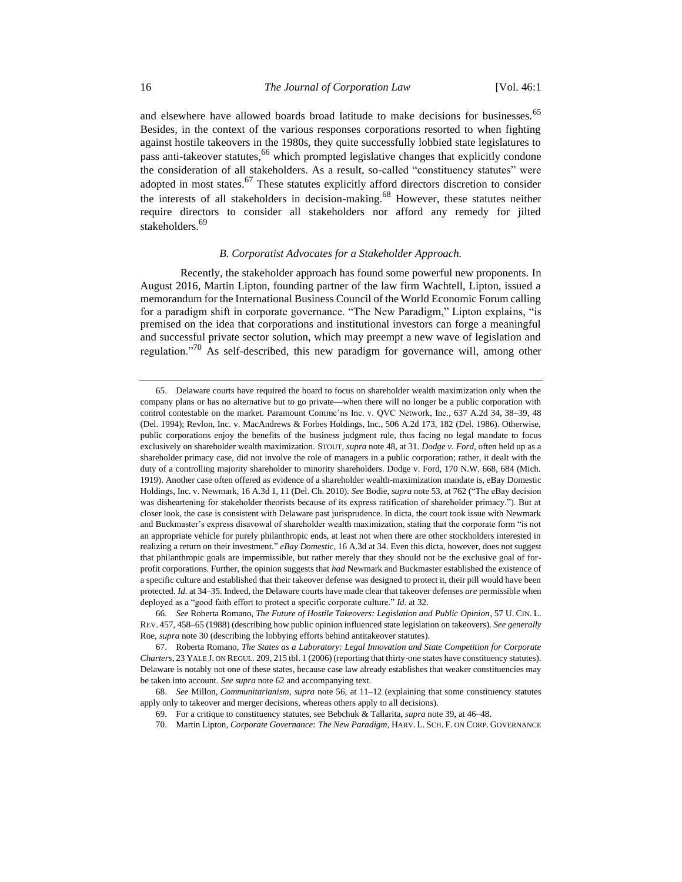and elsewhere have allowed boards broad latitude to make decisions for businesses.[65] Besides, in the context of the various responses corporations resorted to when fighting against hostile takeovers in the 1980s, they quite successfully lobbied state legislatures to pass anti-takeover statutes,[66] which prompted legislative changes that explicitly condone the consideration of all stakeholders. As a result, so-called "constituency statutes" were adopted in most states.[67] These statutes explicitly afford directors discretion to consider the interests of all stakeholders in decision-making.[68] However, these statutes neither require directors to consider all stakeholders nor afford any remedy for jilted stakeholders.[69]

### *B. Corporatist Advocates for a Stakeholder Approach.*

Recently, the stakeholder approach has found some powerful new proponents. In August 2016, Martin Lipton, founding partner of the law firm Wachtell, Lipton, issued a memorandum for the International Business Council of the World Economic Forum calling for a paradigm shift in corporate governance. "The New Paradigm," Lipton explains, "is premised on the idea that corporations and institutional investors can forge a meaningful and successful private sector solution, which may preempt a new wave of legislation and regulation."[70] As self-described, this new paradigm for governance will, among other

---

65. Delaware courts have required the board to focus on shareholder wealth maximization only when the company plans or has no alternative but to go private—when there will no longer be a public corporation with control contestable on the market. Paramount Commc'ns Inc. v. QVC Network, Inc., 637 A.2d 34, 38–39, 48 (Del. 1994); Revlon, Inc. v. MacAndrews & Forbes Holdings, Inc., 506 A.2d 173, 182 (Del. 1986). Otherwise, public corporations enjoy the benefits of the business judgment rule, thus facing no legal mandate to focus exclusively on shareholder wealth maximization. STOUT, *supra* note 48, at 31. *Dodge v. Ford*, often held up as a shareholder primacy case, did not involve the role of managers in a public corporation; rather, it dealt with the duty of a controlling majority shareholder to minority shareholders. Dodge v. Ford, 170 N.W. 668, 684 (Mich. 1919). Another case often offered as evidence of a shareholder wealth-maximization mandate is, eBay Domestic Holdings, Inc. v. Newmark, 16 A.3d 1, 11 (Del. Ch. 2010). *See* Bodie, *supra* note 53, at 762 ("The eBay decision was disheartening for stakeholder theorists because of its express ratification of shareholder primacy."). But at closer look, the case is consistent with Delaware past jurisprudence. In dicta, the court took issue with Newmark and Buckmaster's express disavowal of shareholder wealth maximization, stating that the corporate form "is not an appropriate vehicle for purely philanthropic ends, at least not when there are other stockholders interested in realizing a return on their investment." *eBay Domestic*, 16 A.3d at 34. Even this dicta, however, does not suggest that philanthropic goals are impermissible, but rather merely that they should not be the exclusive goal of for-profit corporations. Further, the opinion suggests that *had* Newmark and Buckmaster established the existence of a specific culture and established that their takeover defense was designed to protect it, their pill would have been protected. *Id.* at 34–35. Indeed, the Delaware courts have made clear that takeover defenses *are* permissible when deployed as a "good faith effort to protect a specific corporate culture." *Id.* at 32.

66. *See* Roberta Romano, *The Future of Hostile Takeovers: Legislation and Public Opinion*, 57 U. CIN. L. REV. 457, 458–65 (1988) (describing how public opinion influenced state legislation on takeovers). *See generally* Roe, *supra* note 30 (describing the lobbying efforts behind antitakeover statutes).

67. Roberta Romano, *The States as a Laboratory: Legal Innovation and State Competition for Corporate Charters*, 23 YALE J. ON REGUL. 209, 215 tbl. 1 (2006) (reporting that thirty-one states have constituency statutes). Delaware is notably not one of these states, because case law already establishes that weaker constituencies may be taken into account. *See supra* note 62 and accompanying text.

68. *See* Millon, *Communitarianism*, *supra* note 56, at 11–12 (explaining that some constituency statutes apply only to takeover and merger decisions, whereas others apply to all decisions).

69. For a critique to constituency statutes, see Bebchuk & Tallarita, *supra* note 39, at 46–48.

70. Martin Lipton, *Corporate Governance: The New Paradigm*, HARV. L. SCH. F. ON CORP. GOVERNANCE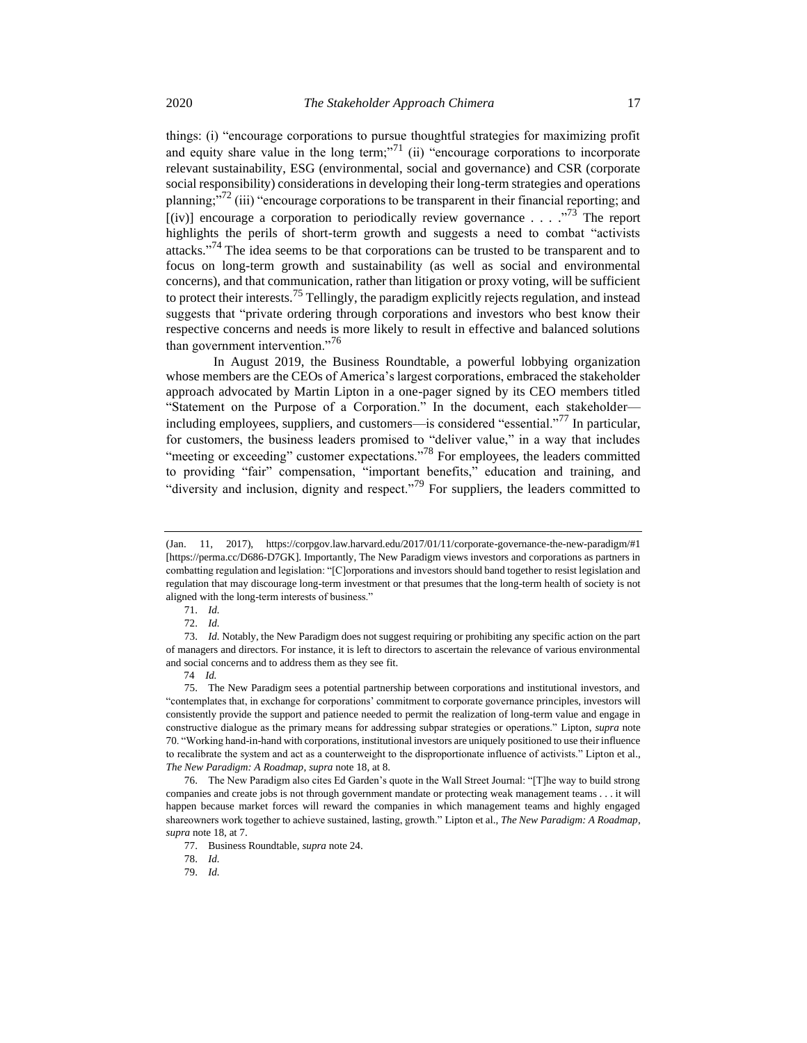things: (i) "encourage corporations to pursue thoughtful strategies for maximizing profit and equity share value in the long term;"[71] (ii) "encourage corporations to incorporate relevant sustainability, ESG (environmental, social and governance) and CSR (corporate social responsibility) considerations in developing their long-term strategies and operations planning;"[72] (iii) "encourage corporations to be transparent in their financial reporting; and [(iv)] encourage a corporation to periodically review governance . . . ."[73] The report highlights the perils of short-term growth and suggests a need to combat "activists attacks."[74] The idea seems to be that corporations can be trusted to be transparent and to focus on long-term growth and sustainability (as well as social and environmental concerns), and that communication, rather than litigation or proxy voting, will be sufficient to protect their interests.[75] Tellingly, the paradigm explicitly rejects regulation, and instead suggests that "private ordering through corporations and investors who best know their respective concerns and needs is more likely to result in effective and balanced solutions than government intervention."[76]

In August 2019, the Business Roundtable, a powerful lobbying organization whose members are the CEOs of America's largest corporations, embraced the stakeholder approach advocated by Martin Lipton in a one-pager signed by its CEO members titled "Statement on the Purpose of a Corporation." In the document, each stakeholder—including employees, suppliers, and customers—is considered "essential."[77] In particular, for customers, the business leaders promised to "deliver value," in a way that includes "meeting or exceeding" customer expectations."[78] For employees, the leaders committed to providing "fair" compensation, "important benefits," education and training, and "diversity and inclusion, dignity and respect."[79] For suppliers, the leaders committed to

---

(Jan. 11, 2017), https://corpgov.law.harvard.edu/2017/01/11/corporate-governance-the-new-paradigm/#1 [https://perma.cc/D686-D7GK]. Importantly, The New Paradigm views investors and corporations as partners in combatting regulation and legislation: "[C]orporations and investors should band together to resist legislation and regulation that may discourage long-term investment or that presumes that the long-term health of society is not aligned with the long-term interests of business."

71. *Id.*

72. *Id.*

73. *Id.* Notably, the New Paradigm does not suggest requiring or prohibiting any specific action on the part of managers and directors. For instance, it is left to directors to ascertain the relevance of various environmental and social concerns and to address them as they see fit.

74 *Id.*

75. The New Paradigm sees a potential partnership between corporations and institutional investors, and "contemplates that, in exchange for corporations' commitment to corporate governance principles, investors will consistently provide the support and patience needed to permit the realization of long-term value and engage in constructive dialogue as the primary means for addressing subpar strategies or operations." Lipton, *supra* note 70. "Working hand-in-hand with corporations, institutional investors are uniquely positioned to use their influence to recalibrate the system and act as a counterweight to the disproportionate influence of activists." Lipton et al., *The New Paradigm: A Roadmap*, *supra* note 18, at 8.

76. The New Paradigm also cites Ed Garden's quote in the Wall Street Journal: "[T]he way to build strong companies and create jobs is not through government mandate or protecting weak management teams . . . it will happen because market forces will reward the companies in which management teams and highly engaged shareowners work together to achieve sustained, lasting, growth." Lipton et al., *The New Paradigm: A Roadmap*, *supra* note 18, at 7.

77. Business Roundtable, *supra* note 24.

78. *Id.*

79. *Id.*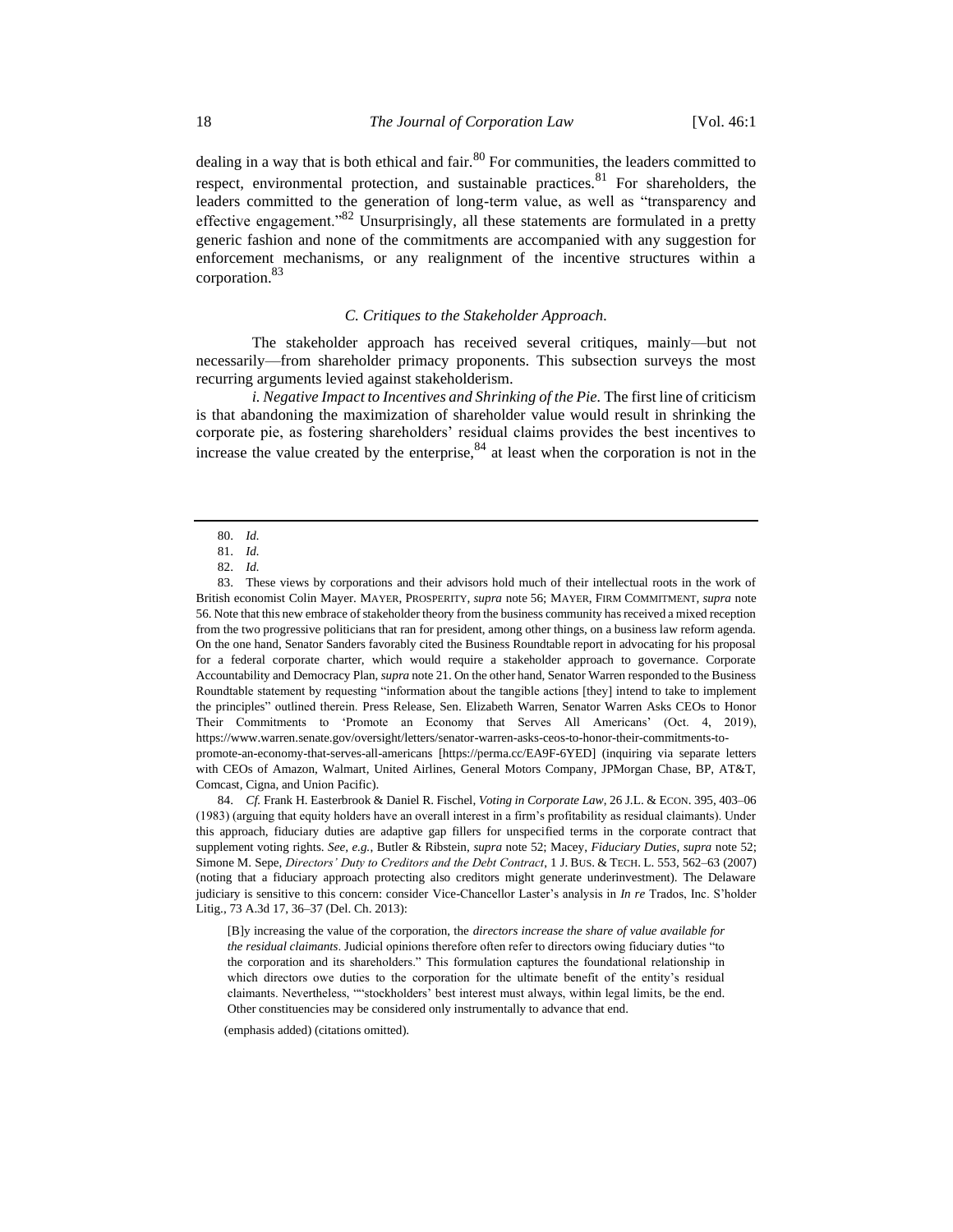dealing in a way that is both ethical and fair.[80] For communities, the leaders committed to respect, environmental protection, and sustainable practices.[81] For shareholders, the leaders committed to the generation of long-term value, as well as "transparency and effective engagement."[82] Unsurprisingly, all these statements are formulated in a pretty generic fashion and none of the commitments are accompanied with any suggestion for enforcement mechanisms, or any realignment of the incentive structures within a corporation.[83]

### *C. Critiques to the Stakeholder Approach.*

The stakeholder approach has received several critiques, mainly—but not necessarily—from shareholder primacy proponents. This subsection surveys the most recurring arguments levied against stakeholderism.

*i. Negative Impact to Incentives and Shrinking of the Pie.* The first line of criticism is that abandoning the maximization of shareholder value would result in shrinking the corporate pie, as fostering shareholders' residual claims provides the best incentives to increase the value created by the enterprise,[84] at least when the corporation is not in the

---

80. *Id.*

81. *Id.*

82. *Id.*

83. These views by corporations and their advisors hold much of their intellectual roots in the work of British economist Colin Mayer. MAYER, PROSPERITY, *supra* note 56; MAYER, FIRM COMMITMENT, *supra* note 56. Note that this new embrace of stakeholder theory from the business community has received a mixed reception from the two progressive politicians that ran for president, among other things, on a business law reform agenda. On the one hand, Senator Sanders favorably cited the Business Roundtable report in advocating for his proposal for a federal corporate charter, which would require a stakeholder approach to governance. Corporate Accountability and Democracy Plan, *supra* note 21. On the other hand, Senator Warren responded to the Business Roundtable statement by requesting "information about the tangible actions [they] intend to take to implement the principles" outlined therein. Press Release, Sen. Elizabeth Warren, Senator Warren Asks CEOs to Honor Their Commitments to 'Promote an Economy that Serves All Americans' (Oct. 4, 2019), https://www.warren.senate.gov/oversight/letters/senator-warren-asks-ceos-to-honor-their-commitments-to-promote-an-economy-that-serves-all-americans [https://perma.cc/EA9F-6YED] (inquiring via separate letters with CEOs of Amazon, Walmart, United Airlines, General Motors Company, JPMorgan Chase, BP, AT&T, Comcast, Cigna, and Union Pacific).

84. *Cf.* Frank H. Easterbrook & Daniel R. Fischel, *Voting in Corporate Law*, 26 J.L. & ECON. 395, 403–06 (1983) (arguing that equity holders have an overall interest in a firm's profitability as residual claimants). Under this approach, fiduciary duties are adaptive gap fillers for unspecified terms in the corporate contract that supplement voting rights. *See, e.g.*, Butler & Ribstein, *supra* note 52; Macey, *Fiduciary Duties*, *supra* note 52; Simone M. Sepe, *Directors' Duty to Creditors and the Debt Contract*, 1 J. BUS. & TECH. L. 553, 562–63 (2007) (noting that a fiduciary approach protecting also creditors might generate underinvestment). The Delaware judiciary is sensitive to this concern: consider Vice-Chancellor Laster's analysis in *In re* Trados, Inc. S'holder Litig., 73 A.3d 17, 36–37 (Del. Ch. 2013):

> [B]y increasing the value of the corporation, the *directors increase the share of value available for the residual claimants*. Judicial opinions therefore often refer to directors owing fiduciary duties "to the corporation and its shareholders." This formulation captures the foundational relationship in which directors owe duties to the corporation for the ultimate benefit of the entity's residual claimants. Nevertheless, "'stockholders' best interest must always, within legal limits, be the end. Other constituencies may be considered only instrumentally to advance that end.

(emphasis added) (citations omitted).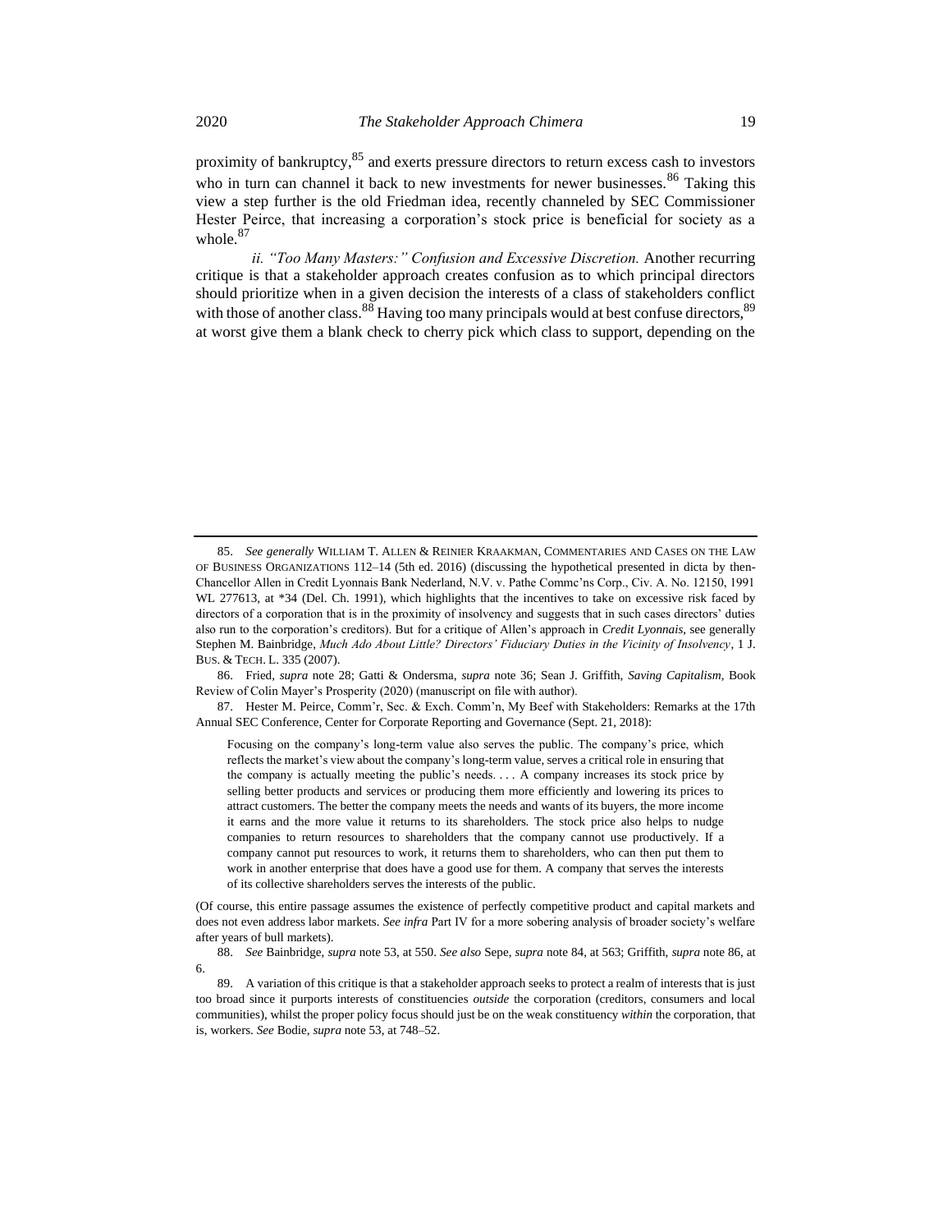proximity of bankruptcy,[85] and exerts pressure directors to return excess cash to investors who in turn can channel it back to new investments for newer businesses.[86] Taking this view a step further is the old Friedman idea, recently channeled by SEC Commissioner Hester Peirce, that increasing a corporation's stock price is beneficial for society as a whole.[87]

*ii. "Too Many Masters:" Confusion and Excessive Discretion.* Another recurring critique is that a stakeholder approach creates confusion as to which principal directors should prioritize when in a given decision the interests of a class of stakeholders conflict with those of another class.[88] Having too many principals would at best confuse directors,[89] at worst give them a blank check to cherry pick which class to support, depending on the

---

85. *See generally* WILLIAM T. ALLEN & REINIER KRAAKMAN, COMMENTARIES AND CASES ON THE LAW OF BUSINESS ORGANIZATIONS 112–14 (5th ed. 2016) (discussing the hypothetical presented in dicta by then-Chancellor Allen in Credit Lyonnais Bank Nederland, N.V. v. Pathe Commc'ns Corp., Civ. A. No. 12150, 1991 WL 277613, at *34 (Del. Ch. 1991), which highlights that the incentives to take on excessive risk faced by directors of a corporation that is in the proximity of insolvency and suggests that in such cases directors' duties also run to the corporation's creditors). But for a critique of Allen's approach in *Credit Lyonnais*, see generally Stephen M. Bainbridge, *Much Ado About Little? Directors' Fiduciary Duties in the Vicinity of Insolvency*, 1 J. BUS. & TECH. L. 335 (2007).

86. Fried, *supra* note 28; Gatti & Ondersma, *supra* note 36; Sean J. Griffith, *Saving Capitalism*, Book Review of Colin Mayer's Prosperity (2020) (manuscript on file with author).

87. Hester M. Peirce, Comm'r, Sec. & Exch. Comm'n, My Beef with Stakeholders: Remarks at the 17th Annual SEC Conference, Center for Corporate Reporting and Governance (Sept. 21, 2018):

> Focusing on the company's long-term value also serves the public. The company's price, which reflects the market's view about the company's long-term value, serves a critical role in ensuring that the company is actually meeting the public's needs. . . . A company increases its stock price by selling better products and services or producing them more efficiently and lowering its prices to attract customers. The better the company meets the needs and wants of its buyers, the more income it earns and the more value it returns to its shareholders. The stock price also helps to nudge companies to return resources to shareholders that the company cannot use productively. If a company cannot put resources to work, it returns them to shareholders, who can then put them to work in another enterprise that does have a good use for them. A company that serves the interests of its collective shareholders serves the interests of the public.

(Of course, this entire passage assumes the existence of perfectly competitive product and capital markets and does not even address labor markets. *See infra* Part IV for a more sobering analysis of broader society's welfare after years of bull markets).

88. *See* Bainbridge, *supra* note 53, at 550. *See also* Sepe, *supra* note 84, at 563; Griffith, *supra* note 86, at 6.

89. A variation of this critique is that a stakeholder approach seeks to protect a realm of interests that is just too broad since it purports interests of constituencies *outside* the corporation (creditors, consumers and local communities), whilst the proper policy focus should just be on the weak constituency *within* the corporation, that is, workers. *See* Bodie, *supra* note 53, at 748–52.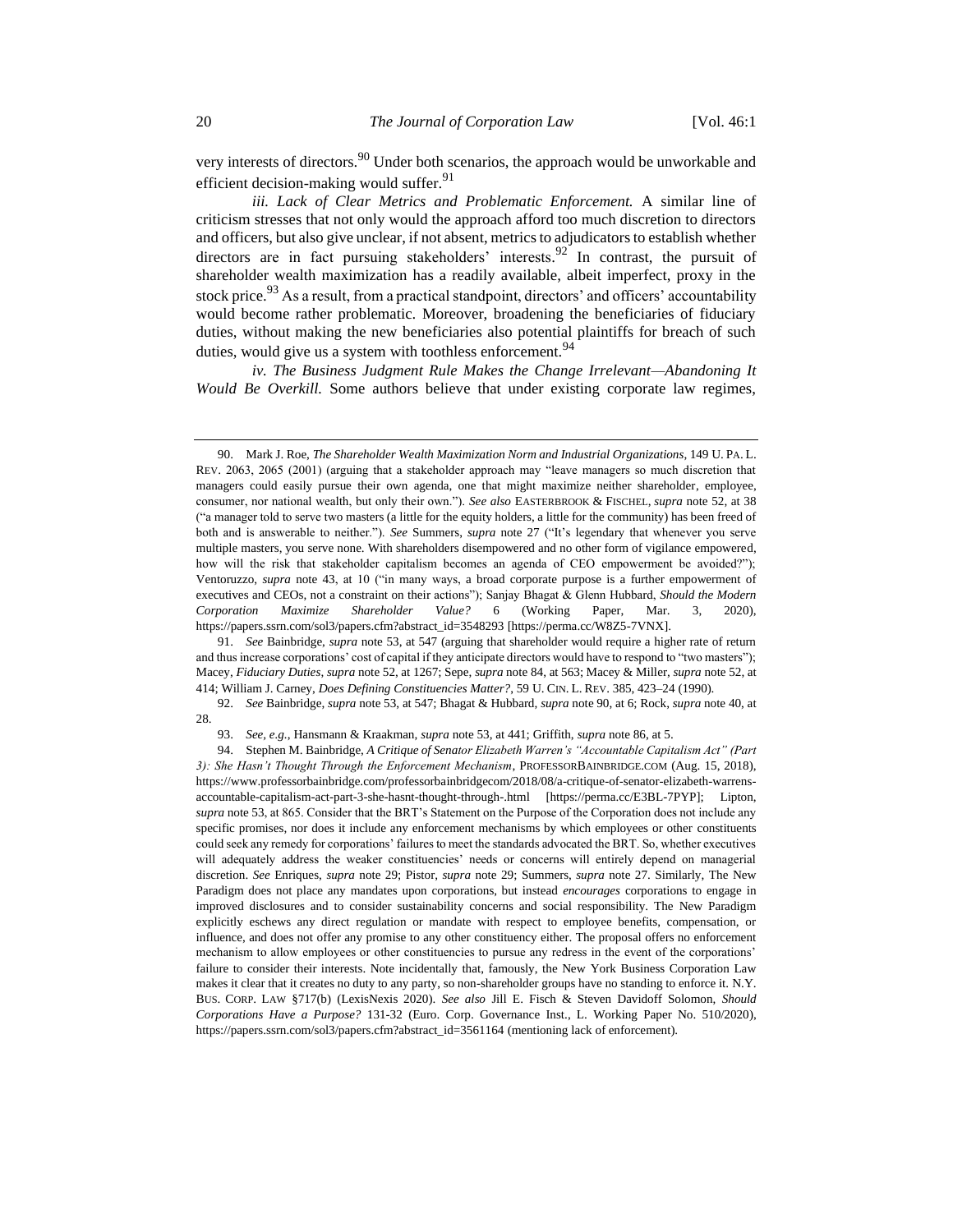very interests of directors.[90] Under both scenarios, the approach would be unworkable and efficient decision-making would suffer.[91]

*iii. Lack of Clear Metrics and Problematic Enforcement.* A similar line of criticism stresses that not only would the approach afford too much discretion to directors and officers, but also give unclear, if not absent, metrics to adjudicators to establish whether directors are in fact pursuing stakeholders' interests.[92] In contrast, the pursuit of shareholder wealth maximization has a readily available, albeit imperfect, proxy in the stock price.[93] As a result, from a practical standpoint, directors' and officers' accountability would become rather problematic. Moreover, broadening the beneficiaries of fiduciary duties, without making the new beneficiaries also potential plaintiffs for breach of such duties, would give us a system with toothless enforcement.[94]

*iv. The Business Judgment Rule Makes the Change Irrelevant—Abandoning It Would Be Overkill.* Some authors believe that under existing corporate law regimes,

---

90. Mark J. Roe, *The Shareholder Wealth Maximization Norm and Industrial Organizations*, 149 U. PA. L. REV. 2063, 2065 (2001) (arguing that a stakeholder approach may "leave managers so much discretion that managers could easily pursue their own agenda, one that might maximize neither shareholder, employee, consumer, nor national wealth, but only their own."). *See also* EASTERBROOK & FISCHEL, *supra* note 52, at 38 ("a manager told to serve two masters (a little for the equity holders, a little for the community) has been freed of both and is answerable to neither."). *See* Summers, *supra* note 27 ("It's legendary that whenever you serve multiple masters, you serve none. With shareholders disempowered and no other form of vigilance empowered, how will the risk that stakeholder capitalism becomes an agenda of CEO empowerment be avoided?"); Ventoruzzo, *supra* note 43, at 10 ("in many ways, a broad corporate purpose is a further empowerment of executives and CEOs, not a constraint on their actions"); Sanjay Bhagat & Glenn Hubbard, *Should the Modern Corporation Maximize Shareholder Value?* 6 (Working Paper, Mar. 3, 2020), https://papers.ssrn.com/sol3/papers.cfm?abstract_id=3548293 [https://perma.cc/W8Z5-7VNX].

91. *See* Bainbridge, *supra* note 53, at 547 (arguing that shareholder would require a higher rate of return and thus increase corporations' cost of capital if they anticipate directors would have to respond to "two masters"); Macey, *Fiduciary Duties*, *supra* note 52, at 1267; Sepe, *supra* note 84, at 563; Macey & Miller, *supra* note 52, at 414; William J. Carney, *Does Defining Constituencies Matter?*, 59 U. CIN. L. REV. 385, 423–24 (1990).

92. *See* Bainbridge, *supra* note 53, at 547; Bhagat & Hubbard, *supra* note 90, at 6; Rock, *supra* note 40, at 28.

93. *See, e.g.*, Hansmann & Kraakman, *supra* note 53, at 441; Griffith, *supra* note 86, at 5.

94. Stephen M. Bainbridge, *A Critique of Senator Elizabeth Warren's "Accountable Capitalism Act" (Part 3): She Hasn't Thought Through the Enforcement Mechanism*, PROFESSORBAINBRIDGE.COM (Aug. 15, 2018), https://www.professorbainbridge.com/professorbainbridgecom/2018/08/a-critique-of-senator-elizabeth-warrens-accountable-capitalism-act-part-3-she-hasnt-thought-through-.html [https://perma.cc/E3BL-7PYP]; Lipton, *supra* note 53, at 865. Consider that the BRT's Statement on the Purpose of the Corporation does not include any specific promises, nor does it include any enforcement mechanisms by which employees or other constituents could seek any remedy for corporations' failures to meet the standards advocated the BRT. So, whether executives will adequately address the weaker constituencies' needs or concerns will entirely depend on managerial discretion. *See* Enriques, *supra* note 29; Pistor, *supra* note 29; Summers, *supra* note 27. Similarly, The New Paradigm does not place any mandates upon corporations, but instead *encourages* corporations to engage in improved disclosures and to consider sustainability concerns and social responsibility. The New Paradigm explicitly eschews any direct regulation or mandate with respect to employee benefits, compensation, or influence, and does not offer any promise to any other constituency either. The proposal offers no enforcement mechanism to allow employees or other constituencies to pursue any redress in the event of the corporations' failure to consider their interests. Note incidentally that, famously, the New York Business Corporation Law makes it clear that it creates no duty to any party, so non-shareholder groups have no standing to enforce it. N.Y. BUS. CORP. LAW §717(b) (LexisNexis 2020). *See also* Jill E. Fisch & Steven Davidoff Solomon, *Should Corporations Have a Purpose?* 131-32 (Euro. Corp. Governance Inst., L. Working Paper No. 510/2020), https://papers.ssrn.com/sol3/papers.cfm?abstract_id=3561164 (mentioning lack of enforcement).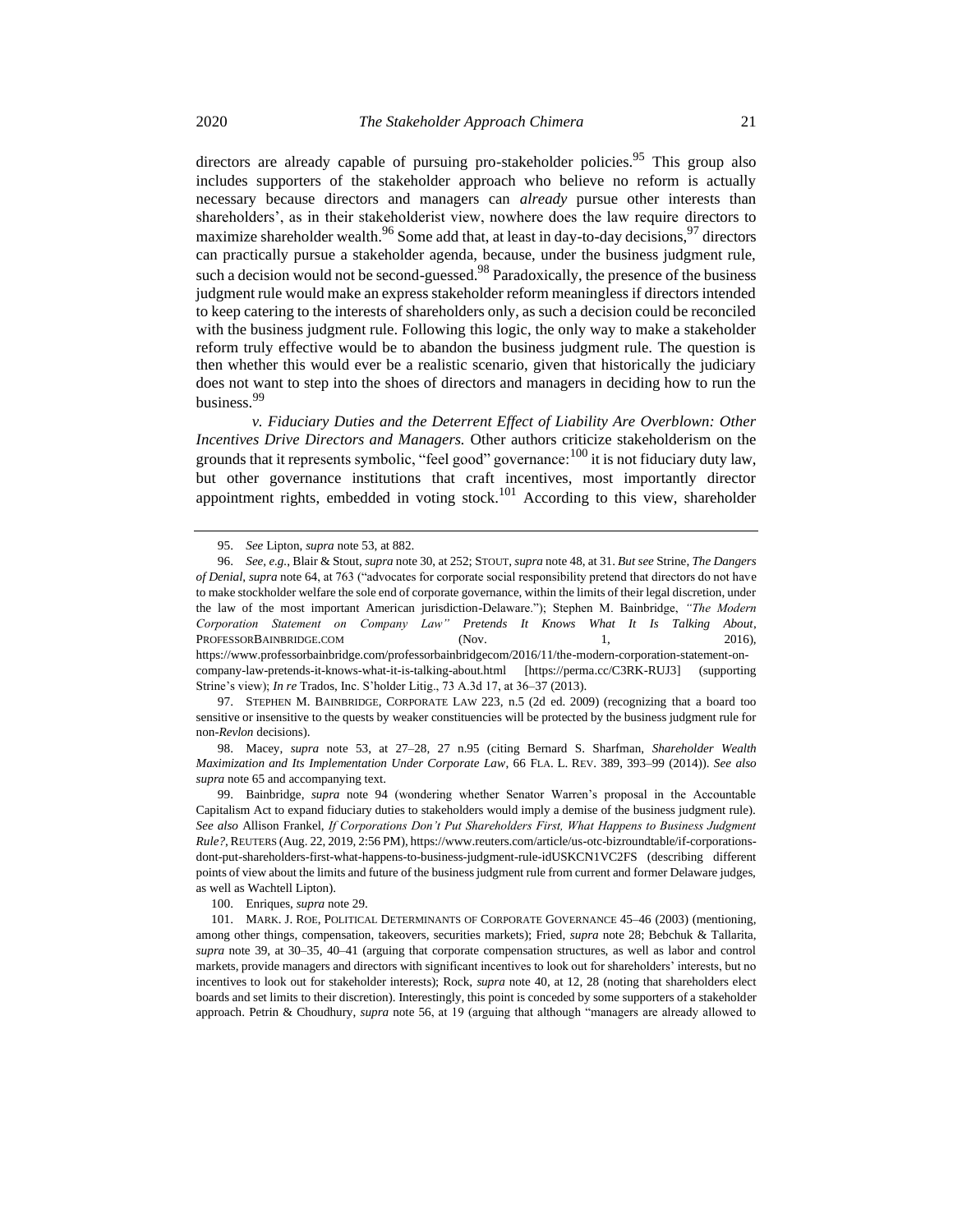directors are already capable of pursuing pro-stakeholder policies.[95] This group also includes supporters of the stakeholder approach who believe no reform is actually necessary because directors and managers can *already* pursue other interests than shareholders', as in their stakeholderist view, nowhere does the law require directors to maximize shareholder wealth.[96] Some add that, at least in day-to-day decisions,[97] directors can practically pursue a stakeholder agenda, because, under the business judgment rule, such a decision would not be second-guessed.[98] Paradoxically, the presence of the business judgment rule would make an express stakeholder reform meaningless if directors intended to keep catering to the interests of shareholders only, as such a decision could be reconciled with the business judgment rule. Following this logic, the only way to make a stakeholder reform truly effective would be to abandon the business judgment rule. The question is then whether this would ever be a realistic scenario, given that historically the judiciary does not want to step into the shoes of directors and managers in deciding how to run the business.[99]

*v. Fiduciary Duties and the Deterrent Effect of Liability Are Overblown: Other Incentives Drive Directors and Managers.* Other authors criticize stakeholderism on the grounds that it represents symbolic, "feel good" governance:[100] it is not fiduciary duty law, but other governance institutions that craft incentives, most importantly director appointment rights, embedded in voting stock.[101] According to this view, shareholder

---

95. *See* Lipton, *supra* note 53, at 882.

96. *See, e.g.*, Blair & Stout, *supra* note 30, at 252; STOUT, *supra* note 48, at 31. *But see* Strine, *The Dangers of Denial*, *supra* note 64, at 763 ("advocates for corporate social responsibility pretend that directors do not have to make stockholder welfare the sole end of corporate governance, within the limits of their legal discretion, under the law of the most important American jurisdiction-Delaware."); Stephen M. Bainbridge, *"The Modern Corporation Statement on Company Law" Pretends It Knows What It Is Talking About*, PROFESSORBAINBRIDGE.COM (Nov. 1, 2016), https://www.professorbainbridge.com/professorbainbridgecom/2016/11/the-modern-corporation-statement-on-company-law-pretends-it-knows-what-it-is-talking-about.html [https://perma.cc/C3RK-RUJ3] (supporting Strine's view); *In re* Trados, Inc. S'holder Litig., 73 A.3d 17, at 36–37 (2013).

97. STEPHEN M. BAINBRIDGE, CORPORATE LAW 223, n.5 (2d ed. 2009) (recognizing that a board too sensitive or insensitive to the quests by weaker constituencies will be protected by the business judgment rule for non-*Revlon* decisions).

98. Macey, *supra* note 53, at 27–28, 27 n.95 (citing Bernard S. Sharfman, *Shareholder Wealth Maximization and Its Implementation Under Corporate Law*, 66 FLA. L. REV. 389, 393–99 (2014)). *See also supra* note 65 and accompanying text.

99. Bainbridge, *supra* note 94 (wondering whether Senator Warren's proposal in the Accountable Capitalism Act to expand fiduciary duties to stakeholders would imply a demise of the business judgment rule). *See also* Allison Frankel, *If Corporations Don't Put Shareholders First, What Happens to Business Judgment Rule?*, REUTERS (Aug. 22, 2019, 2:56 PM), https://www.reuters.com/article/us-otc-bizroundtable/if-corporations-dont-put-shareholders-first-what-happens-to-business-judgment-rule-idUSKCN1VC2FS (describing different points of view about the limits and future of the business judgment rule from current and former Delaware judges, as well as Wachtell Lipton).

100. Enriques, *supra* note 29.

101. MARK. J. ROE, POLITICAL DETERMINANTS OF CORPORATE GOVERNANCE 45–46 (2003) (mentioning, among other things, compensation, takeovers, securities markets); Fried, *supra* note 28; Bebchuk & Tallarita, *supra* note 39, at 30–35, 40–41 (arguing that corporate compensation structures, as well as labor and control markets, provide managers and directors with significant incentives to look out for shareholders' interests, but no incentives to look out for stakeholder interests); Rock, *supra* note 40, at 12, 28 (noting that shareholders elect boards and set limits to their discretion). Interestingly, this point is conceded by some supporters of a stakeholder approach. Petrin & Choudhury, *supra* note 56, at 19 (arguing that although "managers are already allowed to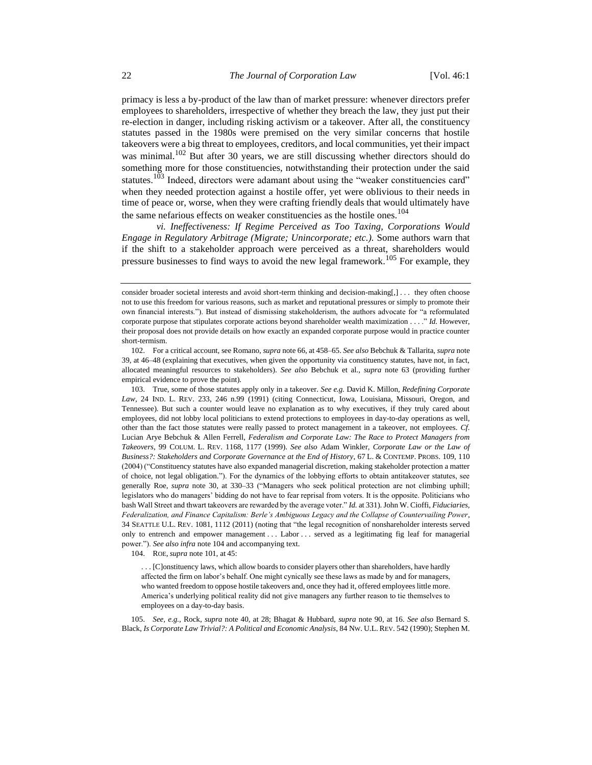primacy is less a by-product of the law than of market pressure: whenever directors prefer employees to shareholders, irrespective of whether they breach the law, they just put their re-election in danger, including risking activism or a takeover. After all, the constituency statutes passed in the 1980s were premised on the very similar concerns that hostile takeovers were a big threat to employees, creditors, and local communities, yet their impact was minimal.[102] But after 30 years, we are still discussing whether directors should do something more for those constituencies, notwithstanding their protection under the said statutes.[103] Indeed, directors were adamant about using the "weaker constituencies card" when they needed protection against a hostile offer, yet were oblivious to their needs in time of peace or, worse, when they were crafting friendly deals that would ultimately have the same nefarious effects on weaker constituencies as the hostile ones.[104]

*vi. Ineffectiveness: If Regime Perceived as Too Taxing, Corporations Would Engage in Regulatory Arbitrage (Migrate; Unincorporate; etc.).* Some authors warn that if the shift to a stakeholder approach were perceived as a threat, shareholders would pressure businesses to find ways to avoid the new legal framework.[105] For example, they

---

consider broader societal interests and avoid short-term thinking and decision-making[,] . . . they often choose not to use this freedom for various reasons, such as market and reputational pressures or simply to promote their own financial interests."). But instead of dismissing stakeholderism, the authors advocate for "a reformulated corporate purpose that stipulates corporate actions beyond shareholder wealth maximization . . . ." *Id.* However, their proposal does not provide details on how exactly an expanded corporate purpose would in practice counter short-termism.

102. For a critical account, see Romano, *supra* note 66, at 458–65. *See also* Bebchuk & Tallarita, *supra* note 39, at 46–48 (explaining that executives, when given the opportunity via constituency statutes, have not, in fact, allocated meaningful resources to stakeholders). *See also* Bebchuk et al., *supra* note 63 (providing further empirical evidence to prove the point).

103. True, some of those statutes apply only in a takeover. *See e.g.* David K. Millon, *Redefining Corporate Law*, 24 IND. L. REV. 233, 246 n.99 (1991) (citing Connecticut, Iowa, Louisiana, Missouri, Oregon, and Tennessee). But such a counter would leave no explanation as to why executives, if they truly cared about employees, did not lobby local politicians to extend protections to employees in day-to-day operations as well, other than the fact those statutes were really passed to protect management in a takeover, not employees. *Cf.* Lucian Arye Bebchuk & Allen Ferrell, *Federalism and Corporate Law: The Race to Protect Managers from Takeovers*, 99 COLUM. L. REV. 1168, 1177 (1999). *See also* Adam Winkler, *Corporate Law or the Law of Business?: Stakeholders and Corporate Governance at the End of History*, 67 L. & CONTEMP. PROBS. 109, 110 (2004) ("Constituency statutes have also expanded managerial discretion, making stakeholder protection a matter of choice, not legal obligation."). For the dynamics of the lobbying efforts to obtain antitakeover statutes, see generally Roe, *supra* note 30, at 330–33 ("Managers who seek political protection are not climbing uphill; legislators who do managers' bidding do not have to fear reprisal from voters. It is the opposite. Politicians who bash Wall Street and thwart takeovers are rewarded by the average voter." *Id.* at 331). John W. Cioffi, *Fiduciaries, Federalization, and Finance Capitalism: Berle's Ambiguous Legacy and the Collapse of Countervailing Power*, 34 SEATTLE U.L. REV. 1081, 1112 (2011) (noting that "the legal recognition of nonshareholder interests served only to entrench and empower management . . . Labor . . . served as a legitimating fig leaf for managerial power."). *See also infra* note 104 and accompanying text.

104. ROE, *supra* note 101, at 45:

> . . . [C]onstituency laws, which allow boards to consider players other than shareholders, have hardly affected the firm on labor's behalf. One might cynically see these laws as made by and for managers, who wanted freedom to oppose hostile takeovers and, once they had it, offered employees little more. America's underlying political reality did not give managers any further reason to tie themselves to employees on a day-to-day basis.

105. *See, e.g.*, Rock, *supra* note 40, at 28; Bhagat & Hubbard, *supra* note 90, at 16. *See also* Bernard S. Black, *Is Corporate Law Trivial?: A Political and Economic Analysis*, 84 NW. U.L. REV. 542 (1990); Stephen M.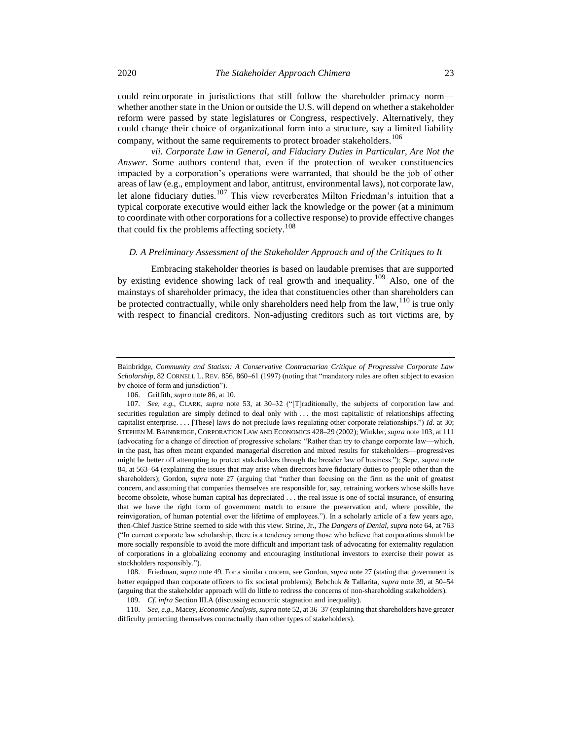could reincorporate in jurisdictions that still follow the shareholder primacy norm—whether another state in the Union or outside the U.S. will depend on whether a stakeholder reform were passed by state legislatures or Congress, respectively. Alternatively, they could change their choice of organizational form into a structure, say a limited liability company, without the same requirements to protect broader stakeholders.[106]

*vii. Corporate Law in General, and Fiduciary Duties in Particular, Are Not the Answer.* Some authors contend that, even if the protection of weaker constituencies impacted by a corporation's operations were warranted, that should be the job of other areas of law (e.g., employment and labor, antitrust, environmental laws), not corporate law, let alone fiduciary duties.[107] This view reverberates Milton Friedman's intuition that a typical corporate executive would either lack the knowledge or the power (at a minimum to coordinate with other corporations for a collective response) to provide effective changes that could fix the problems affecting society.[108]

### *D. A Preliminary Assessment of the Stakeholder Approach and of the Critiques to It*

Embracing stakeholder theories is based on laudable premises that are supported by existing evidence showing lack of real growth and inequality.[109] Also, one of the mainstays of shareholder primacy, the idea that constituencies other than shareholders can be protected contractually, while only shareholders need help from the law,[110] is true only with respect to financial creditors. Non-adjusting creditors such as tort victims are, by

---

Bainbridge, *Community and Statism: A Conservative Contractarian Critique of Progressive Corporate Law Scholarship*, 82 CORNELL L. REV. 856, 860–61 (1997) (noting that "mandatory rules are often subject to evasion by choice of form and jurisdiction").

106. Griffith, *supra* note 86, at 10.

107. *See, e.g.*, CLARK, *supra* note 53, at 30–32 ("[T]raditionally, the subjects of corporation law and securities regulation are simply defined to deal only with . . . the most capitalistic of relationships affecting capitalist enterprise. . . . [These] laws do not preclude laws regulating other corporate relationships.") *Id.* at 30; STEPHEN M. BAINBRIDGE, CORPORATION LAW AND ECONOMICS 428–29 (2002); Winkler, *supra* note 103, at 111 (advocating for a change of direction of progressive scholars: "Rather than try to change corporate law—which, in the past, has often meant expanded managerial discretion and mixed results for stakeholders—progressives might be better off attempting to protect stakeholders through the broader law of business."); Sepe, *supra* note 84, at 563–64 (explaining the issues that may arise when directors have fiduciary duties to people other than the shareholders); Gordon, *supra* note 27 (arguing that "rather than focusing on the firm as the unit of greatest concern, and assuming that companies themselves are responsible for, say, retraining workers whose skills have become obsolete, whose human capital has depreciated . . . the real issue is one of social insurance, of ensuring that we have the right form of government match to ensure the preservation and, where possible, the reinvigoration, of human potential over the lifetime of employees."). In a scholarly article of a few years ago, then-Chief Justice Strine seemed to side with this view. Strine, Jr., *The Dangers of Denial*, *supra* note 64, at 763 ("In current corporate law scholarship, there is a tendency among those who believe that corporations should be more socially responsible to avoid the more difficult and important task of advocating for externality regulation of corporations in a globalizing economy and encouraging institutional investors to exercise their power as stockholders responsibly.").

108. Friedman, *supra* note 49. For a similar concern, see Gordon, *supra* note 27 (stating that government is better equipped than corporate officers to fix societal problems); Bebchuk & Tallarita, *supra* note 39, at 50–54 (arguing that the stakeholder approach will do little to redress the concerns of non-shareholding stakeholders).

109. *Cf. infra* Section III.A (discussing economic stagnation and inequality).

110. *See, e.g.*, Macey, *Economic Analysis*, *supra* note 52, at 36–37 (explaining that shareholders have greater difficulty protecting themselves contractually than other types of stakeholders).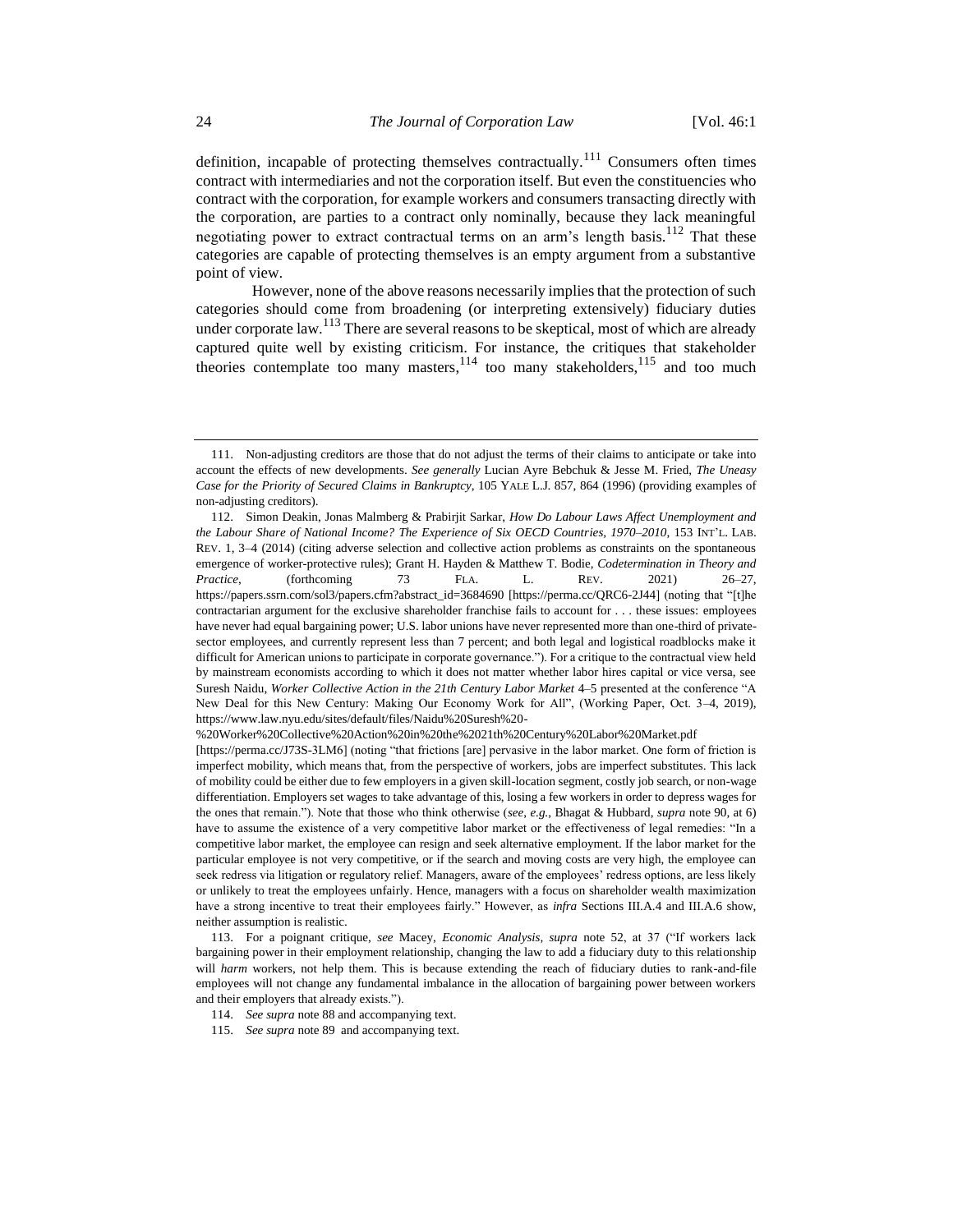definition, incapable of protecting themselves contractually.[111] Consumers often times contract with intermediaries and not the corporation itself. But even the constituencies who contract with the corporation, for example workers and consumers transacting directly with the corporation, are parties to a contract only nominally, because they lack meaningful negotiating power to extract contractual terms on an arm's length basis.[112] That these categories are capable of protecting themselves is an empty argument from a substantive point of view.

However, none of the above reasons necessarily implies that the protection of such categories should come from broadening (or interpreting extensively) fiduciary duties under corporate law.[113] There are several reasons to be skeptical, most of which are already captured quite well by existing criticism. For instance, the critiques that stakeholder theories contemplate too many masters,[114] too many stakeholders,[115] and too much

---

111. Non-adjusting creditors are those that do not adjust the terms of their claims to anticipate or take into account the effects of new developments. *See generally* Lucian Ayre Bebchuk & Jesse M. Fried, *The Uneasy Case for the Priority of Secured Claims in Bankruptcy*, 105 YALE L.J. 857, 864 (1996) (providing examples of non-adjusting creditors).

112. Simon Deakin, Jonas Malmberg & Prabirjit Sarkar, *How Do Labour Laws Affect Unemployment and the Labour Share of National Income? The Experience of Six OECD Countries, 1970–2010*, 153 INT'L. LAB. REV. 1, 3–4 (2014) (citing adverse selection and collective action problems as constraints on the spontaneous emergence of worker-protective rules); Grant H. Hayden & Matthew T. Bodie, *Codetermination in Theory and Practice*, (forthcoming 73 FLA. L. REV. 2021) 26–27, https://papers.ssrn.com/sol3/papers.cfm?abstract_id=3684690 [https://perma.cc/QRC6-2J44] (noting that "[t]he contractarian argument for the exclusive shareholder franchise fails to account for . . . these issues: employees have never had equal bargaining power; U.S. labor unions have never represented more than one-third of private-sector employees, and currently represent less than 7 percent; and both legal and logistical roadblocks make it difficult for American unions to participate in corporate governance."). For a critique to the contractual view held by mainstream economists according to which it does not matter whether labor hires capital or vice versa, see Suresh Naidu, *Worker Collective Action in the 21th Century Labor Market* 4–5 presented at the conference "A New Deal for this New Century: Making Our Economy Work for All", (Working Paper, Oct. 3–4, 2019), https://www.law.nyu.edu/sites/default/files/Naidu%20Suresh%20-%20Worker%20Collective%20Action%20in%20the%2021th%20Century%20Labor%20Market.pdf [https://perma.cc/J73S-3LM6] (noting "that frictions [are] pervasive in the labor market. One form of friction is imperfect mobility, which means that, from the perspective of workers, jobs are imperfect substitutes. This lack of mobility could be either due to few employers in a given skill-location segment, costly job search, or non-wage differentiation. Employers set wages to take advantage of this, losing a few workers in order to depress wages for the ones that remain."). Note that those who think otherwise (*see, e.g.*, Bhagat & Hubbard, *supra* note 90, at 6) have to assume the existence of a very competitive labor market or the effectiveness of legal remedies: "In a competitive labor market, the employee can resign and seek alternative employment. If the labor market for the particular employee is not very competitive, or if the search and moving costs are very high, the employee can seek redress via litigation or regulatory relief. Managers, aware of the employees' redress options, are less likely or unlikely to treat the employees unfairly. Hence, managers with a focus on shareholder wealth maximization have a strong incentive to treat their employees fairly." However, as *infra* Sections III.A.4 and III.A.6 show, neither assumption is realistic.

113. For a poignant critique, *see* Macey, *Economic Analysis*, *supra* note 52, at 37 ("If workers lack bargaining power in their employment relationship, changing the law to add a fiduciary duty to this relationship will *harm* workers, not help them. This is because extending the reach of fiduciary duties to rank-and-file employees will not change any fundamental imbalance in the allocation of bargaining power between workers and their employers that already exists.").

114. *See supra* note 88 and accompanying text.

115. *See supra* note 89 and accompanying text.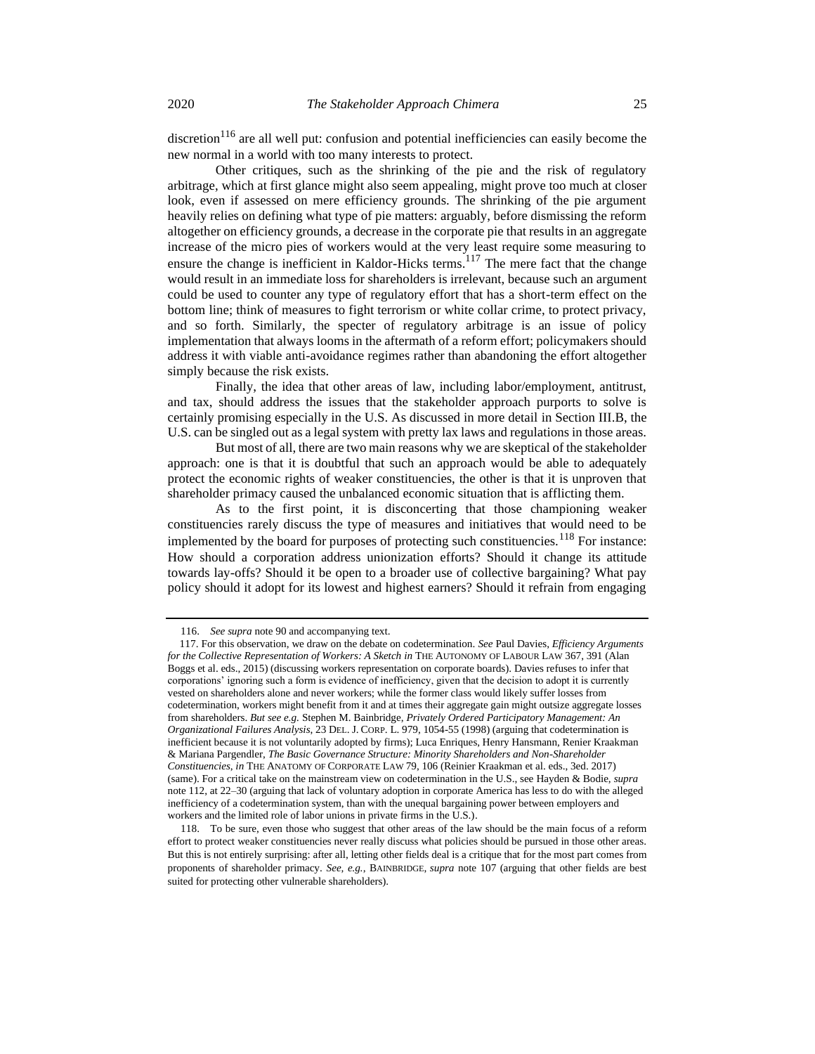discretion[116] are all well put: confusion and potential inefficiencies can easily become the new normal in a world with too many interests to protect.

Other critiques, such as the shrinking of the pie and the risk of regulatory arbitrage, which at first glance might also seem appealing, might prove too much at closer look, even if assessed on mere efficiency grounds. The shrinking of the pie argument heavily relies on defining what type of pie matters: arguably, before dismissing the reform altogether on efficiency grounds, a decrease in the corporate pie that results in an aggregate increase of the micro pies of workers would at the very least require some measuring to ensure the change is inefficient in Kaldor-Hicks terms.[117] The mere fact that the change would result in an immediate loss for shareholders is irrelevant, because such an argument could be used to counter any type of regulatory effort that has a short-term effect on the bottom line; think of measures to fight terrorism or white collar crime, to protect privacy, and so forth. Similarly, the specter of regulatory arbitrage is an issue of policy implementation that always looms in the aftermath of a reform effort; policymakers should address it with viable anti-avoidance regimes rather than abandoning the effort altogether simply because the risk exists.

Finally, the idea that other areas of law, including labor/employment, antitrust, and tax, should address the issues that the stakeholder approach purports to solve is certainly promising especially in the U.S. As discussed in more detail in Section III.B, the U.S. can be singled out as a legal system with pretty lax laws and regulations in those areas.

But most of all, there are two main reasons why we are skeptical of the stakeholder approach: one is that it is doubtful that such an approach would be able to adequately protect the economic rights of weaker constituencies, the other is that it is unproven that shareholder primacy caused the unbalanced economic situation that is afflicting them.

As to the first point, it is disconcerting that those championing weaker constituencies rarely discuss the type of measures and initiatives that would need to be implemented by the board for purposes of protecting such constituencies.[118] For instance: How should a corporation address unionization efforts? Should it change its attitude towards lay-offs? Should it be open to a broader use of collective bargaining? What pay policy should it adopt for its lowest and highest earners? Should it refrain from engaging

---

116. *See supra* note 90 and accompanying text.

117. For this observation, we draw on the debate on codetermination. *See* Paul Davies, *Efficiency Arguments for the Collective Representation of Workers: A Sketch in* THE AUTONOMY OF LABOUR LAW 367, 391 (Alan Boggs et al. eds., 2015) (discussing workers representation on corporate boards). Davies refuses to infer that corporations' ignoring such a form is evidence of inefficiency, given that the decision to adopt it is currently vested on shareholders alone and never workers; while the former class would likely suffer losses from codetermination, workers might benefit from it and at times their aggregate gain might outsize aggregate losses from shareholders. *But see e.g.* Stephen M. Bainbridge, *Privately Ordered Participatory Management: An Organizational Failures Analysis*, 23 DEL. J. CORP. L. 979, 1054-55 (1998) (arguing that codetermination is inefficient because it is not voluntarily adopted by firms); Luca Enriques, Henry Hansmann, Renier Kraakman & Mariana Pargendler, *The Basic Governance Structure: Minority Shareholders and Non-Shareholder Constituencies*, *in* THE ANATOMY OF CORPORATE LAW 79, 106 (Reinier Kraakman et al. eds., 3ed. 2017) (same). For a critical take on the mainstream view on codetermination in the U.S., see Hayden & Bodie, *supra* note 112, at 22–30 (arguing that lack of voluntary adoption in corporate America has less to do with the alleged inefficiency of a codetermination system, than with the unequal bargaining power between employers and workers and the limited role of labor unions in private firms in the U.S.).

118. To be sure, even those who suggest that other areas of the law should be the main focus of a reform effort to protect weaker constituencies never really discuss what policies should be pursued in those other areas. But this is not entirely surprising: after all, letting other fields deal is a critique that for the most part comes from proponents of shareholder primacy. *See, e.g.*, BAINBRIDGE, *supra* note 107 (arguing that other fields are best suited for protecting other vulnerable shareholders).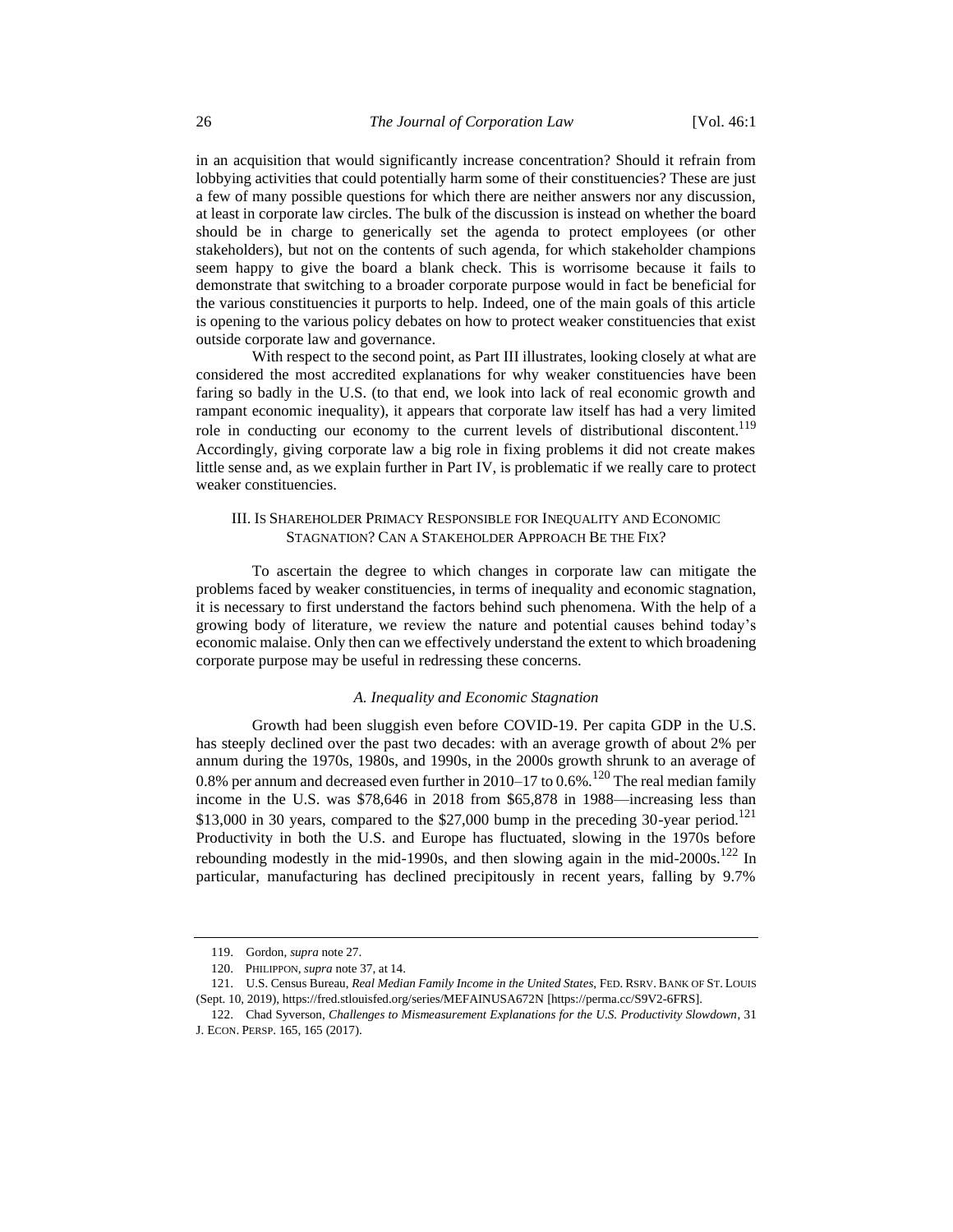in an acquisition that would significantly increase concentration? Should it refrain from lobbying activities that could potentially harm some of their constituencies? These are just a few of many possible questions for which there are neither answers nor any discussion, at least in corporate law circles. The bulk of the discussion is instead on whether the board should be in charge to generically set the agenda to protect employees (or other stakeholders), but not on the contents of such agenda, for which stakeholder champions seem happy to give the board a blank check. This is worrisome because it fails to demonstrate that switching to a broader corporate purpose would in fact be beneficial for the various constituencies it purports to help. Indeed, one of the main goals of this article is opening to the various policy debates on how to protect weaker constituencies that exist outside corporate law and governance.

With respect to the second point, as Part III illustrates, looking closely at what are considered the most accredited explanations for why weaker constituencies have been faring so badly in the U.S. (to that end, we look into lack of real economic growth and rampant economic inequality), it appears that corporate law itself has had a very limited role in conducting our economy to the current levels of distributional discontent.[119] Accordingly, giving corporate law a big role in fixing problems it did not create makes little sense and, as we explain further in Part IV, is problematic if we really care to protect weaker constituencies.

## III. IS SHAREHOLDER PRIMACY RESPONSIBLE FOR INEQUALITY AND ECONOMIC STAGNATION? CAN A STAKEHOLDER APPROACH BE THE FIX?

To ascertain the degree to which changes in corporate law can mitigate the problems faced by weaker constituencies, in terms of inequality and economic stagnation, it is necessary to first understand the factors behind such phenomena. With the help of a growing body of literature, we review the nature and potential causes behind today's economic malaise. Only then can we effectively understand the extent to which broadening corporate purpose may be useful in redressing these concerns.

### *A. Inequality and Economic Stagnation*

Growth had been sluggish even before COVID-19. Per capita GDP in the U.S. has steeply declined over the past two decades: with an average growth of about 2% per annum during the 1970s, 1980s, and 1990s, in the 2000s growth shrunk to an average of 0.8% per annum and decreased even further in 2010–17 to 0.6%.[120] The real median family income in the U.S. was $78,646 in 2018 from $65,878 in 1988—increasing less than $13,000 in 30 years, compared to the $27,000 bump in the preceding 30-year period.[121] Productivity in both the U.S. and Europe has fluctuated, slowing in the 1970s before rebounding modestly in the mid-1990s, and then slowing again in the mid-2000s.[122] In particular, manufacturing has declined precipitously in recent years, falling by 9.7%

---

119. Gordon, *supra* note 27.

120. PHILIPPON, *supra* note 37, at 14.

121. U.S. Census Bureau, *Real Median Family Income in the United States*, FED. RSRV. BANK OF ST. LOUIS (Sept. 10, 2019), https://fred.stlouisfed.org/series/MEFAINUSA672N [https://perma.cc/S9V2-6FRS].

122. Chad Syverson, *Challenges to Mismeasurement Explanations for the U.S. Productivity Slowdown*, 31 J. ECON. PERSP. 165, 165 (2017).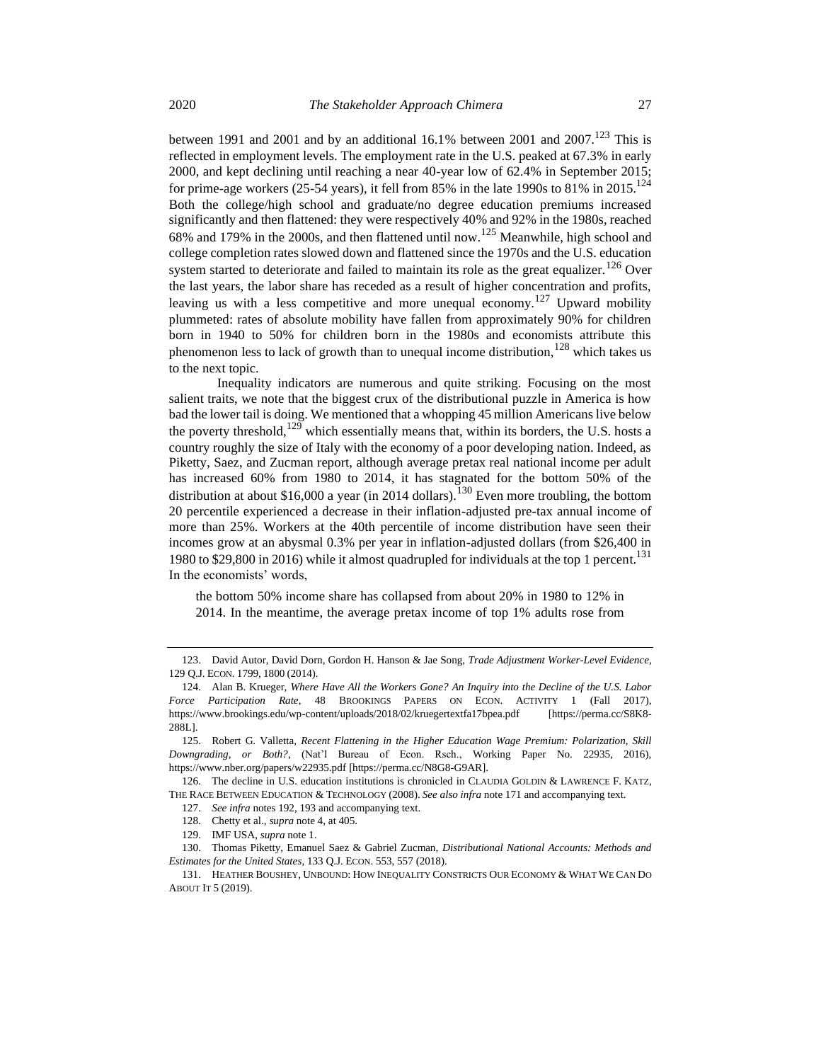between 1991 and 2001 and by an additional 16.1% between 2001 and 2007.[123] This is reflected in employment levels. The employment rate in the U.S. peaked at 67.3% in early 2000, and kept declining until reaching a near 40-year low of 62.4% in September 2015; for prime-age workers (25-54 years), it fell from 85% in the late 1990s to 81% in 2015.[124] Both the college/high school and graduate/no degree education premiums increased significantly and then flattened: they were respectively 40% and 92% in the 1980s, reached 68% and 179% in the 2000s, and then flattened until now.[125] Meanwhile, high school and college completion rates slowed down and flattened since the 1970s and the U.S. education system started to deteriorate and failed to maintain its role as the great equalizer.[126] Over the last years, the labor share has receded as a result of higher concentration and profits, leaving us with a less competitive and more unequal economy.[127] Upward mobility plummeted: rates of absolute mobility have fallen from approximately 90% for children born in 1940 to 50% for children born in the 1980s and economists attribute this phenomenon less to lack of growth than to unequal income distribution,[128] which takes us to the next topic.

Inequality indicators are numerous and quite striking. Focusing on the most salient traits, we note that the biggest crux of the distributional puzzle in America is how bad the lower tail is doing. We mentioned that a whopping 45 million Americans live below the poverty threshold,[129] which essentially means that, within its borders, the U.S. hosts a country roughly the size of Italy with the economy of a poor developing nation. Indeed, as Piketty, Saez, and Zucman report, although average pretax real national income per adult has increased 60% from 1980 to 2014, it has stagnated for the bottom 50% of the distribution at about $16,000 a year (in 2014 dollars).[130] Even more troubling, the bottom 20 percentile experienced a decrease in their inflation-adjusted pre-tax annual income of more than 25%. Workers at the 40th percentile of income distribution have seen their incomes grow at an abysmal 0.3% per year in inflation-adjusted dollars (from $26,400 in 1980 to $29,800 in 2016) while it almost quadrupled for individuals at the top 1 percent.[131] In the economists' words,

> the bottom 50% income share has collapsed from about 20% in 1980 to 12% in 2014. In the meantime, the average pretax income of top 1% adults rose from

---

123. David Autor, David Dorn, Gordon H. Hanson & Jae Song, *Trade Adjustment Worker-Level Evidence*, 129 Q.J. ECON. 1799, 1800 (2014).

124. Alan B. Krueger, *Where Have All the Workers Gone? An Inquiry into the Decline of the U.S. Labor Force Participation Rate*, 48 BROOKINGS PAPERS ON ECON. ACTIVITY 1 (Fall 2017), https://www.brookings.edu/wp-content/uploads/2018/02/kruegertextfa17bpea.pdf [https://perma.cc/S8K8-288L].

125. Robert G. Valletta, *Recent Flattening in the Higher Education Wage Premium: Polarization, Skill Downgrading, or Both?*, (Nat'l Bureau of Econ. Rsch., Working Paper No. 22935, 2016), https://www.nber.org/papers/w22935.pdf [https://perma.cc/N8G8-G9AR].

126. The decline in U.S. education institutions is chronicled in CLAUDIA GOLDIN & LAWRENCE F. KATZ, THE RACE BETWEEN EDUCATION & TECHNOLOGY (2008). *See also infra* note 171 and accompanying text.

127. *See infra* notes 192, 193 and accompanying text.

128. Chetty et al., *supra* note 4, at 405.

129. IMF USA, *supra* note 1.

130. Thomas Piketty, Emanuel Saez & Gabriel Zucman, *Distributional National Accounts: Methods and Estimates for the United States*, 133 Q.J. ECON. 553, 557 (2018).

131. HEATHER BOUSHEY, UNBOUND: HOW INEQUALITY CONSTRICTS OUR ECONOMY & WHAT WE CAN DO ABOUT IT 5 (2019).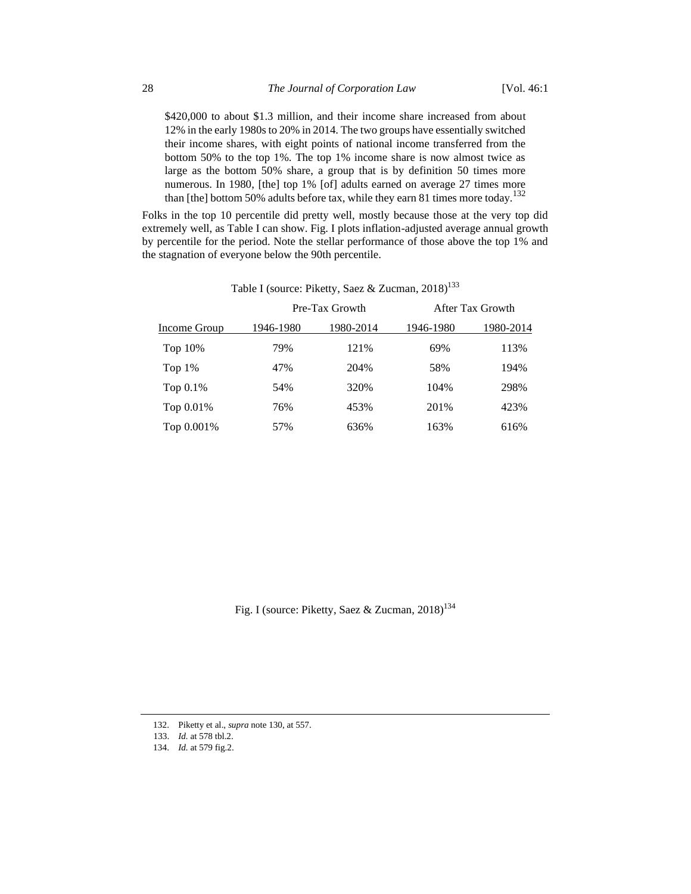> $420,000 to about $1.3 million, and their income share increased from about 12% in the early 1980s to 20% in 2014. The two groups have essentially switched their income shares, with eight points of national income transferred from the bottom 50% to the top 1%. The top 1% income share is now almost twice as large as the bottom 50% share, a group that is by definition 50 times more numerous. In 1980, [the] top 1% [of] adults earned on average 27 times more than [the] bottom 50% adults before tax, while they earn 81 times more today.[132]

Folks in the top 10 percentile did pretty well, mostly because those at the very top did extremely well, as Table I can show. Fig. I plots inflation-adjusted average annual growth by percentile for the period. Note the stellar performance of those above the top 1% and the stagnation of everyone below the 90th percentile.

Table I (source: Piketty, Saez & Zucman, 2018)[133]

| | Pre-Tax Growth | | After Tax Growth | |
|---|---|---|---|---|
| Income Group | 1946-1980 | 1980-2014 | 1946-1980 | 1980-2014 |
| Top 10% | 79% | 121% | 69% | 113% |
| Top 1% | 47% | 204% | 58% | 194% |
| Top 0.1% | 54% | 320% | 104% | 298% |
| Top 0.01% | 76% | 453% | 201% | 423% |
| Top 0.001% | 57% | 636% | 163% | 616% |

Fig. I (source: Piketty, Saez & Zucman, 2018)[134]

132. Piketty et al., *supra* note 130, at 557.

133. *Id.* at 578 tbl.2.

134. *Id.* at 579 fig.2.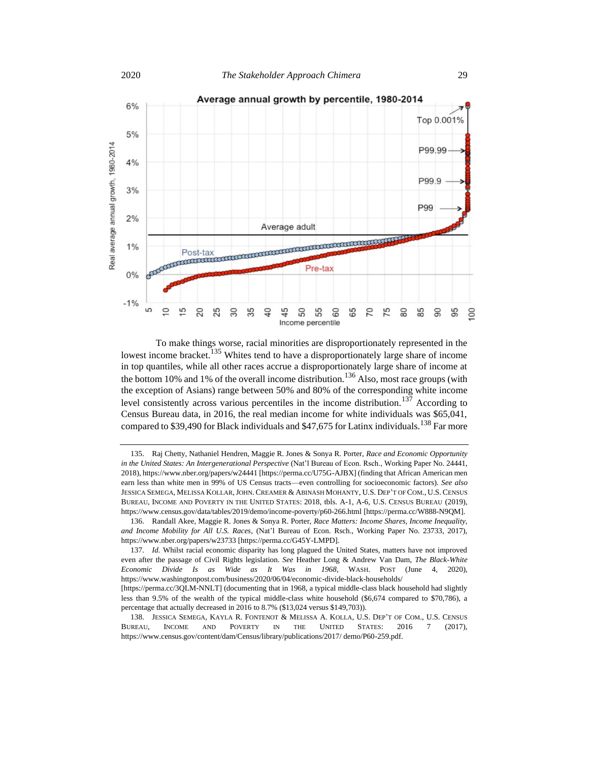To make things worse, racial minorities are disproportionately represented in the lowest income bracket.[135] Whites tend to have a disproportionately large share of income in top quantiles, while all other races accrue a disproportionately large share of income at the bottom 10% and 1% of the overall income distribution.[136] Also, most race groups (with the exception of Asians) range between 50% and 80% of the corresponding white income level consistently across various percentiles in the income distribution.[137] According to Census Bureau data, in 2016, the real median income for white individuals was $65,041, compared to $39,490 for Black individuals and $47,675 for Latinx individuals.[138] Far more

---

135. Raj Chetty, Nathaniel Hendren, Maggie R. Jones & Sonya R. Porter, *Race and Economic Opportunity in the United States: An Intergenerational Perspective* (Nat'l Bureau of Econ. Rsch., Working Paper No. 24441, 2018), https://www.nber.org/papers/w24441 [https://perma.cc/U75G-AJBX] (finding that African American men earn less than white men in 99% of US Census tracts—even controlling for socioeconomic factors). *See also* JESSICA SEMEGA, MELISSA KOLLAR, JOHN. CREAMER & ABINASH MOHANTY, U.S. DEP'T OF COM., U.S. CENSUS BUREAU, INCOME AND POVERTY IN THE UNITED STATES: 2018, tbls. A-1, A-6, U.S. CENSUS BUREAU (2019), https://www.census.gov/data/tables/2019/demo/income-poverty/p60-266.html [https://perma.cc/W888-N9QM].

136. Randall Akee, Maggie R. Jones & Sonya R. Porter, *Race Matters: Income Shares, Income Inequality, and Income Mobility for All U.S. Races*, (Nat'l Bureau of Econ. Rsch., Working Paper No. 23733, 2017), https://www.nber.org/papers/w23733 [https://perma.cc/G45Y-LMPD].

137. *Id.* Whilst racial economic disparity has long plagued the United States, matters have not improved even after the passage of Civil Rights legislation. *See* Heather Long & Andrew Van Dam, *The Black-White Economic Divide Is as Wide as It Was in 1968*, WASH. POST (June 4, 2020), https://www.washingtonpost.com/business/2020/06/04/economic-divide-black-households/ [https://perma.cc/3QLM-NNLT] (documenting that in 1968, a typical middle-class black household had slightly less than 9.5% of the wealth of the typical middle-class white household ($6,674 compared to $70,786), a percentage that actually decreased in 2016 to 8.7% ($13,024 versus $149,703)).

138. JESSICA SEMEGA, KAYLA R. FONTENOT & MELISSA A. KOLLA, U.S. DEP'T OF COM., U.S. CENSUS BUREAU, INCOME AND POVERTY IN THE UNITED STATES: 2016 7 (2017), https://www.census.gov/content/dam/Census/library/publications/2017/ demo/P60-259.pdf.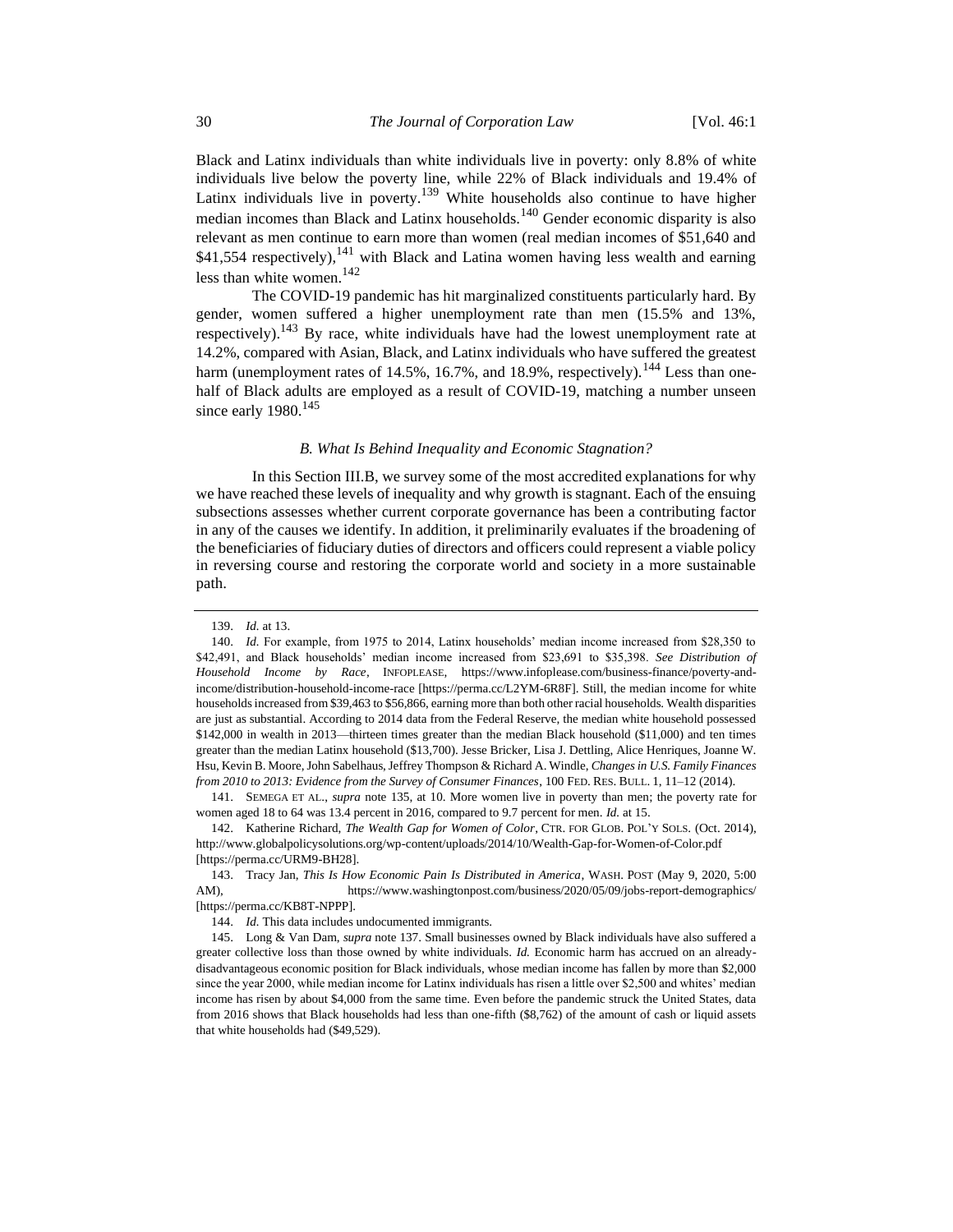Black and Latinx individuals than white individuals live in poverty: only 8.8% of white individuals live below the poverty line, while 22% of Black individuals and 19.4% of Latinx individuals live in poverty.[139] White households also continue to have higher median incomes than Black and Latinx households.[140] Gender economic disparity is also relevant as men continue to earn more than women (real median incomes of $51,640 and $41,554 respectively),[141] with Black and Latina women having less wealth and earning less than white women.[142]

The COVID-19 pandemic has hit marginalized constituents particularly hard. By gender, women suffered a higher unemployment rate than men (15.5% and 13%, respectively).[143] By race, white individuals have had the lowest unemployment rate at 14.2%, compared with Asian, Black, and Latinx individuals who have suffered the greatest harm (unemployment rates of 14.5%, 16.7%, and 18.9%, respectively).[144] Less than one-half of Black adults are employed as a result of COVID-19, matching a number unseen since early 1980.[145]

### *B. What Is Behind Inequality and Economic Stagnation?*

In this Section III.B, we survey some of the most accredited explanations for why we have reached these levels of inequality and why growth is stagnant. Each of the ensuing subsections assesses whether current corporate governance has been a contributing factor in any of the causes we identify. In addition, it preliminarily evaluates if the broadening of the beneficiaries of fiduciary duties of directors and officers could represent a viable policy in reversing course and restoring the corporate world and society in a more sustainable path.

---

139. *Id.* at 13.

140. *Id.* For example, from 1975 to 2014, Latinx households' median income increased from $28,350 to $42,491, and Black households' median income increased from $23,691 to $35,398. *See Distribution of Household Income by Race*, INFOPLEASE, https://www.infoplease.com/business-finance/poverty-and-income/distribution-household-income-race [https://perma.cc/L2YM-6R8F]. Still, the median income for white households increased from $39,463 to $56,866, earning more than both other racial households. Wealth disparities are just as substantial. According to 2014 data from the Federal Reserve, the median white household possessed $142,000 in wealth in 2013—thirteen times greater than the median Black household ($11,000) and ten times greater than the median Latinx household ($13,700). Jesse Bricker, Lisa J. Dettling, Alice Henriques, Joanne W. Hsu, Kevin B. Moore, John Sabelhaus, Jeffrey Thompson & Richard A. Windle, *Changes in U.S. Family Finances from 2010 to 2013: Evidence from the Survey of Consumer Finances*, 100 FED. RES. BULL. 1, 11–12 (2014).

141. SEMEGA ET AL., *supra* note 135, at 10. More women live in poverty than men; the poverty rate for women aged 18 to 64 was 13.4 percent in 2016, compared to 9.7 percent for men. *Id.* at 15.

142. Katherine Richard, *The Wealth Gap for Women of Color*, CTR. FOR GLOB. POL'Y SOLS. (Oct. 2014), http://www.globalpolicysolutions.org/wp-content/uploads/2014/10/Wealth-Gap-for-Women-of-Color.pdf [https://perma.cc/URM9-BH28].

143. Tracy Jan, *This Is How Economic Pain Is Distributed in America*, WASH. POST (May 9, 2020, 5:00 AM), https://www.washingtonpost.com/business/2020/05/09/jobs-report-demographics/ [https://perma.cc/KB8T-NPPP].

144. *Id.* This data includes undocumented immigrants.

145. Long & Van Dam, *supra* note 137. Small businesses owned by Black individuals have also suffered a greater collective loss than those owned by white individuals. *Id.* Economic harm has accrued on an already-disadvantageous economic position for Black individuals, whose median income has fallen by more than $2,000 since the year 2000, while median income for Latinx individuals has risen a little over $2,500 and whites' median income has risen by about $4,000 from the same time. Even before the pandemic struck the United States, data from 2016 shows that Black households had less than one-fifth ($8,762) of the amount of cash or liquid assets that white households had ($49,529).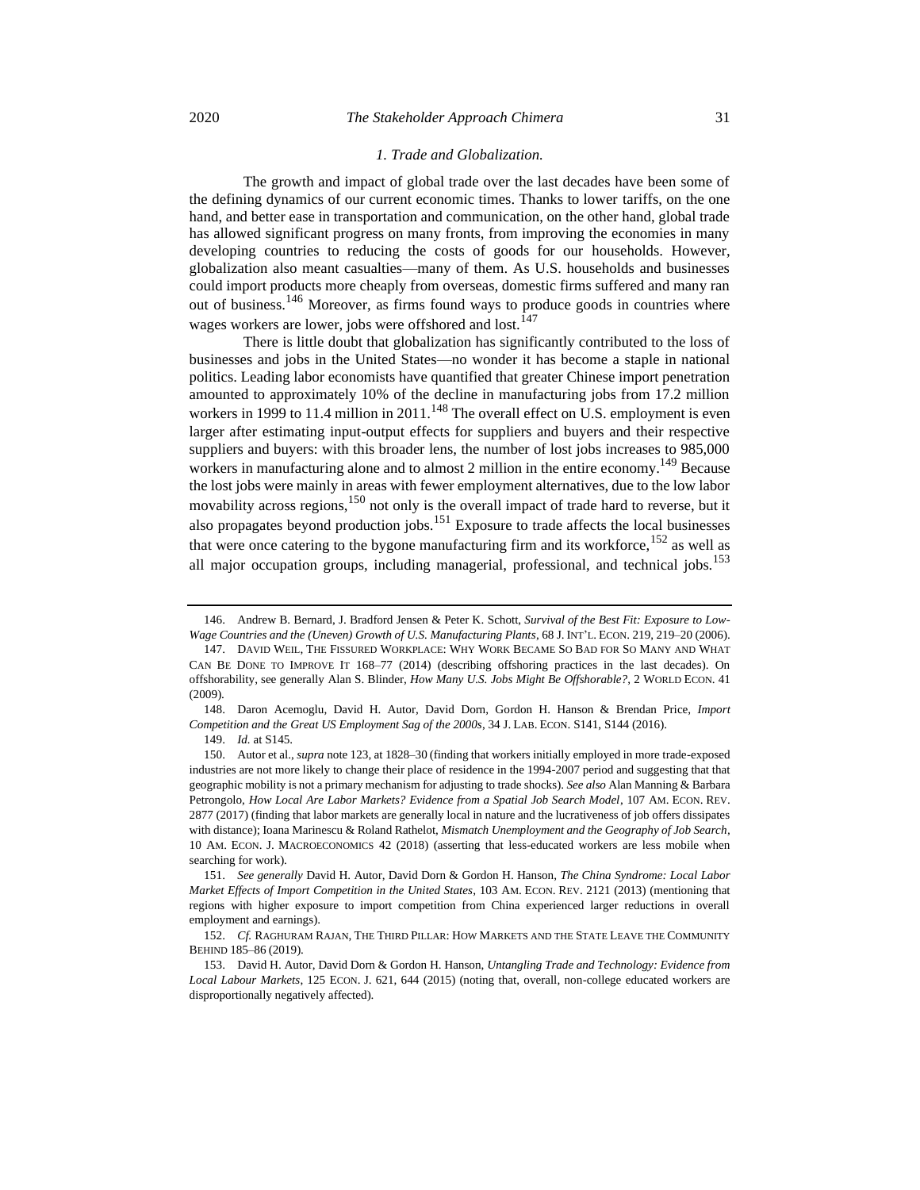### *1. Trade and Globalization.*

The growth and impact of global trade over the last decades have been some of the defining dynamics of our current economic times. Thanks to lower tariffs, on the one hand, and better ease in transportation and communication, on the other hand, global trade has allowed significant progress on many fronts, from improving the economies in many developing countries to reducing the costs of goods for our households. However, globalization also meant casualties—many of them. As U.S. households and businesses could import products more cheaply from overseas, domestic firms suffered and many ran out of business.[146] Moreover, as firms found ways to produce goods in countries where wages workers are lower, jobs were offshored and lost.[147]

There is little doubt that globalization has significantly contributed to the loss of businesses and jobs in the United States—no wonder it has become a staple in national politics. Leading labor economists have quantified that greater Chinese import penetration amounted to approximately 10% of the decline in manufacturing jobs from 17.2 million workers in 1999 to 11.4 million in 2011.[148] The overall effect on U.S. employment is even larger after estimating input-output effects for suppliers and buyers and their respective suppliers and buyers: with this broader lens, the number of lost jobs increases to 985,000 workers in manufacturing alone and to almost 2 million in the entire economy.[149] Because the lost jobs were mainly in areas with fewer employment alternatives, due to the low labor movability across regions,[150] not only is the overall impact of trade hard to reverse, but it also propagates beyond production jobs.[151] Exposure to trade affects the local businesses that were once catering to the bygone manufacturing firm and its workforce,[152] as well as all major occupation groups, including managerial, professional, and technical jobs.[153]

---

146. Andrew B. Bernard, J. Bradford Jensen & Peter K. Schott, *Survival of the Best Fit: Exposure to Low-Wage Countries and the (Uneven) Growth of U.S. Manufacturing Plants*, 68 J. INT'L. ECON. 219, 219–20 (2006).

147. DAVID WEIL, THE FISSURED WORKPLACE: WHY WORK BECAME SO BAD FOR SO MANY AND WHAT CAN BE DONE TO IMPROVE IT 168–77 (2014) (describing offshoring practices in the last decades). On offshorability, see generally Alan S. Blinder, *How Many U.S. Jobs Might Be Offshorable?*, 2 WORLD ECON. 41 (2009).

148. Daron Acemoglu, David H. Autor, David Dorn, Gordon H. Hanson & Brendan Price, *Import Competition and the Great US Employment Sag of the 2000s*, 34 J. LAB. ECON. S141, S144 (2016).

149. *Id.* at S145.

150. Autor et al., *supra* note 123, at 1828–30 (finding that workers initially employed in more trade-exposed industries are not more likely to change their place of residence in the 1994-2007 period and suggesting that that geographic mobility is not a primary mechanism for adjusting to trade shocks). *See also* Alan Manning & Barbara Petrongolo, *How Local Are Labor Markets? Evidence from a Spatial Job Search Model*, 107 AM. ECON. REV. 2877 (2017) (finding that labor markets are generally local in nature and the lucrativeness of job offers dissipates with distance); Ioana Marinescu & Roland Rathelot, *Mismatch Unemployment and the Geography of Job Search*, 10 AM. ECON. J. MACROECONOMICS 42 (2018) (asserting that less-educated workers are less mobile when searching for work).

151. *See generally* David H. Autor, David Dorn & Gordon H. Hanson, *The China Syndrome: Local Labor Market Effects of Import Competition in the United States*, 103 AM. ECON. REV. 2121 (2013) (mentioning that regions with higher exposure to import competition from China experienced larger reductions in overall employment and earnings).

152. *Cf.* RAGHURAM RAJAN, THE THIRD PILLAR: HOW MARKETS AND THE STATE LEAVE THE COMMUNITY BEHIND 185–86 (2019).

153. David H. Autor, David Dorn & Gordon H. Hanson, *Untangling Trade and Technology: Evidence from Local Labour Markets*, 125 ECON. J. 621, 644 (2015) (noting that, overall, non-college educated workers are disproportionally negatively affected).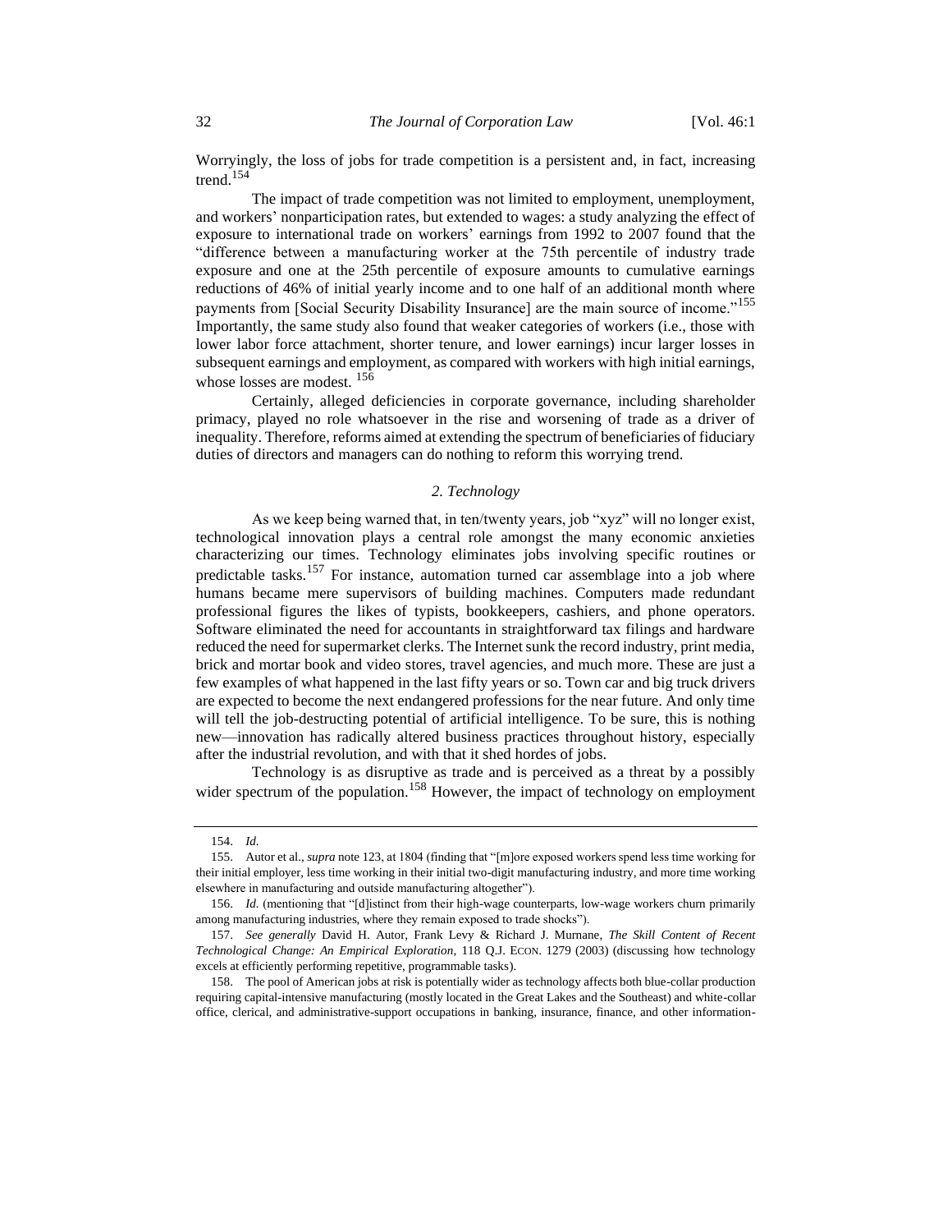Worryingly, the loss of jobs for trade competition is a persistent and, in fact, increasing trend.[154]

The impact of trade competition was not limited to employment, unemployment, and workers' nonparticipation rates, but extended to wages: a study analyzing the effect of exposure to international trade on workers' earnings from 1992 to 2007 found that the "difference between a manufacturing worker at the 75th percentile of industry trade exposure and one at the 25th percentile of exposure amounts to cumulative earnings reductions of 46% of initial yearly income and to one half of an additional month where payments from [Social Security Disability Insurance] are the main source of income."[155] Importantly, the same study also found that weaker categories of workers (i.e., those with lower labor force attachment, shorter tenure, and lower earnings) incur larger losses in subsequent earnings and employment, as compared with workers with high initial earnings, whose losses are modest.[156]

Certainly, alleged deficiencies in corporate governance, including shareholder primacy, played no role whatsoever in the rise and worsening of trade as a driver of inequality. Therefore, reforms aimed at extending the spectrum of beneficiaries of fiduciary duties of directors and managers can do nothing to reform this worrying trend.

### *2. Technology*

As we keep being warned that, in ten/twenty years, job "xyz" will no longer exist, technological innovation plays a central role amongst the many economic anxieties characterizing our times. Technology eliminates jobs involving specific routines or predictable tasks.[157] For instance, automation turned car assemblage into a job where humans became mere supervisors of building machines. Computers made redundant professional figures the likes of typists, bookkeepers, cashiers, and phone operators. Software eliminated the need for accountants in straightforward tax filings and hardware reduced the need for supermarket clerks. The Internet sunk the record industry, print media, brick and mortar book and video stores, travel agencies, and much more. These are just a few examples of what happened in the last fifty years or so. Town car and big truck drivers are expected to become the next endangered professions for the near future. And only time will tell the job-destructing potential of artificial intelligence. To be sure, this is nothing new—innovation has radically altered business practices throughout history, especially after the industrial revolution, and with that it shed hordes of jobs.

Technology is as disruptive as trade and is perceived as a threat by a possibly wider spectrum of the population.[158] However, the impact of technology on employment

---

154. *Id.*

155. Autor et al., *supra* note 123, at 1804 (finding that "[m]ore exposed workers spend less time working for their initial employer, less time working in their initial two-digit manufacturing industry, and more time working elsewhere in manufacturing and outside manufacturing altogether").

156. *Id.* (mentioning that "[d]istinct from their high-wage counterparts, low-wage workers churn primarily among manufacturing industries, where they remain exposed to trade shocks").

157. *See generally* David H. Autor, Frank Levy & Richard J. Murnane, *The Skill Content of Recent Technological Change: An Empirical Exploration*, 118 Q.J. ECON. 1279 (2003) (discussing how technology excels at efficiently performing repetitive, programmable tasks).

158. The pool of American jobs at risk is potentially wider as technology affects both blue-collar production requiring capital-intensive manufacturing (mostly located in the Great Lakes and the Southeast) and white-collar office, clerical, and administrative-support occupations in banking, insurance, finance, and other information-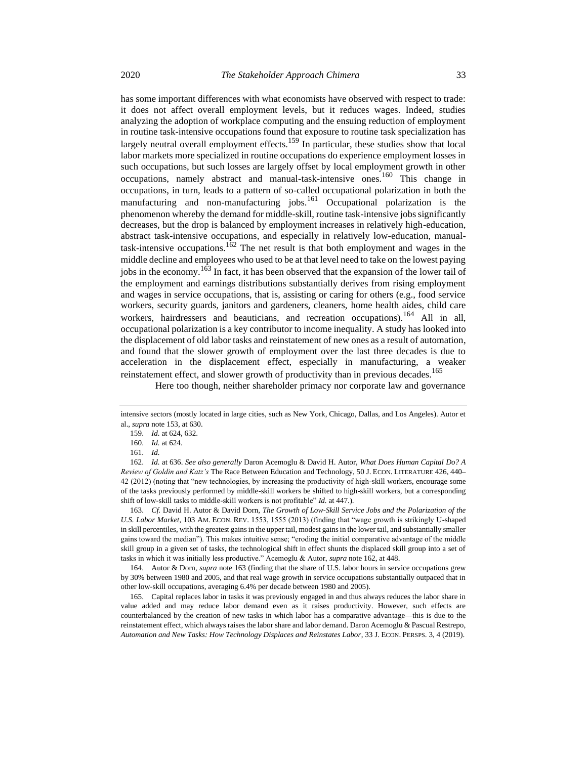has some important differences with what economists have observed with respect to trade: it does not affect overall employment levels, but it reduces wages. Indeed, studies analyzing the adoption of workplace computing and the ensuing reduction of employment in routine task-intensive occupations found that exposure to routine task specialization has largely neutral overall employment effects.[159] In particular, these studies show that local labor markets more specialized in routine occupations do experience employment losses in such occupations, but such losses are largely offset by local employment growth in other occupations, namely abstract and manual-task-intensive ones.[160] This change in occupations, in turn, leads to a pattern of so-called occupational polarization in both the manufacturing and non-manufacturing jobs.[161] Occupational polarization is the phenomenon whereby the demand for middle-skill, routine task-intensive jobs significantly decreases, but the drop is balanced by employment increases in relatively high-education, abstract task-intensive occupations, and especially in relatively low-education, manual-task-intensive occupations.[162] The net result is that both employment and wages in the middle decline and employees who used to be at that level need to take on the lowest paying jobs in the economy.[163] In fact, it has been observed that the expansion of the lower tail of the employment and earnings distributions substantially derives from rising employment and wages in service occupations, that is, assisting or caring for others (e.g., food service workers, security guards, janitors and gardeners, cleaners, home health aides, child care workers, hairdressers and beauticians, and recreation occupations).[164] All in all, occupational polarization is a key contributor to income inequality. A study has looked into the displacement of old labor tasks and reinstatement of new ones as a result of automation, and found that the slower growth of employment over the last three decades is due to acceleration in the displacement effect, especially in manufacturing, a weaker reinstatement effect, and slower growth of productivity than in previous decades.[165]

Here too though, neither shareholder primacy nor corporate law and governance

---

intensive sectors (mostly located in large cities, such as New York, Chicago, Dallas, and Los Angeles). Autor et al., *supra* note 153, at 630.

159. *Id.* at 624, 632.

160. *Id.* at 624.

161. *Id.*

162. *Id.* at 636. *See also generally* Daron Acemoglu & David H. Autor, *What Does Human Capital Do? A Review of Goldin and Katz's* The Race Between Education and Technology, 50 J. ECON. LITERATURE 426, 440–42 (2012) (noting that "new technologies, by increasing the productivity of high-skill workers, encourage some of the tasks previously performed by middle-skill workers be shifted to high-skill workers, but a corresponding shift of low-skill tasks to middle-skill workers is not profitable" *Id.* at 447.).

163. *Cf.* David H. Autor & David Dorn, *The Growth of Low-Skill Service Jobs and the Polarization of the U.S. Labor Market*, 103 AM. ECON. REV. 1553, 1555 (2013) (finding that "wage growth is strikingly U-shaped in skill percentiles, with the greatest gains in the upper tail, modest gains in the lower tail, and substantially smaller gains toward the median"). This makes intuitive sense; "eroding the initial comparative advantage of the middle skill group in a given set of tasks, the technological shift in effect shunts the displaced skill group into a set of tasks in which it was initially less productive." Acemoglu & Autor, *supra* note 162, at 448.

164. Autor & Dorn, *supra* note 163 (finding that the share of U.S. labor hours in service occupations grew by 30% between 1980 and 2005, and that real wage growth in service occupations substantially outpaced that in other low-skill occupations, averaging 6.4% per decade between 1980 and 2005).

165. Capital replaces labor in tasks it was previously engaged in and thus always reduces the labor share in value added and may reduce labor demand even as it raises productivity. However, such effects are counterbalanced by the creation of new tasks in which labor has a comparative advantage—this is due to the reinstatement effect, which always raises the labor share and labor demand. Daron Acemoglu & Pascual Restrepo, *Automation and New Tasks: How Technology Displaces and Reinstates Labor*, 33 J. ECON. PERSPS. 3, 4 (2019).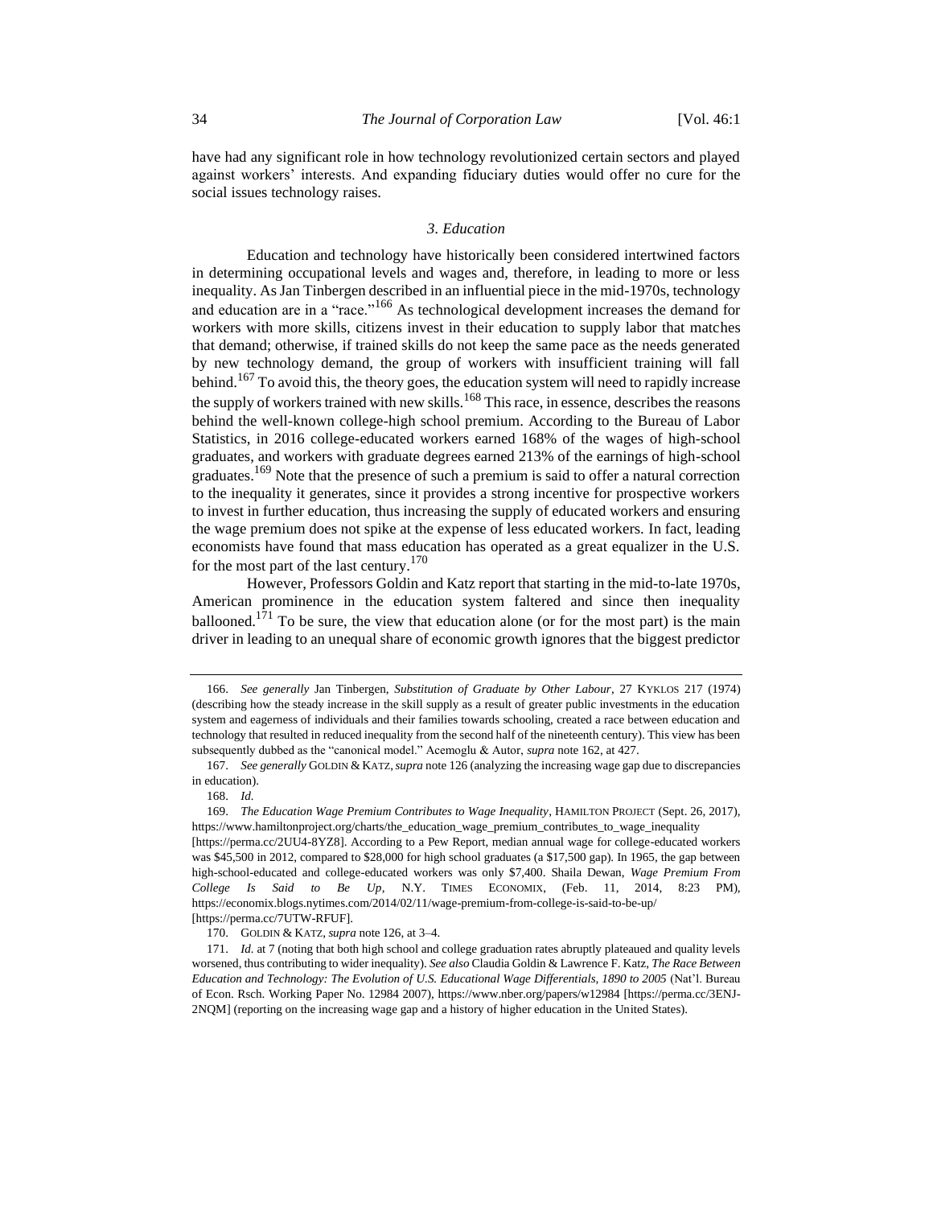have had any significant role in how technology revolutionized certain sectors and played against workers' interests. And expanding fiduciary duties would offer no cure for the social issues technology raises.

### *3. Education*

Education and technology have historically been considered intertwined factors in determining occupational levels and wages and, therefore, in leading to more or less inequality. As Jan Tinbergen described in an influential piece in the mid-1970s, technology and education are in a "race."[166] As technological development increases the demand for workers with more skills, citizens invest in their education to supply labor that matches that demand; otherwise, if trained skills do not keep the same pace as the needs generated by new technology demand, the group of workers with insufficient training will fall behind.[167] To avoid this, the theory goes, the education system will need to rapidly increase the supply of workers trained with new skills.[168] This race, in essence, describes the reasons behind the well-known college-high school premium. According to the Bureau of Labor Statistics, in 2016 college-educated workers earned 168% of the wages of high-school graduates, and workers with graduate degrees earned 213% of the earnings of high-school graduates.[169] Note that the presence of such a premium is said to offer a natural correction to the inequality it generates, since it provides a strong incentive for prospective workers to invest in further education, thus increasing the supply of educated workers and ensuring the wage premium does not spike at the expense of less educated workers. In fact, leading economists have found that mass education has operated as a great equalizer in the U.S. for the most part of the last century.[170]

However, Professors Goldin and Katz report that starting in the mid-to-late 1970s, American prominence in the education system faltered and since then inequality ballooned.[171] To be sure, the view that education alone (or for the most part) is the main driver in leading to an unequal share of economic growth ignores that the biggest predictor

---

166. *See generally* Jan Tinbergen, *Substitution of Graduate by Other Labour*, 27 KYKLOS 217 (1974) (describing how the steady increase in the skill supply as a result of greater public investments in the education system and eagerness of individuals and their families towards schooling, created a race between education and technology that resulted in reduced inequality from the second half of the nineteenth century). This view has been subsequently dubbed as the "canonical model." Acemoglu & Autor, *supra* note 162, at 427.

167. *See generally* GOLDIN & KATZ, *supra* note 126 (analyzing the increasing wage gap due to discrepancies in education).

168. *Id.*

169. *The Education Wage Premium Contributes to Wage Inequality*, HAMILTON PROJECT (Sept. 26, 2017), https://www.hamiltonproject.org/charts/the_education_wage_premium_contributes_to_wage_inequality [https://perma.cc/2UU4-8YZ8]. According to a Pew Report, median annual wage for college-educated workers was $45,500 in 2012, compared to $28,000 for high school graduates (a $17,500 gap). In 1965, the gap between high-school-educated and college-educated workers was only $7,400. Shaila Dewan, *Wage Premium From College Is Said to Be Up*, N.Y. TIMES ECONOMIX, (Feb. 11, 2014, 8:23 PM), https://economix.blogs.nytimes.com/2014/02/11/wage-premium-from-college-is-said-to-be-up/ [https://perma.cc/7UTW-RFUF].

170. GOLDIN & KATZ, *supra* note 126, at 3–4.

171. *Id.* at 7 (noting that both high school and college graduation rates abruptly plateaued and quality levels worsened, thus contributing to wider inequality). *See also* Claudia Goldin & Lawrence F. Katz, *The Race Between Education and Technology: The Evolution of U.S. Educational Wage Differentials, 1890 to 2005* (Nat'l. Bureau of Econ. Rsch. Working Paper No. 12984 2007), https://www.nber.org/papers/w12984 [https://perma.cc/3ENJ-2NQM] (reporting on the increasing wage gap and a history of higher education in the United States).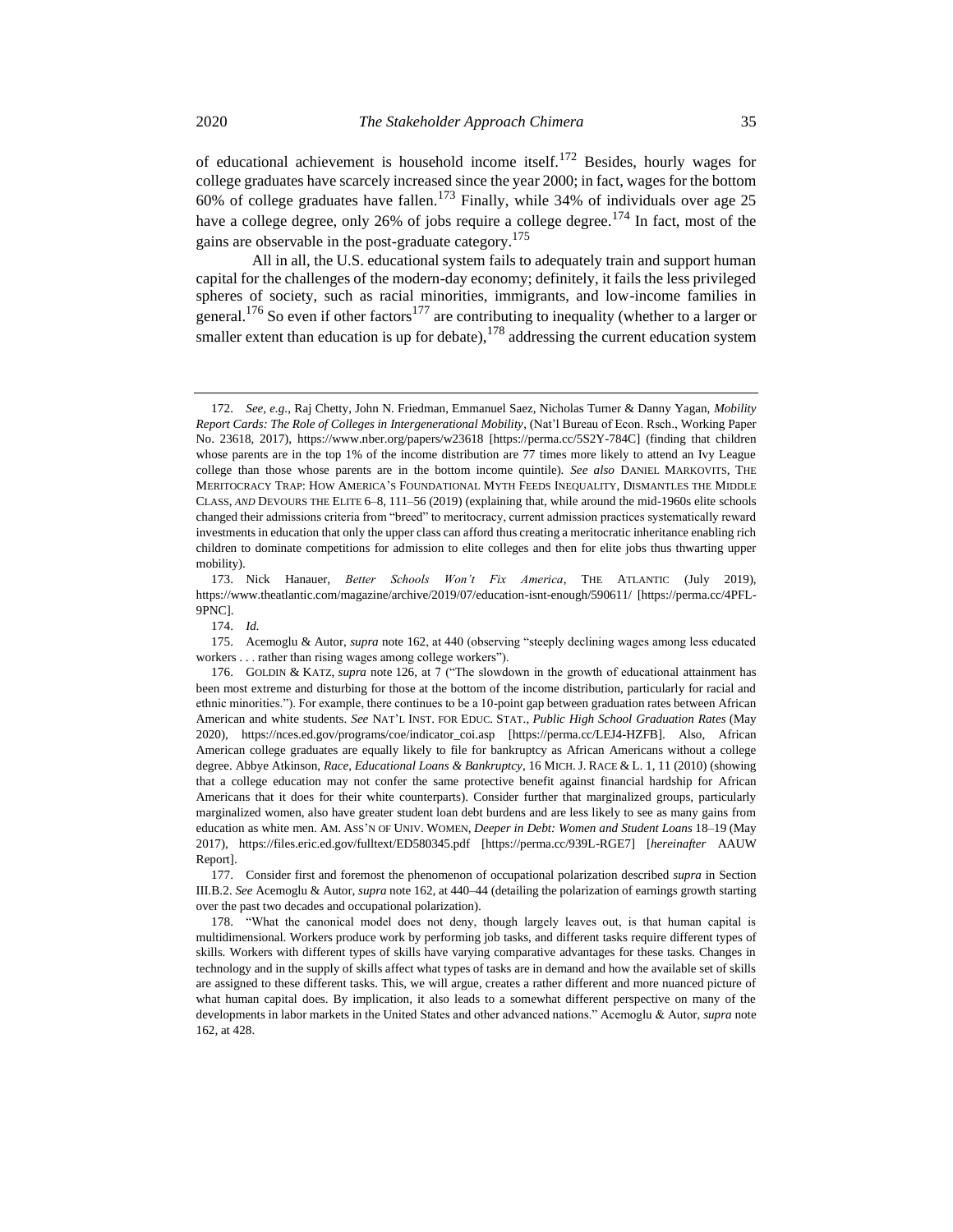of educational achievement is household income itself.[172] Besides, hourly wages for college graduates have scarcely increased since the year 2000; in fact, wages for the bottom 60% of college graduates have fallen.[173] Finally, while 34% of individuals over age 25 have a college degree, only 26% of jobs require a college degree.[174] In fact, most of the gains are observable in the post-graduate category.[175]

All in all, the U.S. educational system fails to adequately train and support human capital for the challenges of the modern-day economy; definitely, it fails the less privileged spheres of society, such as racial minorities, immigrants, and low-income families in general.[176] So even if other factors[177] are contributing to inequality (whether to a larger or smaller extent than education is up for debate),[178] addressing the current education system

---

172. *See, e.g.*, Raj Chetty, John N. Friedman, Emmanuel Saez, Nicholas Turner & Danny Yagan, *Mobility Report Cards: The Role of Colleges in Intergenerational Mobility*, (Nat'l Bureau of Econ. Rsch., Working Paper No. 23618, 2017), https://www.nber.org/papers/w23618 [https://perma.cc/5S2Y-784C] (finding that children whose parents are in the top 1% of the income distribution are 77 times more likely to attend an Ivy League college than those whose parents are in the bottom income quintile). *See also* DANIEL MARKOVITS, THE MERITOCRACY TRAP: HOW AMERICA'S FOUNDATIONAL MYTH FEEDS INEQUALITY, DISMANTLES THE MIDDLE CLASS, *AND* DEVOURS THE ELITE 6–8, 111–56 (2019) (explaining that, while around the mid-1960s elite schools changed their admissions criteria from "breed" to meritocracy, current admission practices systematically reward investments in education that only the upper class can afford thus creating a meritocratic inheritance enabling rich children to dominate competitions for admission to elite colleges and then for elite jobs thus thwarting upper mobility).

173. Nick Hanauer, *Better Schools Won't Fix America*, THE ATLANTIC (July 2019), https://www.theatlantic.com/magazine/archive/2019/07/education-isnt-enough/590611/ [https://perma.cc/4PFL-9PNC].

174. *Id.*

175. Acemoglu & Autor, *supra* note 162, at 440 (observing "steeply declining wages among less educated workers . . . rather than rising wages among college workers").

176. GOLDIN & KATZ, *supra* note 126, at 7 ("The slowdown in the growth of educational attainment has been most extreme and disturbing for those at the bottom of the income distribution, particularly for racial and ethnic minorities."). For example, there continues to be a 10-point gap between graduation rates between African American and white students. *See* NAT'L INST. FOR EDUC. STAT., *Public High School Graduation Rates* (May 2020), https://nces.ed.gov/programs/coe/indicator_coi.asp [https://perma.cc/LEJ4-HZFB]. Also, African American college graduates are equally likely to file for bankruptcy as African Americans without a college degree. Abbye Atkinson, *Race, Educational Loans & Bankruptcy*, 16 MICH. J. RACE & L. 1, 11 (2010) (showing that a college education may not confer the same protective benefit against financial hardship for African Americans that it does for their white counterparts). Consider further that marginalized groups, particularly marginalized women, also have greater student loan debt burdens and are less likely to see as many gains from education as white men. AM. ASS'N OF UNIV. WOMEN, *Deeper in Debt: Women and Student Loans* 18–19 (May 2017), https://files.eric.ed.gov/fulltext/ED580345.pdf [https://perma.cc/939L-RGE7] [*hereinafter* AAUW Report].

177. Consider first and foremost the phenomenon of occupational polarization described *supra* in Section III.B.2. *See* Acemoglu & Autor, *supra* note 162, at 440–44 (detailing the polarization of earnings growth starting over the past two decades and occupational polarization).

178. "What the canonical model does not deny, though largely leaves out, is that human capital is multidimensional. Workers produce work by performing job tasks, and different tasks require different types of skills. Workers with different types of skills have varying comparative advantages for these tasks. Changes in technology and in the supply of skills affect what types of tasks are in demand and how the available set of skills are assigned to these different tasks. This, we will argue, creates a rather different and more nuanced picture of what human capital does. By implication, it also leads to a somewhat different perspective on many of the developments in labor markets in the United States and other advanced nations." Acemoglu & Autor, *supra* note 162, at 428.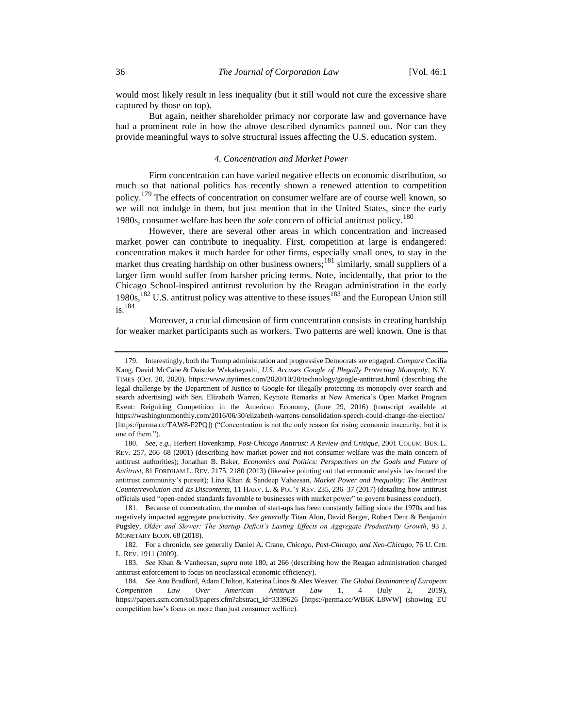would most likely result in less inequality (but it still would not cure the excessive share captured by those on top).

But again, neither shareholder primacy nor corporate law and governance have had a prominent role in how the above described dynamics panned out. Nor can they provide meaningful ways to solve structural issues affecting the U.S. education system.

#### *4. Concentration and Market Power*

Firm concentration can have varied negative effects on economic distribution, so much so that national politics has recently shown a renewed attention to competition policy.[179] The effects of concentration on consumer welfare are of course well known, so we will not indulge in them, but just mention that in the United States, since the early 1980s, consumer welfare has been the *sole* concern of official antitrust policy.[180]

However, there are several other areas in which concentration and increased market power can contribute to inequality. First, competition at large is endangered: concentration makes it much harder for other firms, especially small ones, to stay in the market thus creating hardship on other business owners;[181] similarly, small suppliers of a larger firm would suffer from harsher pricing terms. Note, incidentally, that prior to the Chicago School-inspired antitrust revolution by the Reagan administration in the early 1980s,[182] U.S. antitrust policy was attentive to these issues[183] and the European Union still is.[184]

Moreover, a crucial dimension of firm concentration consists in creating hardship for weaker market participants such as workers. Two patterns are well known. One is that

---

179. Interestingly, both the Trump administration and progressive Democrats are engaged. *Compare* Cecilia Kang, David McCabe & Daisuke Wakabayashi, *U.S. Accuses Google of Illegally Protecting Monopoly*, N.Y. TIMES (Oct. 20, 2020), https://www.nytimes.com/2020/10/20/technology/google-antitrust.html (describing the legal challenge by the Department of Justice to Google for illegally protecting its monopoly over search and search advertising) *with* Sen. Elizabeth Warren, Keynote Remarks at New America's Open Market Program Event: Reigniting Competition in the American Economy, (June 29, 2016) (transcript available at https://washingtonmonthly.com/2016/06/30/elizabeth-warrens-consolidation-speech-could-change-the-election/ [https://perma.cc/TAW8-F2PQ]) ("Concentration is not the only reason for rising economic insecurity, but it is one of them.").

180. *See, e.g.*, Herbert Hovenkamp, *Post-Chicago Antitrust: A Review and Critique*, 2001 COLUM. BUS. L. REV. 257, 266–68 (2001) (describing how market power and not consumer welfare was the main concern of antitrust authorities); Jonathan B. Baker, *Economics and Politics: Perspectives on the Goals and Future of Antitrust*, 81 FORDHAM L. REV. 2175, 2180 (2013) (likewise pointing out that economic analysis has framed the antitrust community's pursuit); Lina Khan & Sandeep Vaheesan, *Market Power and Inequality: The Antitrust Counterrevolution and Its Discontents*, 11 HARV. L. & POL'Y REV. 235, 236–37 (2017) (detailing how antitrust officials used "open-ended standards favorable to businesses with market power" to govern business conduct).

181. Because of concentration, the number of start-ups has been constantly falling since the 1970s and has negatively impacted aggregate productivity. *See generally* Titan Alon, David Berger, Robert Dent & Benjamin Pugsley, *Older and Slower: The Startup Deficit's Lasting Effects on Aggregate Productivity Growth*, 93 J. MONETARY ECON. 68 (2018).

182. For a chronicle, see generally Daniel A. Crane, *Chicago, Post-Chicago, and Neo-Chicago*, 76 U. CHI. L. REV. 1911 (2009).

183. *See* Khan & Vanheesan, *supra* note 180, at 266 (describing how the Reagan administration changed antitrust enforcement to focus on neoclassical economic efficiency).

184. *See* Anu Bradford, Adam Chilton, Katerina Linos & Alex Weaver, *The Global Dominance of European Competition Law Over American Antitrust Law* 1, 4 (July 2, 2019), https://papers.ssrn.com/sol3/papers.cfm?abstract_id=3339626 [https://perma.cc/WB6K-L8WW] (showing EU competition law's focus on more than just consumer welfare).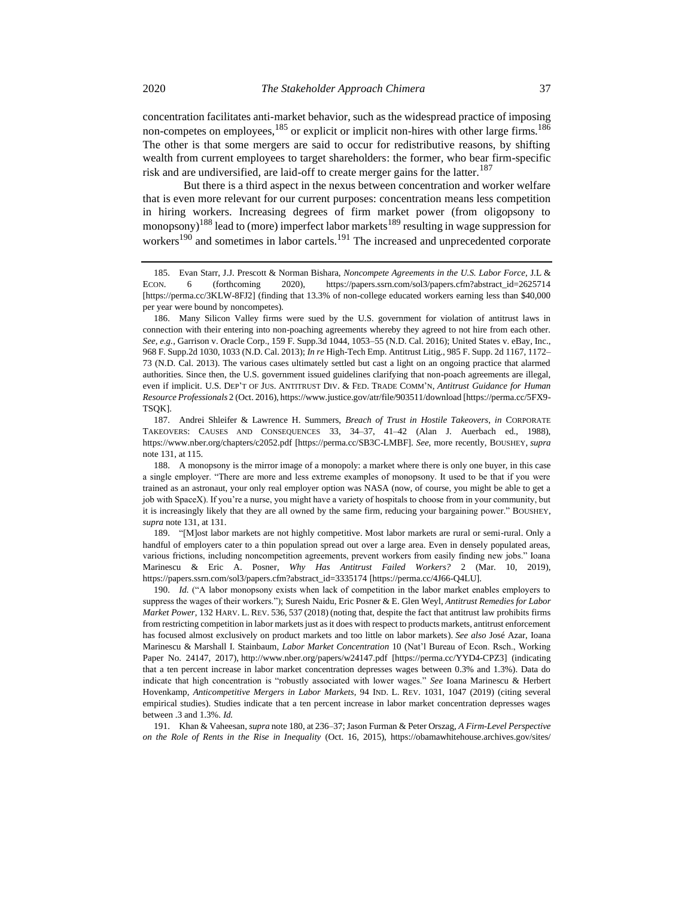concentration facilitates anti-market behavior, such as the widespread practice of imposing non-competes on employees,[185] or explicit or implicit non-hires with other large firms.[186] The other is that some mergers are said to occur for redistributive reasons, by shifting wealth from current employees to target shareholders: the former, who bear firm-specific risk and are undiversified, are laid-off to create merger gains for the latter.[187]

But there is a third aspect in the nexus between concentration and worker welfare that is even more relevant for our current purposes: concentration means less competition in hiring workers. Increasing degrees of firm market power (from oligopsony to monopsony)[188] lead to (more) imperfect labor markets[189] resulting in wage suppression for workers[190] and sometimes in labor cartels.[191] The increased and unprecedented corporate

---

185. Evan Starr, J.J. Prescott & Norman Bishara, *Noncompete Agreements in the U.S. Labor Force*, J.L & ECON. 6 (forthcoming 2020), https://papers.ssrn.com/sol3/papers.cfm?abstract_id=2625714 [https://perma.cc/3KLW-8FJ2] (finding that 13.3% of non-college educated workers earning less than $40,000 per year were bound by noncompetes).

186. Many Silicon Valley firms were sued by the U.S. government for violation of antitrust laws in connection with their entering into non-poaching agreements whereby they agreed to not hire from each other. *See, e.g.*, Garrison v. Oracle Corp., 159 F. Supp.3d 1044, 1053–55 (N.D. Cal. 2016); United States v. eBay, Inc., 968 F. Supp.2d 1030, 1033 (N.D. Cal. 2013); *In re* High-Tech Emp. Antitrust Litig., 985 F. Supp. 2d 1167, 1172–73 (N.D. Cal. 2013). The various cases ultimately settled but cast a light on an ongoing practice that alarmed authorities. Since then, the U.S. government issued guidelines clarifying that non-poach agreements are illegal, even if implicit. U.S. DEP'T OF JUS. ANTITRUST DIV. & FED. TRADE COMM'N, *Antitrust Guidance for Human Resource Professionals* 2 (Oct. 2016), https://www.justice.gov/atr/file/903511/download [https://perma.cc/5FX9-TSQK].

187. Andrei Shleifer & Lawrence H. Summers, *Breach of Trust in Hostile Takeovers*, *in* CORPORATE TAKEOVERS: CAUSES AND CONSEQUENCES 33, 34–37, 41–42 (Alan J. Auerbach ed., 1988), https://www.nber.org/chapters/c2052.pdf [https://perma.cc/SB3C-LMBF]. *See*, more recently, BOUSHEY, *supra* note 131, at 115.

188. A monopsony is the mirror image of a monopoly: a market where there is only one buyer, in this case a single employer. "There are more and less extreme examples of monopsony. It used to be that if you were trained as an astronaut, your only real employer option was NASA (now, of course, you might be able to get a job with SpaceX). If you're a nurse, you might have a variety of hospitals to choose from in your community, but it is increasingly likely that they are all owned by the same firm, reducing your bargaining power." BOUSHEY, *supra* note 131, at 131.

189. "[M]ost labor markets are not highly competitive. Most labor markets are rural or semi-rural. Only a handful of employers cater to a thin population spread out over a large area. Even in densely populated areas, various frictions, including noncompetition agreements, prevent workers from easily finding new jobs." Ioana Marinescu & Eric A. Posner, *Why Has Antitrust Failed Workers?* 2 (Mar. 10, 2019), https://papers.ssrn.com/sol3/papers.cfm?abstract_id=3335174 [https://perma.cc/4J66-Q4LU].

190. *Id.* ("A labor monopsony exists when lack of competition in the labor market enables employers to suppress the wages of their workers."); Suresh Naidu, Eric Posner & E. Glen Weyl, *Antitrust Remedies for Labor Market Power*, 132 HARV. L. REV. 536, 537 (2018) (noting that, despite the fact that antitrust law prohibits firms from restricting competition in labor markets just as it does with respect to products markets, antitrust enforcement has focused almost exclusively on product markets and too little on labor markets). *See also* José Azar, Ioana Marinescu & Marshall I. Stainbaum, *Labor Market Concentration* 10 (Nat'l Bureau of Econ. Rsch., Working Paper No. 24147, 2017), http://www.nber.org/papers/w24147.pdf [https://perma.cc/YYD4-CPZ3] (indicating that a ten percent increase in labor market concentration depresses wages between 0.3% and 1.3%). Data do indicate that high concentration is "robustly associated with lower wages." *See* Ioana Marinescu & Herbert Hovenkamp, *Anticompetitive Mergers in Labor Markets*, 94 IND. L. REV. 1031, 1047 (2019) (citing several empirical studies). Studies indicate that a ten percent increase in labor market concentration depresses wages between .3 and 1.3%. *Id.*

191. Khan & Vaheesan, *supra* note 180, at 236–37; Jason Furman & Peter Orszag, *A Firm-Level Perspective on the Role of Rents in the Rise in Inequality* (Oct. 16, 2015), https://obamawhitehouse.archives.gov/sites/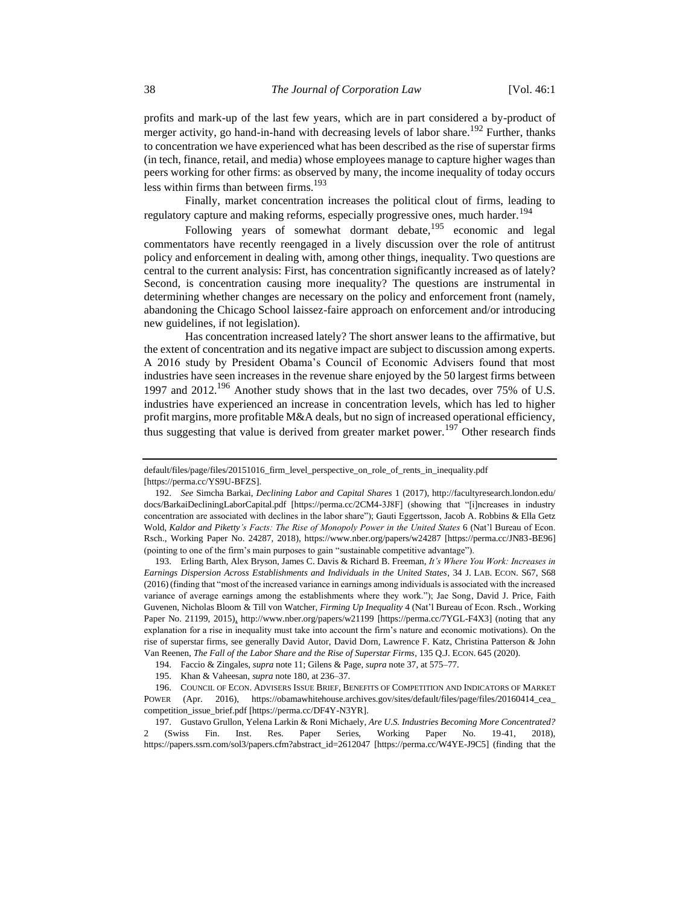profits and mark-up of the last few years, which are in part considered a by-product of merger activity, go hand-in-hand with decreasing levels of labor share.[192] Further, thanks to concentration we have experienced what has been described as the rise of superstar firms (in tech, finance, retail, and media) whose employees manage to capture higher wages than peers working for other firms: as observed by many, the income inequality of today occurs less within firms than between firms.[193]

Finally, market concentration increases the political clout of firms, leading to regulatory capture and making reforms, especially progressive ones, much harder.[194]

Following years of somewhat dormant debate,[195] economic and legal commentators have recently reengaged in a lively discussion over the role of antitrust policy and enforcement in dealing with, among other things, inequality. Two questions are central to the current analysis: First, has concentration significantly increased as of lately? Second, is concentration causing more inequality? The questions are instrumental in determining whether changes are necessary on the policy and enforcement front (namely, abandoning the Chicago School laissez-faire approach on enforcement and/or introducing new guidelines, if not legislation).

Has concentration increased lately? The short answer leans to the affirmative, but the extent of concentration and its negative impact are subject to discussion among experts. A 2016 study by President Obama's Council of Economic Advisers found that most industries have seen increases in the revenue share enjoyed by the 50 largest firms between 1997 and 2012.[196] Another study shows that in the last two decades, over 75% of U.S. industries have experienced an increase in concentration levels, which has led to higher profit margins, more profitable M&A deals, but no sign of increased operational efficiency, thus suggesting that value is derived from greater market power.[197] Other research finds

---

default/files/page/files/20151016_firm_level_perspective_on_role_of_rents_in_inequality.pdf [https://perma.cc/YS9U-BFZS].

192. *See* Simcha Barkai, *Declining Labor and Capital Shares* 1 (2017), http://facultyresearch.london.edu/docs/BarkaiDecliningLaborCapital.pdf [https://perma.cc/2CM4-3J8F] (showing that "[i]ncreases in industry concentration are associated with declines in the labor share"); Gauti Eggertsson, Jacob A. Robbins & Ella Getz Wold, *Kaldor and Piketty's Facts: The Rise of Monopoly Power in the United States* 6 (Nat'l Bureau of Econ. Rsch., Working Paper No. 24287, 2018), https://www.nber.org/papers/w24287 [https://perma.cc/JN83-BE96] (pointing to one of the firm's main purposes to gain "sustainable competitive advantage").

193. Erling Barth, Alex Bryson, James C. Davis & Richard B. Freeman, *It's Where You Work: Increases in Earnings Dispersion Across Establishments and Individuals in the United States*, 34 J. LAB. ECON. S67, S68 (2016) (finding that "most of the increased variance in earnings among individuals is associated with the increased variance of average earnings among the establishments where they work."); Jae Song, David J. Price, Faith Guvenen, Nicholas Bloom & Till von Watcher, *Firming Up Inequality* 4 (Nat'l Bureau of Econ. Rsch., Working Paper No. 21199, 2015), http://www.nber.org/papers/w21199 [https://perma.cc/7YGL-F4X3] (noting that any explanation for a rise in inequality must take into account the firm's nature and economic motivations). On the rise of superstar firms, see generally David Autor, David Dorn, Lawrence F. Katz, Christina Patterson & John Van Reenen, *The Fall of the Labor Share and the Rise of Superstar Firms*, 135 Q.J. ECON. 645 (2020).

194. Faccio & Zingales, *supra* note 11; Gilens & Page, *supra* note 37, at 575–77.

195. Khan & Vaheesan, *supra* note 180, at 236–37.

196. COUNCIL OF ECON. ADVISERS ISSUE BRIEF, BENEFITS OF COMPETITION AND INDICATORS OF MARKET POWER (Apr. 2016), https://obamawhitehouse.archives.gov/sites/default/files/page/files/20160414_cea_competition_issue_brief.pdf [https://perma.cc/DF4Y-N3YR].

197. Gustavo Grullon, Yelena Larkin & Roni Michaely, *Are U.S. Industries Becoming More Concentrated?* 2 (Swiss Fin. Inst. Res. Paper Series, Working Paper No. 19-41, 2018), https://papers.ssrn.com/sol3/papers.cfm?abstract_id=2612047 [https://perma.cc/W4YE-J9C5] (finding that the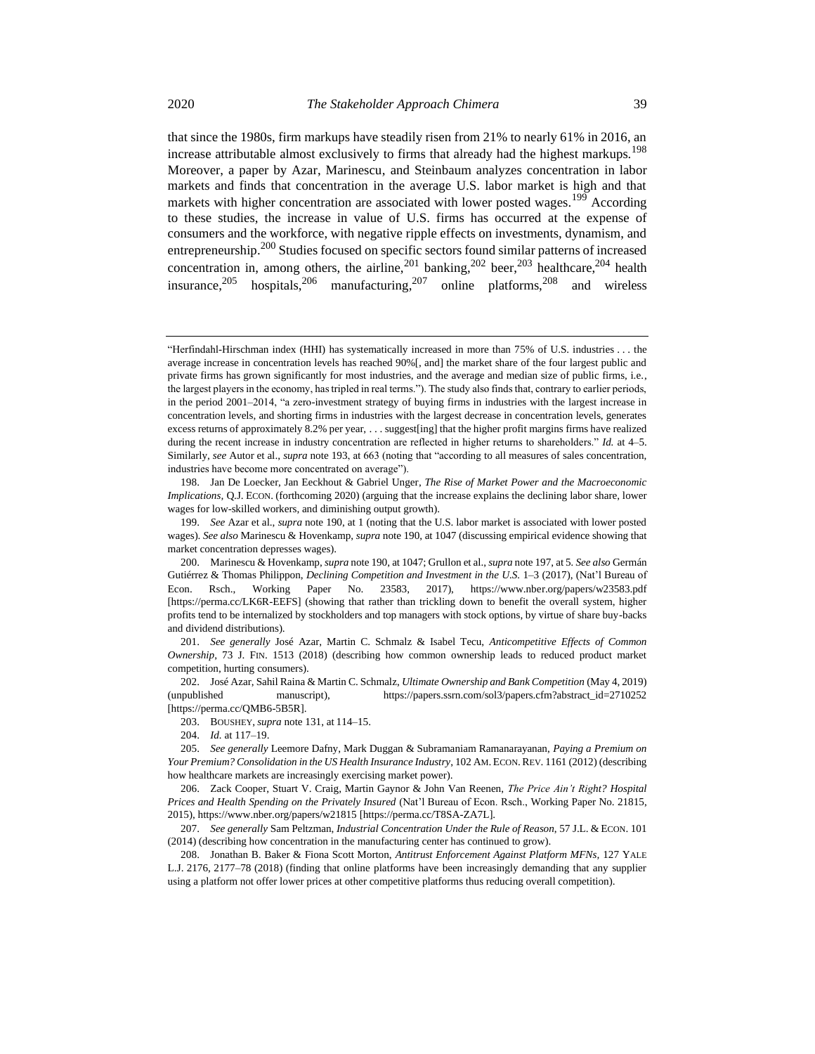that since the 1980s, firm markups have steadily risen from 21% to nearly 61% in 2016, an increase attributable almost exclusively to firms that already had the highest markups.[198] Moreover, a paper by Azar, Marinescu, and Steinbaum analyzes concentration in labor markets and finds that concentration in the average U.S. labor market is high and that markets with higher concentration are associated with lower posted wages.[199] According to these studies, the increase in value of U.S. firms has occurred at the expense of consumers and the workforce, with negative ripple effects on investments, dynamism, and entrepreneurship.[200] Studies focused on specific sectors found similar patterns of increased concentration in, among others, the airline,[201] banking,[202] beer,[203] healthcare,[204] health insurance,[205] hospitals,[206] manufacturing,[207] online platforms,[208] and wireless

---

"Herfindahl-Hirschman index (HHI) has systematically increased in more than 75% of U.S. industries . . . the average increase in concentration levels has reached 90%[, and] the market share of the four largest public and private firms has grown significantly for most industries, and the average and median size of public firms, i.e., the largest players in the economy, has tripled in real terms."). The study also finds that, contrary to earlier periods, in the period 2001–2014, "a zero-investment strategy of buying firms in industries with the largest increase in concentration levels, and shorting firms in industries with the largest decrease in concentration levels, generates excess returns of approximately 8.2% per year, . . . suggest[ing] that the higher profit margins firms have realized during the recent increase in industry concentration are reflected in higher returns to shareholders." *Id.* at 4–5. Similarly, *see* Autor et al., *supra* note 193, at 663 (noting that "according to all measures of sales concentration, industries have become more concentrated on average").

198. Jan De Loecker, Jan Eeckhout & Gabriel Unger, *The Rise of Market Power and the Macroeconomic Implications*, Q.J. ECON. (forthcoming 2020) (arguing that the increase explains the declining labor share, lower wages for low-skilled workers, and diminishing output growth).

199. *See* Azar et al., *supra* note 190, at 1 (noting that the U.S. labor market is associated with lower posted wages). *See also* Marinescu & Hovenkamp, *supra* note 190, at 1047 (discussing empirical evidence showing that market concentration depresses wages).

200. Marinescu & Hovenkamp, *supra* note 190, at 1047; Grullon et al., *supra* note 197, at 5. *See also* Germán Gutiérrez & Thomas Philippon, *Declining Competition and Investment in the U.S.* 1–3 (2017), (Nat'l Bureau of Econ. Rsch., Working Paper No. 23583, 2017), https://www.nber.org/papers/w23583.pdf [https://perma.cc/LK6R-EEFS] (showing that rather than trickling down to benefit the overall system, higher profits tend to be internalized by stockholders and top managers with stock options, by virtue of share buy-backs and dividend distributions).

201. *See generally* José Azar, Martin C. Schmalz & Isabel Tecu, *Anticompetitive Effects of Common Ownership*, 73 J. FIN. 1513 (2018) (describing how common ownership leads to reduced product market competition, hurting consumers).

202. José Azar, Sahil Raina & Martin C. Schmalz, *Ultimate Ownership and Bank Competition* (May 4, 2019) (unpublished manuscript), https://papers.ssrn.com/sol3/papers.cfm?abstract_id=2710252 [https://perma.cc/QMB6-5B5R].

203. BOUSHEY, *supra* note 131, at 114–15.

204. *Id.* at 117–19.

205. *See generally* Leemore Dafny, Mark Duggan & Subramaniam Ramanarayanan, *Paying a Premium on Your Premium? Consolidation in the US Health Insurance Industry*, 102 AM. ECON. REV. 1161 (2012) (describing how healthcare markets are increasingly exercising market power).

206. Zack Cooper, Stuart V. Craig, Martin Gaynor & John Van Reenen, *The Price Ain't Right? Hospital Prices and Health Spending on the Privately Insured* (Nat'l Bureau of Econ. Rsch., Working Paper No. 21815, 2015), https://www.nber.org/papers/w21815 [https://perma.cc/T8SA-ZA7L].

207. *See generally* Sam Peltzman, *Industrial Concentration Under the Rule of Reason*, 57 J.L. & ECON. 101 (2014) (describing how concentration in the manufacturing center has continued to grow).

208. Jonathan B. Baker & Fiona Scott Morton, *Antitrust Enforcement Against Platform MFNs*, 127 YALE L.J. 2176, 2177–78 (2018) (finding that online platforms have been increasingly demanding that any supplier using a platform not offer lower prices at other competitive platforms thus reducing overall competition).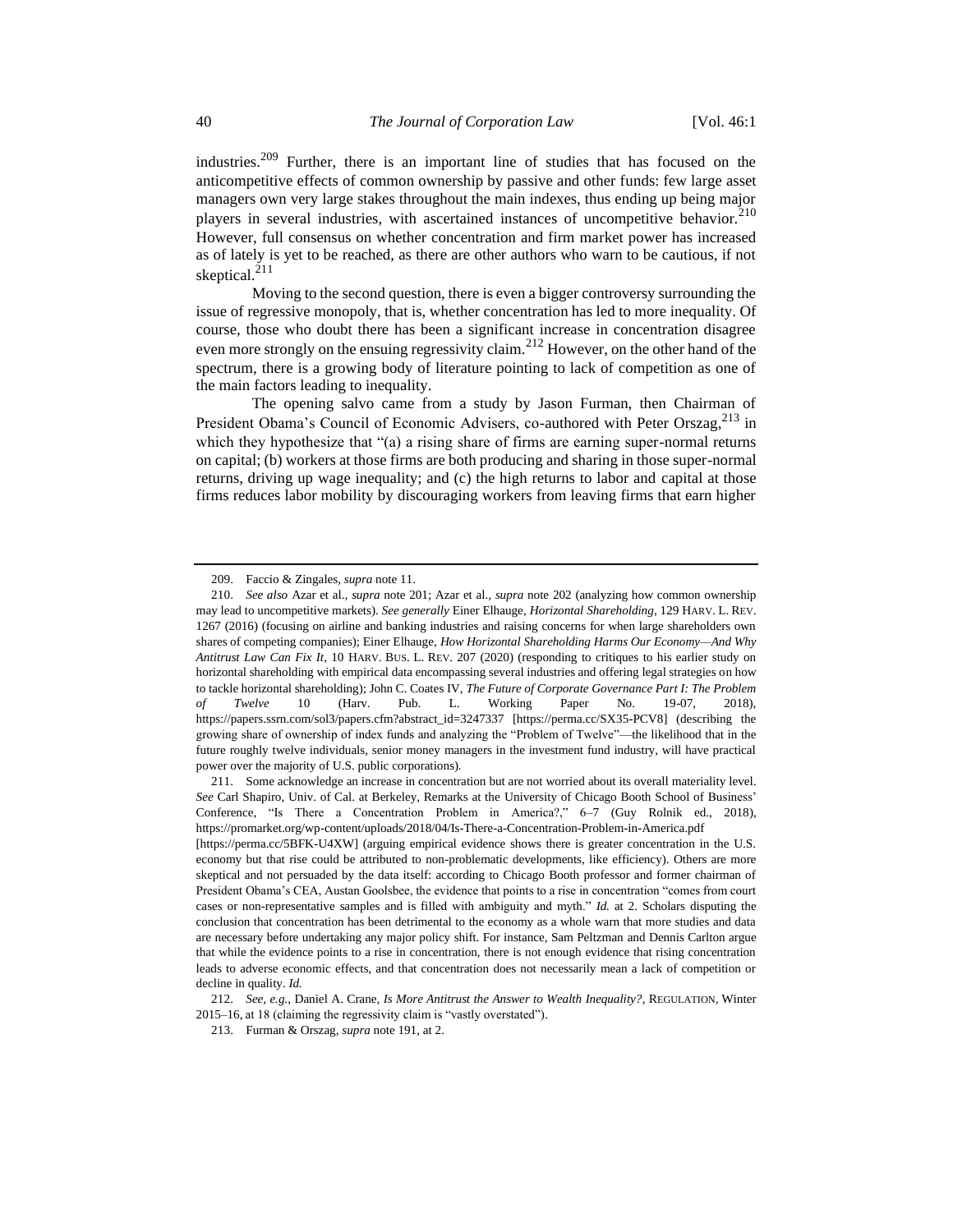industries.[209] Further, there is an important line of studies that has focused on the anticompetitive effects of common ownership by passive and other funds: few large asset managers own very large stakes throughout the main indexes, thus ending up being major players in several industries, with ascertained instances of uncompetitive behavior.[210] However, full consensus on whether concentration and firm market power has increased as of lately is yet to be reached, as there are other authors who warn to be cautious, if not skeptical.[211]

Moving to the second question, there is even a bigger controversy surrounding the issue of regressive monopoly, that is, whether concentration has led to more inequality. Of course, those who doubt there has been a significant increase in concentration disagree even more strongly on the ensuing regressivity claim.[212] However, on the other hand of the spectrum, there is a growing body of literature pointing to lack of competition as one of the main factors leading to inequality.

The opening salvo came from a study by Jason Furman, then Chairman of President Obama's Council of Economic Advisers, co-authored with Peter Orszag,[213] in which they hypothesize that "(a) a rising share of firms are earning super-normal returns on capital; (b) workers at those firms are both producing and sharing in those super-normal returns, driving up wage inequality; and (c) the high returns to labor and capital at those firms reduces labor mobility by discouraging workers from leaving firms that earn higher

---

209. Faccio & Zingales, *supra* note 11.

210. *See also* Azar et al., *supra* note 201; Azar et al., *supra* note 202 (analyzing how common ownership may lead to uncompetitive markets). *See generally* Einer Elhauge, *Horizontal Shareholding*, 129 HARV. L. REV. 1267 (2016) (focusing on airline and banking industries and raising concerns for when large shareholders own shares of competing companies); Einer Elhauge, *How Horizontal Shareholding Harms Our Economy—And Why Antitrust Law Can Fix It*, 10 HARV. BUS. L. REV. 207 (2020) (responding to critiques to his earlier study on horizontal shareholding with empirical data encompassing several industries and offering legal strategies on how to tackle horizontal shareholding); John C. Coates IV, *The Future of Corporate Governance Part I: The Problem of Twelve* 10 (Harv. Pub. L. Working Paper No. 19-07, 2018), https://papers.ssrn.com/sol3/papers.cfm?abstract_id=3247337 [https://perma.cc/SX35-PCV8] (describing the growing share of ownership of index funds and analyzing the "Problem of Twelve"—the likelihood that in the future roughly twelve individuals, senior money managers in the investment fund industry, will have practical power over the majority of U.S. public corporations).

211. Some acknowledge an increase in concentration but are not worried about its overall materiality level. *See* Carl Shapiro, Univ. of Cal. at Berkeley, Remarks at the University of Chicago Booth School of Business' Conference, "Is There a Concentration Problem in America?," 6–7 (Guy Rolnik ed., 2018), https://promarket.org/wp-content/uploads/2018/04/Is-There-a-Concentration-Problem-in-America.pdf [https://perma.cc/5BFK-U4XW] (arguing empirical evidence shows there is greater concentration in the U.S. economy but that rise could be attributed to non-problematic developments, like efficiency). Others are more skeptical and not persuaded by the data itself: according to Chicago Booth professor and former chairman of President Obama's CEA, Austan Goolsbee, the evidence that points to a rise in concentration "comes from court cases or non-representative samples and is filled with ambiguity and myth." *Id.* at 2. Scholars disputing the conclusion that concentration has been detrimental to the economy as a whole warn that more studies and data are necessary before undertaking any major policy shift. For instance, Sam Peltzman and Dennis Carlton argue that while the evidence points to a rise in concentration, there is not enough evidence that rising concentration leads to adverse economic effects, and that concentration does not necessarily mean a lack of competition or decline in quality. *Id.*

212. *See, e.g.*, Daniel A. Crane, *Is More Antitrust the Answer to Wealth Inequality?*, REGULATION, Winter 2015–16, at 18 (claiming the regressivity claim is "vastly overstated").

213. Furman & Orszag, *supra* note 191, at 2.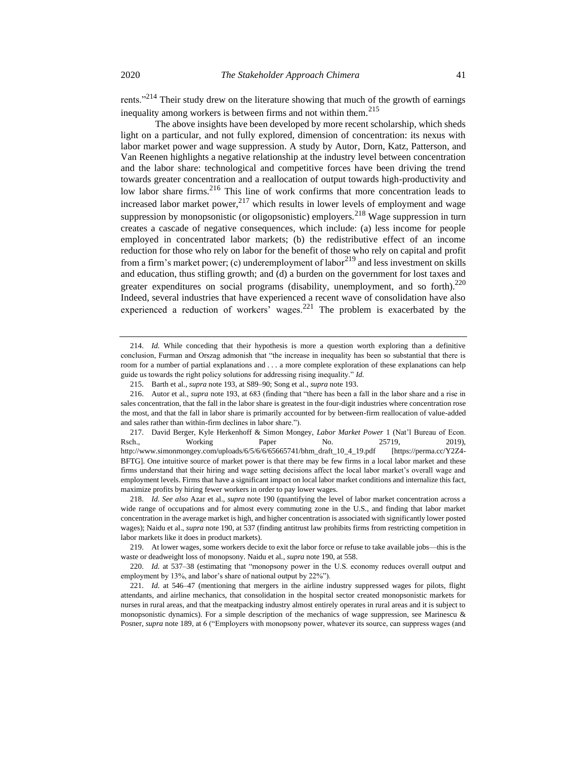rents."[214] Their study drew on the literature showing that much of the growth of earnings inequality among workers is between firms and not within them.[215]

The above insights have been developed by more recent scholarship, which sheds light on a particular, and not fully explored, dimension of concentration: its nexus with labor market power and wage suppression. A study by Autor, Dorn, Katz, Patterson, and Van Reenen highlights a negative relationship at the industry level between concentration and the labor share: technological and competitive forces have been driving the trend towards greater concentration and a reallocation of output towards high-productivity and low labor share firms.[216] This line of work confirms that more concentration leads to increased labor market power,[217] which results in lower levels of employment and wage suppression by monopsonistic (or oligopsonistic) employers.[218] Wage suppression in turn creates a cascade of negative consequences, which include: (a) less income for people employed in concentrated labor markets; (b) the redistributive effect of an income reduction for those who rely on labor for the benefit of those who rely on capital and profit from a firm's market power; (c) underemployment of labor[219] and less investment on skills and education, thus stifling growth; and (d) a burden on the government for lost taxes and greater expenditures on social programs (disability, unemployment, and so forth).[220] Indeed, several industries that have experienced a recent wave of consolidation have also experienced a reduction of workers' wages.[221] The problem is exacerbated by the

---

214. *Id.* While conceding that their hypothesis is more a question worth exploring than a definitive conclusion, Furman and Orszag admonish that "the increase in inequality has been so substantial that there is room for a number of partial explanations and . . . a more complete exploration of these explanations can help guide us towards the right policy solutions for addressing rising inequality." *Id.*

215. Barth et al., *supra* note 193, at S89–90; Song et al., *supra* note 193.

216. Autor et al., *supra* note 193, at 683 (finding that "there has been a fall in the labor share and a rise in sales concentration, that the fall in the labor share is greatest in the four-digit industries where concentration rose the most, and that the fall in labor share is primarily accounted for by between-firm reallocation of value-added and sales rather than within-firm declines in labor share.").

217. David Berger, Kyle Herkenhoff & Simon Mongey, *Labor Market Power* 1 (Nat'l Bureau of Econ. Rsch., Working Paper No. 25719, 2019), http://www.simonmongey.com/uploads/6/5/6/6/65665741/bhm_draft_10_4_19.pdf [https://perma.cc/Y2Z4-BFTG]. One intuitive source of market power is that there may be few firms in a local labor market and these firms understand that their hiring and wage setting decisions affect the local labor market's overall wage and employment levels. Firms that have a significant impact on local labor market conditions and internalize this fact, maximize profits by hiring fewer workers in order to pay lower wages.

218. *Id. See also* Azar et al., *supra* note 190 (quantifying the level of labor market concentration across a wide range of occupations and for almost every commuting zone in the U.S., and finding that labor market concentration in the average market is high, and higher concentration is associated with significantly lower posted wages); Naidu et al., *supra* note 190, at 537 (finding antitrust law prohibits firms from restricting competition in labor markets like it does in product markets).

219. At lower wages, some workers decide to exit the labor force or refuse to take available jobs—this is the waste or deadweight loss of monopsony. Naidu et al., *supra* note 190, at 558.

220. *Id.* at 537–38 (estimating that "monopsony power in the U.S. economy reduces overall output and employment by 13%, and labor's share of national output by 22%").

221. *Id.* at 546–47 (mentioning that mergers in the airline industry suppressed wages for pilots, flight attendants, and airline mechanics, that consolidation in the hospital sector created monopsonistic markets for nurses in rural areas, and that the meatpacking industry almost entirely operates in rural areas and it is subject to monopsonistic dynamics). For a simple description of the mechanics of wage suppression, see Marinescu & Posner, *supra* note 189, at 6 ("Employers with monopsony power, whatever its source, can suppress wages (and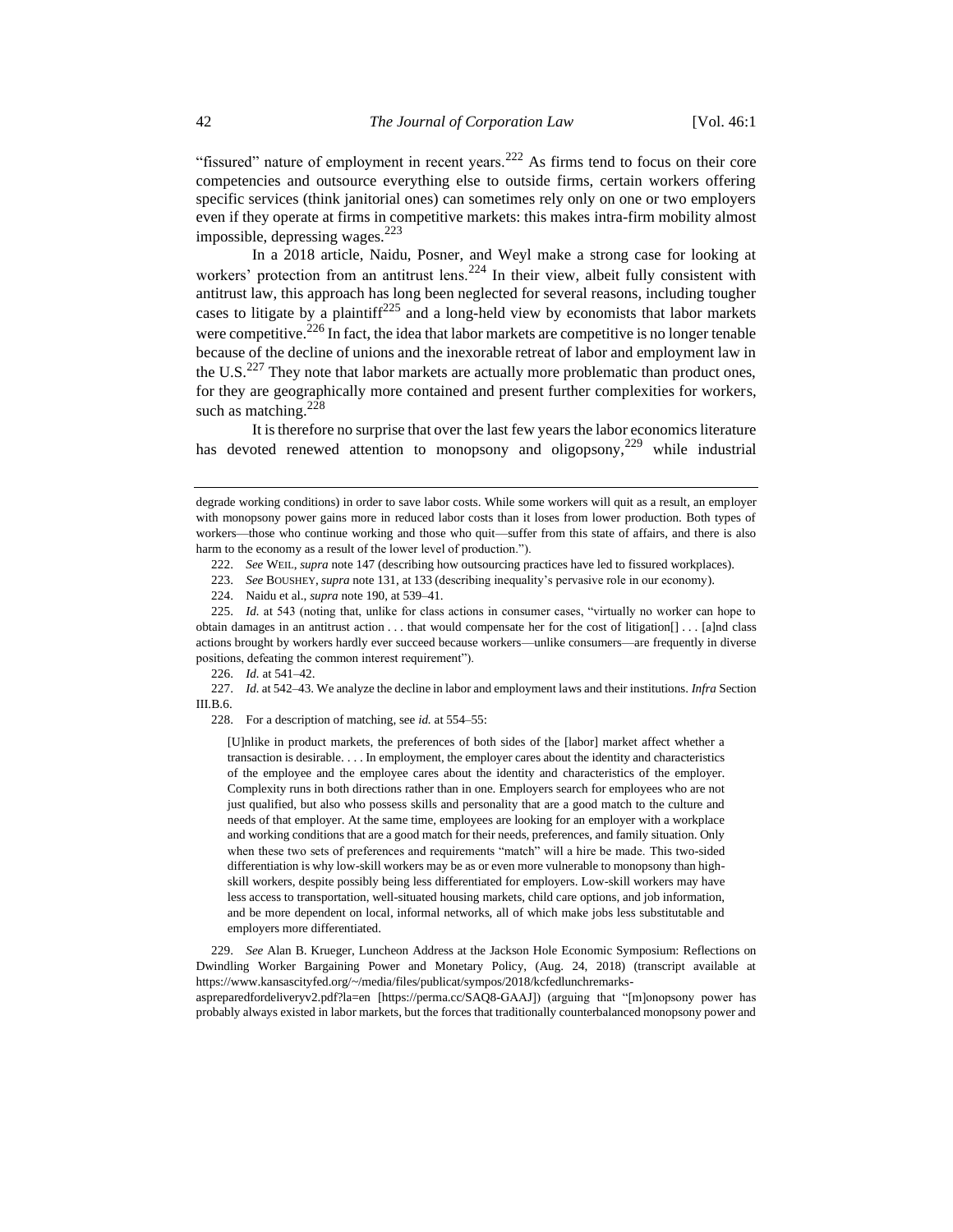"fissured" nature of employment in recent years.[222] As firms tend to focus on their core competencies and outsource everything else to outside firms, certain workers offering specific services (think janitorial ones) can sometimes rely only on one or two employers even if they operate at firms in competitive markets: this makes intra-firm mobility almost impossible, depressing wages.[223]

In a 2018 article, Naidu, Posner, and Weyl make a strong case for looking at workers' protection from an antitrust lens.[224] In their view, albeit fully consistent with antitrust law, this approach has long been neglected for several reasons, including tougher cases to litigate by a plaintiff[225] and a long-held view by economists that labor markets were competitive.[226] In fact, the idea that labor markets are competitive is no longer tenable because of the decline of unions and the inexorable retreat of labor and employment law in the U.S.[227] They note that labor markets are actually more problematic than product ones, for they are geographically more contained and present further complexities for workers, such as matching.[228]

It is therefore no surprise that over the last few years the labor economics literature has devoted renewed attention to monopsony and oligopsony,[229] while industrial

---

degrade working conditions) in order to save labor costs. While some workers will quit as a result, an employer with monopsony power gains more in reduced labor costs than it loses from lower production. Both types of workers—those who continue working and those who quit—suffer from this state of affairs, and there is also harm to the economy as a result of the lower level of production.").

222. *See* WEIL, *supra* note 147 (describing how outsourcing practices have led to fissured workplaces).

223. *See* BOUSHEY, *supra* note 131, at 133 (describing inequality's pervasive role in our economy).

224. Naidu et al., *supra* note 190, at 539–41.

225. *Id.* at 543 (noting that, unlike for class actions in consumer cases, "virtually no worker can hope to obtain damages in an antitrust action . . . that would compensate her for the cost of litigation[] . . . [a]nd class actions brought by workers hardly ever succeed because workers—unlike consumers—are frequently in diverse positions, defeating the common interest requirement").

226. *Id.* at 541–42.

227. *Id.* at 542–43. We analyze the decline in labor and employment laws and their institutions. *Infra* Section III.B.6.

228. For a description of matching, see *id.* at 554–55:

> [U]nlike in product markets, the preferences of both sides of the [labor] market affect whether a transaction is desirable. . . . In employment, the employer cares about the identity and characteristics of the employee and the employee cares about the identity and characteristics of the employer. Complexity runs in both directions rather than in one. Employers search for employees who are not just qualified, but also who possess skills and personality that are a good match to the culture and needs of that employer. At the same time, employees are looking for an employer with a workplace and working conditions that are a good match for their needs, preferences, and family situation. Only when these two sets of preferences and requirements "match" will a hire be made. This two-sided differentiation is why low-skill workers may be as or even more vulnerable to monopsony than high-skill workers, despite possibly being less differentiated for employers. Low-skill workers may have less access to transportation, well-situated housing markets, child care options, and job information, and be more dependent on local, informal networks, all of which make jobs less substitutable and employers more differentiated.

229. *See* Alan B. Krueger, Luncheon Address at the Jackson Hole Economic Symposium: Reflections on Dwindling Worker Bargaining Power and Monetary Policy, (Aug. 24, 2018) (transcript available at https://www.kansascityfed.org/~/media/files/publicat/sympos/2018/kcfedlunchremarks-aspreparedfordeliveryv2.pdf?la=en [https://perma.cc/SAQ8-GAAJ]) (arguing that "[m]onopsony power has probably always existed in labor markets, but the forces that traditionally counterbalanced monopsony power and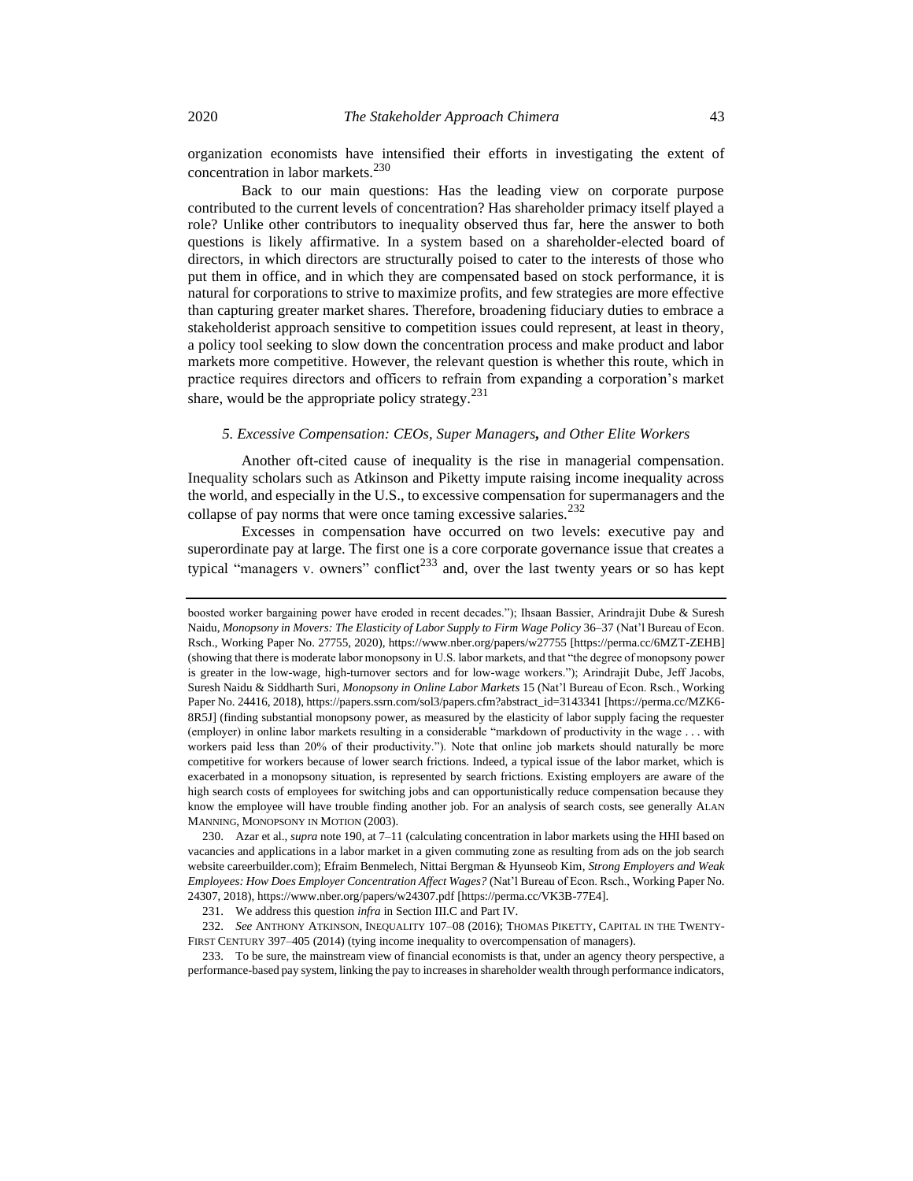organization economists have intensified their efforts in investigating the extent of concentration in labor markets.[230]

Back to our main questions: Has the leading view on corporate purpose contributed to the current levels of concentration? Has shareholder primacy itself played a role? Unlike other contributors to inequality observed thus far, here the answer to both questions is likely affirmative. In a system based on a shareholder-elected board of directors, in which directors are structurally poised to cater to the interests of those who put them in office, and in which they are compensated based on stock performance, it is natural for corporations to strive to maximize profits, and few strategies are more effective than capturing greater market shares. Therefore, broadening fiduciary duties to embrace a stakeholderist approach sensitive to competition issues could represent, at least in theory, a policy tool seeking to slow down the concentration process and make product and labor markets more competitive. However, the relevant question is whether this route, which in practice requires directors and officers to refrain from expanding a corporation's market share, would be the appropriate policy strategy.[231]

### *5. Excessive Compensation: CEOs, Super Managers, and Other Elite Workers*

Another oft-cited cause of inequality is the rise in managerial compensation. Inequality scholars such as Atkinson and Piketty impute raising income inequality across the world, and especially in the U.S., to excessive compensation for supermanagers and the collapse of pay norms that were once taming excessive salaries.[232]

Excesses in compensation have occurred on two levels: executive pay and superordinate pay at large. The first one is a core corporate governance issue that creates a typical "managers v. owners" conflict[233] and, over the last twenty years or so has kept

---

boosted worker bargaining power have eroded in recent decades."); Ihsaan Bassier, Arindrajit Dube & Suresh Naidu, *Monopsony in Movers: The Elasticity of Labor Supply to Firm Wage Policy* 36–37 (Nat'l Bureau of Econ. Rsch., Working Paper No. 27755, 2020), https://www.nber.org/papers/w27755 [https://perma.cc/6MZT-ZEHB] (showing that there is moderate labor monopsony in U.S. labor markets, and that "the degree of monopsony power is greater in the low-wage, high-turnover sectors and for low-wage workers."); Arindrajit Dube, Jeff Jacobs, Suresh Naidu & Siddharth Suri, *Monopsony in Online Labor Markets* 15 (Nat'l Bureau of Econ. Rsch., Working Paper No. 24416, 2018), https://papers.ssrn.com/sol3/papers.cfm?abstract_id=3143341 [https://perma.cc/MZK6-8R5J] (finding substantial monopsony power, as measured by the elasticity of labor supply facing the requester (employer) in online labor markets resulting in a considerable "markdown of productivity in the wage . . . with workers paid less than 20% of their productivity."). Note that online job markets should naturally be more competitive for workers because of lower search frictions. Indeed, a typical issue of the labor market, which is exacerbated in a monopsony situation, is represented by search frictions. Existing employers are aware of the high search costs of employees for switching jobs and can opportunistically reduce compensation because they know the employee will have trouble finding another job. For an analysis of search costs, see generally ALAN MANNING, MONOPSONY IN MOTION (2003).

230. Azar et al., *supra* note 190, at 7–11 (calculating concentration in labor markets using the HHI based on vacancies and applications in a labor market in a given commuting zone as resulting from ads on the job search website careerbuilder.com); Efraim Benmelech, Nittai Bergman & Hyunseob Kim, *Strong Employers and Weak Employees: How Does Employer Concentration Affect Wages?* (Nat'l Bureau of Econ. Rsch., Working Paper No. 24307, 2018), https://www.nber.org/papers/w24307.pdf [https://perma.cc/VK3B-77E4].

231. We address this question *infra* in Section III.C and Part IV.

232. *See* ANTHONY ATKINSON, INEQUALITY 107–08 (2016); THOMAS PIKETTY, CAPITAL IN THE TWENTY-FIRST CENTURY 397–405 (2014) (tying income inequality to overcompensation of managers).

233. To be sure, the mainstream view of financial economists is that, under an agency theory perspective, a performance-based pay system, linking the pay to increases in shareholder wealth through performance indicators,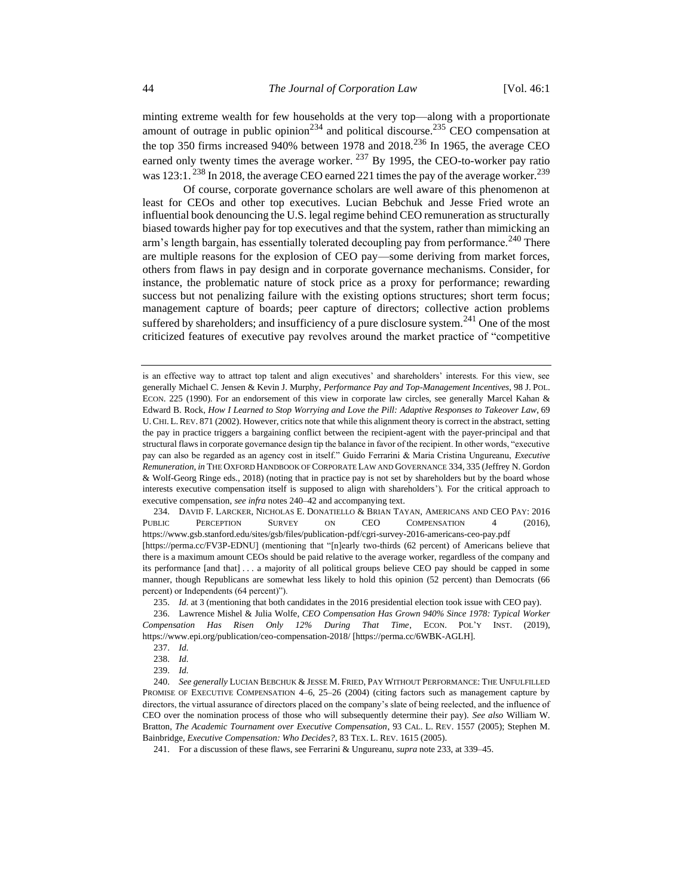minting extreme wealth for few households at the very top—along with a proportionate amount of outrage in public opinion[234] and political discourse.[235] CEO compensation at the top 350 firms increased 940% between 1978 and 2018.[236] In 1965, the average CEO earned only twenty times the average worker. [237] By 1995, the CEO-to-worker pay ratio was 123:1. [238] In 2018, the average CEO earned 221 times the pay of the average worker.[239]

Of course, corporate governance scholars are well aware of this phenomenon at least for CEOs and other top executives. Lucian Bebchuk and Jesse Fried wrote an influential book denouncing the U.S. legal regime behind CEO remuneration as structurally biased towards higher pay for top executives and that the system, rather than mimicking an arm's length bargain, has essentially tolerated decoupling pay from performance.[240] There are multiple reasons for the explosion of CEO pay—some deriving from market forces, others from flaws in pay design and in corporate governance mechanisms. Consider, for instance, the problematic nature of stock price as a proxy for performance; rewarding success but not penalizing failure with the existing options structures; short term focus; management capture of boards; peer capture of directors; collective action problems suffered by shareholders; and insufficiency of a pure disclosure system.[241] One of the most criticized features of executive pay revolves around the market practice of "competitive

---

is an effective way to attract top talent and align executives' and shareholders' interests. For this view, see generally Michael C. Jensen & Kevin J. Murphy, *Performance Pay and Top-Management Incentives*, 98 J. POL. ECON. 225 (1990). For an endorsement of this view in corporate law circles, see generally Marcel Kahan & Edward B. Rock, *How I Learned to Stop Worrying and Love the Pill: Adaptive Responses to Takeover Law*, 69 U. CHI. L. REV. 871 (2002). However, critics note that while this alignment theory is correct in the abstract, setting the pay in practice triggers a bargaining conflict between the recipient-agent with the payer-principal and that structural flaws in corporate governance design tip the balance in favor of the recipient. In other words, "executive pay can also be regarded as an agency cost in itself." Guido Ferrarini & Maria Cristina Ungureanu, *Executive Remuneration*, *in* THE OXFORD HANDBOOK OF CORPORATE LAW AND GOVERNANCE 334, 335 (Jeffrey N. Gordon & Wolf-Georg Ringe eds., 2018) (noting that in practice pay is not set by shareholders but by the board whose interests executive compensation itself is supposed to align with shareholders'). For the critical approach to executive compensation, *see infra* notes 240–42 and accompanying text.

234. DAVID F. LARCKER, NICHOLAS E. DONATIELLO & BRIAN TAYAN, AMERICANS AND CEO PAY: 2016 PUBLIC PERCEPTION SURVEY ON CEO COMPENSATION 4 (2016), https://www.gsb.stanford.edu/sites/gsb/files/publication-pdf/cgri-survey-2016-americans-ceo-pay.pdf [https://perma.cc/FV3P-EDNU] (mentioning that "[n]early two-thirds (62 percent) of Americans believe that there is a maximum amount CEOs should be paid relative to the average worker, regardless of the company and its performance [and that] . . . a majority of all political groups believe CEO pay should be capped in some manner, though Republicans are somewhat less likely to hold this opinion (52 percent) than Democrats (66 percent) or Independents (64 percent)").

235. *Id.* at 3 (mentioning that both candidates in the 2016 presidential election took issue with CEO pay).

236. Lawrence Mishel & Julia Wolfe, *CEO Compensation Has Grown 940% Since 1978: Typical Worker Compensation Has Risen Only 12% During That Time*, ECON. POL'Y INST. (2019), https://www.epi.org/publication/ceo-compensation-2018/ [https://perma.cc/6WBK-AGLH].

237. *Id.*

238. *Id.*

239. *Id.*

240. *See generally* LUCIAN BEBCHUK & JESSE M. FRIED, PAY WITHOUT PERFORMANCE: THE UNFULFILLED PROMISE OF EXECUTIVE COMPENSATION 4–6, 25–26 (2004) (citing factors such as management capture by directors, the virtual assurance of directors placed on the company's slate of being reelected, and the influence of CEO over the nomination process of those who will subsequently determine their pay). *See also* William W. Bratton, *The Academic Tournament over Executive Compensation*, 93 CAL. L. REV. 1557 (2005); Stephen M. Bainbridge, *Executive Compensation: Who Decides?*, 83 TEX. L. REV. 1615 (2005).

241. For a discussion of these flaws, see Ferrarini & Ungureanu, *supra* note 233, at 339–45.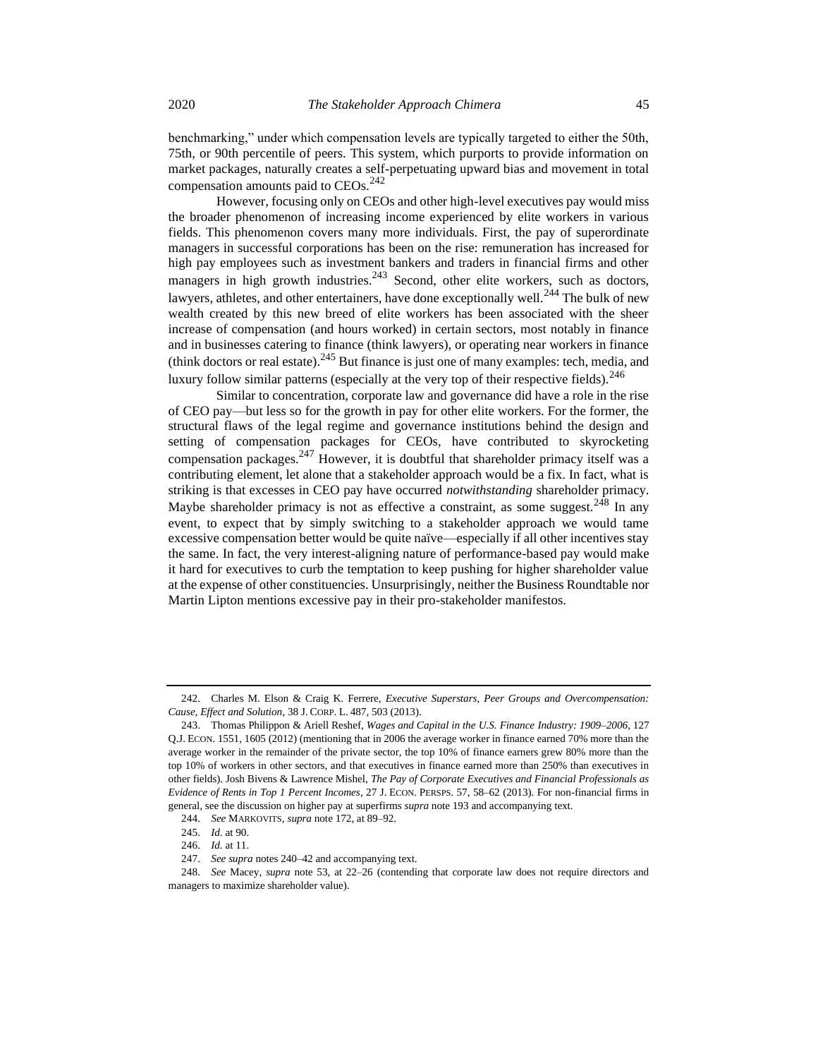benchmarking," under which compensation levels are typically targeted to either the 50th, 75th, or 90th percentile of peers. This system, which purports to provide information on market packages, naturally creates a self-perpetuating upward bias and movement in total compensation amounts paid to CEOs.[242]

However, focusing only on CEOs and other high-level executives pay would miss the broader phenomenon of increasing income experienced by elite workers in various fields. This phenomenon covers many more individuals. First, the pay of superordinate managers in successful corporations has been on the rise: remuneration has increased for high pay employees such as investment bankers and traders in financial firms and other managers in high growth industries.[243] Second, other elite workers, such as doctors, lawyers, athletes, and other entertainers, have done exceptionally well.[244] The bulk of new wealth created by this new breed of elite workers has been associated with the sheer increase of compensation (and hours worked) in certain sectors, most notably in finance and in businesses catering to finance (think lawyers), or operating near workers in finance (think doctors or real estate).[245] But finance is just one of many examples: tech, media, and luxury follow similar patterns (especially at the very top of their respective fields).[246]

Similar to concentration, corporate law and governance did have a role in the rise of CEO pay—but less so for the growth in pay for other elite workers. For the former, the structural flaws of the legal regime and governance institutions behind the design and setting of compensation packages for CEOs, have contributed to skyrocketing compensation packages.[247] However, it is doubtful that shareholder primacy itself was a contributing element, let alone that a stakeholder approach would be a fix. In fact, what is striking is that excesses in CEO pay have occurred *notwithstanding* shareholder primacy. Maybe shareholder primacy is not as effective a constraint, as some suggest.[248] In any event, to expect that by simply switching to a stakeholder approach we would tame excessive compensation better would be quite naïve—especially if all other incentives stay the same. In fact, the very interest-aligning nature of performance-based pay would make it hard for executives to curb the temptation to keep pushing for higher shareholder value at the expense of other constituencies. Unsurprisingly, neither the Business Roundtable nor Martin Lipton mentions excessive pay in their pro-stakeholder manifestos.

---

242. Charles M. Elson & Craig K. Ferrere, *Executive Superstars, Peer Groups and Overcompensation: Cause, Effect and Solution*, 38 J. CORP. L. 487, 503 (2013).

243. Thomas Philippon & Ariell Reshef, *Wages and Capital in the U.S. Finance Industry: 1909–2006*, 127 Q.J. ECON. 1551, 1605 (2012) (mentioning that in 2006 the average worker in finance earned 70% more than the average worker in the remainder of the private sector, the top 10% of finance earners grew 80% more than the top 10% of workers in other sectors, and that executives in finance earned more than 250% than executives in other fields). Josh Bivens & Lawrence Mishel, *The Pay of Corporate Executives and Financial Professionals as Evidence of Rents in Top 1 Percent Incomes*, 27 J. ECON. PERSPS. 57, 58–62 (2013). For non-financial firms in general, see the discussion on higher pay at superfirms *supra* note 193 and accompanying text.

244. *See* MARKOVITS, *supra* note 172, at 89–92.

245. *Id.* at 90.

246. *Id.* at 11.

247. *See supra* notes 240–42 and accompanying text.

248. *See* Macey, *supra* note 53, at 22–26 (contending that corporate law does not require directors and managers to maximize shareholder value).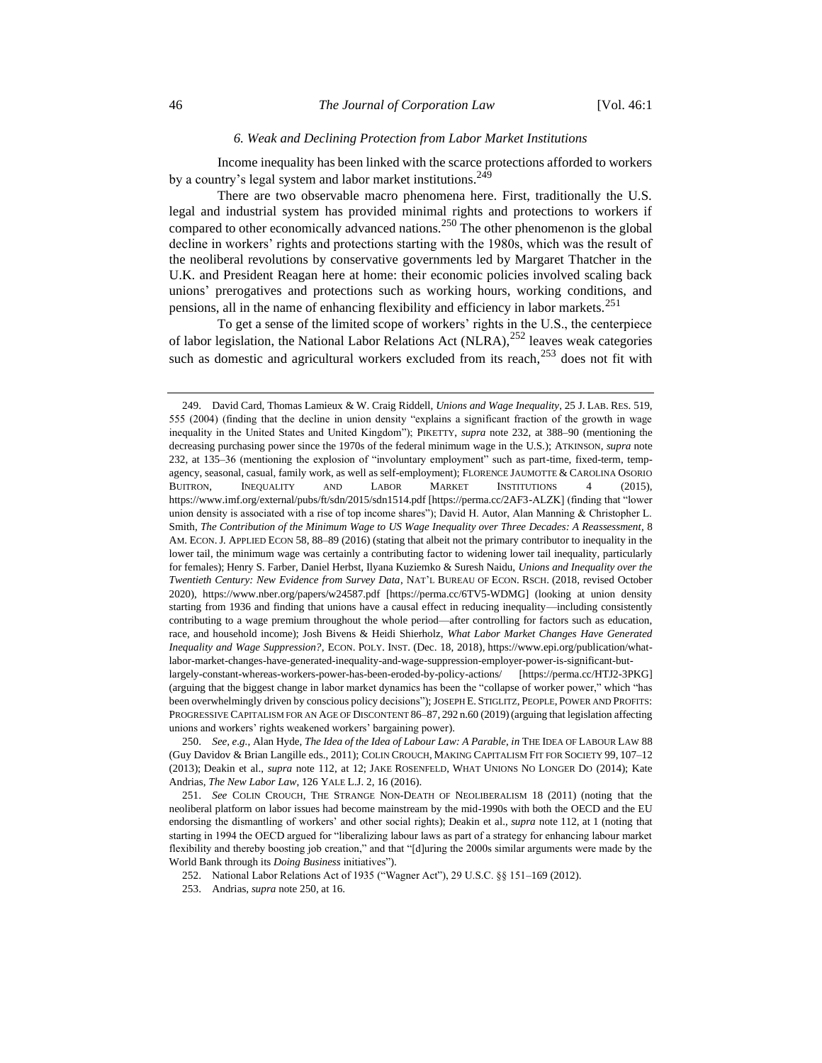### *6. Weak and Declining Protection from Labor Market Institutions*

Income inequality has been linked with the scarce protections afforded to workers by a country's legal system and labor market institutions.[249]

There are two observable macro phenomena here. First, traditionally the U.S. legal and industrial system has provided minimal rights and protections to workers if compared to other economically advanced nations.[250] The other phenomenon is the global decline in workers' rights and protections starting with the 1980s, which was the result of the neoliberal revolutions by conservative governments led by Margaret Thatcher in the U.K. and President Reagan here at home: their economic policies involved scaling back unions' prerogatives and protections such as working hours, working conditions, and pensions, all in the name of enhancing flexibility and efficiency in labor markets.[251]

To get a sense of the limited scope of workers' rights in the U.S., the centerpiece of labor legislation, the National Labor Relations Act (NLRA),[252] leaves weak categories such as domestic and agricultural workers excluded from its reach,[253] does not fit with

---

249. David Card, Thomas Lamieux & W. Craig Riddell, *Unions and Wage Inequality*, 25 J. LAB. RES. 519, 555 (2004) (finding that the decline in union density "explains a significant fraction of the growth in wage inequality in the United States and United Kingdom"); PIKETTY, *supra* note 232, at 388–90 (mentioning the decreasing purchasing power since the 1970s of the federal minimum wage in the U.S.); ATKINSON, *supra* note 232, at 135–36 (mentioning the explosion of "involuntary employment" such as part-time, fixed-term, temp-agency, seasonal, casual, family work, as well as self-employment); FLORENCE JAUMOTTE & CAROLINA OSORIO BUITRON, INEQUALITY AND LABOR MARKET INSTITUTIONS 4 (2015), https://www.imf.org/external/pubs/ft/sdn/2015/sdn1514.pdf [https://perma.cc/2AF3-ALZK] (finding that "lower union density is associated with a rise of top income shares"); David H. Autor, Alan Manning & Christopher L. Smith, *The Contribution of the Minimum Wage to US Wage Inequality over Three Decades: A Reassessment*, 8 AM. ECON. J. APPLIED ECON 58, 88–89 (2016) (stating that albeit not the primary contributor to inequality in the lower tail, the minimum wage was certainly a contributing factor to widening lower tail inequality, particularly for females); Henry S. Farber, Daniel Herbst, Ilyana Kuziemko & Suresh Naidu, *Unions and Inequality over the Twentieth Century: New Evidence from Survey Data*, NAT'L BUREAU OF ECON. RSCH. (2018, revised October 2020), https://www.nber.org/papers/w24587.pdf [https://perma.cc/6TV5-WDMG] (looking at union density starting from 1936 and finding that unions have a causal effect in reducing inequality—including consistently contributing to a wage premium throughout the whole period—after controlling for factors such as education, race, and household income); Josh Bivens & Heidi Shierholz, *What Labor Market Changes Have Generated Inequality and Wage Suppression?*, ECON. POLY. INST. (Dec. 18, 2018), https://www.epi.org/publication/what-labor-market-changes-have-generated-inequality-and-wage-suppression-employer-power-is-significant-but-largely-constant-whereas-workers-power-has-been-eroded-by-policy-actions/ [https://perma.cc/HTJ2-3PKG] (arguing that the biggest change in labor market dynamics has been the "collapse of worker power," which "has been overwhelmingly driven by conscious policy decisions"); JOSEPH E. STIGLITZ, PEOPLE, POWER AND PROFITS: PROGRESSIVE CAPITALISM FOR AN AGE OF DISCONTENT 86–87, 292 n.60 (2019) (arguing that legislation affecting unions and workers' rights weakened workers' bargaining power).

250. *See, e.g.*, Alan Hyde, *The Idea of the Idea of Labour Law: A Parable*, *in* THE IDEA OF LABOUR LAW 88 (Guy Davidov & Brian Langille eds., 2011); COLIN CROUCH, MAKING CAPITALISM FIT FOR SOCIETY 99, 107–12 (2013); Deakin et al., *supra* note 112, at 12; JAKE ROSENFELD, WHAT UNIONS NO LONGER DO (2014); Kate Andrias, *The New Labor Law*, 126 YALE L.J. 2, 16 (2016).

251. *See* COLIN CROUCH, THE STRANGE NON-DEATH OF NEOLIBERALISM 18 (2011) (noting that the neoliberal platform on labor issues had become mainstream by the mid-1990s with both the OECD and the EU endorsing the dismantling of workers' and other social rights); Deakin et al., *supra* note 112, at 1 (noting that starting in 1994 the OECD argued for "liberalizing labour laws as part of a strategy for enhancing labour market flexibility and thereby boosting job creation," and that "[d]uring the 2000s similar arguments were made by the World Bank through its *Doing Business* initiatives").

252. National Labor Relations Act of 1935 ("Wagner Act"), 29 U.S.C. §§ 151–169 (2012).

253. Andrias, *supra* note 250, at 16.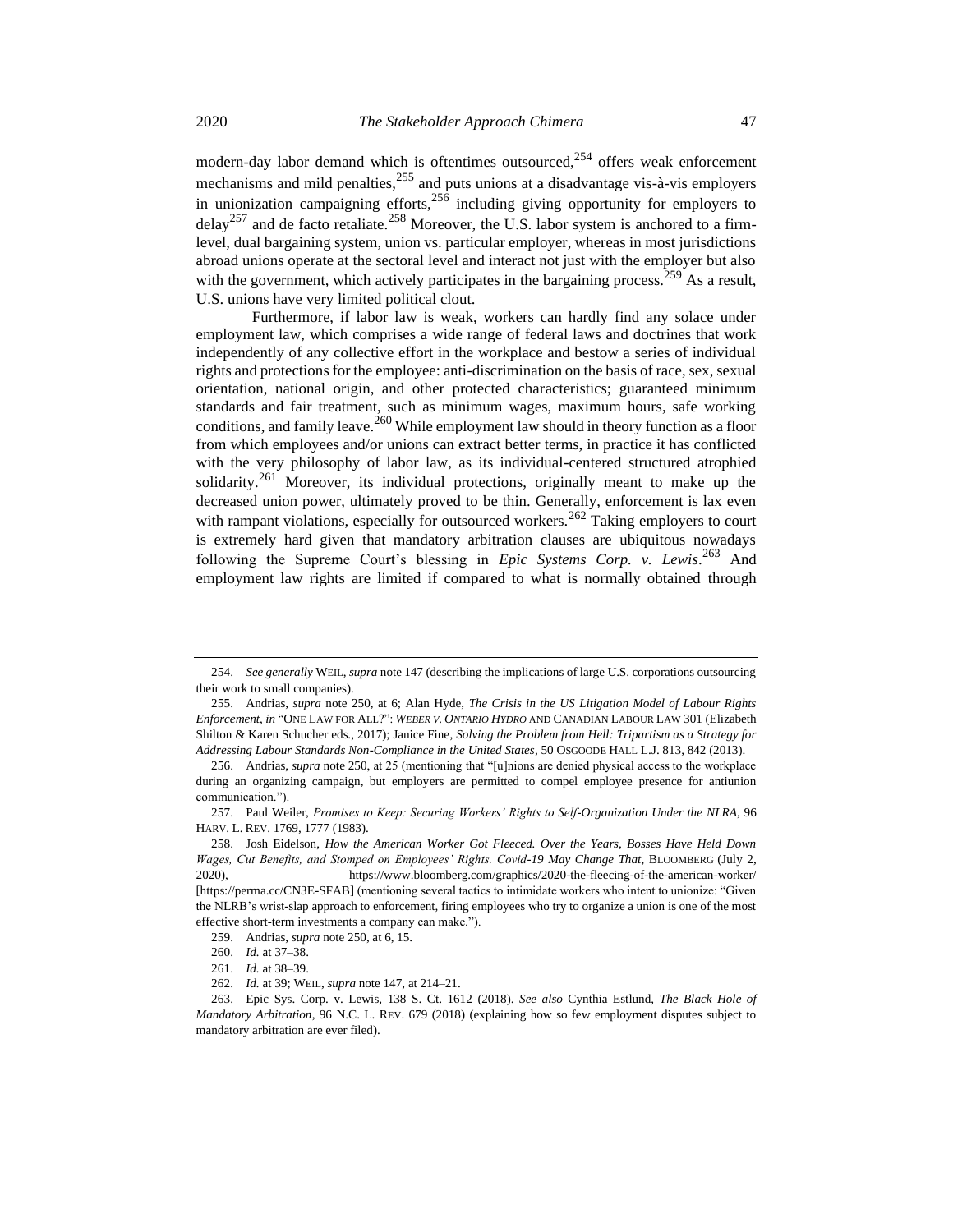modern-day labor demand which is oftentimes outsourced,[254] offers weak enforcement mechanisms and mild penalties,[255] and puts unions at a disadvantage vis-à-vis employers in unionization campaigning efforts,[256] including giving opportunity for employers to delay[257] and de facto retaliate.[258] Moreover, the U.S. labor system is anchored to a firm-level, dual bargaining system, union vs. particular employer, whereas in most jurisdictions abroad unions operate at the sectoral level and interact not just with the employer but also with the government, which actively participates in the bargaining process.[259] As a result, U.S. unions have very limited political clout.

Furthermore, if labor law is weak, workers can hardly find any solace under employment law, which comprises a wide range of federal laws and doctrines that work independently of any collective effort in the workplace and bestow a series of individual rights and protections for the employee: anti-discrimination on the basis of race, sex, sexual orientation, national origin, and other protected characteristics; guaranteed minimum standards and fair treatment, such as minimum wages, maximum hours, safe working conditions, and family leave.[260] While employment law should in theory function as a floor from which employees and/or unions can extract better terms, in practice it has conflicted with the very philosophy of labor law, as its individual-centered structured atrophied solidarity.[261] Moreover, its individual protections, originally meant to make up the decreased union power, ultimately proved to be thin. Generally, enforcement is lax even with rampant violations, especially for outsourced workers.[262] Taking employers to court is extremely hard given that mandatory arbitration clauses are ubiquitous nowadays following the Supreme Court's blessing in *Epic Systems Corp. v. Lewis*.[263] And employment law rights are limited if compared to what is normally obtained through

---

254. *See generally* WEIL, *supra* note 147 (describing the implications of large U.S. corporations outsourcing their work to small companies).

255. Andrias, *supra* note 250, at 6; Alan Hyde, *The Crisis in the US Litigation Model of Labour Rights Enforcement*, *in* "ONE LAW FOR ALL?": *WEBER V. ONTARIO HYDRO* AND CANADIAN LABOUR LAW 301 (Elizabeth Shilton & Karen Schucher eds., 2017); Janice Fine, *Solving the Problem from Hell: Tripartism as a Strategy for Addressing Labour Standards Non-Compliance in the United States*, 50 OSGOODE HALL L.J. 813, 842 (2013).

256. Andrias, *supra* note 250, at 25 (mentioning that "[u]nions are denied physical access to the workplace during an organizing campaign, but employers are permitted to compel employee presence for antiunion communication.").

257. Paul Weiler, *Promises to Keep: Securing Workers' Rights to Self-Organization Under the NLRA*, 96 HARV. L. REV. 1769, 1777 (1983).

258. Josh Eidelson, *How the American Worker Got Fleeced. Over the Years, Bosses Have Held Down Wages, Cut Benefits, and Stomped on Employees' Rights. Covid-19 May Change That*, BLOOMBERG (July 2, 2020), https://www.bloomberg.com/graphics/2020-the-fleecing-of-the-american-worker/ [https://perma.cc/CN3E-SFAB] (mentioning several tactics to intimidate workers who intent to unionize: "Given the NLRB's wrist-slap approach to enforcement, firing employees who try to organize a union is one of the most effective short-term investments a company can make.").

259. Andrias, *supra* note 250, at 6, 15.

260. *Id.* at 37–38.

261. *Id.* at 38–39.

262. *Id.* at 39; WEIL, *supra* note 147, at 214–21.

263. Epic Sys. Corp. v. Lewis, 138 S. Ct. 1612 (2018). *See also* Cynthia Estlund, *The Black Hole of Mandatory Arbitration*, 96 N.C. L. REV. 679 (2018) (explaining how so few employment disputes subject to mandatory arbitration are ever filed).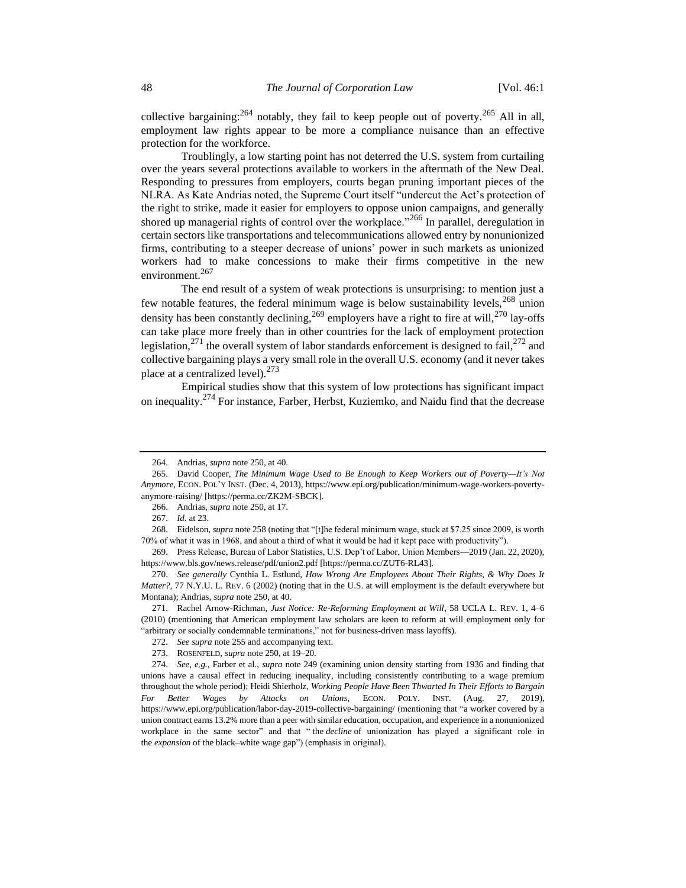collective bargaining:[264] notably, they fail to keep people out of poverty.[265] All in all, employment law rights appear to be more a compliance nuisance than an effective protection for the workforce.

Troublingly, a low starting point has not deterred the U.S. system from curtailing over the years several protections available to workers in the aftermath of the New Deal. Responding to pressures from employers, courts began pruning important pieces of the NLRA. As Kate Andrias noted, the Supreme Court itself "undercut the Act's protection of the right to strike, made it easier for employers to oppose union campaigns, and generally shored up managerial rights of control over the workplace."[266] In parallel, deregulation in certain sectors like transportations and telecommunications allowed entry by nonunionized firms, contributing to a steeper decrease of unions' power in such markets as unionized workers had to make concessions to make their firms competitive in the new environment.[267]

The end result of a system of weak protections is unsurprising: to mention just a few notable features, the federal minimum wage is below sustainability levels,[268] union density has been constantly declining,[269] employers have a right to fire at will,[270] lay-offs can take place more freely than in other countries for the lack of employment protection legislation,[271] the overall system of labor standards enforcement is designed to fail,[272] and collective bargaining plays a very small role in the overall U.S. economy (and it never takes place at a centralized level).[273]

Empirical studies show that this system of low protections has significant impact on inequality.[274] For instance, Farber, Herbst, Kuziemko, and Naidu find that the decrease

---

264. Andrias, *supra* note 250, at 40.

265. David Cooper, *The Minimum Wage Used to Be Enough to Keep Workers out of Poverty—It's Not Anymore*, ECON. POL'Y INST. (Dec. 4, 2013), https://www.epi.org/publication/minimum-wage-workers-poverty-anymore-raising/ [https://perma.cc/ZK2M-SBCK].

266. Andrias, *supra* note 250, at 17.

267. *Id.* at 23.

268. Eidelson, *supra* note 258 (noting that "[t]he federal minimum wage, stuck at $7.25 since 2009, is worth 70% of what it was in 1968, and about a third of what it would be had it kept pace with productivity").

269. Press Release, Bureau of Labor Statistics, U.S. Dep't of Labor, Union Members—2019 (Jan. 22, 2020), https://www.bls.gov/news.release/pdf/union2.pdf [https://perma.cc/ZUT6-RL43].

270. *See generally* Cynthia L. Estlund, *How Wrong Are Employees About Their Rights, & Why Does It Matter?*, 77 N.Y.U. L. REV. 6 (2002) (noting that in the U.S. at will employment is the default everywhere but Montana); Andrias, *supra* note 250, at 40.

271. Rachel Arnow-Richman, *Just Notice: Re-Reforming Employment at Will*, 58 UCLA L. REV. 1, 4–6 (2010) (mentioning that American employment law scholars are keen to reform at will employment only for "arbitrary or socially condemnable terminations," not for business-driven mass layoffs).

272. *See supra* note 255 and accompanying text.

273. ROSENFELD, *supra* note 250, at 19–20.

274. *See, e.g.*, Farber et al., *supra* note 249 (examining union density starting from 1936 and finding that unions have a causal effect in reducing inequality, including consistently contributing to a wage premium throughout the whole period); Heidi Shierholz, *Working People Have Been Thwarted In Their Efforts to Bargain For Better Wages by Attacks on Unions*, ECON. POLY. INST. (Aug. 27, 2019), https://www.epi.org/publication/labor-day-2019-collective-bargaining/ (mentioning that "a worker covered by a union contract earns 13.2% more than a peer with similar education, occupation, and experience in a nonunionized workplace in the same sector" and that "the *decline* of unionization has played a significant role in the *expansion* of the black–white wage gap") (emphasis in original).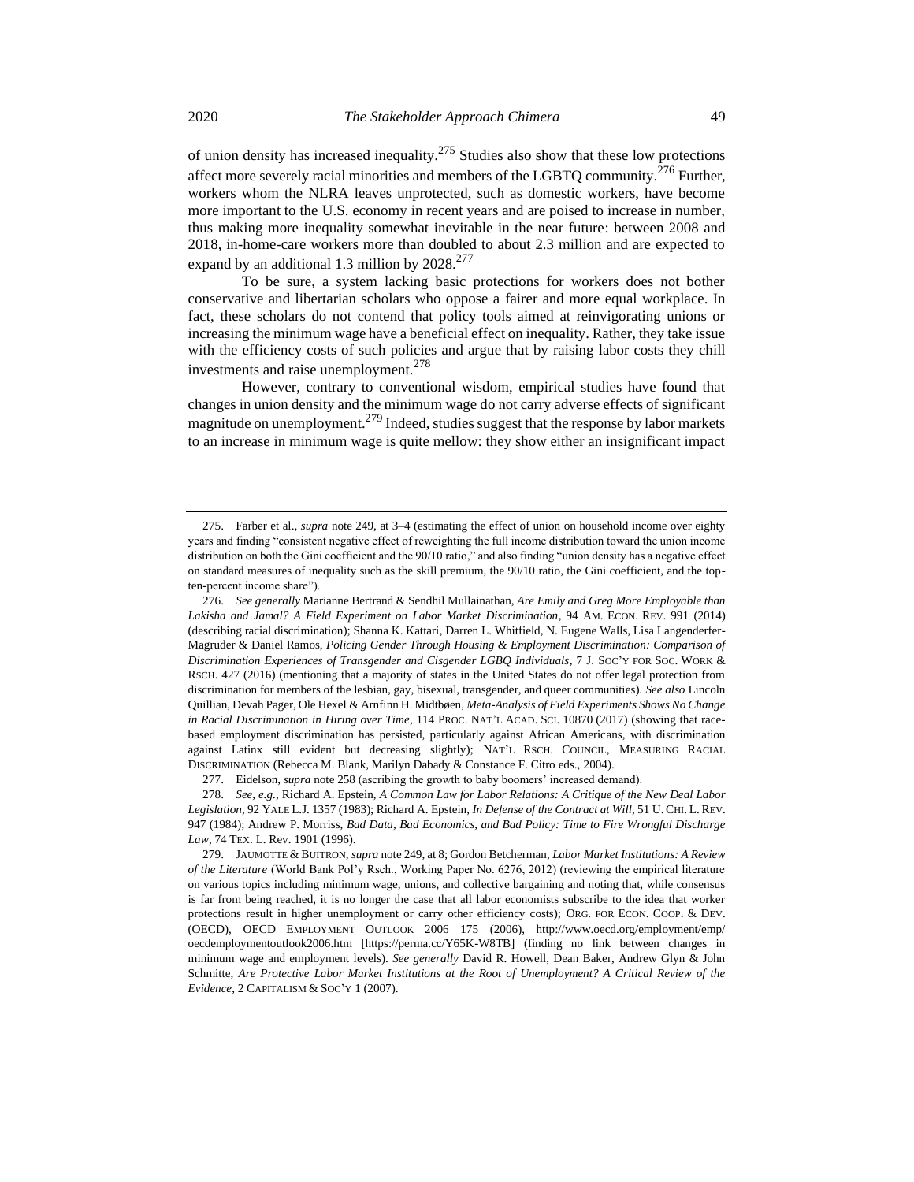of union density has increased inequality.[275] Studies also show that these low protections affect more severely racial minorities and members of the LGBTQ community.[276] Further, workers whom the NLRA leaves unprotected, such as domestic workers, have become more important to the U.S. economy in recent years and are poised to increase in number, thus making more inequality somewhat inevitable in the near future: between 2008 and 2018, in-home-care workers more than doubled to about 2.3 million and are expected to expand by an additional 1.3 million by 2028.[277]

To be sure, a system lacking basic protections for workers does not bother conservative and libertarian scholars who oppose a fairer and more equal workplace. In fact, these scholars do not contend that policy tools aimed at reinvigorating unions or increasing the minimum wage have a beneficial effect on inequality. Rather, they take issue with the efficiency costs of such policies and argue that by raising labor costs they chill investments and raise unemployment.[278]

However, contrary to conventional wisdom, empirical studies have found that changes in union density and the minimum wage do not carry adverse effects of significant magnitude on unemployment.[279] Indeed, studies suggest that the response by labor markets to an increase in minimum wage is quite mellow: they show either an insignificant impact

---

275. Farber et al., *supra* note 249, at 3–4 (estimating the effect of union on household income over eighty years and finding "consistent negative effect of reweighting the full income distribution toward the union income distribution on both the Gini coefficient and the 90/10 ratio," and also finding "union density has a negative effect on standard measures of inequality such as the skill premium, the 90/10 ratio, the Gini coefficient, and the top-ten-percent income share").

276. *See generally* Marianne Bertrand & Sendhil Mullainathan, *Are Emily and Greg More Employable than Lakisha and Jamal? A Field Experiment on Labor Market Discrimination*, 94 AM. ECON. REV. 991 (2014) (describing racial discrimination); Shanna K. Kattari, Darren L. Whitfield, N. Eugene Walls, Lisa Langenderfer-Magruder & Daniel Ramos, *Policing Gender Through Housing & Employment Discrimination: Comparison of Discrimination Experiences of Transgender and Cisgender LGBQ Individuals*, 7 J. SOC'Y FOR SOC. WORK & RSCH. 427 (2016) (mentioning that a majority of states in the United States do not offer legal protection from discrimination for members of the lesbian, gay, bisexual, transgender, and queer communities). *See also* Lincoln Quillian, Devah Pager, Ole Hexel & Arnfinn H. Midtbøen, *Meta-Analysis of Field Experiments Shows No Change in Racial Discrimination in Hiring over Time*, 114 PROC. NAT'L ACAD. SCI. 10870 (2017) (showing that race-based employment discrimination has persisted, particularly against African Americans, with discrimination against Latinx still evident but decreasing slightly); NAT'L RSCH. COUNCIL, MEASURING RACIAL DISCRIMINATION (Rebecca M. Blank, Marilyn Dabady & Constance F. Citro eds., 2004).

277. Eidelson, *supra* note 258 (ascribing the growth to baby boomers' increased demand).

278. *See, e.g.*, Richard A. Epstein, *A Common Law for Labor Relations: A Critique of the New Deal Labor Legislation*, 92 YALE L.J. 1357 (1983); Richard A. Epstein, *In Defense of the Contract at Will*, 51 U. CHI. L. REV. 947 (1984); Andrew P. Morriss, *Bad Data, Bad Economics, and Bad Policy: Time to Fire Wrongful Discharge Law*, 74 TEX. L. Rev. 1901 (1996).

279. JAUMOTTE & BUITRON, *supra* note 249, at 8; Gordon Betcherman, *Labor Market Institutions: A Review of the Literature* (World Bank Pol'y Rsch., Working Paper No. 6276, 2012) (reviewing the empirical literature on various topics including minimum wage, unions, and collective bargaining and noting that, while consensus is far from being reached, it is no longer the case that all labor economists subscribe to the idea that worker protections result in higher unemployment or carry other efficiency costs); ORG. FOR ECON. COOP. & DEV. (OECD), OECD EMPLOYMENT OUTLOOK 2006 175 (2006), http://www.oecd.org/employment/emp/oecdemploymentoutlook2006.htm [https://perma.cc/Y65K-W8TB] (finding no link between changes in minimum wage and employment levels). *See generally* David R. Howell, Dean Baker, Andrew Glyn & John Schmitte, *Are Protective Labor Market Institutions at the Root of Unemployment? A Critical Review of the Evidence*, 2 CAPITALISM & SOC'Y 1 (2007).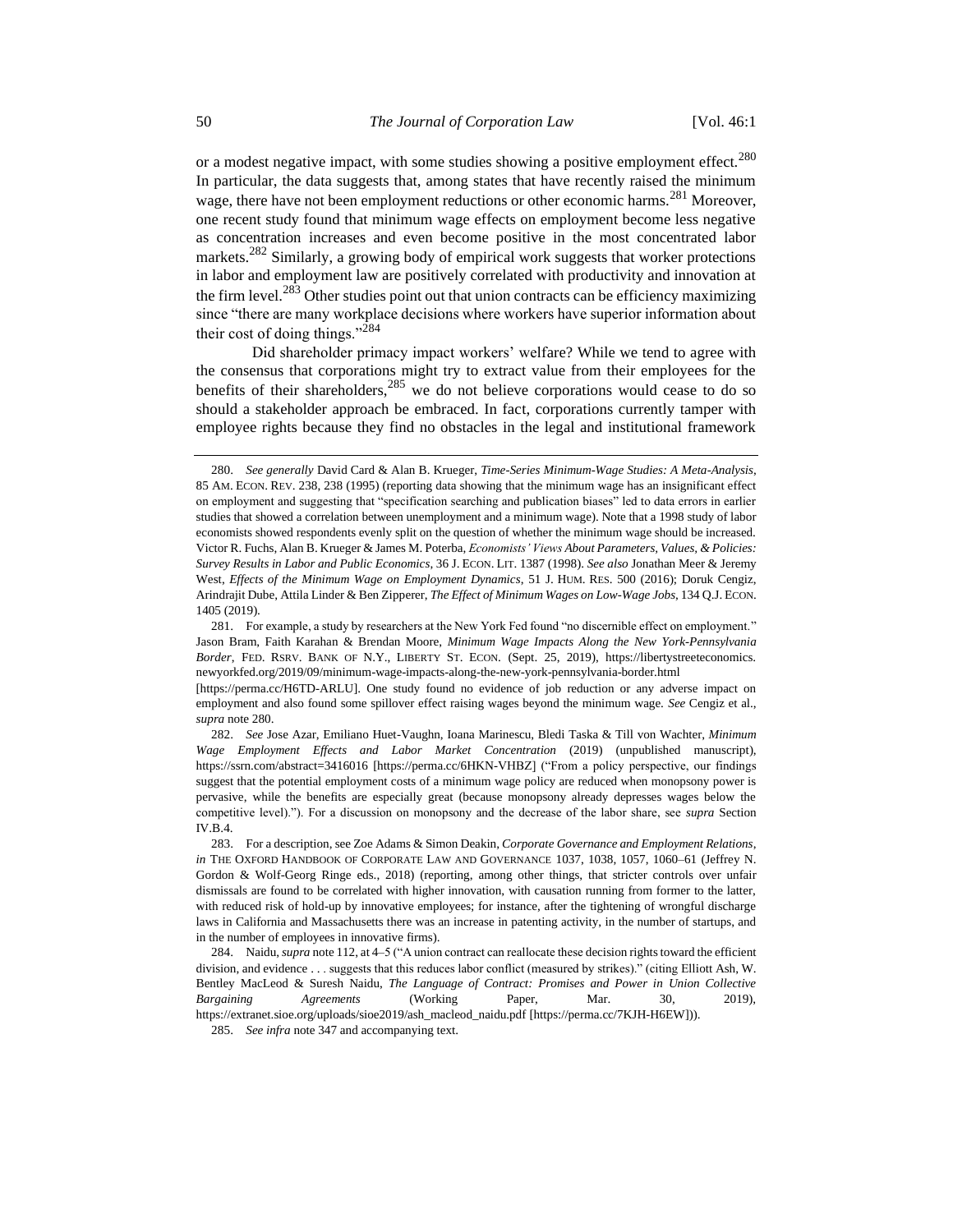or a modest negative impact, with some studies showing a positive employment effect.[280] In particular, the data suggests that, among states that have recently raised the minimum wage, there have not been employment reductions or other economic harms.[281] Moreover, one recent study found that minimum wage effects on employment become less negative as concentration increases and even become positive in the most concentrated labor markets.[282] Similarly, a growing body of empirical work suggests that worker protections in labor and employment law are positively correlated with productivity and innovation at the firm level.[283] Other studies point out that union contracts can be efficiency maximizing since "there are many workplace decisions where workers have superior information about their cost of doing things."[284]

Did shareholder primacy impact workers' welfare? While we tend to agree with the consensus that corporations might try to extract value from their employees for the benefits of their shareholders,[285] we do not believe corporations would cease to do so should a stakeholder approach be embraced. In fact, corporations currently tamper with employee rights because they find no obstacles in the legal and institutional framework

---

280. *See generally* David Card & Alan B. Krueger, *Time-Series Minimum-Wage Studies: A Meta-Analysis*, 85 AM. ECON. REV. 238, 238 (1995) (reporting data showing that the minimum wage has an insignificant effect on employment and suggesting that "specification searching and publication biases" led to data errors in earlier studies that showed a correlation between unemployment and a minimum wage). Note that a 1998 study of labor economists showed respondents evenly split on the question of whether the minimum wage should be increased. Victor R. Fuchs, Alan B. Krueger & James M. Poterba, *Economists' Views About Parameters, Values, & Policies: Survey Results in Labor and Public Economics*, 36 J. ECON. LIT. 1387 (1998). *See also* Jonathan Meer & Jeremy West, *Effects of the Minimum Wage on Employment Dynamics*, 51 J. HUM. RES. 500 (2016); Doruk Cengiz, Arindrajit Dube, Attila Linder & Ben Zipperer, *The Effect of Minimum Wages on Low-Wage Jobs*, 134 Q.J. ECON. 1405 (2019).

281. For example, a study by researchers at the New York Fed found "no discernible effect on employment." Jason Bram, Faith Karahan & Brendan Moore, *Minimum Wage Impacts Along the New York-Pennsylvania Border*, FED. RSRV. BANK OF N.Y., LIBERTY ST. ECON. (Sept. 25, 2019), https://libertystreeteconomics.newyorkfed.org/2019/09/minimum-wage-impacts-along-the-new-york-pennsylvania-border.html [https://perma.cc/H6TD-ARLU]. One study found no evidence of job reduction or any adverse impact on employment and also found some spillover effect raising wages beyond the minimum wage. *See* Cengiz et al., *supra* note 280.

282. *See* Jose Azar, Emiliano Huet-Vaughn, Ioana Marinescu, Bledi Taska & Till von Wachter, *Minimum Wage Employment Effects and Labor Market Concentration* (2019) (unpublished manuscript), https://ssrn.com/abstract=3416016 [https://perma.cc/6HKN-VHBZ] ("From a policy perspective, our findings suggest that the potential employment costs of a minimum wage policy are reduced when monopsony power is pervasive, while the benefits are especially great (because monopsony already depresses wages below the competitive level)."). For a discussion on monopsony and the decrease of the labor share, see *supra* Section IV.B.4.

283. For a description, see Zoe Adams & Simon Deakin, *Corporate Governance and Employment Relations*, *in* THE OXFORD HANDBOOK OF CORPORATE LAW AND GOVERNANCE 1037, 1038, 1057, 1060–61 (Jeffrey N. Gordon & Wolf-Georg Ringe eds., 2018) (reporting, among other things, that stricter controls over unfair dismissals are found to be correlated with higher innovation, with causation running from former to the latter, with reduced risk of hold-up by innovative employees; for instance, after the tightening of wrongful discharge laws in California and Massachusetts there was an increase in patenting activity, in the number of startups, and in the number of employees in innovative firms).

284. Naidu, *supra* note 112, at 4–5 ("A union contract can reallocate these decision rights toward the efficient division, and evidence . . . suggests that this reduces labor conflict (measured by strikes)." (citing Elliott Ash, W. Bentley MacLeod & Suresh Naidu, *The Language of Contract: Promises and Power in Union Collective Bargaining Agreements* (Working Paper, Mar. 30, 2019), https://extranet.sioe.org/uploads/sioe2019/ash_macleod_naidu.pdf [https://perma.cc/7KJH-H6EW])).

285. *See infra* note 347 and accompanying text.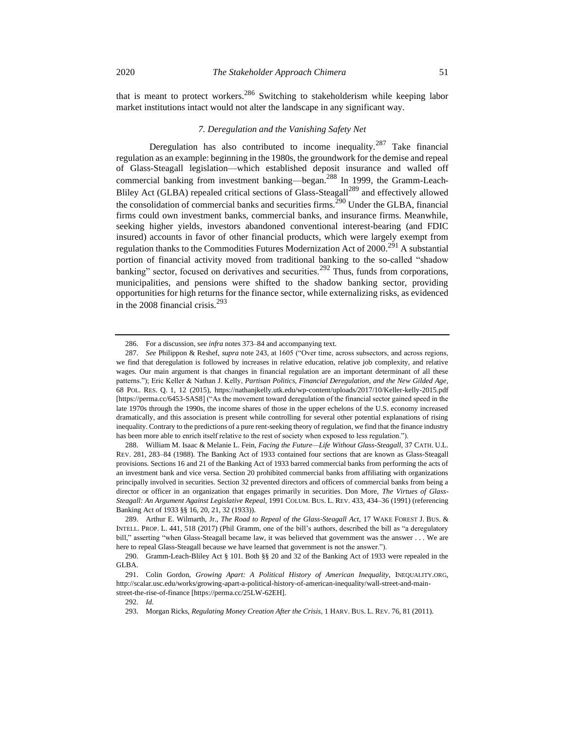that is meant to protect workers.[286] Switching to stakeholderism while keeping labor market institutions intact would not alter the landscape in any significant way.

### *7. Deregulation and the Vanishing Safety Net*

Deregulation has also contributed to income inequality.[287] Take financial regulation as an example: beginning in the 1980s, the groundwork for the demise and repeal of Glass-Steagall legislation—which established deposit insurance and walled off commercial banking from investment banking—began.[288] In 1999, the Gramm-Leach-Bliley Act (GLBA) repealed critical sections of Glass-Steagall[289] and effectively allowed the consolidation of commercial banks and securities firms.[290] Under the GLBA, financial firms could own investment banks, commercial banks, and insurance firms. Meanwhile, seeking higher yields, investors abandoned conventional interest-bearing (and FDIC insured) accounts in favor of other financial products, which were largely exempt from regulation thanks to the Commodities Futures Modernization Act of 2000.[291] A substantial portion of financial activity moved from traditional banking to the so-called "shadow banking" sector, focused on derivatives and securities.[292] Thus, funds from corporations, municipalities, and pensions were shifted to the shadow banking sector, providing opportunities for high returns for the finance sector, while externalizing risks, as evidenced in the 2008 financial crisis.[293]

---

286. For a discussion, see *infra* notes 373–84 and accompanying text.

287. *See* Philippon & Reshef, *supra* note 243, at 1605 ("Over time, across subsectors, and across regions, we find that deregulation is followed by increases in relative education, relative job complexity, and relative wages. Our main argument is that changes in financial regulation are an important determinant of all these patterns."); Eric Keller & Nathan J. Kelly, *Partisan Politics, Financial Deregulation, and the New Gilded Age*, 68 POL. RES. Q. 1, 12 (2015), https://nathanjkelly.utk.edu/wp-content/uploads/2017/10/Keller-kelly-2015.pdf [https://perma.cc/6453-SAS8] ("As the movement toward deregulation of the financial sector gained speed in the late 1970s through the 1990s, the income shares of those in the upper echelons of the U.S. economy increased dramatically, and this association is present while controlling for several other potential explanations of rising inequality. Contrary to the predictions of a pure rent-seeking theory of regulation, we find that the finance industry has been more able to enrich itself relative to the rest of society when exposed to less regulation.").

288. William M. Isaac & Melanie L. Fein, *Facing the Future—Life Without Glass-Steagall*, 37 CATH. U.L. REV. 281, 283–84 (1988). The Banking Act of 1933 contained four sections that are known as Glass-Steagall provisions. Sections 16 and 21 of the Banking Act of 1933 barred commercial banks from performing the acts of an investment bank and vice versa. Section 20 prohibited commercial banks from affiliating with organizations principally involved in securities. Section 32 prevented directors and officers of commercial banks from being a director or officer in an organization that engages primarily in securities. Don More, *The Virtues of Glass-Steagall: An Argument Against Legislative Repeal*, 1991 COLUM. BUS. L. REV. 433, 434–36 (1991) (referencing Banking Act of 1933 §§ 16, 20, 21, 32 (1933)).

289. Arthur E. Wilmarth, Jr., *The Road to Repeal of the Glass-Steagall Act*, 17 WAKE FOREST J. BUS. & INTELL. PROP. L. 441, 518 (2017) (Phil Gramm, one of the bill's authors, described the bill as "a deregulatory bill," asserting "when Glass-Steagall became law, it was believed that government was the answer . . . We are here to repeal Glass-Steagall because we have learned that government is not the answer.").

290. Gramm-Leach-Bliley Act § 101. Both §§ 20 and 32 of the Banking Act of 1933 were repealed in the GLBA.

291. Colin Gordon, *Growing Apart: A Political History of American Inequality*, INEQUALITY.ORG, http://scalar.usc.edu/works/growing-apart-a-political-history-of-american-inequality/wall-street-and-main-street-the-rise-of-finance [https://perma.cc/25LW-62EH].

292. *Id.*

293. Morgan Ricks, *Regulating Money Creation After the Crisis*, 1 HARV. BUS. L. REV. 76, 81 (2011).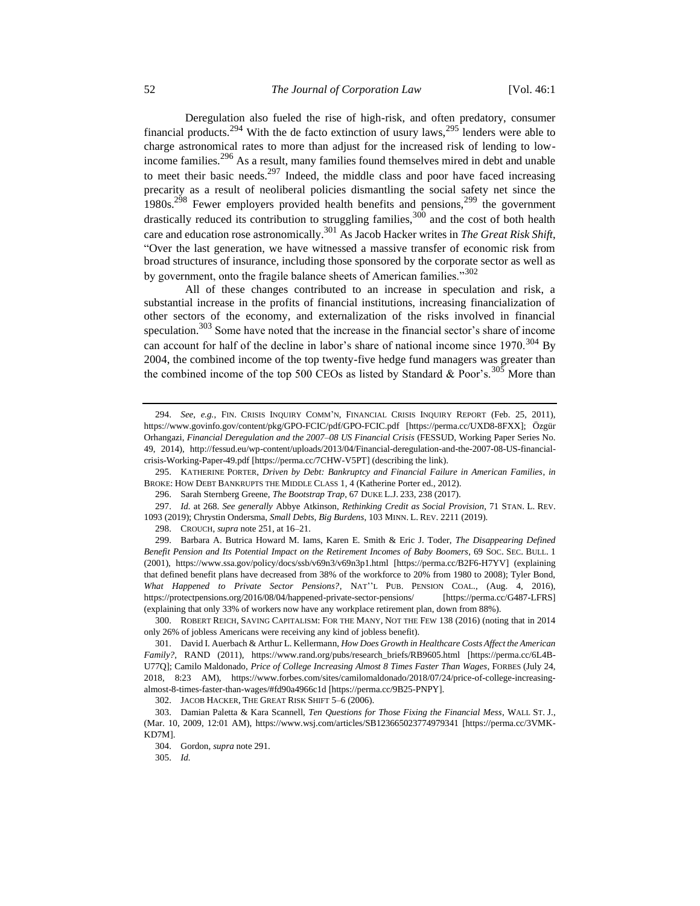Deregulation also fueled the rise of high-risk, and often predatory, consumer financial products.[294] With the de facto extinction of usury laws,[295] lenders were able to charge astronomical rates to more than adjust for the increased risk of lending to low-income families.[296] As a result, many families found themselves mired in debt and unable to meet their basic needs.[297] Indeed, the middle class and poor have faced increasing precarity as a result of neoliberal policies dismantling the social safety net since the 1980s.[298] Fewer employers provided health benefits and pensions,[299] the government drastically reduced its contribution to struggling families,[300] and the cost of both health care and education rose astronomically.[301] As Jacob Hacker writes in *The Great Risk Shift*, "Over the last generation, we have witnessed a massive transfer of economic risk from broad structures of insurance, including those sponsored by the corporate sector as well as by government, onto the fragile balance sheets of American families."[302]

All of these changes contributed to an increase in speculation and risk, a substantial increase in the profits of financial institutions, increasing financialization of other sectors of the economy, and externalization of the risks involved in financial speculation.[303] Some have noted that the increase in the financial sector's share of income can account for half of the decline in labor's share of national income since 1970.[304] By 2004, the combined income of the top twenty-five hedge fund managers was greater than the combined income of the top 500 CEOs as listed by Standard & Poor's.[305] More than

---

294. *See, e.g.*, FIN. CRISIS INQUIRY COMM'N, FINANCIAL CRISIS INQUIRY REPORT (Feb. 25, 2011), https://www.govinfo.gov/content/pkg/GPO-FCIC/pdf/GPO-FCIC.pdf [https://perma.cc/UXD8-8FXX]; Özgür Orhangazi, *Financial Deregulation and the 2007–08 US Financial Crisis* (FESSUD, Working Paper Series No. 49, 2014), http://fessud.eu/wp-content/uploads/2013/04/Financial-deregulation-and-the-2007-08-US-financial-crisis-Working-Paper-49.pdf [https://perma.cc/7CHW-V5PT] (describing the link).

295. KATHERINE PORTER, *Driven by Debt: Bankruptcy and Financial Failure in American Families*, *in* BROKE: HOW DEBT BANKRUPTS THE MIDDLE CLASS 1, 4 (Katherine Porter ed., 2012).

296. Sarah Sternberg Greene, *The Bootstrap Trap*, 67 DUKE L.J. 233, 238 (2017).

297. *Id.* at 268. *See generally* Abbye Atkinson, *Rethinking Credit as Social Provision*, 71 STAN. L. REV. 1093 (2019); Chrystin Ondersma, *Small Debts, Big Burdens*, 103 MINN. L. REV. 2211 (2019).

298. CROUCH, *supra* note 251, at 16–21.

299. Barbara A. Butrica Howard M. Iams, Karen E. Smith & Eric J. Toder, *The Disappearing Defined Benefit Pension and Its Potential Impact on the Retirement Incomes of Baby Boomers*, 69 SOC. SEC. BULL. 1 (2001), https://www.ssa.gov/policy/docs/ssb/v69n3/v69n3p1.html [https://perma.cc/B2F6-H7YV] (explaining that defined benefit plans have decreased from 38% of the workforce to 20% from 1980 to 2008); Tyler Bond, *What Happened to Private Sector Pensions?*, NAT''L PUB. PENSION COAL., (Aug. 4, 2016), https://protectpensions.org/2016/08/04/happened-private-sector-pensions/ [https://perma.cc/G487-LFRS] (explaining that only 33% of workers now have any workplace retirement plan, down from 88%).

300. ROBERT REICH, SAVING CAPITALISM: FOR THE MANY, NOT THE FEW 138 (2016) (noting that in 2014 only 26% of jobless Americans were receiving any kind of jobless benefit).

301. David I. Auerbach & Arthur L. Kellermann, *How Does Growth in Healthcare Costs Affect the American Family?*, RAND (2011), https://www.rand.org/pubs/research_briefs/RB9605.html [https://perma.cc/6L4B-U77Q]; Camilo Maldonado, *Price of College Increasing Almost 8 Times Faster Than Wages*, FORBES (July 24, 2018, 8:23 AM), https://www.forbes.com/sites/camilomaldonado/2018/07/24/price-of-college-increasing-almost-8-times-faster-than-wages/#fd90a4966c1d [https://perma.cc/9B25-PNPY].

302. JACOB HACKER, THE GREAT RISK SHIFT 5–6 (2006).

303. Damian Paletta & Kara Scannell, *Ten Questions for Those Fixing the Financial Mess*, WALL ST. J., (Mar. 10, 2009, 12:01 AM), https://www.wsj.com/articles/SB123665023774979341 [https://perma.cc/3VMK-KD7M].

304. Gordon, *supra* note 291.

305. *Id.*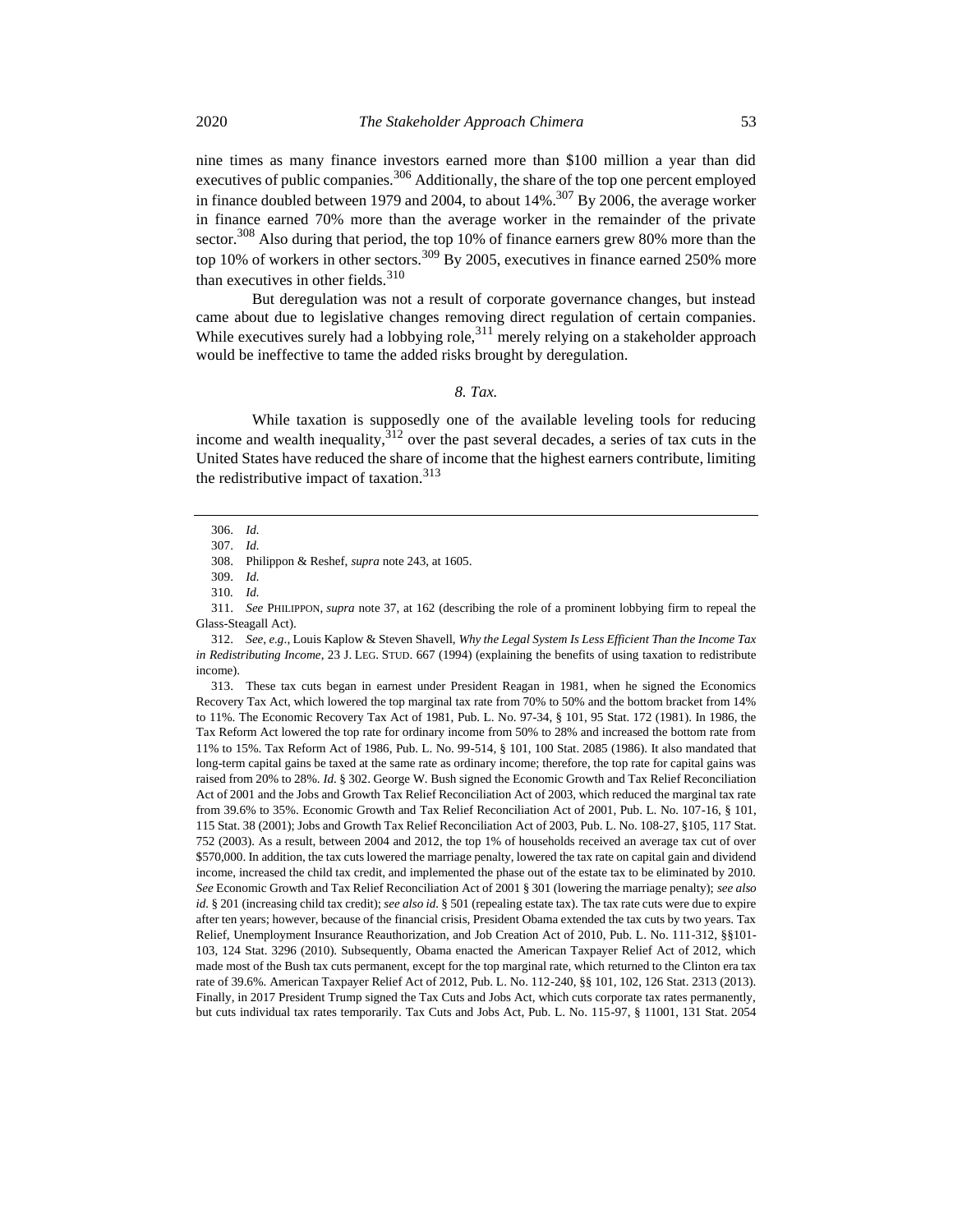nine times as many finance investors earned more than $100 million a year than did executives of public companies.[306] Additionally, the share of the top one percent employed in finance doubled between 1979 and 2004, to about 14%.[307] By 2006, the average worker in finance earned 70% more than the average worker in the remainder of the private sector.[308] Also during that period, the top 10% of finance earners grew 80% more than the top 10% of workers in other sectors.[309] By 2005, executives in finance earned 250% more than executives in other fields.[310]

But deregulation was not a result of corporate governance changes, but instead came about due to legislative changes removing direct regulation of certain companies. While executives surely had a lobbying role,[311] merely relying on a stakeholder approach would be ineffective to tame the added risks brought by deregulation.

### *8. Tax.*

While taxation is supposedly one of the available leveling tools for reducing income and wealth inequality,[312] over the past several decades, a series of tax cuts in the United States have reduced the share of income that the highest earners contribute, limiting the redistributive impact of taxation.[313]

---

306. *Id.*

307. *Id.*

308. Philippon & Reshef, *supra* note 243, at 1605.

309. *Id.*

310. *Id.*

311. *See* PHILIPPON, *supra* note 37, at 162 (describing the role of a prominent lobbying firm to repeal the Glass-Steagall Act).

312. *See, e.g.*, Louis Kaplow & Steven Shavell, *Why the Legal System Is Less Efficient Than the Income Tax in Redistributing Income*, 23 J. LEG. STUD. 667 (1994) (explaining the benefits of using taxation to redistribute income).

313. These tax cuts began in earnest under President Reagan in 1981, when he signed the Economics Recovery Tax Act, which lowered the top marginal tax rate from 70% to 50% and the bottom bracket from 14% to 11%. The Economic Recovery Tax Act of 1981, Pub. L. No. 97-34, § 101, 95 Stat. 172 (1981). In 1986, the Tax Reform Act lowered the top rate for ordinary income from 50% to 28% and increased the bottom rate from 11% to 15%. Tax Reform Act of 1986, Pub. L. No. 99-514, § 101, 100 Stat. 2085 (1986). It also mandated that long-term capital gains be taxed at the same rate as ordinary income; therefore, the top rate for capital gains was raised from 20% to 28%. *Id.* § 302. George W. Bush signed the Economic Growth and Tax Relief Reconciliation Act of 2001 and the Jobs and Growth Tax Relief Reconciliation Act of 2003, which reduced the marginal tax rate from 39.6% to 35%. Economic Growth and Tax Relief Reconciliation Act of 2001, Pub. L. No. 107-16, § 101, 115 Stat. 38 (2001); Jobs and Growth Tax Relief Reconciliation Act of 2003, Pub. L. No. 108-27, §105, 117 Stat. 752 (2003). As a result, between 2004 and 2012, the top 1% of households received an average tax cut of over $570,000. In addition, the tax cuts lowered the marriage penalty, lowered the tax rate on capital gain and dividend income, increased the child tax credit, and implemented the phase out of the estate tax to be eliminated by 2010. *See* Economic Growth and Tax Relief Reconciliation Act of 2001 § 301 (lowering the marriage penalty); *see also id.* § 201 (increasing child tax credit); *see also id.* § 501 (repealing estate tax). The tax rate cuts were due to expire after ten years; however, because of the financial crisis, President Obama extended the tax cuts by two years. Tax Relief, Unemployment Insurance Reauthorization, and Job Creation Act of 2010, Pub. L. No. 111-312, §§101-103, 124 Stat. 3296 (2010). Subsequently, Obama enacted the American Taxpayer Relief Act of 2012, which made most of the Bush tax cuts permanent, except for the top marginal rate, which returned to the Clinton era tax rate of 39.6%. American Taxpayer Relief Act of 2012, Pub. L. No. 112-240, §§ 101, 102, 126 Stat. 2313 (2013). Finally, in 2017 President Trump signed the Tax Cuts and Jobs Act, which cuts corporate tax rates permanently, but cuts individual tax rates temporarily. Tax Cuts and Jobs Act, Pub. L. No. 115-97, § 11001, 131 Stat. 2054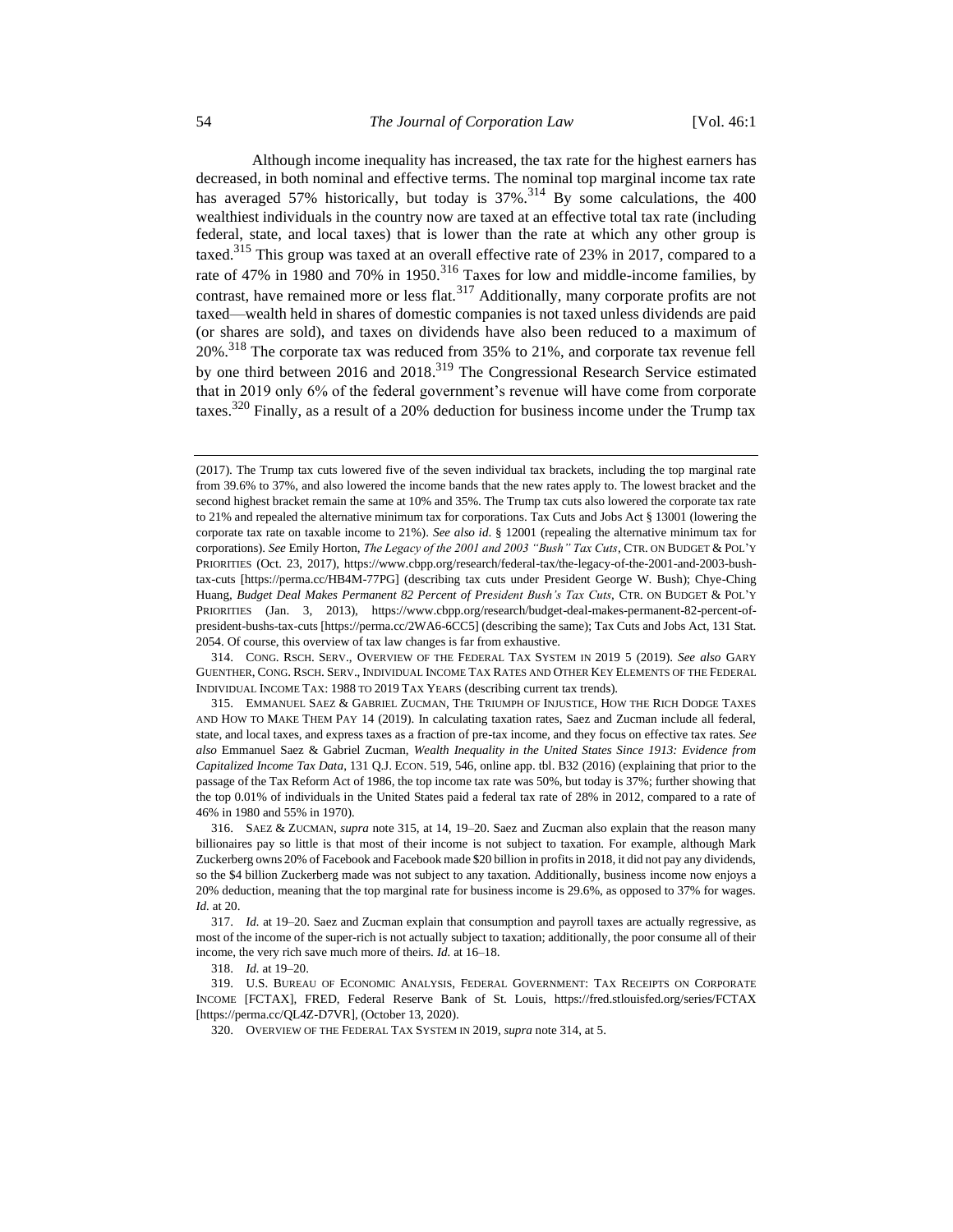Although income inequality has increased, the tax rate for the highest earners has decreased, in both nominal and effective terms. The nominal top marginal income tax rate has averaged 57% historically, but today is 37%.[314] By some calculations, the 400 wealthiest individuals in the country now are taxed at an effective total tax rate (including federal, state, and local taxes) that is lower than the rate at which any other group is taxed.[315] This group was taxed at an overall effective rate of 23% in 2017, compared to a rate of 47% in 1980 and 70% in 1950.[316] Taxes for low and middle-income families, by contrast, have remained more or less flat.[317] Additionally, many corporate profits are not taxed—wealth held in shares of domestic companies is not taxed unless dividends are paid (or shares are sold), and taxes on dividends have also been reduced to a maximum of 20%.[318] The corporate tax was reduced from 35% to 21%, and corporate tax revenue fell by one third between 2016 and 2018.[319] The Congressional Research Service estimated that in 2019 only 6% of the federal government's revenue will have come from corporate taxes.[320] Finally, as a result of a 20% deduction for business income under the Trump tax

---

(2017). The Trump tax cuts lowered five of the seven individual tax brackets, including the top marginal rate from 39.6% to 37%, and also lowered the income bands that the new rates apply to. The lowest bracket and the second highest bracket remain the same at 10% and 35%. The Trump tax cuts also lowered the corporate tax rate to 21% and repealed the alternative minimum tax for corporations. Tax Cuts and Jobs Act § 13001 (lowering the corporate tax rate on taxable income to 21%). *See also id.* § 12001 (repealing the alternative minimum tax for corporations). *See* Emily Horton, *The Legacy of the 2001 and 2003 "Bush" Tax Cuts*, CTR. ON BUDGET & POL'Y PRIORITIES (Oct. 23, 2017), https://www.cbpp.org/research/federal-tax/the-legacy-of-the-2001-and-2003-bush-tax-cuts [https://perma.cc/HB4M-77PG] (describing tax cuts under President George W. Bush); Chye-Ching Huang, *Budget Deal Makes Permanent 82 Percent of President Bush's Tax Cuts*, CTR. ON BUDGET & POL'Y PRIORITIES (Jan. 3, 2013), https://www.cbpp.org/research/budget-deal-makes-permanent-82-percent-of-president-bushs-tax-cuts [https://perma.cc/2WA6-6CC5] (describing the same); Tax Cuts and Jobs Act, 131 Stat. 2054. Of course, this overview of tax law changes is far from exhaustive.

314. CONG. RSCH. SERV., OVERVIEW OF THE FEDERAL TAX SYSTEM IN 2019 5 (2019). *See also* GARY GUENTHER, CONG. RSCH. SERV., INDIVIDUAL INCOME TAX RATES AND OTHER KEY ELEMENTS OF THE FEDERAL INDIVIDUAL INCOME TAX: 1988 TO 2019 TAX YEARS (describing current tax trends).

315. EMMANUEL SAEZ & GABRIEL ZUCMAN, THE TRIUMPH OF INJUSTICE, HOW THE RICH DODGE TAXES AND HOW TO MAKE THEM PAY 14 (2019). In calculating taxation rates, Saez and Zucman include all federal, state, and local taxes, and express taxes as a fraction of pre-tax income, and they focus on effective tax rates. *See also* Emmanuel Saez & Gabriel Zucman, *Wealth Inequality in the United States Since 1913: Evidence from Capitalized Income Tax Data*, 131 Q.J. ECON. 519, 546, online app. tbl. B32 (2016) (explaining that prior to the passage of the Tax Reform Act of 1986, the top income tax rate was 50%, but today is 37%; further showing that the top 0.01% of individuals in the United States paid a federal tax rate of 28% in 2012, compared to a rate of 46% in 1980 and 55% in 1970).

316. SAEZ & ZUCMAN, *supra* note 315, at 14, 19–20. Saez and Zucman also explain that the reason many billionaires pay so little is that most of their income is not subject to taxation. For example, although Mark Zuckerberg owns 20% of Facebook and Facebook made $20 billion in profits in 2018, it did not pay any dividends, so the $4 billion Zuckerberg made was not subject to any taxation. Additionally, business income now enjoys a 20% deduction, meaning that the top marginal rate for business income is 29.6%, as opposed to 37% for wages. *Id.* at 20.

317. *Id.* at 19–20. Saez and Zucman explain that consumption and payroll taxes are actually regressive, as most of the income of the super-rich is not actually subject to taxation; additionally, the poor consume all of their income, the very rich save much more of theirs. *Id.* at 16–18.

318. *Id.* at 19–20.

319. U.S. BUREAU OF ECONOMIC ANALYSIS, FEDERAL GOVERNMENT: TAX RECEIPTS ON CORPORATE INCOME [FCTAX], FRED, Federal Reserve Bank of St. Louis, https://fred.stlouisfed.org/series/FCTAX [https://perma.cc/QL4Z-D7VR], (October 13, 2020).

320. OVERVIEW OF THE FEDERAL TAX SYSTEM IN 2019, *supra* note 314, at 5.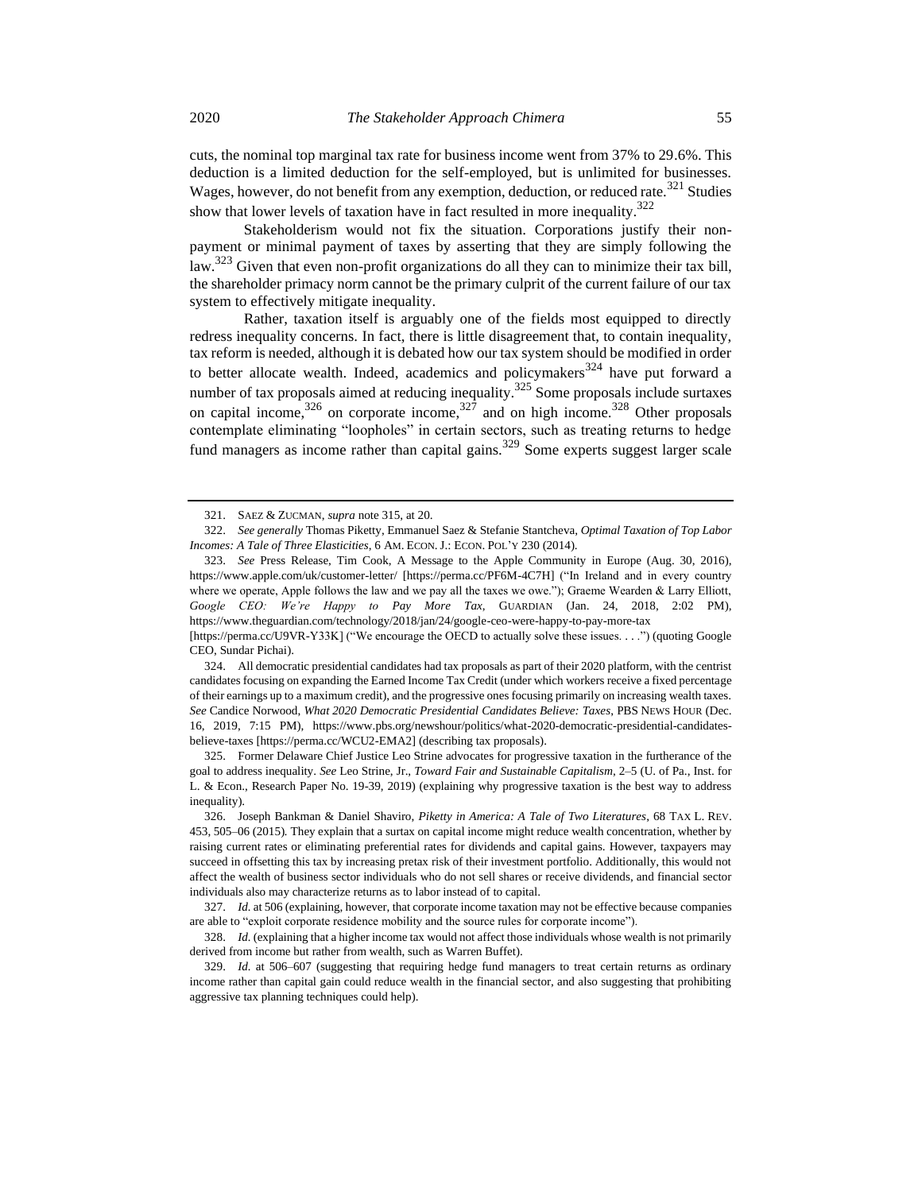cuts, the nominal top marginal tax rate for business income went from 37% to 29.6%. This deduction is a limited deduction for the self-employed, but is unlimited for businesses. Wages, however, do not benefit from any exemption, deduction, or reduced rate.[321] Studies show that lower levels of taxation have in fact resulted in more inequality.[322]

Stakeholderism would not fix the situation. Corporations justify their non-payment or minimal payment of taxes by asserting that they are simply following the law.[323] Given that even non-profit organizations do all they can to minimize their tax bill, the shareholder primacy norm cannot be the primary culprit of the current failure of our tax system to effectively mitigate inequality.

Rather, taxation itself is arguably one of the fields most equipped to directly redress inequality concerns. In fact, there is little disagreement that, to contain inequality, tax reform is needed, although it is debated how our tax system should be modified in order to better allocate wealth. Indeed, academics and policymakers[324] have put forward a number of tax proposals aimed at reducing inequality.[325] Some proposals include surtaxes on capital income,[326] on corporate income,[327] and on high income.[328] Other proposals contemplate eliminating "loopholes" in certain sectors, such as treating returns to hedge fund managers as income rather than capital gains.[329] Some experts suggest larger scale

---

321. SAEZ & ZUCMAN, *supra* note 315, at 20.

322. *See generally* Thomas Piketty, Emmanuel Saez & Stefanie Stantcheva, *Optimal Taxation of Top Labor Incomes: A Tale of Three Elasticities*, 6 AM. ECON. J.: ECON. POL'Y 230 (2014).

323. *See* Press Release, Tim Cook, A Message to the Apple Community in Europe (Aug. 30, 2016), https://www.apple.com/uk/customer-letter/ [https://perma.cc/PF6M-4C7H] ("In Ireland and in every country where we operate, Apple follows the law and we pay all the taxes we owe."); Graeme Wearden & Larry Elliott, *Google CEO: We're Happy to Pay More Tax*, GUARDIAN (Jan. 24, 2018, 2:02 PM), https://www.theguardian.com/technology/2018/jan/24/google-ceo-were-happy-to-pay-more-tax [https://perma.cc/U9VR-Y33K] ("We encourage the OECD to actually solve these issues. . . .") (quoting Google CEO, Sundar Pichai).

324. All democratic presidential candidates had tax proposals as part of their 2020 platform, with the centrist candidates focusing on expanding the Earned Income Tax Credit (under which workers receive a fixed percentage of their earnings up to a maximum credit), and the progressive ones focusing primarily on increasing wealth taxes. *See* Candice Norwood, *What 2020 Democratic Presidential Candidates Believe: Taxes*, PBS NEWS HOUR (Dec. 16, 2019, 7:15 PM), https://www.pbs.org/newshour/politics/what-2020-democratic-presidential-candidates-believe-taxes [https://perma.cc/WCU2-EMA2] (describing tax proposals).

325. Former Delaware Chief Justice Leo Strine advocates for progressive taxation in the furtherance of the goal to address inequality. *See* Leo Strine, Jr., *Toward Fair and Sustainable Capitalism*, 2–5 (U. of Pa., Inst. for L. & Econ., Research Paper No. 19-39, 2019) (explaining why progressive taxation is the best way to address inequality).

326. Joseph Bankman & Daniel Shaviro, *Piketty in America: A Tale of Two Literatures*, 68 TAX L. REV. 453, 505–06 (2015). They explain that a surtax on capital income might reduce wealth concentration, whether by raising current rates or eliminating preferential rates for dividends and capital gains. However, taxpayers may succeed in offsetting this tax by increasing pretax risk of their investment portfolio. Additionally, this would not affect the wealth of business sector individuals who do not sell shares or receive dividends, and financial sector individuals also may characterize returns as to labor instead of to capital.

327. *Id.* at 506 (explaining, however, that corporate income taxation may not be effective because companies are able to "exploit corporate residence mobility and the source rules for corporate income").

328. *Id.* (explaining that a higher income tax would not affect those individuals whose wealth is not primarily derived from income but rather from wealth, such as Warren Buffet).

329. *Id.* at 506–607 (suggesting that requiring hedge fund managers to treat certain returns as ordinary income rather than capital gain could reduce wealth in the financial sector, and also suggesting that prohibiting aggressive tax planning techniques could help).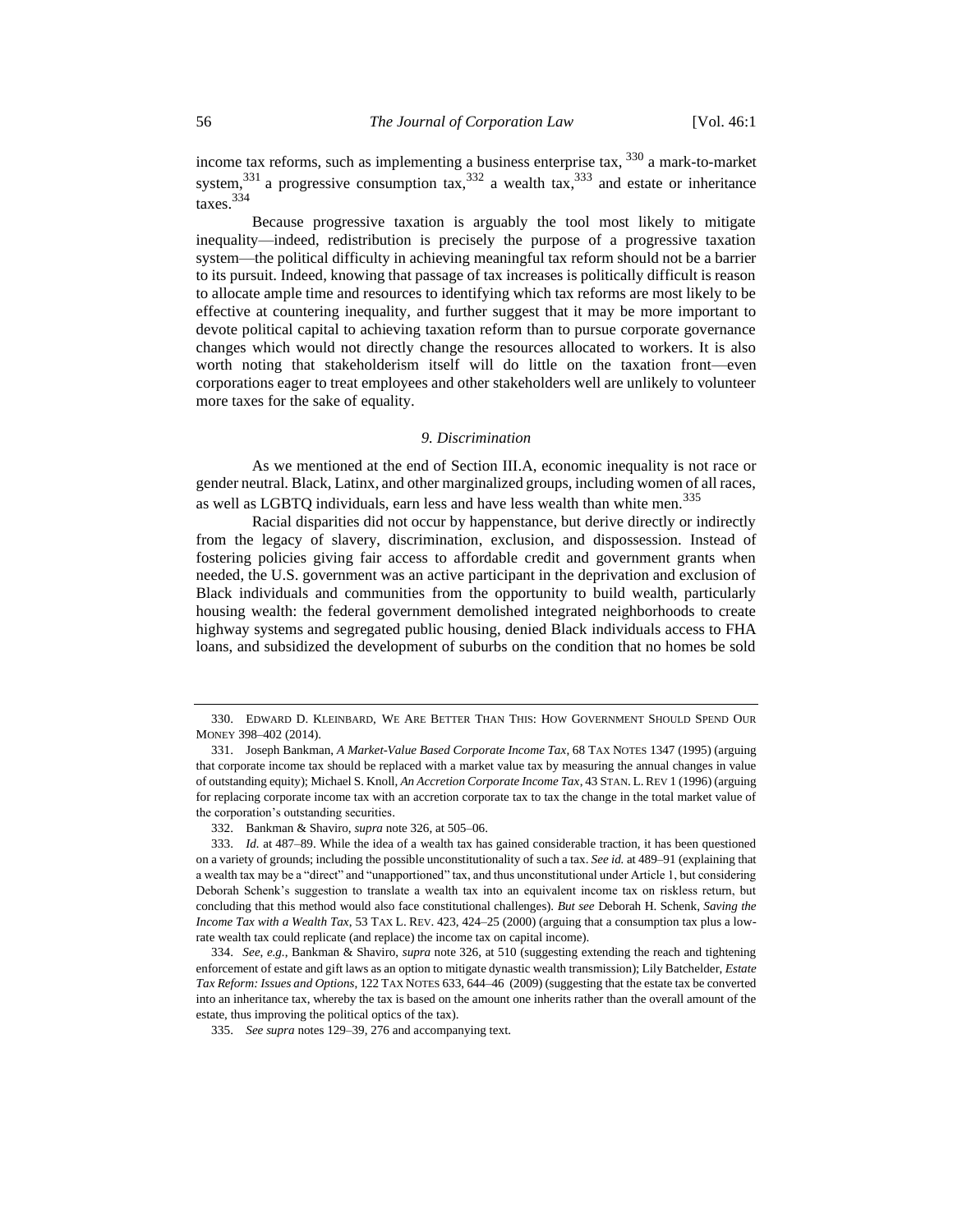income tax reforms, such as implementing a business enterprise tax, [330] a mark-to-market system,[331] a progressive consumption tax,[332] a wealth tax,[333] and estate or inheritance taxes.[334]

Because progressive taxation is arguably the tool most likely to mitigate inequality—indeed, redistribution is precisely the purpose of a progressive taxation system—the political difficulty in achieving meaningful tax reform should not be a barrier to its pursuit. Indeed, knowing that passage of tax increases is politically difficult is reason to allocate ample time and resources to identifying which tax reforms are most likely to be effective at countering inequality, and further suggest that it may be more important to devote political capital to achieving taxation reform than to pursue corporate governance changes which would not directly change the resources allocated to workers. It is also worth noting that stakeholderism itself will do little on the taxation front—even corporations eager to treat employees and other stakeholders well are unlikely to volunteer more taxes for the sake of equality.

### *9. Discrimination*

As we mentioned at the end of Section III.A, economic inequality is not race or gender neutral. Black, Latinx, and other marginalized groups, including women of all races, as well as LGBTQ individuals, earn less and have less wealth than white men.[335]

Racial disparities did not occur by happenstance, but derive directly or indirectly from the legacy of slavery, discrimination, exclusion, and dispossession. Instead of fostering policies giving fair access to affordable credit and government grants when needed, the U.S. government was an active participant in the deprivation and exclusion of Black individuals and communities from the opportunity to build wealth, particularly housing wealth: the federal government demolished integrated neighborhoods to create highway systems and segregated public housing, denied Black individuals access to FHA loans, and subsidized the development of suburbs on the condition that no homes be sold

---

330. EDWARD D. KLEINBARD, WE ARE BETTER THAN THIS: HOW GOVERNMENT SHOULD SPEND OUR MONEY 398–402 (2014).

331. Joseph Bankman, *A Market-Value Based Corporate Income Tax*, 68 TAX NOTES 1347 (1995) (arguing that corporate income tax should be replaced with a market value tax by measuring the annual changes in value of outstanding equity); Michael S. Knoll, *An Accretion Corporate Income Tax*, 43 STAN. L. REV 1 (1996) (arguing for replacing corporate income tax with an accretion corporate tax to tax the change in the total market value of the corporation's outstanding securities.

332. Bankman & Shaviro, *supra* note 326, at 505–06.

333. *Id.* at 487–89. While the idea of a wealth tax has gained considerable traction, it has been questioned on a variety of grounds; including the possible unconstitutionality of such a tax. *See id.* at 489–91 (explaining that a wealth tax may be a "direct" and "unapportioned" tax, and thus unconstitutional under Article 1, but considering Deborah Schenk's suggestion to translate a wealth tax into an equivalent income tax on riskless return, but concluding that this method would also face constitutional challenges). *But see* Deborah H. Schenk, *Saving the Income Tax with a Wealth Tax*, 53 TAX L. REV. 423, 424–25 (2000) (arguing that a consumption tax plus a low-rate wealth tax could replicate (and replace) the income tax on capital income).

334. *See, e.g.*, Bankman & Shaviro, *supra* note 326, at 510 (suggesting extending the reach and tightening enforcement of estate and gift laws as an option to mitigate dynastic wealth transmission); Lily Batchelder, *Estate Tax Reform: Issues and Options*, 122 TAX NOTES 633, 644–46 (2009) (suggesting that the estate tax be converted into an inheritance tax, whereby the tax is based on the amount one inherits rather than the overall amount of the estate, thus improving the political optics of the tax).

335. *See supra* notes 129–39, 276 and accompanying text.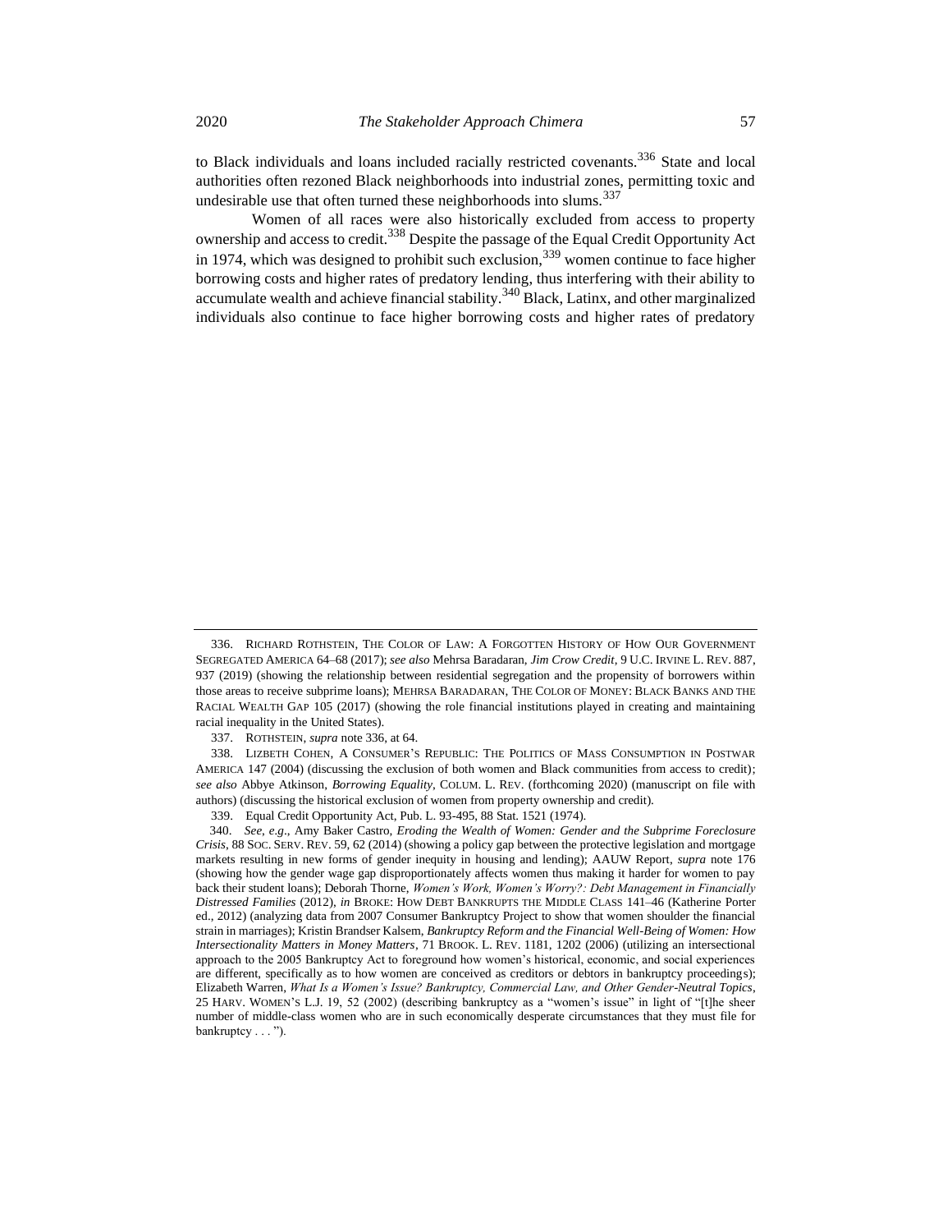to Black individuals and loans included racially restricted covenants.[336] State and local authorities often rezoned Black neighborhoods into industrial zones, permitting toxic and undesirable use that often turned these neighborhoods into slums.[337]

Women of all races were also historically excluded from access to property ownership and access to credit.[338] Despite the passage of the Equal Credit Opportunity Act in 1974, which was designed to prohibit such exclusion,[339] women continue to face higher borrowing costs and higher rates of predatory lending, thus interfering with their ability to accumulate wealth and achieve financial stability.[340] Black, Latinx, and other marginalized individuals also continue to face higher borrowing costs and higher rates of predatory

---

336. RICHARD ROTHSTEIN, THE COLOR OF LAW: A FORGOTTEN HISTORY OF HOW OUR GOVERNMENT SEGREGATED AMERICA 64–68 (2017); *see also* Mehrsa Baradaran, *Jim Crow Credit*, 9 U.C. IRVINE L. REV. 887, 937 (2019) (showing the relationship between residential segregation and the propensity of borrowers within those areas to receive subprime loans); MEHRSA BARADARAN, THE COLOR OF MONEY: BLACK BANKS AND THE RACIAL WEALTH GAP 105 (2017) (showing the role financial institutions played in creating and maintaining racial inequality in the United States).

337. ROTHSTEIN, *supra* note 336, at 64.

338. LIZBETH COHEN, A CONSUMER'S REPUBLIC: THE POLITICS OF MASS CONSUMPTION IN POSTWAR AMERICA 147 (2004) (discussing the exclusion of both women and Black communities from access to credit); *see also* Abbye Atkinson, *Borrowing Equality*, COLUM. L. REV. (forthcoming 2020) (manuscript on file with authors) (discussing the historical exclusion of women from property ownership and credit).

339. Equal Credit Opportunity Act, Pub. L. 93-495, 88 Stat. 1521 (1974).

340. *See, e.g.*, Amy Baker Castro, *Eroding the Wealth of Women: Gender and the Subprime Foreclosure Crisis*, 88 SOC. SERV. REV. 59, 62 (2014) (showing a policy gap between the protective legislation and mortgage markets resulting in new forms of gender inequity in housing and lending); AAUW Report, *supra* note 176 (showing how the gender wage gap disproportionately affects women thus making it harder for women to pay back their student loans); Deborah Thorne, *Women's Work, Women's Worry?: Debt Management in Financially Distressed Families* (2012), *in* BROKE: HOW DEBT BANKRUPTS THE MIDDLE CLASS 141–46 (Katherine Porter ed., 2012) (analyzing data from 2007 Consumer Bankruptcy Project to show that women shoulder the financial strain in marriages); Kristin Brandser Kalsem, *Bankruptcy Reform and the Financial Well-Being of Women: How Intersectionality Matters in Money Matters*, 71 BROOK. L. REV. 1181, 1202 (2006) (utilizing an intersectional approach to the 2005 Bankruptcy Act to foreground how women's historical, economic, and social experiences are different, specifically as to how women are conceived as creditors or debtors in bankruptcy proceedings); Elizabeth Warren, *What Is a Women's Issue? Bankruptcy, Commercial Law, and Other Gender-Neutral Topics*, 25 HARV. WOMEN'S L.J. 19, 52 (2002) (describing bankruptcy as a "women's issue" in light of "[t]he sheer number of middle-class women who are in such economically desperate circumstances that they must file for bankruptcy . . . ").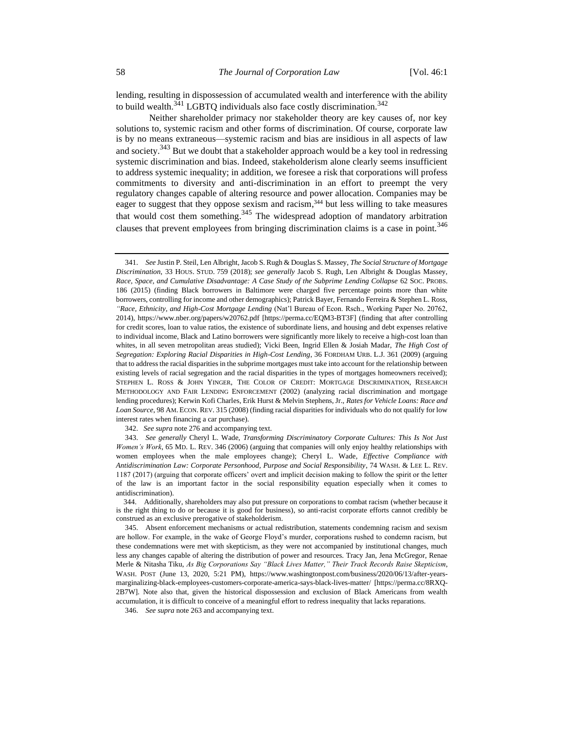lending, resulting in dispossession of accumulated wealth and interference with the ability to build wealth.[341] LGBTQ individuals also face costly discrimination.[342]

Neither shareholder primacy nor stakeholder theory are key causes of, nor key solutions to, systemic racism and other forms of discrimination. Of course, corporate law is by no means extraneous—systemic racism and bias are insidious in all aspects of law and society.[343] But we doubt that a stakeholder approach would be a key tool in redressing systemic discrimination and bias. Indeed, stakeholderism alone clearly seems insufficient to address systemic inequality; in addition, we foresee a risk that corporations will profess commitments to diversity and anti-discrimination in an effort to preempt the very regulatory changes capable of altering resource and power allocation. Companies may be eager to suggest that they oppose sexism and racism,[344] but less willing to take measures that would cost them something.[345] The widespread adoption of mandatory arbitration clauses that prevent employees from bringing discrimination claims is a case in point.[346]

---

341. *See* Justin P. Steil, Len Albright, Jacob S. Rugh & Douglas S. Massey, *The Social Structure of Mortgage Discrimination*, 33 HOUS. STUD. 759 (2018); *see generally* Jacob S. Rugh, Len Albright & Douglas Massey, *Race, Space, and Cumulative Disadvantage: A Case Study of the Subprime Lending Collapse* 62 SOC. PROBS. 186 (2015) (finding Black borrowers in Baltimore were charged five percentage points more than white borrowers, controlling for income and other demographics); Patrick Bayer, Fernando Ferreira & Stephen L. Ross, *"Race, Ethnicity, and High-Cost Mortgage Lending* (Nat'l Bureau of Econ. Rsch., Working Paper No. 20762, 2014), https://www.nber.org/papers/w20762.pdf [https://perma.cc/EQM3-BT3F] (finding that after controlling for credit scores, loan to value ratios, the existence of subordinate liens, and housing and debt expenses relative to individual income, Black and Latino borrowers were significantly more likely to receive a high-cost loan than whites, in all seven metropolitan areas studied); Vicki Been, Ingrid Ellen & Josiah Madar, *The High Cost of Segregation: Exploring Racial Disparities in High-Cost Lending*, 36 FORDHAM URB. L.J. 361 (2009) (arguing that to address the racial disparities in the subprime mortgages must take into account for the relationship between existing levels of racial segregation and the racial disparities in the types of mortgages homeowners received); STEPHEN L. ROSS & JOHN YINGER, THE COLOR OF CREDIT: MORTGAGE DISCRIMINATION, RESEARCH METHODOLOGY AND FAIR LENDING ENFORCEMENT (2002) (analyzing racial discrimination and mortgage lending procedures); Kerwin Kofi Charles, Erik Hurst & Melvin Stephens, Jr., *Rates for Vehicle Loans: Race and Loan Source*, 98 AM. ECON. REV. 315 (2008) (finding racial disparities for individuals who do not qualify for low interest rates when financing a car purchase).

342. *See supra* note 276 and accompanying text.

343. *See generally* Cheryl L. Wade, *Transforming Discriminatory Corporate Cultures: This Is Not Just Women's Work*, 65 MD. L. REV. 346 (2006) (arguing that companies will only enjoy healthy relationships with women employees when the male employees change); Cheryl L. Wade, *Effective Compliance with Antidiscrimination Law: Corporate Personhood, Purpose and Social Responsibility*, 74 WASH. & LEE L. REV. 1187 (2017) (arguing that corporate officers' overt and implicit decision making to follow the spirit or the letter of the law is an important factor in the social responsibility equation especially when it comes to antidiscrimination).

344. Additionally, shareholders may also put pressure on corporations to combat racism (whether because it is the right thing to do or because it is good for business), so anti-racist corporate efforts cannot credibly be construed as an exclusive prerogative of stakeholderism.

345. Absent enforcement mechanisms or actual redistribution, statements condemning racism and sexism are hollow. For example, in the wake of George Floyd's murder, corporations rushed to condemn racism, but these condemnations were met with skepticism, as they were not accompanied by institutional changes, much less any changes capable of altering the distribution of power and resources. Tracy Jan, Jena McGregor, Renae Merle & Nitasha Tiku, *As Big Corporations Say "Black Lives Matter," Their Track Records Raise Skepticism*, WASH. POST (June 13, 2020, 5:21 PM), https://www.washingtonpost.com/business/2020/06/13/after-years-marginalizing-black-employees-customers-corporate-america-says-black-lives-matter/ [https://perma.cc/8RXQ-2B7W]. Note also that, given the historical dispossession and exclusion of Black Americans from wealth accumulation, it is difficult to conceive of a meaningful effort to redress inequality that lacks reparations.

346. *See supra* note 263 and accompanying text.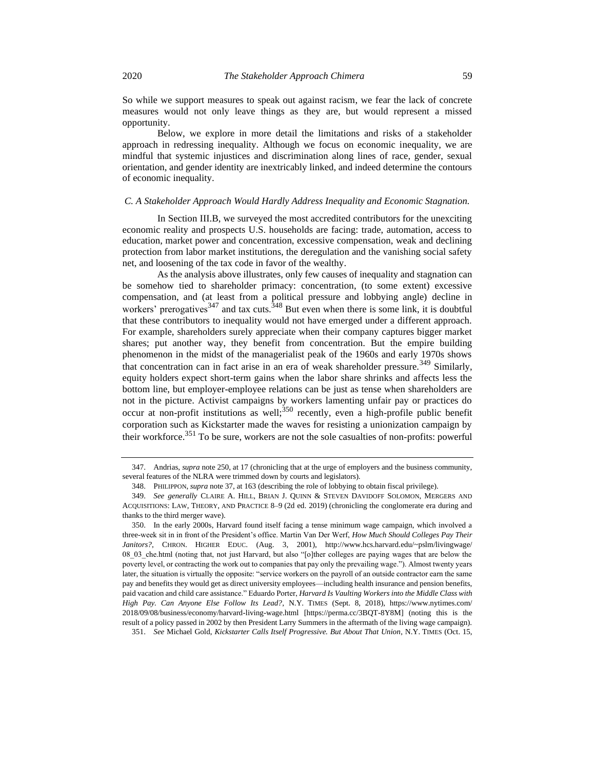So while we support measures to speak out against racism, we fear the lack of concrete measures would not only leave things as they are, but would represent a missed opportunity.

Below, we explore in more detail the limitations and risks of a stakeholder approach in redressing inequality. Although we focus on economic inequality, we are mindful that systemic injustices and discrimination along lines of race, gender, sexual orientation, and gender identity are inextricably linked, and indeed determine the contours of economic inequality.

### *C. A Stakeholder Approach Would Hardly Address Inequality and Economic Stagnation.*

In Section III.B, we surveyed the most accredited contributors for the unexciting economic reality and prospects U.S. households are facing: trade, automation, access to education, market power and concentration, excessive compensation, weak and declining protection from labor market institutions, the deregulation and the vanishing social safety net, and loosening of the tax code in favor of the wealthy.

As the analysis above illustrates, only few causes of inequality and stagnation can be somehow tied to shareholder primacy: concentration, (to some extent) excessive compensation, and (at least from a political pressure and lobbying angle) decline in workers' prerogatives[347] and tax cuts.[348] But even when there is some link, it is doubtful that these contributors to inequality would not have emerged under a different approach. For example, shareholders surely appreciate when their company captures bigger market shares; put another way, they benefit from concentration. But the empire building phenomenon in the midst of the managerialist peak of the 1960s and early 1970s shows that concentration can in fact arise in an era of weak shareholder pressure.[349] Similarly, equity holders expect short-term gains when the labor share shrinks and affects less the bottom line, but employer-employee relations can be just as tense when shareholders are not in the picture. Activist campaigns by workers lamenting unfair pay or practices do occur at non-profit institutions as well;[350] recently, even a high-profile public benefit corporation such as Kickstarter made the waves for resisting a unionization campaign by their workforce.[351] To be sure, workers are not the sole casualties of non-profits: powerful

---

347. Andrias, *supra* note 250, at 17 (chronicling that at the urge of employers and the business community, several features of the NLRA were trimmed down by courts and legislators).

348. PHILIPPON, *supra* note 37, at 163 (describing the role of lobbying to obtain fiscal privilege).

349. *See generally* CLAIRE A. HILL, BRIAN J. QUINN & STEVEN DAVIDOFF SOLOMON, MERGERS AND ACQUISITIONS: LAW, THEORY, AND PRACTICE 8–9 (2d ed. 2019) (chronicling the conglomerate era during and thanks to the third merger wave).

350. In the early 2000s, Harvard found itself facing a tense minimum wage campaign, which involved a three-week sit in in front of the President's office. Martin Van Der Werf, *How Much Should Colleges Pay Their Janitors?*, CHRON. HIGHER EDUC. (Aug. 3, 2001), http://www.hcs.harvard.edu/~pslm/livingwage/08_03_che.html (noting that, not just Harvard, but also "[o]ther colleges are paying wages that are below the poverty level, or contracting the work out to companies that pay only the prevailing wage."). Almost twenty years later, the situation is virtually the opposite: "service workers on the payroll of an outside contractor earn the same pay and benefits they would get as direct university employees—including health insurance and pension benefits, paid vacation and child care assistance." Eduardo Porter, *Harvard Is Vaulting Workers into the Middle Class with High Pay. Can Anyone Else Follow Its Lead?*, N.Y. TIMES (Sept. 8, 2018), https://www.nytimes.com/2018/09/08/business/economy/harvard-living-wage.html [https://perma.cc/3BQT-8Y8M] (noting this is the result of a policy passed in 2002 by then President Larry Summers in the aftermath of the living wage campaign).

351. *See* Michael Gold, *Kickstarter Calls Itself Progressive. But About That Union*, N.Y. TIMES (Oct. 15,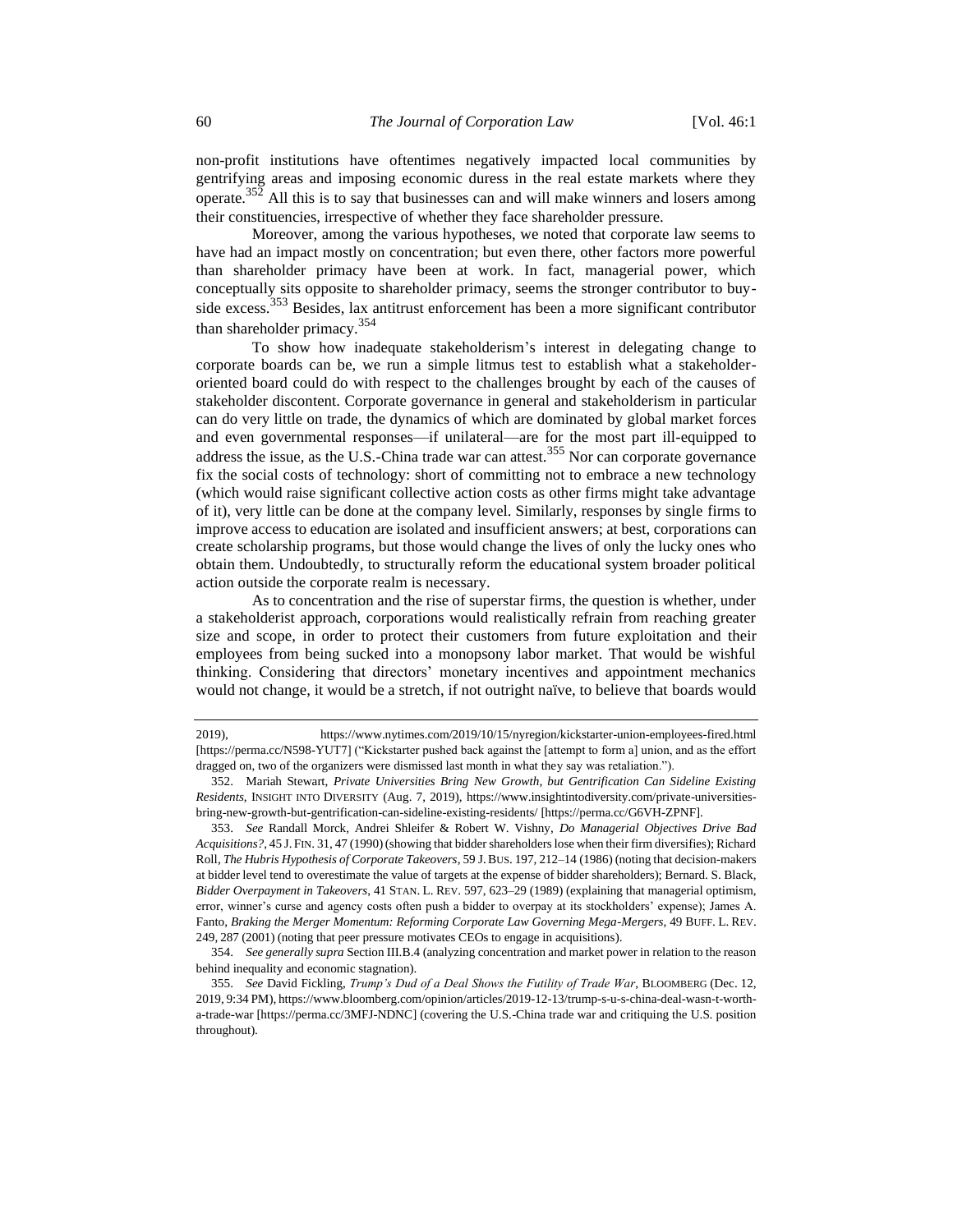non-profit institutions have oftentimes negatively impacted local communities by gentrifying areas and imposing economic duress in the real estate markets where they operate.[352] All this is to say that businesses can and will make winners and losers among their constituencies, irrespective of whether they face shareholder pressure.

Moreover, among the various hypotheses, we noted that corporate law seems to have had an impact mostly on concentration; but even there, other factors more powerful than shareholder primacy have been at work. In fact, managerial power, which conceptually sits opposite to shareholder primacy, seems the stronger contributor to buy-side excess.[353] Besides, lax antitrust enforcement has been a more significant contributor than shareholder primacy.[354]

To show how inadequate stakeholderism's interest in delegating change to corporate boards can be, we run a simple litmus test to establish what a stakeholder-oriented board could do with respect to the challenges brought by each of the causes of stakeholder discontent. Corporate governance in general and stakeholderism in particular can do very little on trade, the dynamics of which are dominated by global market forces and even governmental responses—if unilateral—are for the most part ill-equipped to address the issue, as the U.S.-China trade war can attest.[355] Nor can corporate governance fix the social costs of technology: short of committing not to embrace a new technology (which would raise significant collective action costs as other firms might take advantage of it), very little can be done at the company level. Similarly, responses by single firms to improve access to education are isolated and insufficient answers; at best, corporations can create scholarship programs, but those would change the lives of only the lucky ones who obtain them. Undoubtedly, to structurally reform the educational system broader political action outside the corporate realm is necessary.

As to concentration and the rise of superstar firms, the question is whether, under a stakeholderist approach, corporations would realistically refrain from reaching greater size and scope, in order to protect their customers from future exploitation and their employees from being sucked into a monopsony labor market. That would be wishful thinking. Considering that directors' monetary incentives and appointment mechanics would not change, it would be a stretch, if not outright naïve, to believe that boards would

---

2019), https://www.nytimes.com/2019/10/15/nyregion/kickstarter-union-employees-fired.html [https://perma.cc/N598-YUT7] ("Kickstarter pushed back against the [attempt to form a] union, and as the effort dragged on, two of the organizers were dismissed last month in what they say was retaliation.").

352. Mariah Stewart, *Private Universities Bring New Growth, but Gentrification Can Sideline Existing Residents*, INSIGHT INTO DIVERSITY (Aug. 7, 2019), https://www.insightintodiversity.com/private-universities-bring-new-growth-but-gentrification-can-sideline-existing-residents/ [https://perma.cc/G6VH-ZPNF].

353. *See* Randall Morck, Andrei Shleifer & Robert W. Vishny, *Do Managerial Objectives Drive Bad Acquisitions?*, 45 J. FIN. 31, 47 (1990) (showing that bidder shareholders lose when their firm diversifies); Richard Roll, *The Hubris Hypothesis of Corporate Takeovers*, 59 J. BUS. 197, 212–14 (1986) (noting that decision-makers at bidder level tend to overestimate the value of targets at the expense of bidder shareholders); Bernard. S. Black, *Bidder Overpayment in Takeovers*, 41 STAN. L. REV. 597, 623–29 (1989) (explaining that managerial optimism, error, winner's curse and agency costs often push a bidder to overpay at its stockholders' expense); James A. Fanto, *Braking the Merger Momentum: Reforming Corporate Law Governing Mega-Mergers*, 49 BUFF. L. REV. 249, 287 (2001) (noting that peer pressure motivates CEOs to engage in acquisitions).

354. *See generally supra* Section III.B.4 (analyzing concentration and market power in relation to the reason behind inequality and economic stagnation).

355. *See* David Fickling, *Trump's Dud of a Deal Shows the Futility of Trade War*, BLOOMBERG (Dec. 12, 2019, 9:34 PM), https://www.bloomberg.com/opinion/articles/2019-12-13/trump-s-u-s-china-deal-wasn-t-worth-a-trade-war [https://perma.cc/3MFJ-NDNC] (covering the U.S.-China trade war and critiquing the U.S. position throughout).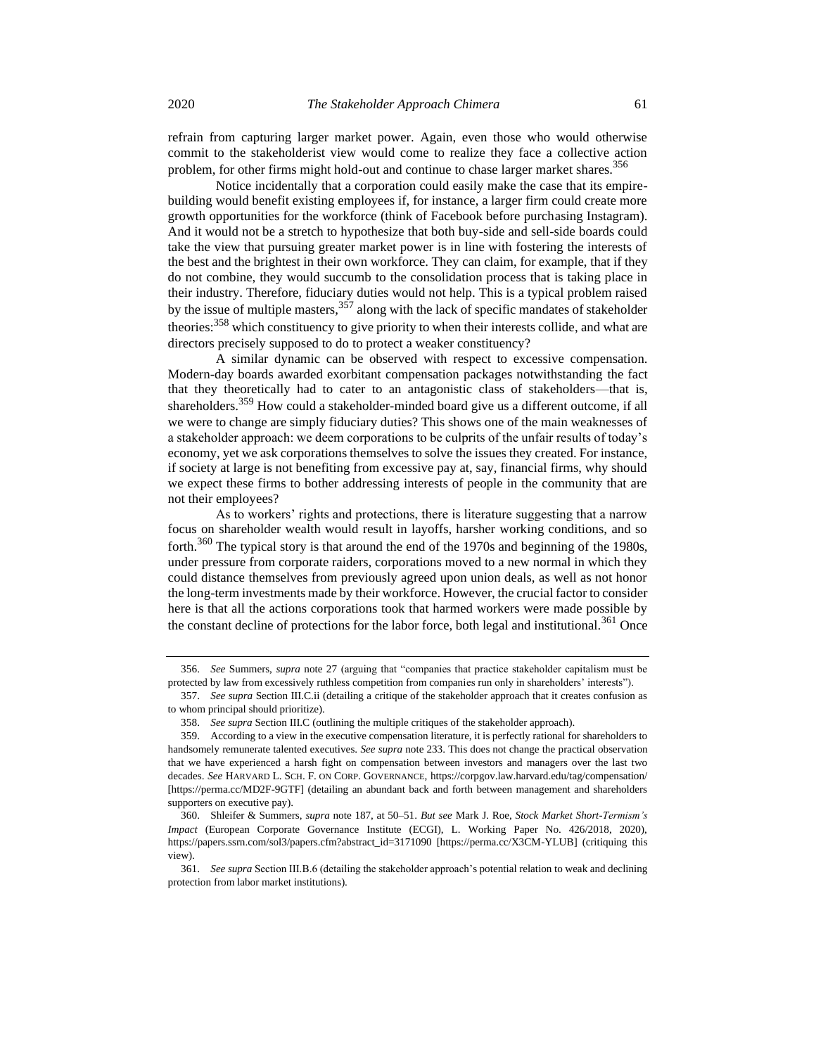refrain from capturing larger market power. Again, even those who would otherwise commit to the stakeholderist view would come to realize they face a collective action problem, for other firms might hold-out and continue to chase larger market shares.[356]

Notice incidentally that a corporation could easily make the case that its empire-building would benefit existing employees if, for instance, a larger firm could create more growth opportunities for the workforce (think of Facebook before purchasing Instagram). And it would not be a stretch to hypothesize that both buy-side and sell-side boards could take the view that pursuing greater market power is in line with fostering the interests of the best and the brightest in their own workforce. They can claim, for example, that if they do not combine, they would succumb to the consolidation process that is taking place in their industry. Therefore, fiduciary duties would not help. This is a typical problem raised by the issue of multiple masters,[357] along with the lack of specific mandates of stakeholder theories:[358] which constituency to give priority to when their interests collide, and what are directors precisely supposed to do to protect a weaker constituency?

A similar dynamic can be observed with respect to excessive compensation. Modern-day boards awarded exorbitant compensation packages notwithstanding the fact that they theoretically had to cater to an antagonistic class of stakeholders—that is, shareholders.[359] How could a stakeholder-minded board give us a different outcome, if all we were to change are simply fiduciary duties? This shows one of the main weaknesses of a stakeholder approach: we deem corporations to be culprits of the unfair results of today's economy, yet we ask corporations themselves to solve the issues they created. For instance, if society at large is not benefiting from excessive pay at, say, financial firms, why should we expect these firms to bother addressing interests of people in the community that are not their employees?

As to workers' rights and protections, there is literature suggesting that a narrow focus on shareholder wealth would result in layoffs, harsher working conditions, and so forth.[360] The typical story is that around the end of the 1970s and beginning of the 1980s, under pressure from corporate raiders, corporations moved to a new normal in which they could distance themselves from previously agreed upon union deals, as well as not honor the long-term investments made by their workforce. However, the crucial factor to consider here is that all the actions corporations took that harmed workers were made possible by the constant decline of protections for the labor force, both legal and institutional.[361] Once

---

356. *See* Summers, *supra* note 27 (arguing that "companies that practice stakeholder capitalism must be protected by law from excessively ruthless competition from companies run only in shareholders' interests").

357. *See supra* Section III.C.ii (detailing a critique of the stakeholder approach that it creates confusion as to whom principal should prioritize).

358. *See supra* Section III.C (outlining the multiple critiques of the stakeholder approach).

359. According to a view in the executive compensation literature, it is perfectly rational for shareholders to handsomely remunerate talented executives. *See supra* note 233. This does not change the practical observation that we have experienced a harsh fight on compensation between investors and managers over the last two decades. *See* HARVARD L. SCH. F. ON CORP. GOVERNANCE, https://corpgov.law.harvard.edu/tag/compensation/ [https://perma.cc/MD2F-9GTF] (detailing an abundant back and forth between management and shareholders supporters on executive pay).

360. Shleifer & Summers, *supra* note 187, at 50–51. *But see* Mark J. Roe, *Stock Market Short-Termism's Impact* (European Corporate Governance Institute (ECGI), L. Working Paper No. 426/2018, 2020), https://papers.ssrn.com/sol3/papers.cfm?abstract_id=3171090 [https://perma.cc/X3CM-YLUB] (critiquing this view).

361. *See supra* Section III.B.6 (detailing the stakeholder approach's potential relation to weak and declining protection from labor market institutions).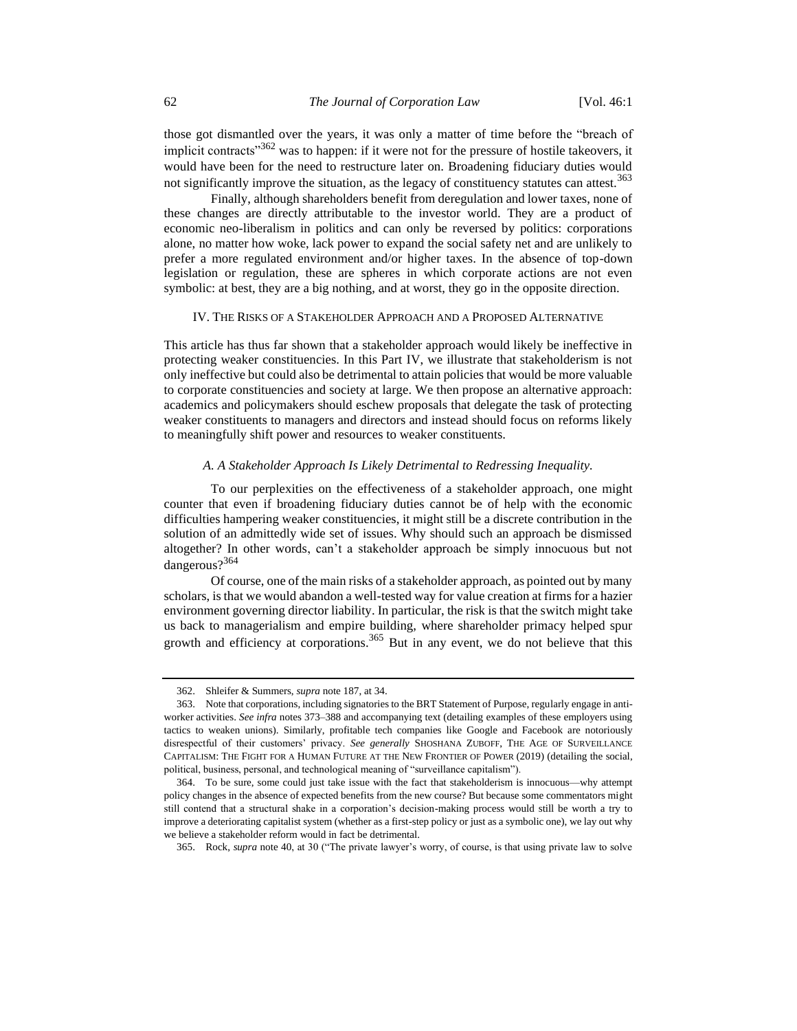those got dismantled over the years, it was only a matter of time before the "breach of implicit contracts"[362] was to happen: if it were not for the pressure of hostile takeovers, it would have been for the need to restructure later on. Broadening fiduciary duties would not significantly improve the situation, as the legacy of constituency statutes can attest.[363]

Finally, although shareholders benefit from deregulation and lower taxes, none of these changes are directly attributable to the investor world. They are a product of economic neo-liberalism in politics and can only be reversed by politics: corporations alone, no matter how woke, lack power to expand the social safety net and are unlikely to prefer a more regulated environment and/or higher taxes. In the absence of top-down legislation or regulation, these are spheres in which corporate actions are not even symbolic: at best, they are a big nothing, and at worst, they go in the opposite direction.

## IV. THE RISKS OF A STAKEHOLDER APPROACH AND A PROPOSED ALTERNATIVE

This article has thus far shown that a stakeholder approach would likely be ineffective in protecting weaker constituencies. In this Part IV, we illustrate that stakeholderism is not only ineffective but could also be detrimental to attain policies that would be more valuable to corporate constituencies and society at large. We then propose an alternative approach: academics and policymakers should eschew proposals that delegate the task of protecting weaker constituents to managers and directors and instead should focus on reforms likely to meaningfully shift power and resources to weaker constituents.

### *A. A Stakeholder Approach Is Likely Detrimental to Redressing Inequality.*

To our perplexities on the effectiveness of a stakeholder approach, one might counter that even if broadening fiduciary duties cannot be of help with the economic difficulties hampering weaker constituencies, it might still be a discrete contribution in the solution of an admittedly wide set of issues. Why should such an approach be dismissed altogether? In other words, can't a stakeholder approach be simply innocuous but not dangerous?[364]

Of course, one of the main risks of a stakeholder approach, as pointed out by many scholars, is that we would abandon a well-tested way for value creation at firms for a hazier environment governing director liability. In particular, the risk is that the switch might take us back to managerialism and empire building, where shareholder primacy helped spur growth and efficiency at corporations.[365] But in any event, we do not believe that this

---

362. Shleifer & Summers, *supra* note 187, at 34.

363. Note that corporations, including signatories to the BRT Statement of Purpose, regularly engage in anti-worker activities. *See infra* notes 373–388 and accompanying text (detailing examples of these employers using tactics to weaken unions). Similarly, profitable tech companies like Google and Facebook are notoriously disrespectful of their customers' privacy. *See generally* SHOSHANA ZUBOFF, THE AGE OF SURVEILLANCE CAPITALISM: THE FIGHT FOR A HUMAN FUTURE AT THE NEW FRONTIER OF POWER (2019) (detailing the social, political, business, personal, and technological meaning of "surveillance capitalism").

364. To be sure, some could just take issue with the fact that stakeholderism is innocuous—why attempt policy changes in the absence of expected benefits from the new course? But because some commentators might still contend that a structural shake in a corporation's decision-making process would still be worth a try to improve a deteriorating capitalist system (whether as a first-step policy or just as a symbolic one), we lay out why we believe a stakeholder reform would in fact be detrimental.

365. Rock, *supra* note 40, at 30 ("The private lawyer's worry, of course, is that using private law to solve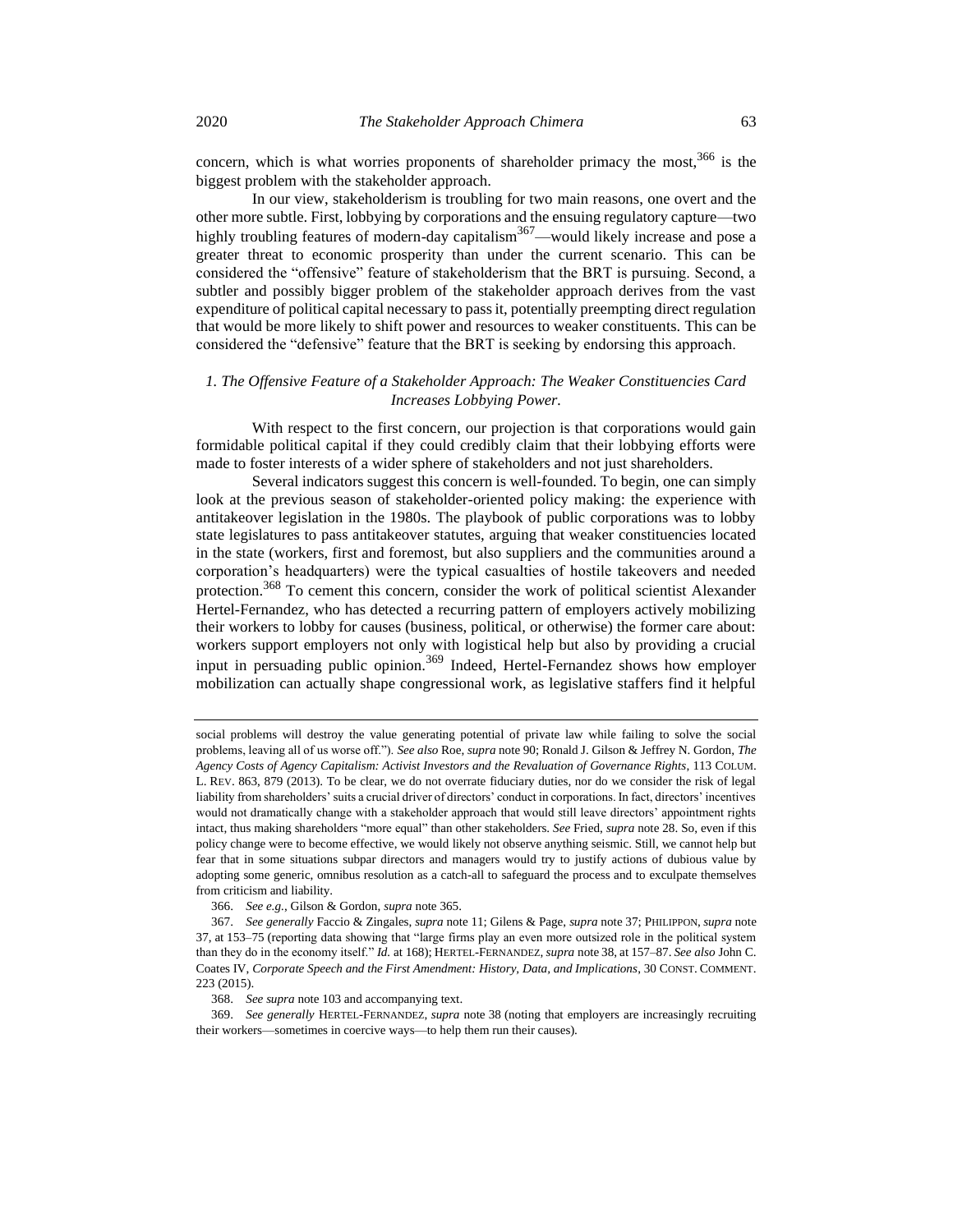concern, which is what worries proponents of shareholder primacy the most,[366] is the biggest problem with the stakeholder approach.

In our view, stakeholderism is troubling for two main reasons, one overt and the other more subtle. First, lobbying by corporations and the ensuing regulatory capture—two highly troubling features of modern-day capitalism[367]—would likely increase and pose a greater threat to economic prosperity than under the current scenario. This can be considered the "offensive" feature of stakeholderism that the BRT is pursuing. Second, a subtler and possibly bigger problem of the stakeholder approach derives from the vast expenditure of political capital necessary to pass it, potentially preempting direct regulation that would be more likely to shift power and resources to weaker constituents. This can be considered the "defensive" feature that the BRT is seeking by endorsing this approach.

### *1. The Offensive Feature of a Stakeholder Approach: The Weaker Constituencies Card Increases Lobbying Power.*

With respect to the first concern, our projection is that corporations would gain formidable political capital if they could credibly claim that their lobbying efforts were made to foster interests of a wider sphere of stakeholders and not just shareholders.

Several indicators suggest this concern is well-founded. To begin, one can simply look at the previous season of stakeholder-oriented policy making: the experience with antitakeover legislation in the 1980s. The playbook of public corporations was to lobby state legislatures to pass antitakeover statutes, arguing that weaker constituencies located in the state (workers, first and foremost, but also suppliers and the communities around a corporation's headquarters) were the typical casualties of hostile takeovers and needed protection.[368] To cement this concern, consider the work of political scientist Alexander Hertel-Fernandez, who has detected a recurring pattern of employers actively mobilizing their workers to lobby for causes (business, political, or otherwise) the former care about: workers support employers not only with logistical help but also by providing a crucial input in persuading public opinion.[369] Indeed, Hertel-Fernandez shows how employer mobilization can actually shape congressional work, as legislative staffers find it helpful

---

social problems will destroy the value generating potential of private law while failing to solve the social problems, leaving all of us worse off."). *See also* Roe, *supra* note 90; Ronald J. Gilson & Jeffrey N. Gordon, *The Agency Costs of Agency Capitalism: Activist Investors and the Revaluation of Governance Rights*, 113 COLUM. L. REV. 863, 879 (2013). To be clear, we do not overrate fiduciary duties, nor do we consider the risk of legal liability from shareholders' suits a crucial driver of directors' conduct in corporations. In fact, directors' incentives would not dramatically change with a stakeholder approach that would still leave directors' appointment rights intact, thus making shareholders "more equal" than other stakeholders. *See* Fried, *supra* note 28. So, even if this policy change were to become effective, we would likely not observe anything seismic. Still, we cannot help but fear that in some situations subpar directors and managers would try to justify actions of dubious value by adopting some generic, omnibus resolution as a catch-all to safeguard the process and to exculpate themselves from criticism and liability.

366. *See e.g.*, Gilson & Gordon, *supra* note 365.

367. *See generally* Faccio & Zingales, *supra* note 11; Gilens & Page, *supra* note 37; PHILIPPON, *supra* note 37, at 153–75 (reporting data showing that "large firms play an even more outsized role in the political system than they do in the economy itself." *Id.* at 168); HERTEL-FERNANDEZ, *supra* note 38, at 157–87. *See also* John C. Coates IV, *Corporate Speech and the First Amendment: History, Data, and Implications*, 30 CONST. COMMENT. 223 (2015).

368. *See supra* note 103 and accompanying text.

369. *See generally* HERTEL-FERNANDEZ, *supra* note 38 (noting that employers are increasingly recruiting their workers—sometimes in coercive ways—to help them run their causes).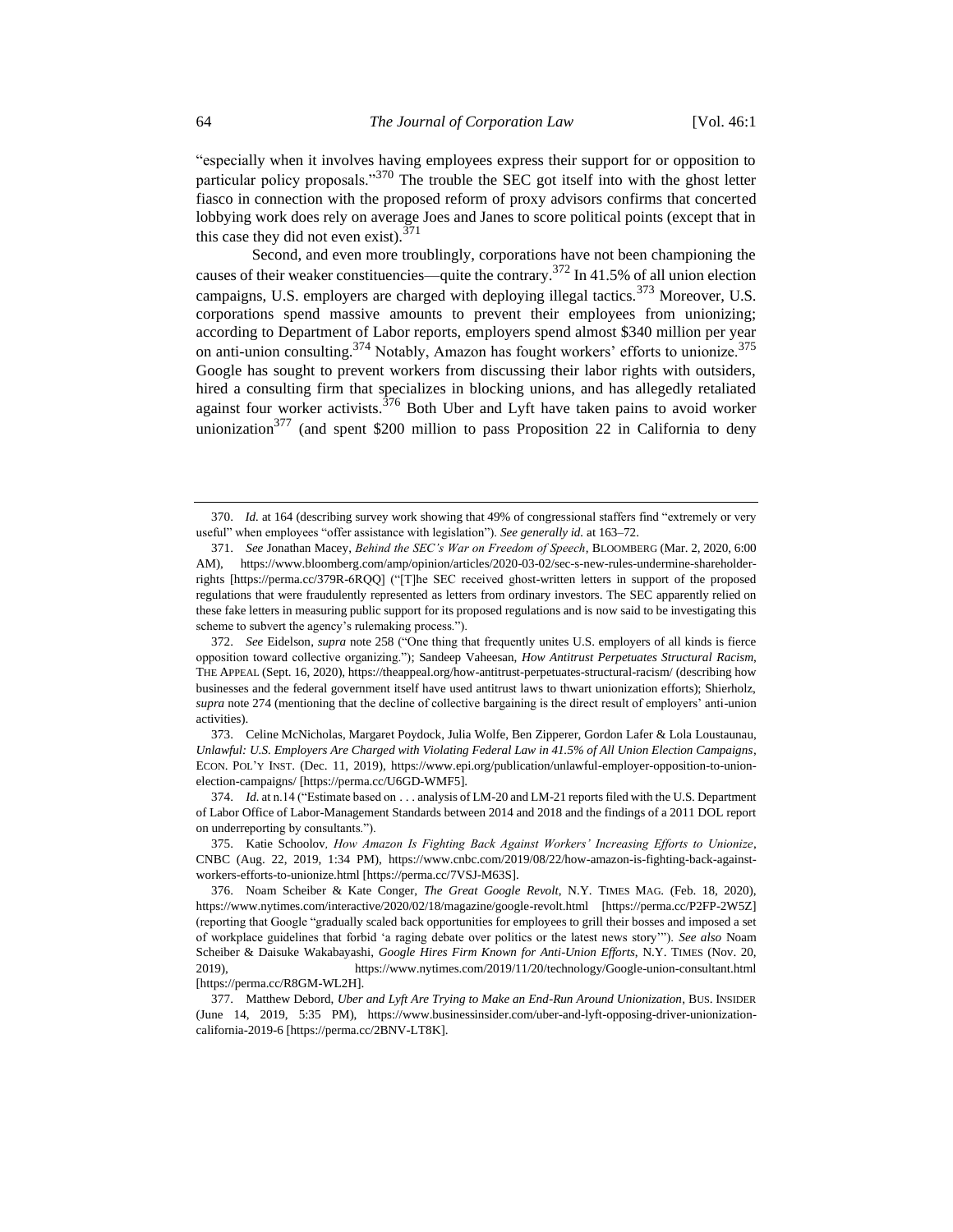"especially when it involves having employees express their support for or opposition to particular policy proposals."[370] The trouble the SEC got itself into with the ghost letter fiasco in connection with the proposed reform of proxy advisors confirms that concerted lobbying work does rely on average Joes and Janes to score political points (except that in this case they did not even exist).[371]

Second, and even more troublingly, corporations have not been championing the causes of their weaker constituencies—quite the contrary.[372] In 41.5% of all union election campaigns, U.S. employers are charged with deploying illegal tactics.[373] Moreover, U.S. corporations spend massive amounts to prevent their employees from unionizing; according to Department of Labor reports, employers spend almost $340 million per year on anti-union consulting.[374] Notably, Amazon has fought workers' efforts to unionize.[375] Google has sought to prevent workers from discussing their labor rights with outsiders, hired a consulting firm that specializes in blocking unions, and has allegedly retaliated against four worker activists.[376] Both Uber and Lyft have taken pains to avoid worker unionization[377] (and spent $200 million to pass Proposition 22 in California to deny

---

370. *Id.* at 164 (describing survey work showing that 49% of congressional staffers find "extremely or very useful" when employees "offer assistance with legislation"). *See generally id.* at 163–72.

371. *See* Jonathan Macey, *Behind the SEC's War on Freedom of Speech*, BLOOMBERG (Mar. 2, 2020, 6:00 AM), https://www.bloomberg.com/amp/opinion/articles/2020-03-02/sec-s-new-rules-undermine-shareholder-rights [https://perma.cc/379R-6RQQ] ("[T]he SEC received ghost-written letters in support of the proposed regulations that were fraudulently represented as letters from ordinary investors. The SEC apparently relied on these fake letters in measuring public support for its proposed regulations and is now said to be investigating this scheme to subvert the agency's rulemaking process.").

372. *See* Eidelson, *supra* note 258 ("One thing that frequently unites U.S. employers of all kinds is fierce opposition toward collective organizing."); Sandeep Vaheesan, *How Antitrust Perpetuates Structural Racism*, THE APPEAL (Sept. 16, 2020), https://theappeal.org/how-antitrust-perpetuates-structural-racism/ (describing how businesses and the federal government itself have used antitrust laws to thwart unionization efforts); Shierholz, *supra* note 274 (mentioning that the decline of collective bargaining is the direct result of employers' anti-union activities).

373. Celine McNicholas, Margaret Poydock, Julia Wolfe, Ben Zipperer, Gordon Lafer & Lola Loustaunau, *Unlawful: U.S. Employers Are Charged with Violating Federal Law in 41.5% of All Union Election Campaigns*, ECON. POL'Y INST. (Dec. 11, 2019), https://www.epi.org/publication/unlawful-employer-opposition-to-union-election-campaigns/ [https://perma.cc/U6GD-WMF5].

374. *Id.* at n.14 ("Estimate based on . . . analysis of LM-20 and LM-21 reports filed with the U.S. Department of Labor Office of Labor-Management Standards between 2014 and 2018 and the findings of a 2011 DOL report on underreporting by consultants.").

375. Katie Schoolov, *How Amazon Is Fighting Back Against Workers' Increasing Efforts to Unionize*, CNBC (Aug. 22, 2019, 1:34 PM), https://www.cnbc.com/2019/08/22/how-amazon-is-fighting-back-against-workers-efforts-to-unionize.html [https://perma.cc/7VSJ-M63S].

376. Noam Scheiber & Kate Conger, *The Great Google Revolt*, N.Y. TIMES MAG. (Feb. 18, 2020), https://www.nytimes.com/interactive/2020/02/18/magazine/google-revolt.html [https://perma.cc/P2FP-2W5Z] (reporting that Google "gradually scaled back opportunities for employees to grill their bosses and imposed a set of workplace guidelines that forbid 'a raging debate over politics or the latest news story'"). *See also* Noam Scheiber & Daisuke Wakabayashi, *Google Hires Firm Known for Anti-Union Efforts*, N.Y. TIMES (Nov. 20, 2019), https://www.nytimes.com/2019/11/20/technology/Google-union-consultant.html [https://perma.cc/R8GM-WL2H].

377. Matthew Debord, *Uber and Lyft Are Trying to Make an End-Run Around Unionization*, BUS. INSIDER (June 14, 2019, 5:35 PM), https://www.businessinsider.com/uber-and-lyft-opposing-driver-unionization-california-2019-6 [https://perma.cc/2BNV-LT8K].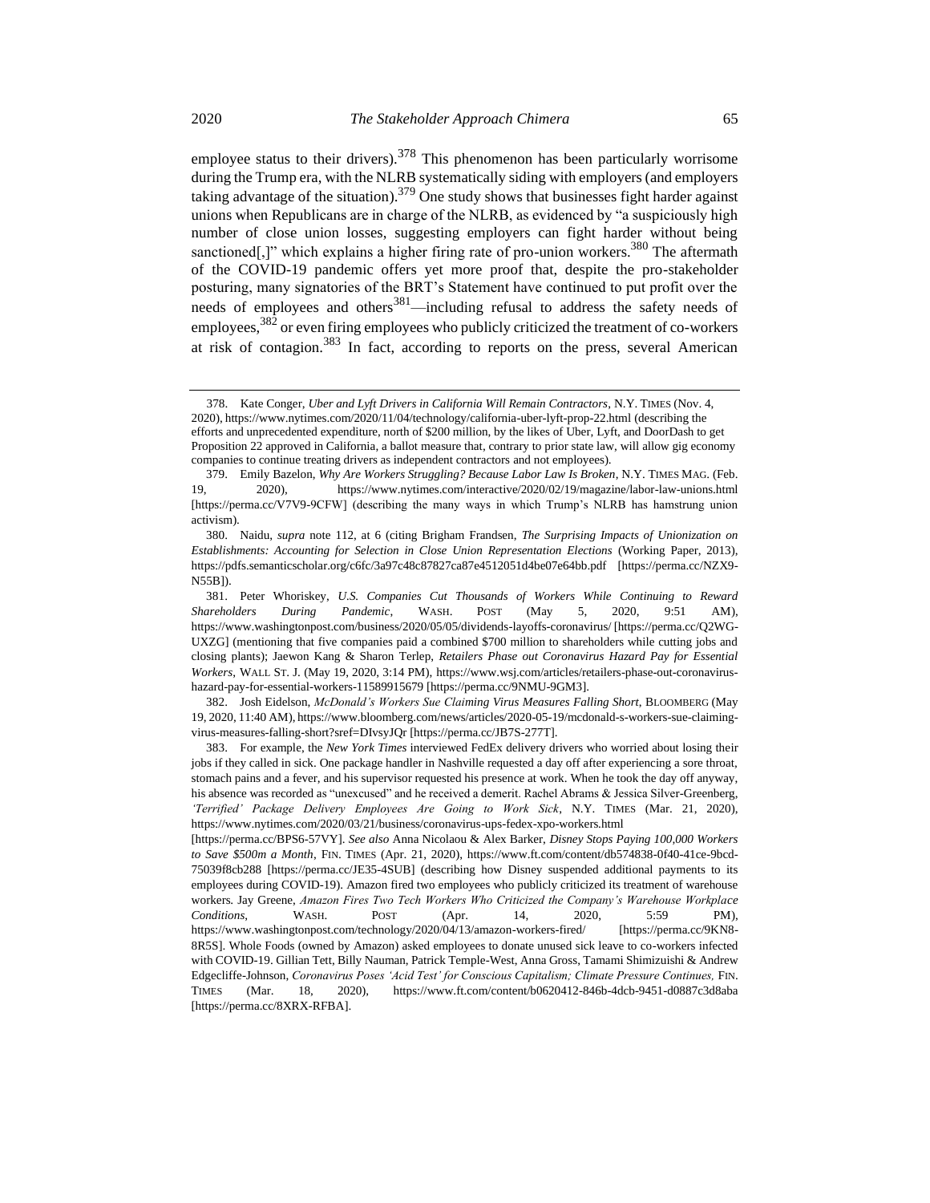employee status to their drivers).[378] This phenomenon has been particularly worrisome during the Trump era, with the NLRB systematically siding with employers (and employers taking advantage of the situation).[379] One study shows that businesses fight harder against unions when Republicans are in charge of the NLRB, as evidenced by "a suspiciously high number of close union losses, suggesting employers can fight harder without being sanctioned[,]" which explains a higher firing rate of pro-union workers.[380] The aftermath of the COVID-19 pandemic offers yet more proof that, despite the pro-stakeholder posturing, many signatories of the BRT's Statement have continued to put profit over the needs of employees and others[381]—including refusal to address the safety needs of employees,[382] or even firing employees who publicly criticized the treatment of co-workers at risk of contagion.[383] In fact, according to reports on the press, several American

---

378. Kate Conger, *Uber and Lyft Drivers in California Will Remain Contractors*, N.Y. TIMES (Nov. 4, 2020), https://www.nytimes.com/2020/11/04/technology/california-uber-lyft-prop-22.html (describing the efforts and unprecedented expenditure, north of $200 million, by the likes of Uber, Lyft, and DoorDash to get Proposition 22 approved in California, a ballot measure that, contrary to prior state law, will allow gig economy companies to continue treating drivers as independent contractors and not employees).

379. Emily Bazelon, *Why Are Workers Struggling? Because Labor Law Is Broken*, N.Y. TIMES MAG. (Feb. 19, 2020), https://www.nytimes.com/interactive/2020/02/19/magazine/labor-law-unions.html [https://perma.cc/V7V9-9CFW] (describing the many ways in which Trump's NLRB has hamstrung union activism).

380. Naidu, *supra* note 112, at 6 (citing Brigham Frandsen, *The Surprising Impacts of Unionization on Establishments: Accounting for Selection in Close Union Representation Elections* (Working Paper, 2013), https://pdfs.semanticscholar.org/c6fc/3a97c48c87827ca87e4512051d4be07e64bb.pdf [https://perma.cc/NZX9-N55B]).

381. Peter Whoriskey, *U.S. Companies Cut Thousands of Workers While Continuing to Reward Shareholders During Pandemic*, WASH. POST (May 5, 2020, 9:51 AM), https://www.washingtonpost.com/business/2020/05/05/dividends-layoffs-coronavirus/ [https://perma.cc/Q2WG-UXZG] (mentioning that five companies paid a combined $700 million to shareholders while cutting jobs and closing plants); Jaewon Kang & Sharon Terlep, *Retailers Phase out Coronavirus Hazard Pay for Essential Workers*, WALL ST. J. (May 19, 2020, 3:14 PM), https://www.wsj.com/articles/retailers-phase-out-coronavirus-hazard-pay-for-essential-workers-11589915679 [https://perma.cc/9NMU-9GM3].

382. Josh Eidelson, *McDonald's Workers Sue Claiming Virus Measures Falling Short*, BLOOMBERG (May 19, 2020, 11:40 AM), https://www.bloomberg.com/news/articles/2020-05-19/mcdonald-s-workers-sue-claiming-virus-measures-falling-short?sref=DIvsyJQr [https://perma.cc/JB7S-277T].

383. For example, the *New York Times* interviewed FedEx delivery drivers who worried about losing their jobs if they called in sick. One package handler in Nashville requested a day off after experiencing a sore throat, stomach pains and a fever, and his supervisor requested his presence at work. When he took the day off anyway, his absence was recorded as "unexcused" and he received a demerit. Rachel Abrams & Jessica Silver-Greenberg, *'Terrified' Package Delivery Employees Are Going to Work Sick*, N.Y. TIMES (Mar. 21, 2020), https://www.nytimes.com/2020/03/21/business/coronavirus-ups-fedex-xpo-workers.html [https://perma.cc/BPS6-57VY]. *See also* Anna Nicolaou & Alex Barker, *Disney Stops Paying 100,000 Workers to Save $500m a Month*, FIN. TIMES (Apr. 21, 2020), https://www.ft.com/content/db574838-0f40-41ce-9bcd-75039f8cb288 [https://perma.cc/JE35-4SUB] (describing how Disney suspended additional payments to its employees during COVID-19). Amazon fired two employees who publicly criticized its treatment of warehouse workers. Jay Greene, *Amazon Fires Two Tech Workers Who Criticized the Company's Warehouse Workplace Conditions*, WASH. POST (Apr. 14, 2020, 5:59 PM), https://www.washingtonpost.com/technology/2020/04/13/amazon-workers-fired/ [https://perma.cc/9KN8-8R5S]. Whole Foods (owned by Amazon) asked employees to donate unused sick leave to co-workers infected with COVID-19. Gillian Tett, Billy Nauman, Patrick Temple-West, Anna Gross, Tamami Shimizuishi & Andrew Edgecliffe-Johnson, *Coronavirus Poses 'Acid Test' for Conscious Capitalism; Climate Pressure Continues,* FIN. TIMES (Mar. 18, 2020), https://www.ft.com/content/b0620412-846b-4dcb-9451-d0887c3d8aba [https://perma.cc/8XRX-RFBA].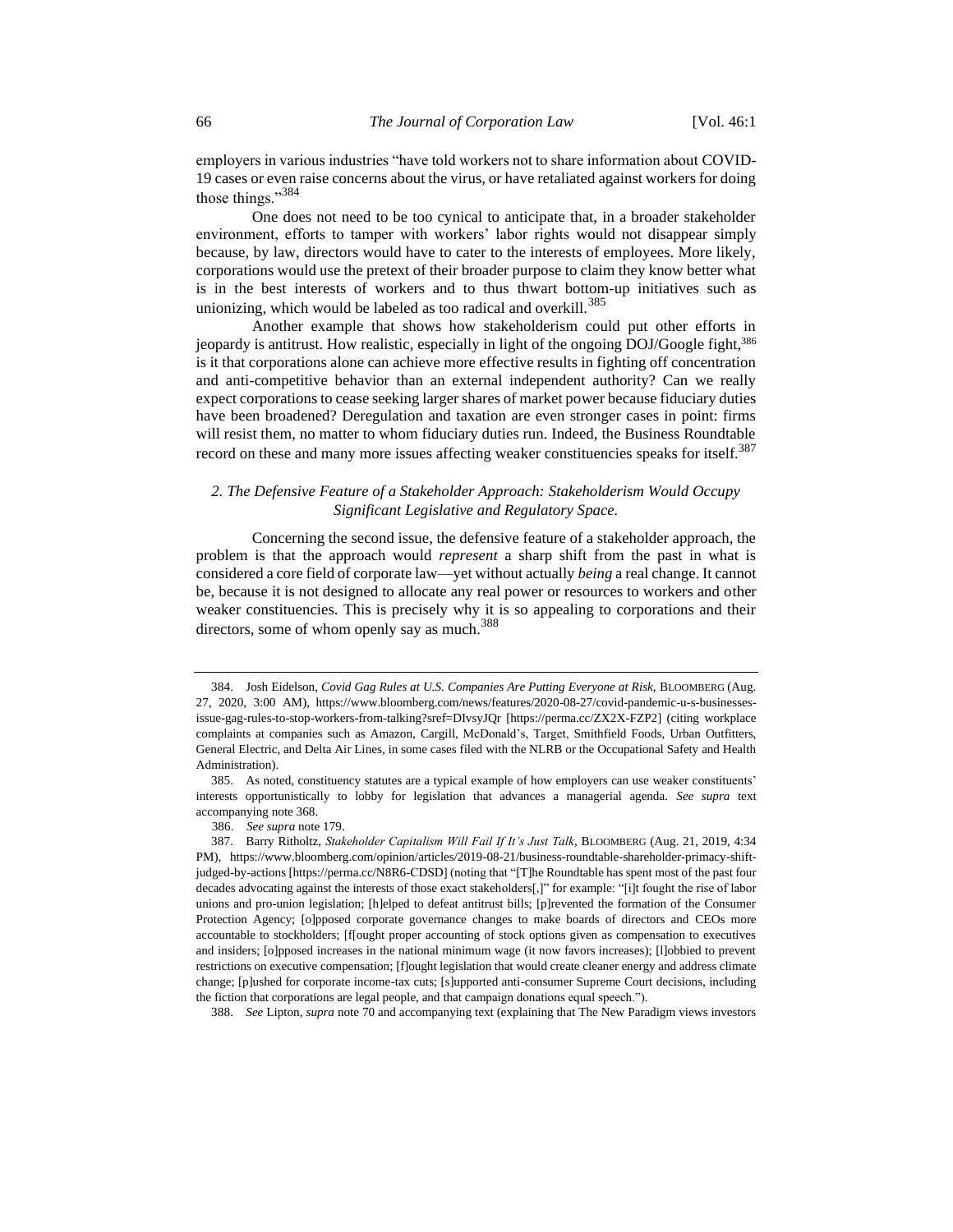employers in various industries "have told workers not to share information about COVID-19 cases or even raise concerns about the virus, or have retaliated against workers for doing those things."[384]

One does not need to be too cynical to anticipate that, in a broader stakeholder environment, efforts to tamper with workers' labor rights would not disappear simply because, by law, directors would have to cater to the interests of employees. More likely, corporations would use the pretext of their broader purpose to claim they know better what is in the best interests of workers and to thus thwart bottom-up initiatives such as unionizing, which would be labeled as too radical and overkill.[385]

Another example that shows how stakeholderism could put other efforts in jeopardy is antitrust. How realistic, especially in light of the ongoing DOJ/Google fight,[386] is it that corporations alone can achieve more effective results in fighting off concentration and anti-competitive behavior than an external independent authority? Can we really expect corporations to cease seeking larger shares of market power because fiduciary duties have been broadened? Deregulation and taxation are even stronger cases in point: firms will resist them, no matter to whom fiduciary duties run. Indeed, the Business Roundtable record on these and many more issues affecting weaker constituencies speaks for itself.[387]

### *2. The Defensive Feature of a Stakeholder Approach: Stakeholderism Would Occupy Significant Legislative and Regulatory Space.*

Concerning the second issue, the defensive feature of a stakeholder approach, the problem is that the approach would *represent* a sharp shift from the past in what is considered a core field of corporate law—yet without actually *being* a real change. It cannot be, because it is not designed to allocate any real power or resources to workers and other weaker constituencies. This is precisely why it is so appealing to corporations and their directors, some of whom openly say as much.[388]

---

384. Josh Eidelson, *Covid Gag Rules at U.S. Companies Are Putting Everyone at Risk*, BLOOMBERG (Aug. 27, 2020, 3:00 AM), https://www.bloomberg.com/news/features/2020-08-27/covid-pandemic-u-s-businesses-issue-gag-rules-to-stop-workers-from-talking?sref=DIvsyJQr [https://perma.cc/ZX2X-FZP2] (citing workplace complaints at companies such as Amazon, Cargill, McDonald's, Target, Smithfield Foods, Urban Outfitters, General Electric, and Delta Air Lines, in some cases filed with the NLRB or the Occupational Safety and Health Administration).

385. As noted, constituency statutes are a typical example of how employers can use weaker constituents' interests opportunistically to lobby for legislation that advances a managerial agenda. *See supra* text accompanying note 368.

386. *See supra* note 179.

387. Barry Ritholtz, *Stakeholder Capitalism Will Fail If It's Just Talk*, BLOOMBERG (Aug. 21, 2019, 4:34 PM), https://www.bloomberg.com/opinion/articles/2019-08-21/business-roundtable-shareholder-primacy-shift-judged-by-actions [https://perma.cc/N8R6-CDSD] (noting that "[T]he Roundtable has spent most of the past four decades advocating against the interests of those exact stakeholders[,]" for example: "[i]t fought the rise of labor unions and pro-union legislation; [h]elped to defeat antitrust bills; [p]revented the formation of the Consumer Protection Agency; [o]pposed corporate governance changes to make boards of directors and CEOs more accountable to stockholders; [f[ought proper accounting of stock options given as compensation to executives and insiders; [o]pposed increases in the national minimum wage (it now favors increases); [l]obbied to prevent restrictions on executive compensation; [f]ought legislation that would create cleaner energy and address climate change; [p]ushed for corporate income-tax cuts; [s]upported anti-consumer Supreme Court decisions, including the fiction that corporations are legal people, and that campaign donations equal speech.").

388. *See* Lipton, *supra* note 70 and accompanying text (explaining that The New Paradigm views investors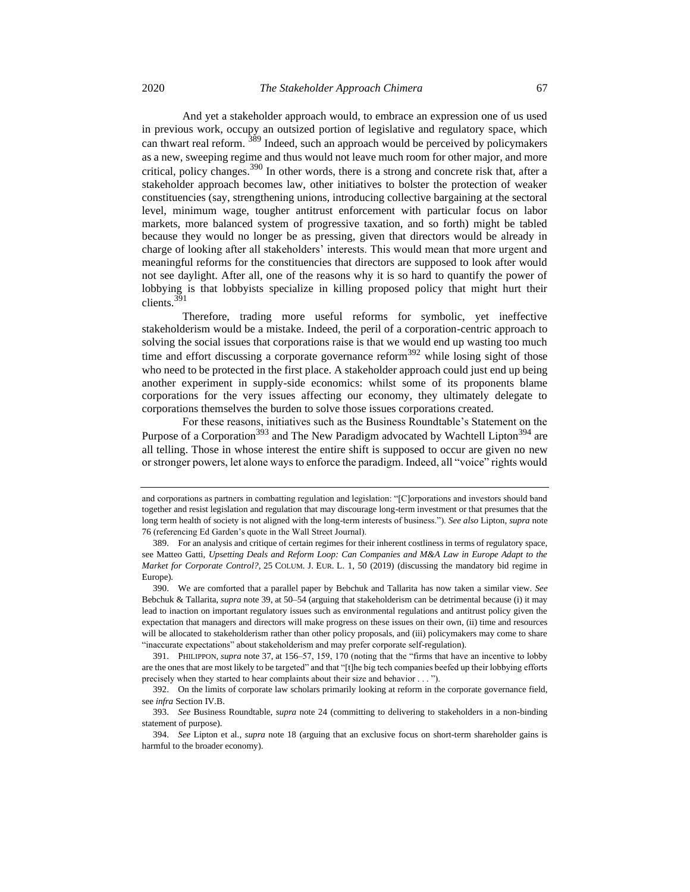And yet a stakeholder approach would, to embrace an expression one of us used in previous work, occupy an outsized portion of legislative and regulatory space, which can thwart real reform. [389] Indeed, such an approach would be perceived by policymakers as a new, sweeping regime and thus would not leave much room for other major, and more critical, policy changes.[390] In other words, there is a strong and concrete risk that, after a stakeholder approach becomes law, other initiatives to bolster the protection of weaker constituencies (say, strengthening unions, introducing collective bargaining at the sectoral level, minimum wage, tougher antitrust enforcement with particular focus on labor markets, more balanced system of progressive taxation, and so forth) might be tabled because they would no longer be as pressing, given that directors would be already in charge of looking after all stakeholders' interests. This would mean that more urgent and meaningful reforms for the constituencies that directors are supposed to look after would not see daylight. After all, one of the reasons why it is so hard to quantify the power of lobbying is that lobbyists specialize in killing proposed policy that might hurt their clients.[391]

Therefore, trading more useful reforms for symbolic, yet ineffective stakeholderism would be a mistake. Indeed, the peril of a corporation-centric approach to solving the social issues that corporations raise is that we would end up wasting too much time and effort discussing a corporate governance reform[392] while losing sight of those who need to be protected in the first place. A stakeholder approach could just end up being another experiment in supply-side economics: whilst some of its proponents blame corporations for the very issues affecting our economy, they ultimately delegate to corporations themselves the burden to solve those issues corporations created.

For these reasons, initiatives such as the Business Roundtable's Statement on the Purpose of a Corporation[393] and The New Paradigm advocated by Wachtell Lipton[394] are all telling. Those in whose interest the entire shift is supposed to occur are given no new or stronger powers, let alone ways to enforce the paradigm. Indeed, all "voice" rights would

---

and corporations as partners in combatting regulation and legislation: "[C]orporations and investors should band together and resist legislation and regulation that may discourage long-term investment or that presumes that the long term health of society is not aligned with the long-term interests of business."). *See also* Lipton, *supra* note 76 (referencing Ed Garden's quote in the Wall Street Journal).

389. For an analysis and critique of certain regimes for their inherent costliness in terms of regulatory space, see Matteo Gatti, *Upsetting Deals and Reform Loop: Can Companies and M&A Law in Europe Adapt to the Market for Corporate Control?*, 25 COLUM. J. EUR. L. 1, 50 (2019) (discussing the mandatory bid regime in Europe).

390. We are comforted that a parallel paper by Bebchuk and Tallarita has now taken a similar view. *See* Bebchuk & Tallarita, *supra* note 39, at 50–54 (arguing that stakeholderism can be detrimental because (i) it may lead to inaction on important regulatory issues such as environmental regulations and antitrust policy given the expectation that managers and directors will make progress on these issues on their own, (ii) time and resources will be allocated to stakeholderism rather than other policy proposals, and (iii) policymakers may come to share "inaccurate expectations" about stakeholderism and may prefer corporate self-regulation).

391. PHILIPPON, *supra* note 37, at 156–57, 159, 170 (noting that the "firms that have an incentive to lobby are the ones that are most likely to be targeted" and that "[t]he big tech companies beefed up their lobbying efforts precisely when they started to hear complaints about their size and behavior . . . ").

392. On the limits of corporate law scholars primarily looking at reform in the corporate governance field, see *infra* Section IV.B.

393. *See* Business Roundtable, *supra* note 24 (committing to delivering to stakeholders in a non-binding statement of purpose).

394. *See* Lipton et al., *supra* note 18 (arguing that an exclusive focus on short-term shareholder gains is harmful to the broader economy).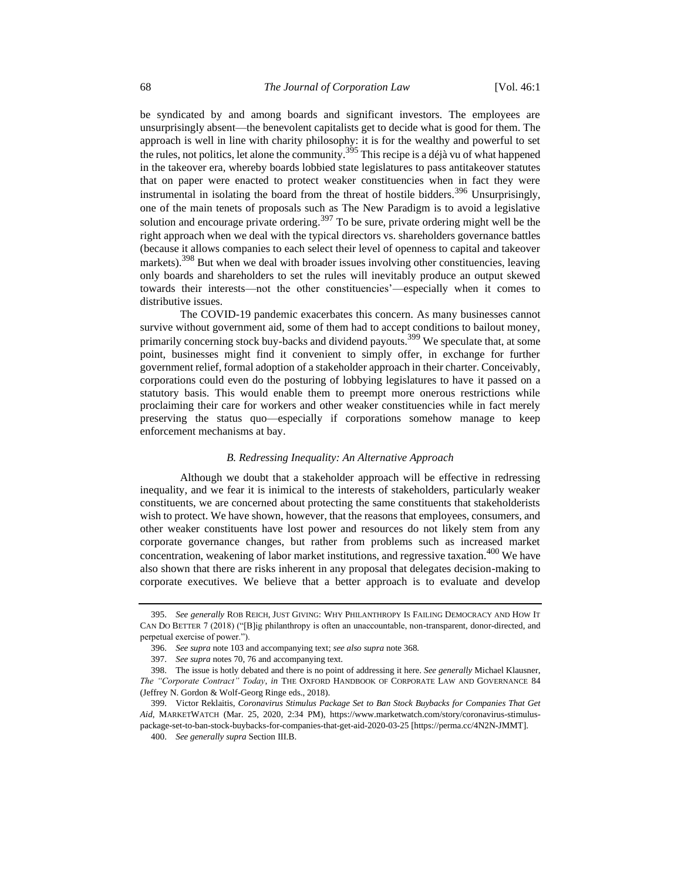be syndicated by and among boards and significant investors. The employees are unsurprisingly absent—the benevolent capitalists get to decide what is good for them. The approach is well in line with charity philosophy: it is for the wealthy and powerful to set the rules, not politics, let alone the community.[395] This recipe is a déjà vu of what happened in the takeover era, whereby boards lobbied state legislatures to pass antitakeover statutes that on paper were enacted to protect weaker constituencies when in fact they were instrumental in isolating the board from the threat of hostile bidders.[396] Unsurprisingly, one of the main tenets of proposals such as The New Paradigm is to avoid a legislative solution and encourage private ordering.[397] To be sure, private ordering might well be the right approach when we deal with the typical directors vs. shareholders governance battles (because it allows companies to each select their level of openness to capital and takeover markets).[398] But when we deal with broader issues involving other constituencies, leaving only boards and shareholders to set the rules will inevitably produce an output skewed towards their interests—not the other constituencies'—especially when it comes to distributive issues.

The COVID-19 pandemic exacerbates this concern. As many businesses cannot survive without government aid, some of them had to accept conditions to bailout money, primarily concerning stock buy-backs and dividend payouts.[399] We speculate that, at some point, businesses might find it convenient to simply offer, in exchange for further government relief, formal adoption of a stakeholder approach in their charter. Conceivably, corporations could even do the posturing of lobbying legislatures to have it passed on a statutory basis. This would enable them to preempt more onerous restrictions while proclaiming their care for workers and other weaker constituencies while in fact merely preserving the status quo—especially if corporations somehow manage to keep enforcement mechanisms at bay.

### *B. Redressing Inequality: An Alternative Approach*

Although we doubt that a stakeholder approach will be effective in redressing inequality, and we fear it is inimical to the interests of stakeholders, particularly weaker constituents, we are concerned about protecting the same constituents that stakeholderists wish to protect. We have shown, however, that the reasons that employees, consumers, and other weaker constituents have lost power and resources do not likely stem from any corporate governance changes, but rather from problems such as increased market concentration, weakening of labor market institutions, and regressive taxation.[400] We have also shown that there are risks inherent in any proposal that delegates decision-making to corporate executives. We believe that a better approach is to evaluate and develop

---

395. *See generally* ROB REICH, JUST GIVING: WHY PHILANTHROPY IS FAILING DEMOCRACY AND HOW IT CAN DO BETTER 7 (2018) ("[B]ig philanthropy is often an unaccountable, non-transparent, donor-directed, and perpetual exercise of power.").

396. *See supra* note 103 and accompanying text; *see also supra* note 368.

397. *See supra* notes 70, 76 and accompanying text.

398. The issue is hotly debated and there is no point of addressing it here. *See generally* Michael Klausner, *The "Corporate Contract" Today*, *in* THE OXFORD HANDBOOK OF CORPORATE LAW AND GOVERNANCE 84 (Jeffrey N. Gordon & Wolf-Georg Ringe eds., 2018).

399. Victor Reklaitis, *Coronavirus Stimulus Package Set to Ban Stock Buybacks for Companies That Get Aid*, MARKETWATCH (Mar. 25, 2020, 2:34 PM), https://www.marketwatch.com/story/coronavirus-stimulus-package-set-to-ban-stock-buybacks-for-companies-that-get-aid-2020-03-25 [https://perma.cc/4N2N-JMMT].

400. *See generally supra* Section III.B.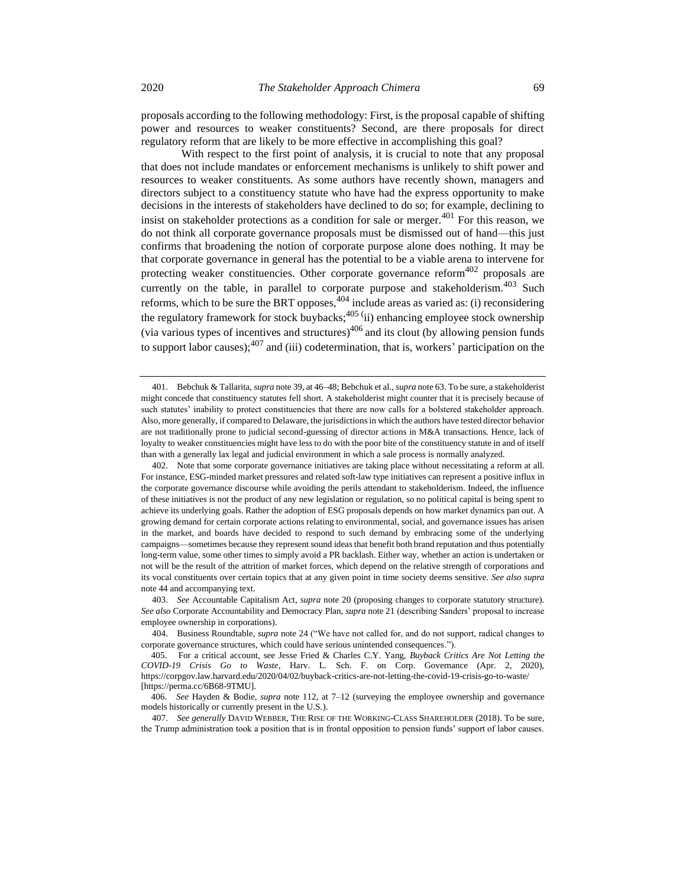proposals according to the following methodology: First, is the proposal capable of shifting power and resources to weaker constituents? Second, are there proposals for direct regulatory reform that are likely to be more effective in accomplishing this goal?

With respect to the first point of analysis, it is crucial to note that any proposal that does not include mandates or enforcement mechanisms is unlikely to shift power and resources to weaker constituents. As some authors have recently shown, managers and directors subject to a constituency statute who have had the express opportunity to make decisions in the interests of stakeholders have declined to do so; for example, declining to insist on stakeholder protections as a condition for sale or merger.[401] For this reason, we do not think all corporate governance proposals must be dismissed out of hand—this just confirms that broadening the notion of corporate purpose alone does nothing. It may be that corporate governance in general has the potential to be a viable arena to intervene for protecting weaker constituencies. Other corporate governance reform[402] proposals are currently on the table, in parallel to corporate purpose and stakeholderism.[403] Such reforms, which to be sure the BRT opposes,[404] include areas as varied as: (i) reconsidering the regulatory framework for stock buybacks;[405] (ii) enhancing employee stock ownership (via various types of incentives and structures)[406] and its clout (by allowing pension funds to support labor causes);[407] and (iii) codetermination, that is, workers' participation on the

---

401. Bebchuk & Tallarita, *supra* note 39, at 46–48; Bebchuk et al., *supra* note 63. To be sure, a stakeholderist might concede that constituency statutes fell short. A stakeholderist might counter that it is precisely because of such statutes' inability to protect constituencies that there are now calls for a bolstered stakeholder approach. Also, more generally, if compared to Delaware, the jurisdictions in which the authors have tested director behavior are not traditionally prone to judicial second-guessing of director actions in M&A transactions. Hence, lack of loyalty to weaker constituencies might have less to do with the poor bite of the constituency statute in and of itself than with a generally lax legal and judicial environment in which a sale process is normally analyzed.

402. Note that some corporate governance initiatives are taking place without necessitating a reform at all. For instance, ESG-minded market pressures and related soft-law type initiatives can represent a positive influx in the corporate governance discourse while avoiding the perils attendant to stakeholderism. Indeed, the influence of these initiatives is not the product of any new legislation or regulation, so no political capital is being spent to achieve its underlying goals. Rather the adoption of ESG proposals depends on how market dynamics pan out. A growing demand for certain corporate actions relating to environmental, social, and governance issues has arisen in the market, and boards have decided to respond to such demand by embracing some of the underlying campaigns—sometimes because they represent sound ideas that benefit both brand reputation and thus potentially long-term value, some other times to simply avoid a PR backlash. Either way, whether an action is undertaken or not will be the result of the attrition of market forces, which depend on the relative strength of corporations and its vocal constituents over certain topics that at any given point in time society deems sensitive. *See also supra* note 44 and accompanying text.

403. *See* Accountable Capitalism Act, *supra* note 20 (proposing changes to corporate statutory structure). *See also* Corporate Accountability and Democracy Plan, *supra* note 21 (describing Sanders' proposal to increase employee ownership in corporations).

404. Business Roundtable, *supra* note 24 ("We have not called for, and do not support, radical changes to corporate governance structures, which could have serious unintended consequences.").

405. For a critical account, see Jesse Fried & Charles C.Y. Yang, *Buyback Critics Are Not Letting the COVID-19 Crisis Go to Waste*, Harv. L. Sch. F. on Corp. Governance (Apr. 2, 2020), https://corpgov.law.harvard.edu/2020/04/02/buyback-critics-are-not-letting-the-covid-19-crisis-go-to-waste/ [https://perma.cc/6B68-9TMU].

406. *See* Hayden & Bodie, *supra* note 112, at 7–12 (surveying the employee ownership and governance models historically or currently present in the U.S.).

407. *See generally* DAVID WEBBER, THE RISE OF THE WORKING-CLASS SHAREHOLDER (2018). To be sure, the Trump administration took a position that is in frontal opposition to pension funds' support of labor causes.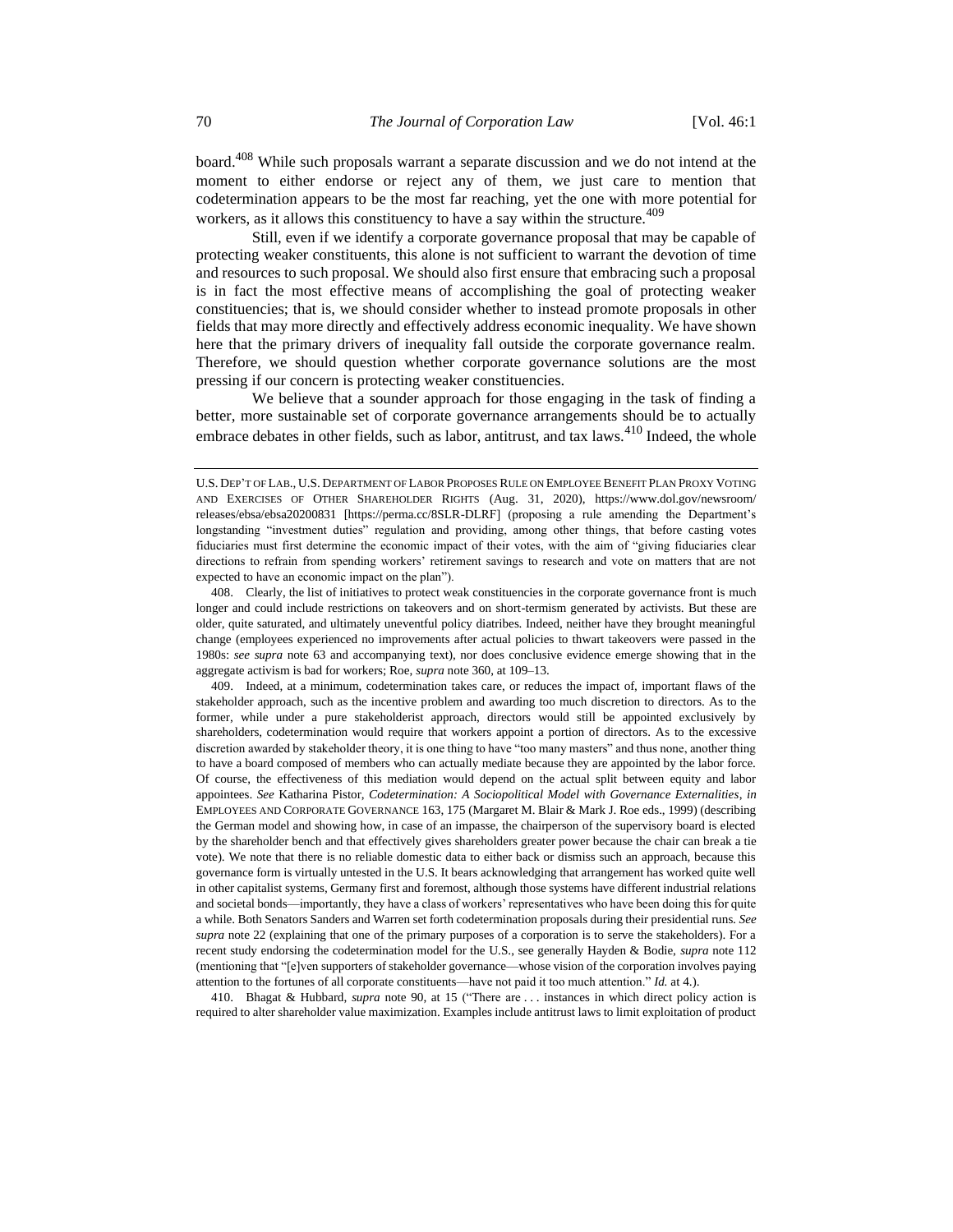board.[408] While such proposals warrant a separate discussion and we do not intend at the moment to either endorse or reject any of them, we just care to mention that codetermination appears to be the most far reaching, yet the one with more potential for workers, as it allows this constituency to have a say within the structure.[409]

Still, even if we identify a corporate governance proposal that may be capable of protecting weaker constituents, this alone is not sufficient to warrant the devotion of time and resources to such proposal. We should also first ensure that embracing such a proposal is in fact the most effective means of accomplishing the goal of protecting weaker constituencies; that is, we should consider whether to instead promote proposals in other fields that may more directly and effectively address economic inequality. We have shown here that the primary drivers of inequality fall outside the corporate governance realm. Therefore, we should question whether corporate governance solutions are the most pressing if our concern is protecting weaker constituencies.

We believe that a sounder approach for those engaging in the task of finding a better, more sustainable set of corporate governance arrangements should be to actually embrace debates in other fields, such as labor, antitrust, and tax laws.[410] Indeed, the whole

---

U.S. DEP'T OF LAB., U.S. DEPARTMENT OF LABOR PROPOSES RULE ON EMPLOYEE BENEFIT PLAN PROXY VOTING AND EXERCISES OF OTHER SHAREHOLDER RIGHTS (Aug. 31, 2020), https://www.dol.gov/newsroom/releases/ebsa/ebsa20200831 [https://perma.cc/8SLR-DLRF] (proposing a rule amending the Department's longstanding "investment duties" regulation and providing, among other things, that before casting votes fiduciaries must first determine the economic impact of their votes, with the aim of "giving fiduciaries clear directions to refrain from spending workers' retirement savings to research and vote on matters that are not expected to have an economic impact on the plan").

408. Clearly, the list of initiatives to protect weak constituencies in the corporate governance front is much longer and could include restrictions on takeovers and on short-termism generated by activists. But these are older, quite saturated, and ultimately uneventful policy diatribes. Indeed, neither have they brought meaningful change (employees experienced no improvements after actual policies to thwart takeovers were passed in the 1980s: *see supra* note 63 and accompanying text), nor does conclusive evidence emerge showing that in the aggregate activism is bad for workers; Roe, *supra* note 360, at 109–13.

409. Indeed, at a minimum, codetermination takes care, or reduces the impact of, important flaws of the stakeholder approach, such as the incentive problem and awarding too much discretion to directors. As to the former, while under a pure stakeholderist approach, directors would still be appointed exclusively by shareholders, codetermination would require that workers appoint a portion of directors. As to the excessive discretion awarded by stakeholder theory, it is one thing to have "too many masters" and thus none, another thing to have a board composed of members who can actually mediate because they are appointed by the labor force. Of course, the effectiveness of this mediation would depend on the actual split between equity and labor appointees. *See* Katharina Pistor, *Codetermination: A Sociopolitical Model with Governance Externalities*, *in* EMPLOYEES AND CORPORATE GOVERNANCE 163, 175 (Margaret M. Blair & Mark J. Roe eds., 1999) (describing the German model and showing how, in case of an impasse, the chairperson of the supervisory board is elected by the shareholder bench and that effectively gives shareholders greater power because the chair can break a tie vote). We note that there is no reliable domestic data to either back or dismiss such an approach, because this governance form is virtually untested in the U.S. It bears acknowledging that arrangement has worked quite well in other capitalist systems, Germany first and foremost, although those systems have different industrial relations and societal bonds—importantly, they have a class of workers' representatives who have been doing this for quite a while. Both Senators Sanders and Warren set forth codetermination proposals during their presidential runs. *See supra* note 22 (explaining that one of the primary purposes of a corporation is to serve the stakeholders). For a recent study endorsing the codetermination model for the U.S., see generally Hayden & Bodie, *supra* note 112 (mentioning that "[e]ven supporters of stakeholder governance—whose vision of the corporation involves paying attention to the fortunes of all corporate constituents—have not paid it too much attention." *Id.* at 4.).

410. Bhagat & Hubbard, *supra* note 90, at 15 ("There are . . . instances in which direct policy action is required to alter shareholder value maximization. Examples include antitrust laws to limit exploitation of product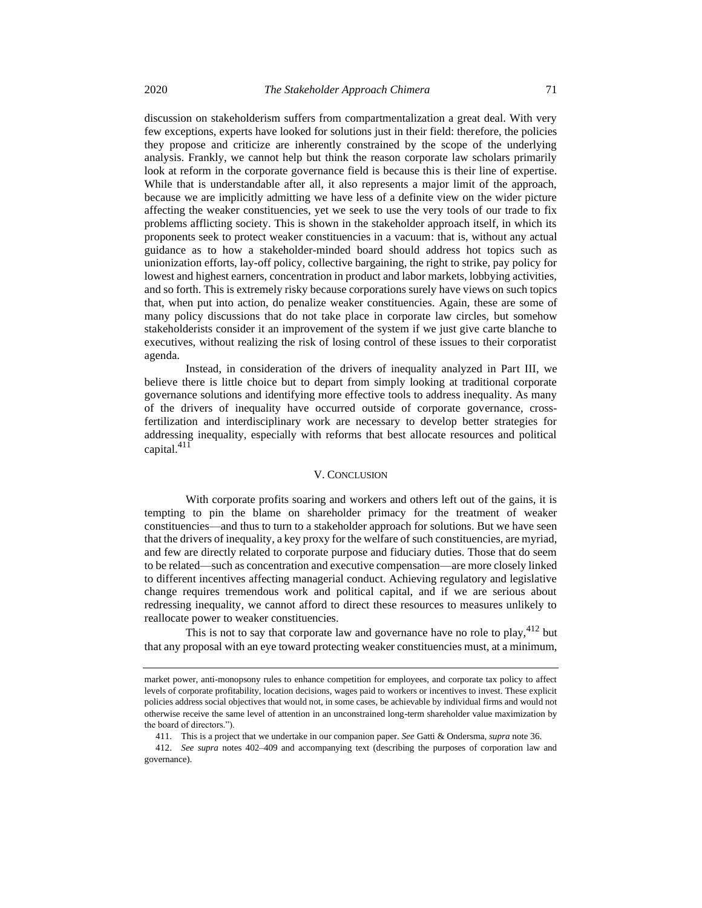discussion on stakeholderism suffers from compartmentalization a great deal. With very few exceptions, experts have looked for solutions just in their field: therefore, the policies they propose and criticize are inherently constrained by the scope of the underlying analysis. Frankly, we cannot help but think the reason corporate law scholars primarily look at reform in the corporate governance field is because this is their line of expertise. While that is understandable after all, it also represents a major limit of the approach, because we are implicitly admitting we have less of a definite view on the wider picture affecting the weaker constituencies, yet we seek to use the very tools of our trade to fix problems afflicting society. This is shown in the stakeholder approach itself, in which its proponents seek to protect weaker constituencies in a vacuum: that is, without any actual guidance as to how a stakeholder-minded board should address hot topics such as unionization efforts, lay-off policy, collective bargaining, the right to strike, pay policy for lowest and highest earners, concentration in product and labor markets, lobbying activities, and so forth. This is extremely risky because corporations surely have views on such topics that, when put into action, do penalize weaker constituencies. Again, these are some of many policy discussions that do not take place in corporate law circles, but somehow stakeholderists consider it an improvement of the system if we just give carte blanche to executives, without realizing the risk of losing control of these issues to their corporatist agenda.

Instead, in consideration of the drivers of inequality analyzed in Part III, we believe there is little choice but to depart from simply looking at traditional corporate governance solutions and identifying more effective tools to address inequality. As many of the drivers of inequality have occurred outside of corporate governance, cross-fertilization and interdisciplinary work are necessary to develop better strategies for addressing inequality, especially with reforms that best allocate resources and political capital.[411]

## V. Conclusion

With corporate profits soaring and workers and others left out of the gains, it is tempting to pin the blame on shareholder primacy for the treatment of weaker constituencies—and thus to turn to a stakeholder approach for solutions. But we have seen that the drivers of inequality, a key proxy for the welfare of such constituencies, are myriad, and few are directly related to corporate purpose and fiduciary duties. Those that do seem to be related—such as concentration and executive compensation—are more closely linked to different incentives affecting managerial conduct. Achieving regulatory and legislative change requires tremendous work and political capital, and if we are serious about redressing inequality, we cannot afford to direct these resources to measures unlikely to reallocate power to weaker constituencies.

This is not to say that corporate law and governance have no role to play,[412] but that any proposal with an eye toward protecting weaker constituencies must, at a minimum,

---

market power, anti-monopsony rules to enhance competition for employees, and corporate tax policy to affect levels of corporate profitability, location decisions, wages paid to workers or incentives to invest. These explicit policies address social objectives that would not, in some cases, be achievable by individual firms and would not otherwise receive the same level of attention in an unconstrained long-term shareholder value maximization by the board of directors.").

411. This is a project that we undertake in our companion paper. *See* Gatti & Ondersma, *supra* note 36.

412. *See supra* notes 402–409 and accompanying text (describing the purposes of corporation law and governance).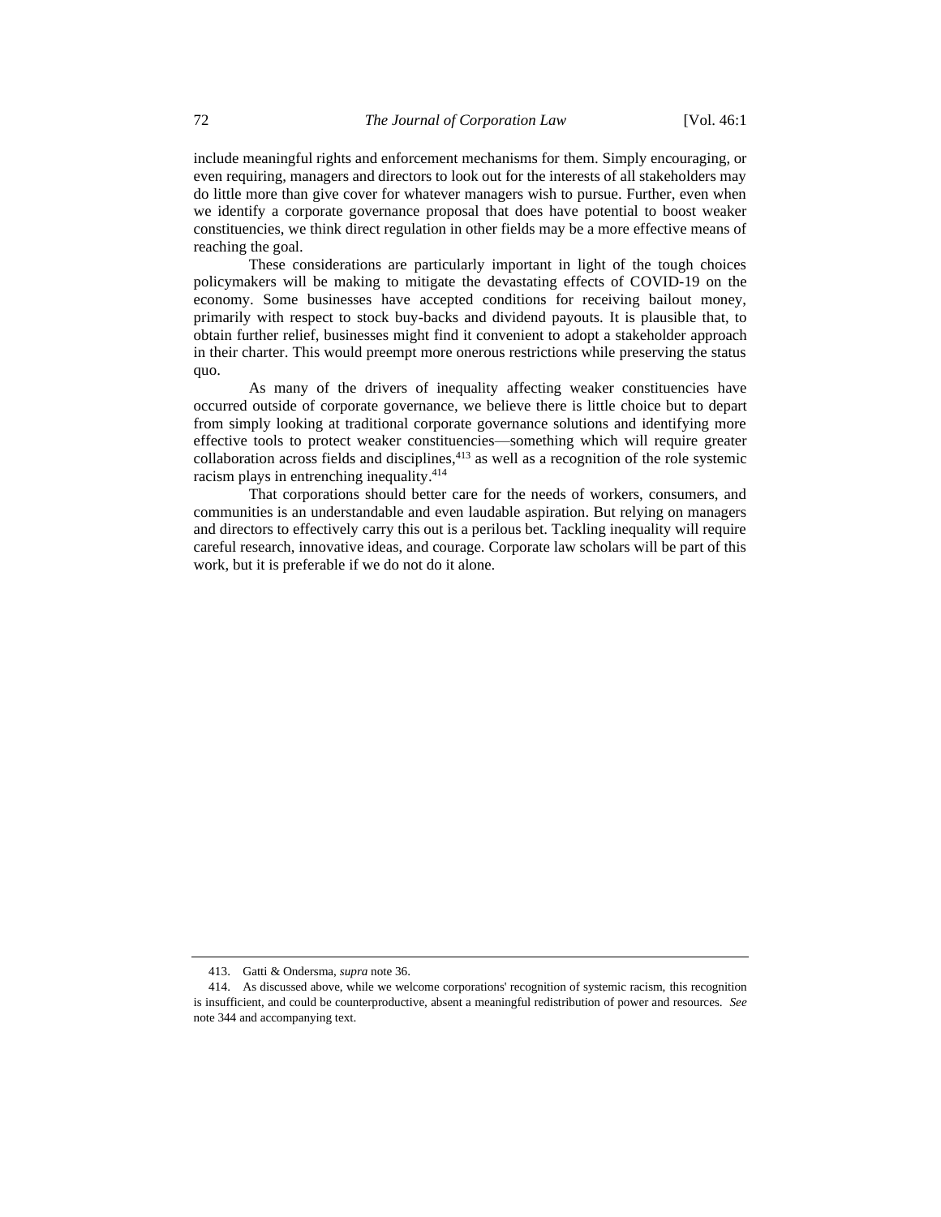include meaningful rights and enforcement mechanisms for them. Simply encouraging, or even requiring, managers and directors to look out for the interests of all stakeholders may do little more than give cover for whatever managers wish to pursue. Further, even when we identify a corporate governance proposal that does have potential to boost weaker constituencies, we think direct regulation in other fields may be a more effective means of reaching the goal.

These considerations are particularly important in light of the tough choices policymakers will be making to mitigate the devastating effects of COVID-19 on the economy. Some businesses have accepted conditions for receiving bailout money, primarily with respect to stock buy-backs and dividend payouts. It is plausible that, to obtain further relief, businesses might find it convenient to adopt a stakeholder approach in their charter. This would preempt more onerous restrictions while preserving the status quo.

As many of the drivers of inequality affecting weaker constituencies have occurred outside of corporate governance, we believe there is little choice but to depart from simply looking at traditional corporate governance solutions and identifying more effective tools to protect weaker constituencies—something which will require greater collaboration across fields and disciplines,[413] as well as a recognition of the role systemic racism plays in entrenching inequality.[414]

That corporations should better care for the needs of workers, consumers, and communities is an understandable and even laudable aspiration. But relying on managers and directors to effectively carry this out is a perilous bet. Tackling inequality will require careful research, innovative ideas, and courage. Corporate law scholars will be part of this work, but it is preferable if we do not do it alone.

---

413. Gatti & Ondersma, *supra* note 36.

414. As discussed above, while we welcome corporations' recognition of systemic racism, this recognition is insufficient, and could be counterproductive, absent a meaningful redistribution of power and resources. *See* note 344 and accompanying text.